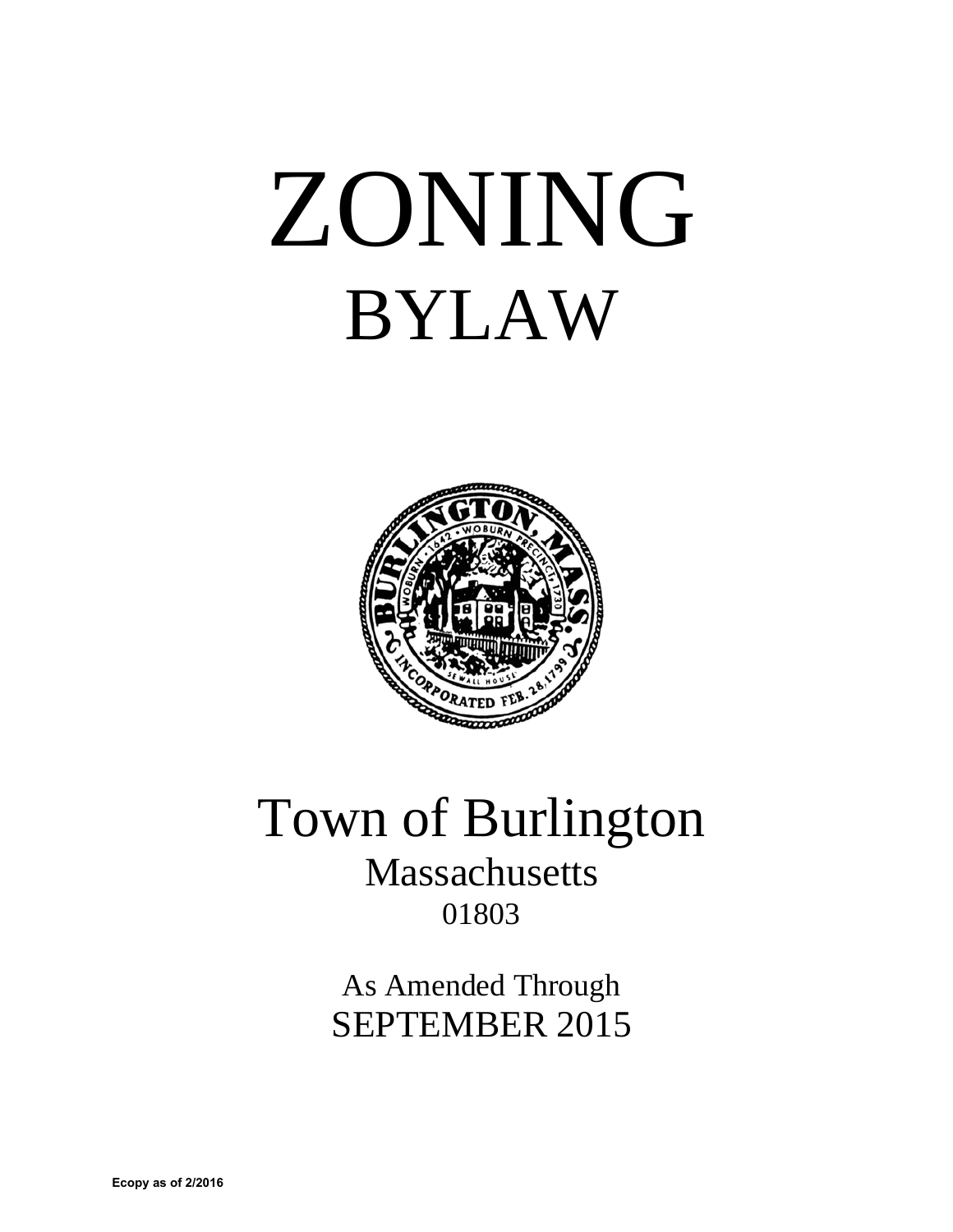# ZONING

# BYLAW

# Town of Burlington

## Massachusetts

01803

As Amended Through

SEPTEMBER 2015

**Ecopy as of 2/2016**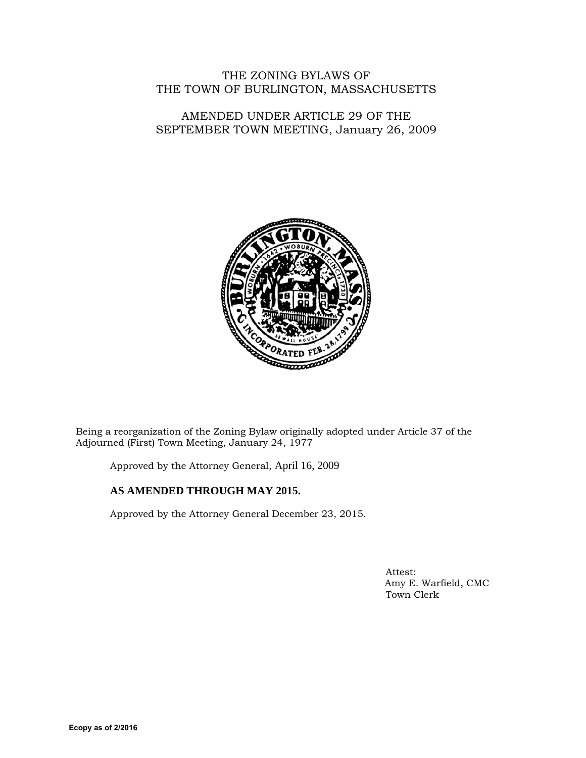# THE ZONING BYLAWS OF THE TOWN OF BURLINGTON, MASSACHUSETTS

## AMENDED UNDER ARTICLE 29 OF THE SEPTEMBER TOWN MEETING, January 26, 2009

Being a reorganization of the Zoning Bylaw originally adopted under Article 37 of the Adjourned (First) Town Meeting, January 24, 1977

Approved by the Attorney General, April 16, 2009

**AS AMENDED THROUGH MAY 2015.**

Approved by the Attorney General December 23, 2015.

Attest:
Amy E. Warfield, CMC
Town Clerk

**Ecopy as of 2/2016**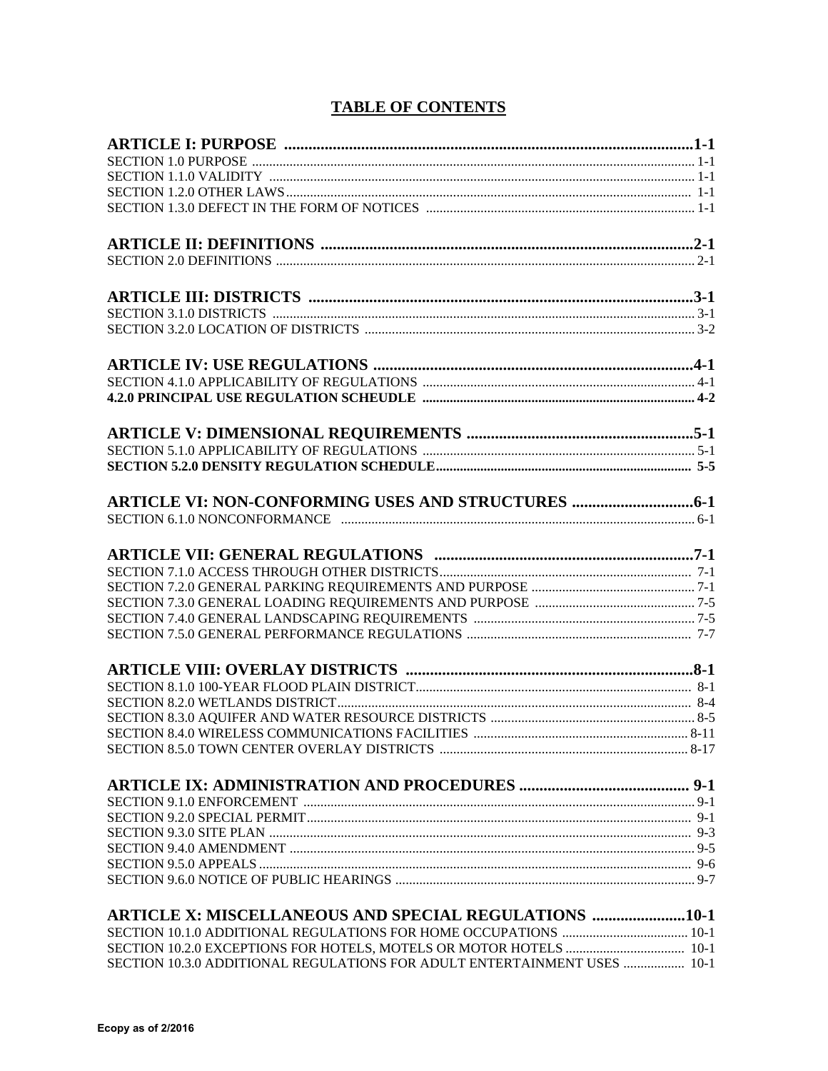# TABLE OF CONTENTS

**ARTICLE I: PURPOSE ........................................................................................................1-1**

SECTION 1.0 PURPOSE .......................................................................................................... 1-1
SECTION 1.1.0 VALIDITY ...................................................................................................... 1-1
SECTION 1.2.0 OTHER LAWS ................................................................................................ 1-1
SECTION 1.3.0 DEFECT IN THE FORM OF NOTICES .............................................................. 1-1

**ARTICLE II: DEFINITIONS .................................................................................................2-1**

SECTION 2.0 DEFINITIONS .................................................................................................. 2-1

**ARTICLE III: DISTRICTS ....................................................................................................3-1**

SECTION 3.1.0 DISTRICTS .................................................................................................... 3-1
SECTION 3.2.0 LOCATION OF DISTRICTS .............................................................................. 3-2

**ARTICLE IV: USE REGULATIONS .....................................................................................4-1**

SECTION 4.1.0 APPLICABILITY OF REGULATIONS ................................................................ 4-1
**4.2.0 PRINCIPAL USE REGULATION SCHEUDLE ..................................................................... 4-2**

**ARTICLE V: DIMENSIONAL REQUIREMENTS ..................................................................5-1**

SECTION 5.1.0 APPLICABILITY OF REGULATIONS ................................................................ 5-1
**SECTION 5.2.0 DENSITY REGULATION SCHEDULE ................................................................ 5-5**

**ARTICLE VI: NON-CONFORMING USES AND STRUCTURES ..............................6-1**

SECTION 6.1.0 NONCONFORMANCE ...................................................................................... 6-1

**ARTICLE VII: GENERAL REGULATIONS .........................................................................7-1**

SECTION 7.1.0 ACCESS THROUGH OTHER DISTRICTS ............................................................ 7-1
SECTION 7.2.0 GENERAL PARKING REQUIREMENTS AND PURPOSE ........................................ 7-1
SECTION 7.3.0 GENERAL LOADING REQUIREMENTS AND PURPOSE ........................................ 7-5
SECTION 7.4.0 GENERAL LANDSCAPING REQUIREMENTS ...................................................... 7-5
SECTION 7.5.0 GENERAL PERFORMANCE REGULATIONS ........................................................ 7-7

**ARTICLE VIII: OVERLAY DISTRICTS ...............................................................................8-1**

SECTION 8.1.0 100-YEAR FLOOD PLAIN DISTRICT ................................................................. 8-1
SECTION 8.2.0 WETLANDS DISTRICT ..................................................................................... 8-4
SECTION 8.3.0 AQUIFER AND WATER RESOURCE DISTRICTS ................................................ 8-5
SECTION 8.4.0 WIRELESS COMMUNICATIONS FACILITIES .................................................... 8-11
SECTION 8.5.0 TOWN CENTER OVERLAY DISTRICTS ............................................................ 8-17

**ARTICLE IX: ADMINISTRATION AND PROCEDURES ........................................... 9-1**

SECTION 9.1.0 ENFORCEMENT ............................................................................................. 9-1
SECTION 9.2.0 SPECIAL PERMIT ............................................................................................ 9-1
SECTION 9.3.0 SITE PLAN ..................................................................................................... 9-3
SECTION 9.4.0 AMENDMENT ................................................................................................ 9-5
SECTION 9.5.0 APPEALS ........................................................................................................ 9-6
SECTION 9.6.0 NOTICE OF PUBLIC HEARINGS ....................................................................... 9-7

**ARTICLE X: MISCELLANEOUS AND SPECIAL REGULATIONS ........................10-1**

SECTION 10.1.0 ADDITIONAL REGULATIONS FOR HOME OCCUPATIONS ............................... 10-1
SECTION 10.2.0 EXCEPTIONS FOR HOTELS, MOTELS OR MOTOR HOTELS ............................. 10-1
SECTION 10.3.0 ADDITIONAL REGULATIONS FOR ADULT ENTERTAINMENT USES .................. 10-1

Ecopy as of 2/2016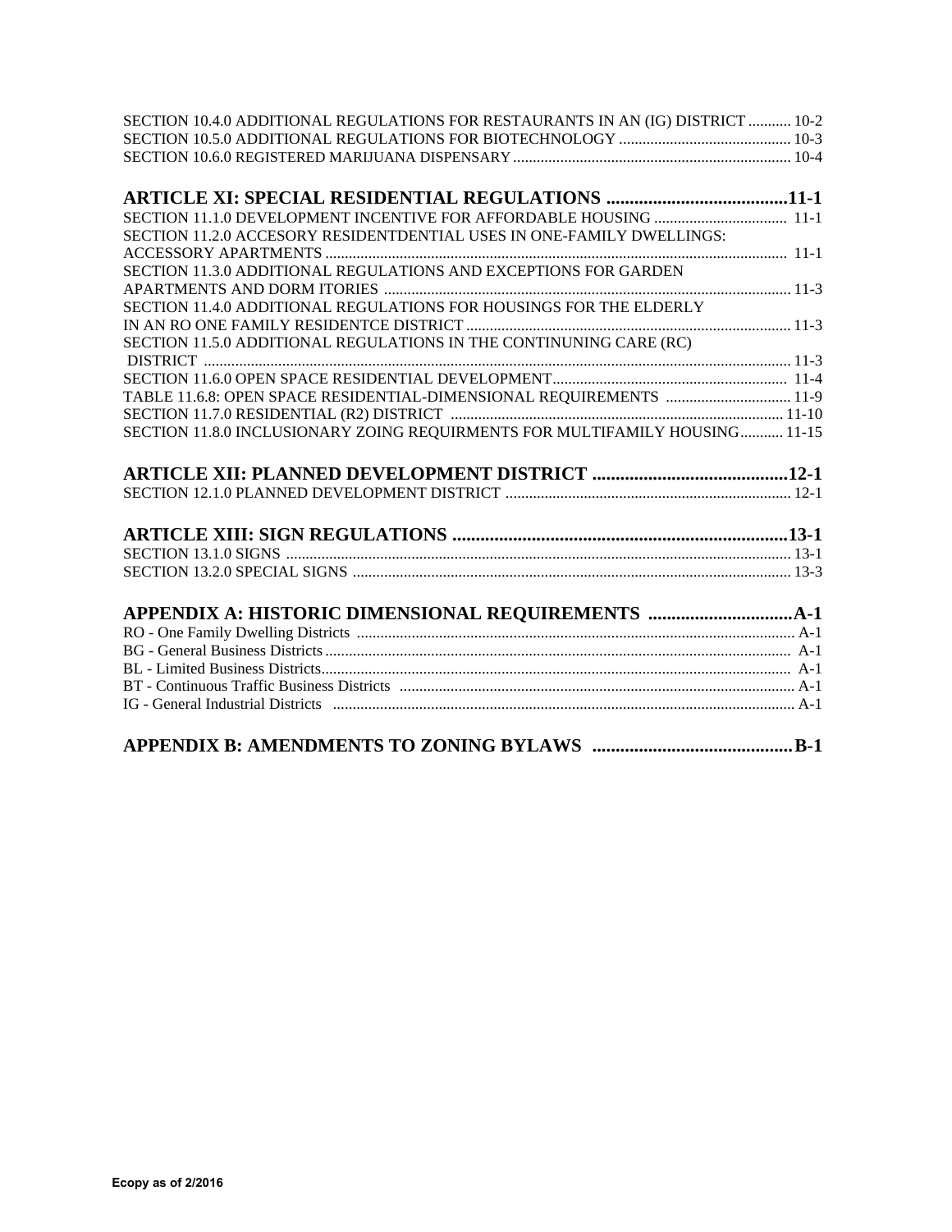SECTION 10.4.0 ADDITIONAL REGULATIONS FOR RESTAURANTS IN AN (IG) DISTRICT ........... 10-2
SECTION 10.5.0 ADDITIONAL REGULATIONS FOR BIOTECHNOLOGY ........................................... 10-3
SECTION 10.6.0 REGISTERED MARIJUANA DISPENSARY ....................................................................... 10-4

## ARTICLE XI: SPECIAL RESIDENTIAL REGULATIONS .......................................11-1

SECTION 11.1.0 DEVELOPMENT INCENTIVE FOR AFFORDABLE HOUSING .................................. 11-1
SECTION 11.2.0 ACCESORY RESIDENTDENTIAL USES IN ONE-FAMILY DWELLINGS: ACCESSORY APARTMENTS ..................................................................................................... 11-1
SECTION 11.3.0 ADDITIONAL REGULATIONS AND EXCEPTIONS FOR GARDEN APARTMENTS AND DORM ITORIES ....................................................................................... 11-3
SECTION 11.4.0 ADDITIONAL REGULATIONS FOR HOUSINGS FOR THE ELDERLY IN AN RO ONE FAMILY RESIDENTCE DISTRICT .................................................................................. 11-3
SECTION 11.5.0 ADDITIONAL REGULATIONS IN THE CONTINUNING CARE (RC) DISTRICT ..................................................................................................................................... 11-3
SECTION 11.6.0 OPEN SPACE RESIDENTIAL DEVELOPMENT........................................................... 11-4
TABLE 11.6.8: OPEN SPACE RESIDENTIAL-DIMENSIONAL REQUIREMENTS ................................ 11-9
SECTION 11.7.0 RESIDENTIAL (R2) DISTRICT .................................................................................... 11-10
SECTION 11.8.0 INCLUSIONARY ZONING REQUIRMENTS FOR MULTIFAMILY HOUSING........... 11-15

## ARTICLE XII: PLANNED DEVELOPMENT DISTRICT ..........................................12-1

SECTION 12.1.0 PLANNED DEVELOPMENT DISTRICT ........................................................................ 12-1

## ARTICLE XIII: SIGN REGULATIONS ........................................................................13-1

SECTION 13.1.0 SIGNS ............................................................................................................................... 13-1
SECTION 13.2.0 SPECIAL SIGNS .............................................................................................................. 13-3

## APPENDIX A: HISTORIC DIMENSIONAL REQUIREMENTS ...............................A-1

RO - One Family Dwelling Districts .............................................................................................................. A-1
BG - General Business Districts..................................................................................................................... A-1
BL - Limited Business Districts...................................................................................................................... A-1
BT - Continuous Traffic Business Districts .................................................................................................... A-1
IG - General Industrial Districts ..................................................................................................................... A-1

## APPENDIX B: AMENDMENTS TO ZONING BYLAWS ..........................................B-1

Ecopy as of 2/2016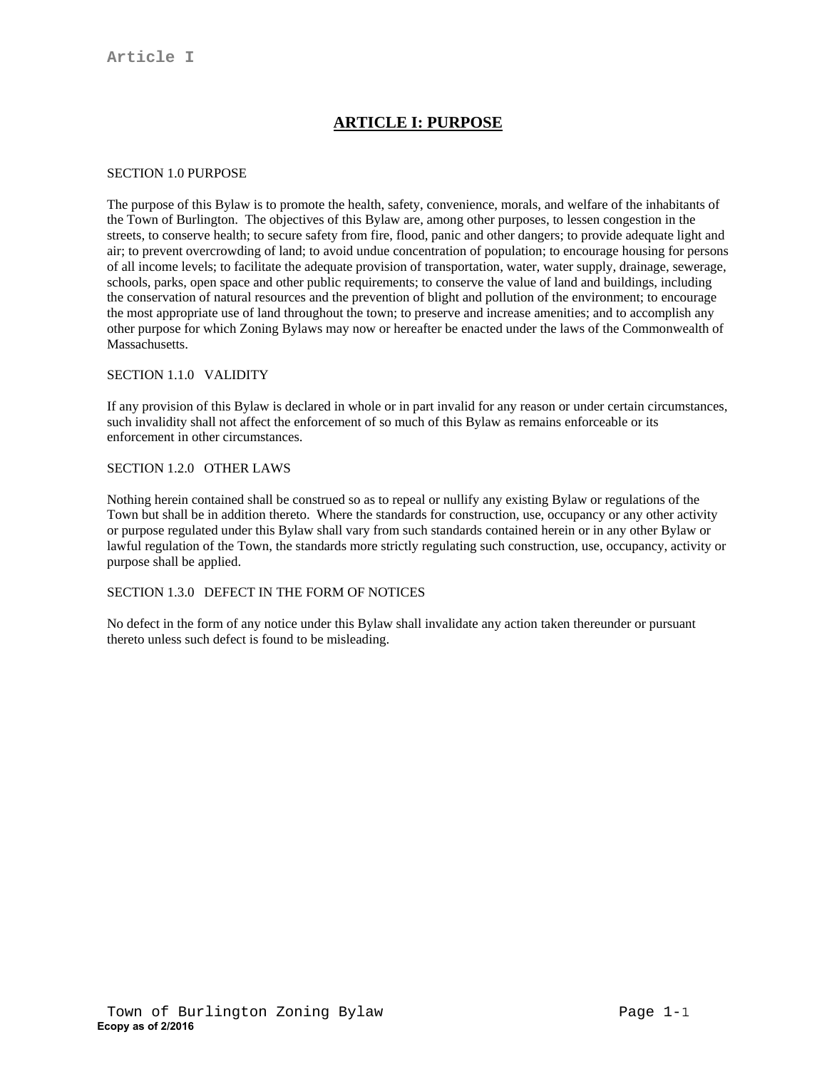# ARTICLE I: PURPOSE

SECTION 1.0 PURPOSE

The purpose of this Bylaw is to promote the health, safety, convenience, morals, and welfare of the inhabitants of the Town of Burlington. The objectives of this Bylaw are, among other purposes, to lessen congestion in the streets, to conserve health; to secure safety from fire, flood, panic and other dangers; to provide adequate light and air; to prevent overcrowding of land; to avoid undue concentration of population; to encourage housing for persons of all income levels; to facilitate the adequate provision of transportation, water, water supply, drainage, sewerage, schools, parks, open space and other public requirements; to conserve the value of land and buildings, including the conservation of natural resources and the prevention of blight and pollution of the environment; to encourage the most appropriate use of land throughout the town; to preserve and increase amenities; and to accomplish any other purpose for which Zoning Bylaws may now or hereafter be enacted under the laws of the Commonwealth of Massachusetts.

SECTION 1.1.0 VALIDITY

If any provision of this Bylaw is declared in whole or in part invalid for any reason or under certain circumstances, such invalidity shall not affect the enforcement of so much of this Bylaw as remains enforceable or its enforcement in other circumstances.

SECTION 1.2.0 OTHER LAWS

Nothing herein contained shall be construed so as to repeal or nullify any existing Bylaw or regulations of the Town but shall be in addition thereto. Where the standards for construction, use, occupancy or any other activity or purpose regulated under this Bylaw shall vary from such standards contained herein or in any other Bylaw or lawful regulation of the Town, the standards more strictly regulating such construction, use, occupancy, activity or purpose shall be applied.

SECTION 1.3.0 DEFECT IN THE FORM OF NOTICES

No defect in the form of any notice under this Bylaw shall invalidate any action taken thereunder or pursuant thereto unless such defect is found to be misleading.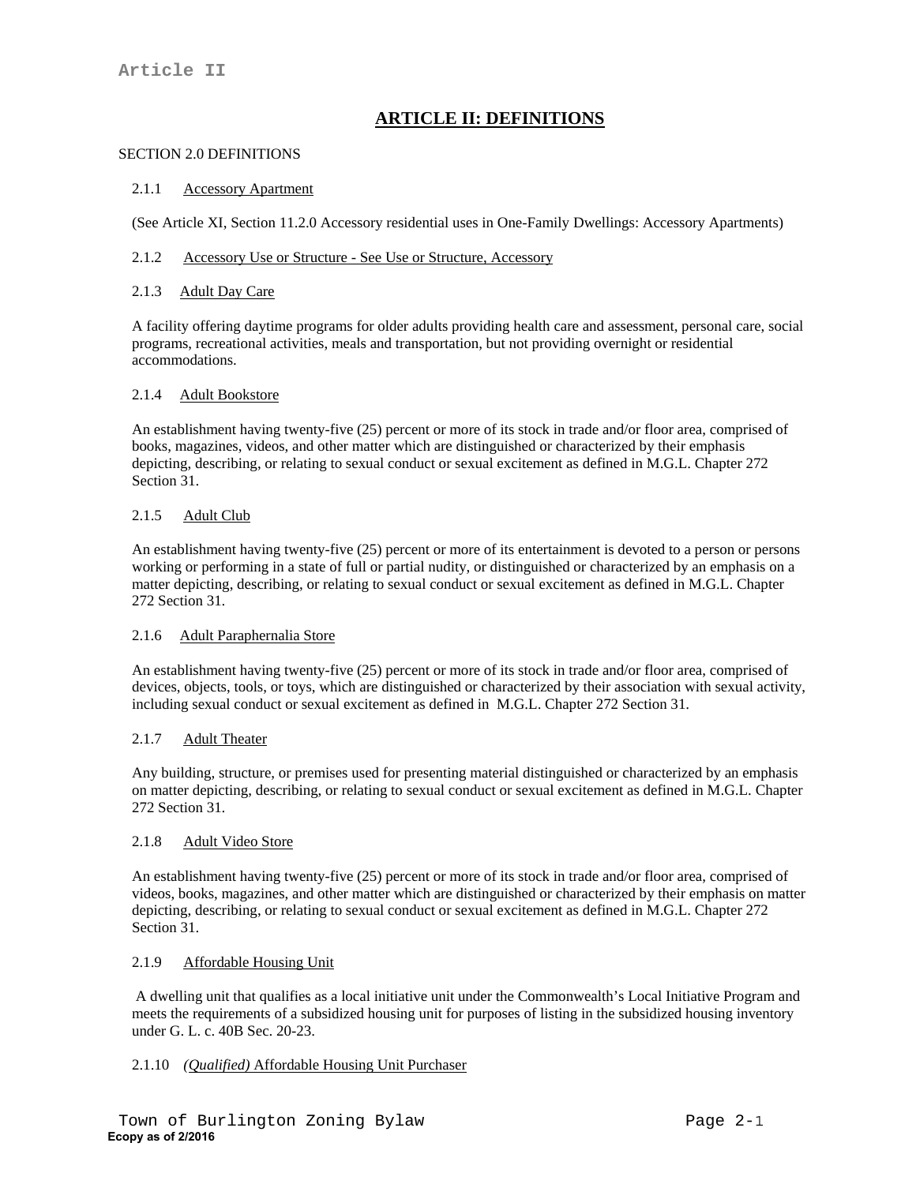## ARTICLE II: DEFINITIONS

SECTION 2.0 DEFINITIONS

2.1.1 Accessory Apartment

(See Article XI, Section 11.2.0 Accessory residential uses in One-Family Dwellings: Accessory Apartments)

2.1.2 Accessory Use or Structure - See Use or Structure, Accessory

2.1.3 Adult Day Care

A facility offering daytime programs for older adults providing health care and assessment, personal care, social programs, recreational activities, meals and transportation, but not providing overnight or residential accommodations.

2.1.4 Adult Bookstore

An establishment having twenty-five (25) percent or more of its stock in trade and/or floor area, comprised of books, magazines, videos, and other matter which are distinguished or characterized by their emphasis depicting, describing, or relating to sexual conduct or sexual excitement as defined in M.G.L. Chapter 272 Section 31.

2.1.5 Adult Club

An establishment having twenty-five (25) percent or more of its entertainment is devoted to a person or persons working or performing in a state of full or partial nudity, or distinguished or characterized by an emphasis on a matter depicting, describing, or relating to sexual conduct or sexual excitement as defined in M.G.L. Chapter 272 Section 31.

2.1.6 Adult Paraphernalia Store

An establishment having twenty-five (25) percent or more of its stock in trade and/or floor area, comprised of devices, objects, tools, or toys, which are distinguished or characterized by their association with sexual activity, including sexual conduct or sexual excitement as defined in M.G.L. Chapter 272 Section 31.

2.1.7 Adult Theater

Any building, structure, or premises used for presenting material distinguished or characterized by an emphasis on matter depicting, describing, or relating to sexual conduct or sexual excitement as defined in M.G.L. Chapter 272 Section 31.

2.1.8 Adult Video Store

An establishment having twenty-five (25) percent or more of its stock in trade and/or floor area, comprised of videos, books, magazines, and other matter which are distinguished or characterized by their emphasis on matter depicting, describing, or relating to sexual conduct or sexual excitement as defined in M.G.L. Chapter 272 Section 31.

2.1.9 Affordable Housing Unit

A dwelling unit that qualifies as a local initiative unit under the Commonwealth's Local Initiative Program and meets the requirements of a subsidized housing unit for purposes of listing in the subsidized housing inventory under G. L. c. 40B Sec. 20-23.

2.1.10 *(Qualified)* Affordable Housing Unit Purchaser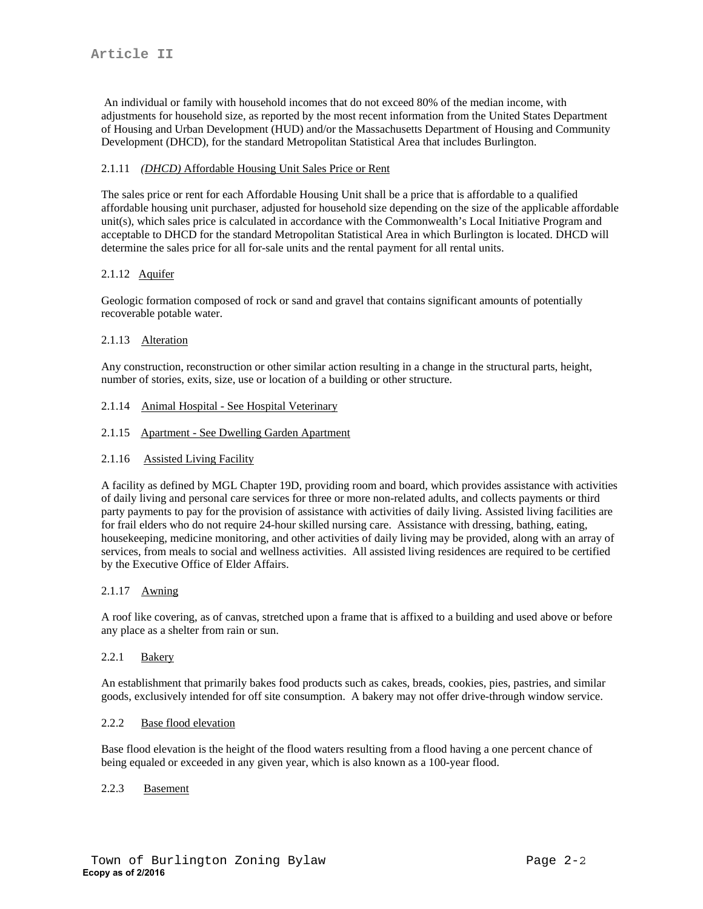An individual or family with household incomes that do not exceed 80% of the median income, with adjustments for household size, as reported by the most recent information from the United States Department of Housing and Urban Development (HUD) and/or the Massachusetts Department of Housing and Community Development (DHCD), for the standard Metropolitan Statistical Area that includes Burlington.

2.1.11 *(DHCD)* Affordable Housing Unit Sales Price or Rent

The sales price or rent for each Affordable Housing Unit shall be a price that is affordable to a qualified affordable housing unit purchaser, adjusted for household size depending on the size of the applicable affordable unit(s), which sales price is calculated in accordance with the Commonwealth's Local Initiative Program and acceptable to DHCD for the standard Metropolitan Statistical Area in which Burlington is located. DHCD will determine the sales price for all for-sale units and the rental payment for all rental units.

2.1.12 Aquifer

Geologic formation composed of rock or sand and gravel that contains significant amounts of potentially recoverable potable water.

2.1.13 Alteration

Any construction, reconstruction or other similar action resulting in a change in the structural parts, height, number of stories, exits, size, use or location of a building or other structure.

2.1.14 Animal Hospital - See Hospital Veterinary

2.1.15 Apartment - See Dwelling Garden Apartment

2.1.16 Assisted Living Facility

A facility as defined by MGL Chapter 19D, providing room and board, which provides assistance with activities of daily living and personal care services for three or more non-related adults, and collects payments or third party payments to pay for the provision of assistance with activities of daily living. Assisted living facilities are for frail elders who do not require 24-hour skilled nursing care. Assistance with dressing, bathing, eating, housekeeping, medicine monitoring, and other activities of daily living may be provided, along with an array of services, from meals to social and wellness activities. All assisted living residences are required to be certified by the Executive Office of Elder Affairs.

2.1.17 Awning

A roof like covering, as of canvas, stretched upon a frame that is affixed to a building and used above or before any place as a shelter from rain or sun.

2.2.1 Bakery

An establishment that primarily bakes food products such as cakes, breads, cookies, pies, pastries, and similar goods, exclusively intended for off site consumption. A bakery may not offer drive-through window service.

2.2.2 Base flood elevation

Base flood elevation is the height of the flood waters resulting from a flood having a one percent chance of being equaled or exceeded in any given year, which is also known as a 100-year flood.

2.2.3 Basement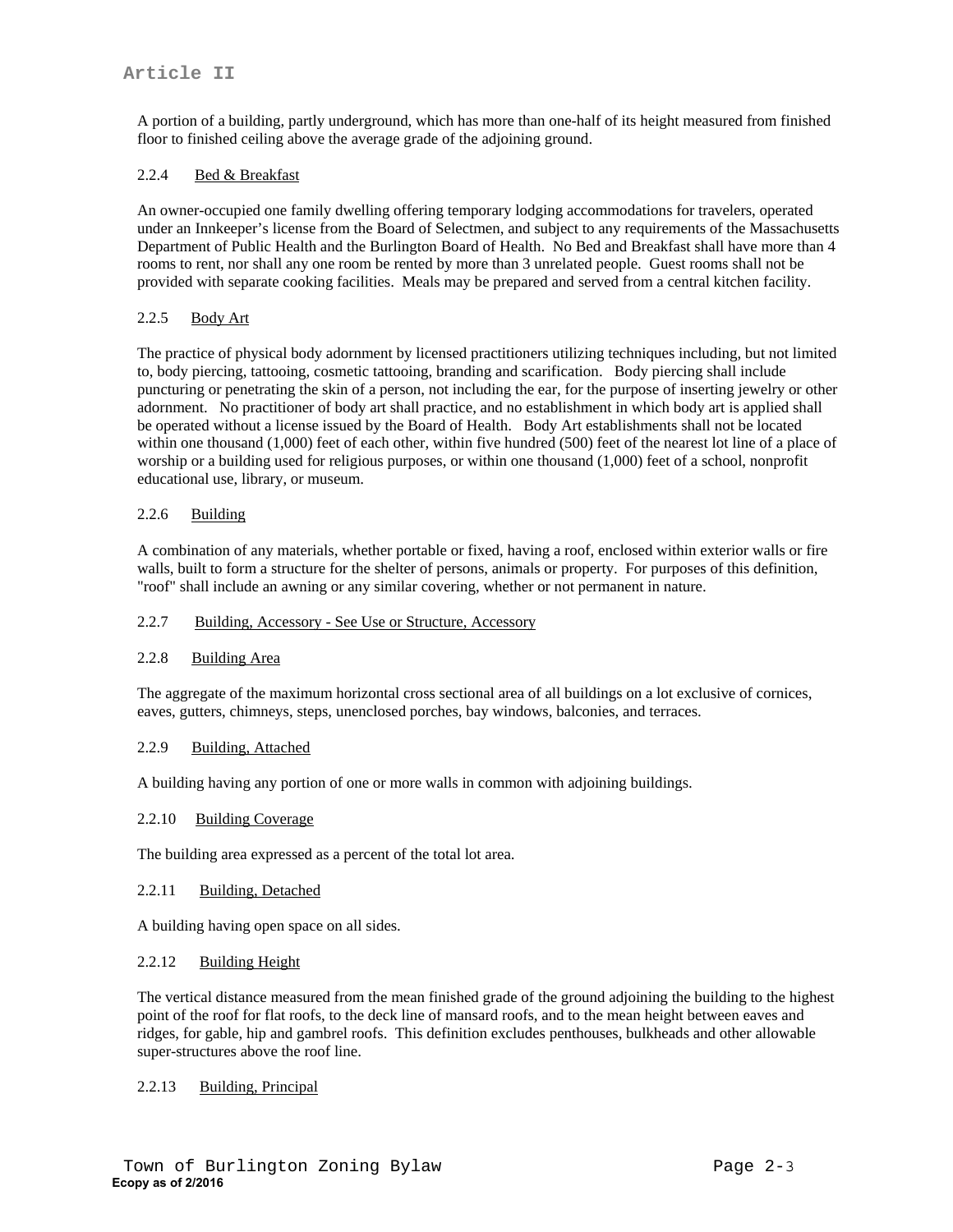A portion of a building, partly underground, which has more than one-half of its height measured from finished floor to finished ceiling above the average grade of the adjoining ground.

2.2.4 Bed & Breakfast

An owner-occupied one family dwelling offering temporary lodging accommodations for travelers, operated under an Innkeeper's license from the Board of Selectmen, and subject to any requirements of the Massachusetts Department of Public Health and the Burlington Board of Health. No Bed and Breakfast shall have more than 4 rooms to rent, nor shall any one room be rented by more than 3 unrelated people. Guest rooms shall not be provided with separate cooking facilities. Meals may be prepared and served from a central kitchen facility.

2.2.5 Body Art

The practice of physical body adornment by licensed practitioners utilizing techniques including, but not limited to, body piercing, tattooing, cosmetic tattooing, branding and scarification. Body piercing shall include puncturing or penetrating the skin of a person, not including the ear, for the purpose of inserting jewelry or other adornment. No practitioner of body art shall practice, and no establishment in which body art is applied shall be operated without a license issued by the Board of Health. Body Art establishments shall not be located within one thousand (1,000) feet of each other, within five hundred (500) feet of the nearest lot line of a place of worship or a building used for religious purposes, or within one thousand (1,000) feet of a school, nonprofit educational use, library, or museum.

2.2.6 Building

A combination of any materials, whether portable or fixed, having a roof, enclosed within exterior walls or fire walls, built to form a structure for the shelter of persons, animals or property. For purposes of this definition, "roof" shall include an awning or any similar covering, whether or not permanent in nature.

2.2.7 Building, Accessory - See Use or Structure, Accessory

2.2.8 Building Area

The aggregate of the maximum horizontal cross sectional area of all buildings on a lot exclusive of cornices, eaves, gutters, chimneys, steps, unenclosed porches, bay windows, balconies, and terraces.

2.2.9 Building, Attached

A building having any portion of one or more walls in common with adjoining buildings.

2.2.10 Building Coverage

The building area expressed as a percent of the total lot area.

2.2.11 Building, Detached

A building having open space on all sides.

2.2.12 Building Height

The vertical distance measured from the mean finished grade of the ground adjoining the building to the highest point of the roof for flat roofs, to the deck line of mansard roofs, and to the mean height between eaves and ridges, for gable, hip and gambrel roofs. This definition excludes penthouses, bulkheads and other allowable super-structures above the roof line.

2.2.13 Building, Principal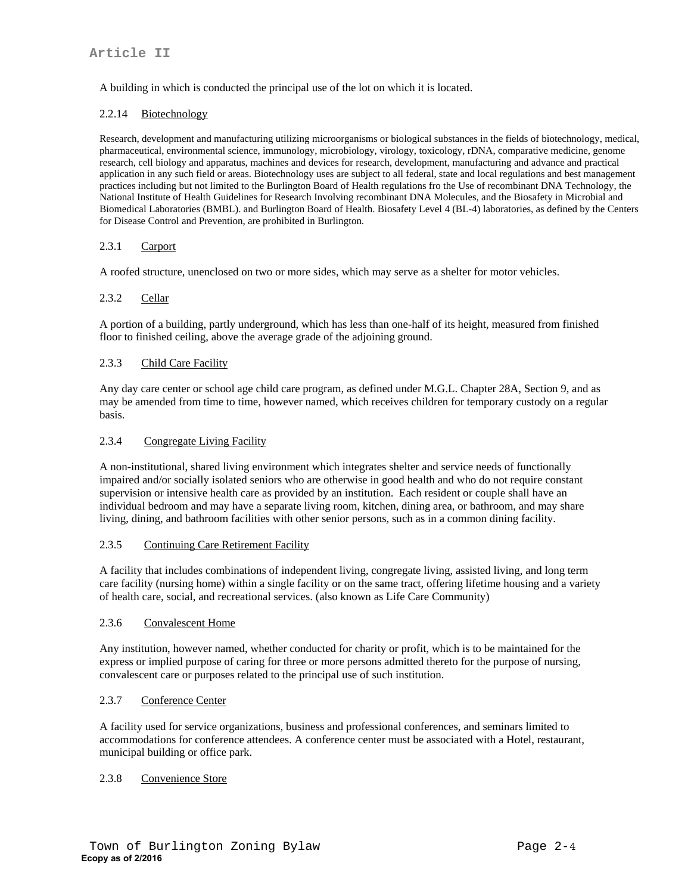A building in which is conducted the principal use of the lot on which it is located.

### 2.2.14 Biotechnology

Research, development and manufacturing utilizing microorganisms or biological substances in the fields of biotechnology, medical, pharmaceutical, environmental science, immunology, microbiology, virology, toxicology, rDNA, comparative medicine, genome research, cell biology and apparatus, machines and devices for research, development, manufacturing and advance and practical application in any such field or areas. Biotechnology uses are subject to all federal, state and local regulations and best management practices including but not limited to the Burlington Board of Health regulations fro the Use of recombinant DNA Technology, the National Institute of Health Guidelines for Research Involving recombinant DNA Molecules, and the Biosafety in Microbial and Biomedical Laboratories (BMBL). and Burlington Board of Health. Biosafety Level 4 (BL-4) laboratories, as defined by the Centers for Disease Control and Prevention, are prohibited in Burlington.

### 2.3.1 Carport

A roofed structure, unenclosed on two or more sides, which may serve as a shelter for motor vehicles.

### 2.3.2 Cellar

A portion of a building, partly underground, which has less than one-half of its height, measured from finished floor to finished ceiling, above the average grade of the adjoining ground.

### 2.3.3 Child Care Facility

Any day care center or school age child care program, as defined under M.G.L. Chapter 28A, Section 9, and as may be amended from time to time, however named, which receives children for temporary custody on a regular basis.

### 2.3.4 Congregate Living Facility

A non-institutional, shared living environment which integrates shelter and service needs of functionally impaired and/or socially isolated seniors who are otherwise in good health and who do not require constant supervision or intensive health care as provided by an institution. Each resident or couple shall have an individual bedroom and may have a separate living room, kitchen, dining area, or bathroom, and may share living, dining, and bathroom facilities with other senior persons, such as in a common dining facility.

### 2.3.5 Continuing Care Retirement Facility

A facility that includes combinations of independent living, congregate living, assisted living, and long term care facility (nursing home) within a single facility or on the same tract, offering lifetime housing and a variety of health care, social, and recreational services. (also known as Life Care Community)

### 2.3.6 Convalescent Home

Any institution, however named, whether conducted for charity or profit, which is to be maintained for the express or implied purpose of caring for three or more persons admitted thereto for the purpose of nursing, convalescent care or purposes related to the principal use of such institution.

### 2.3.7 Conference Center

A facility used for service organizations, business and professional conferences, and seminars limited to accommodations for conference attendees. A conference center must be associated with a Hotel, restaurant, municipal building or office park.

### 2.3.8 Convenience Store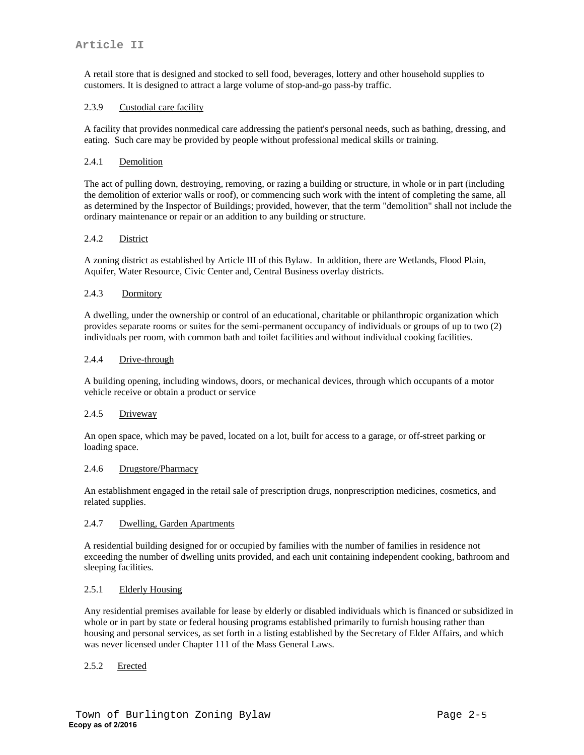A retail store that is designed and stocked to sell food, beverages, lottery and other household supplies to customers. It is designed to attract a large volume of stop-and-go pass-by traffic.

2.3.9 Custodial care facility

A facility that provides nonmedical care addressing the patient's personal needs, such as bathing, dressing, and eating. Such care may be provided by people without professional medical skills or training.

2.4.1 Demolition

The act of pulling down, destroying, removing, or razing a building or structure, in whole or in part (including the demolition of exterior walls or roof), or commencing such work with the intent of completing the same, all as determined by the Inspector of Buildings; provided, however, that the term "demolition" shall not include the ordinary maintenance or repair or an addition to any building or structure.

2.4.2 District

A zoning district as established by Article III of this Bylaw. In addition, there are Wetlands, Flood Plain, Aquifer, Water Resource, Civic Center and, Central Business overlay districts.

2.4.3 Dormitory

A dwelling, under the ownership or control of an educational, charitable or philanthropic organization which provides separate rooms or suites for the semi-permanent occupancy of individuals or groups of up to two (2) individuals per room, with common bath and toilet facilities and without individual cooking facilities.

2.4.4 Drive-through

A building opening, including windows, doors, or mechanical devices, through which occupants of a motor vehicle receive or obtain a product or service

2.4.5 Driveway

An open space, which may be paved, located on a lot, built for access to a garage, or off-street parking or loading space.

2.4.6 Drugstore/Pharmacy

An establishment engaged in the retail sale of prescription drugs, nonprescription medicines, cosmetics, and related supplies.

2.4.7 Dwelling, Garden Apartments

A residential building designed for or occupied by families with the number of families in residence not exceeding the number of dwelling units provided, and each unit containing independent cooking, bathroom and sleeping facilities.

2.5.1 Elderly Housing

Any residential premises available for lease by elderly or disabled individuals which is financed or subsidized in whole or in part by state or federal housing programs established primarily to furnish housing rather than housing and personal services, as set forth in a listing established by the Secretary of Elder Affairs, and which was never licensed under Chapter 111 of the Mass General Laws.

2.5.2 Erected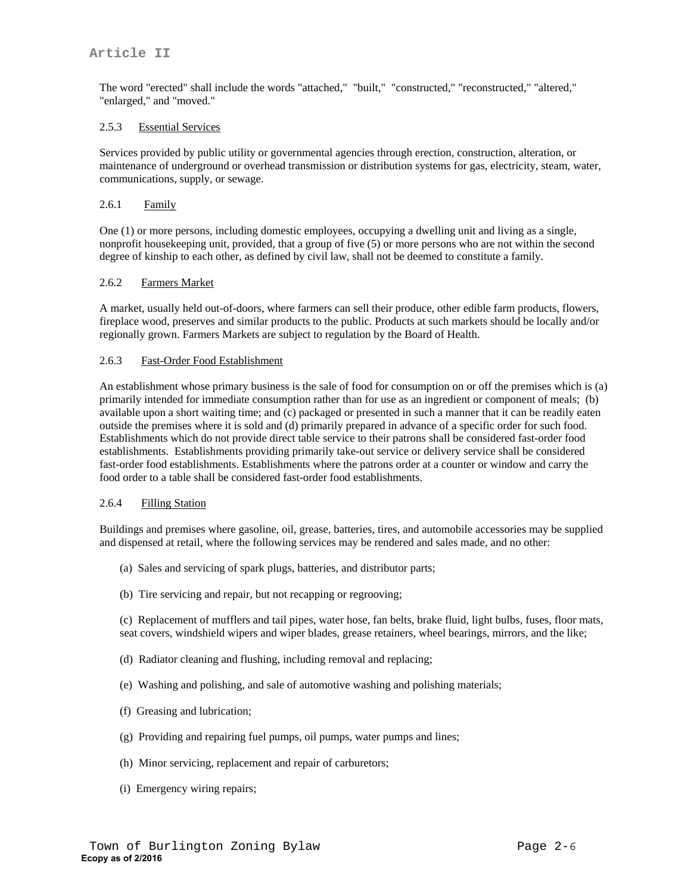The word "erected" shall include the words "attached," "built," "constructed," "reconstructed," "altered," "enlarged," and "moved."

### 2.5.3 Essential Services

Services provided by public utility or governmental agencies through erection, construction, alteration, or maintenance of underground or overhead transmission or distribution systems for gas, electricity, steam, water, communications, supply, or sewage.

### 2.6.1 Family

One (1) or more persons, including domestic employees, occupying a dwelling unit and living as a single, nonprofit housekeeping unit, provided, that a group of five (5) or more persons who are not within the second degree of kinship to each other, as defined by civil law, shall not be deemed to constitute a family.

### 2.6.2 Farmers Market

A market, usually held out-of-doors, where farmers can sell their produce, other edible farm products, flowers, fireplace wood, preserves and similar products to the public. Products at such markets should be locally and/or regionally grown. Farmers Markets are subject to regulation by the Board of Health.

### 2.6.3 Fast-Order Food Establishment

An establishment whose primary business is the sale of food for consumption on or off the premises which is (a) primarily intended for immediate consumption rather than for use as an ingredient or component of meals; (b) available upon a short waiting time; and (c) packaged or presented in such a manner that it can be readily eaten outside the premises where it is sold and (d) primarily prepared in advance of a specific order for such food. Establishments which do not provide direct table service to their patrons shall be considered fast-order food establishments. Establishments providing primarily take-out service or delivery service shall be considered fast-order food establishments. Establishments where the patrons order at a counter or window and carry the food order to a table shall be considered fast-order food establishments.

### 2.6.4 Filling Station

Buildings and premises where gasoline, oil, grease, batteries, tires, and automobile accessories may be supplied and dispensed at retail, where the following services may be rendered and sales made, and no other:

(a) Sales and servicing of spark plugs, batteries, and distributor parts;

(b) Tire servicing and repair, but not recapping or regrooving;

(c) Replacement of mufflers and tail pipes, water hose, fan belts, brake fluid, light bulbs, fuses, floor mats, seat covers, windshield wipers and wiper blades, grease retainers, wheel bearings, mirrors, and the like;

(d) Radiator cleaning and flushing, including removal and replacing;

(e) Washing and polishing, and sale of automotive washing and polishing materials;

(f) Greasing and lubrication;

(g) Providing and repairing fuel pumps, oil pumps, water pumps and lines;

(h) Minor servicing, replacement and repair of carburetors;

(i) Emergency wiring repairs;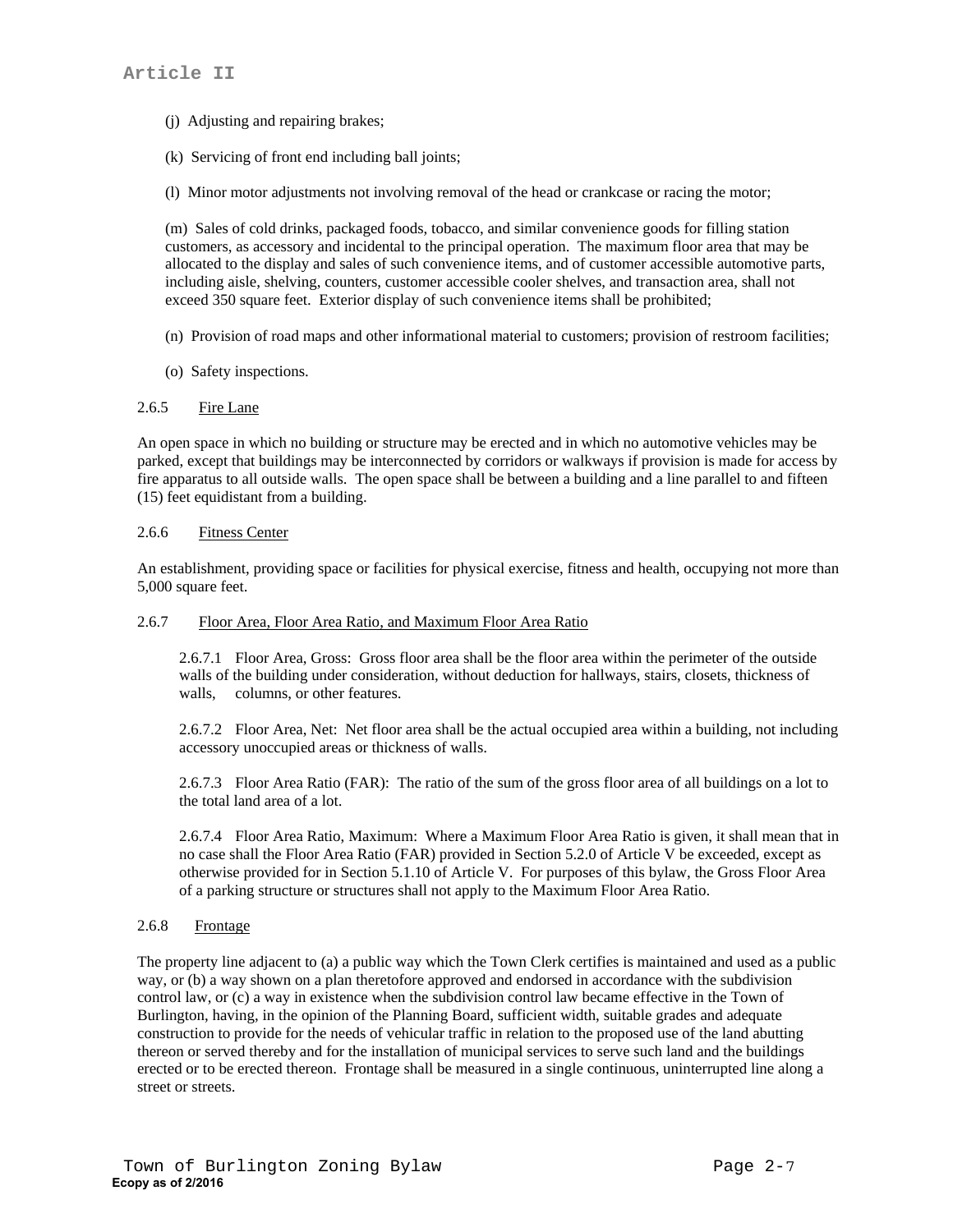(j) Adjusting and repairing brakes;

(k) Servicing of front end including ball joints;

(l) Minor motor adjustments not involving removal of the head or crankcase or racing the motor;

(m) Sales of cold drinks, packaged foods, tobacco, and similar convenience goods for filling station customers, as accessory and incidental to the principal operation. The maximum floor area that may be allocated to the display and sales of such convenience items, and of customer accessible automotive parts, including aisle, shelving, counters, customer accessible cooler shelves, and transaction area, shall not exceed 350 square feet. Exterior display of such convenience items shall be prohibited;

(n) Provision of road maps and other informational material to customers; provision of restroom facilities;

(o) Safety inspections.

### 2.6.5 Fire Lane

An open space in which no building or structure may be erected and in which no automotive vehicles may be parked, except that buildings may be interconnected by corridors or walkways if provision is made for access by fire apparatus to all outside walls. The open space shall be between a building and a line parallel to and fifteen (15) feet equidistant from a building.

### 2.6.6 Fitness Center

An establishment, providing space or facilities for physical exercise, fitness and health, occupying not more than 5,000 square feet.

### 2.6.7 Floor Area, Floor Area Ratio, and Maximum Floor Area Ratio

2.6.7.1 Floor Area, Gross: Gross floor area shall be the floor area within the perimeter of the outside walls of the building under consideration, without deduction for hallways, stairs, closets, thickness of walls, columns, or other features.

2.6.7.2 Floor Area, Net: Net floor area shall be the actual occupied area within a building, not including accessory unoccupied areas or thickness of walls.

2.6.7.3 Floor Area Ratio (FAR): The ratio of the sum of the gross floor area of all buildings on a lot to the total land area of a lot.

2.6.7.4 Floor Area Ratio, Maximum: Where a Maximum Floor Area Ratio is given, it shall mean that in no case shall the Floor Area Ratio (FAR) provided in Section 5.2.0 of Article V be exceeded, except as otherwise provided for in Section 5.1.10 of Article V. For purposes of this bylaw, the Gross Floor Area of a parking structure or structures shall not apply to the Maximum Floor Area Ratio.

### 2.6.8 Frontage

The property line adjacent to (a) a public way which the Town Clerk certifies is maintained and used as a public way, or (b) a way shown on a plan theretofore approved and endorsed in accordance with the subdivision control law, or (c) a way in existence when the subdivision control law became effective in the Town of Burlington, having, in the opinion of the Planning Board, sufficient width, suitable grades and adequate construction to provide for the needs of vehicular traffic in relation to the proposed use of the land abutting thereon or served thereby and for the installation of municipal services to serve such land and the buildings erected or to be erected thereon. Frontage shall be measured in a single continuous, uninterrupted line along a street or streets.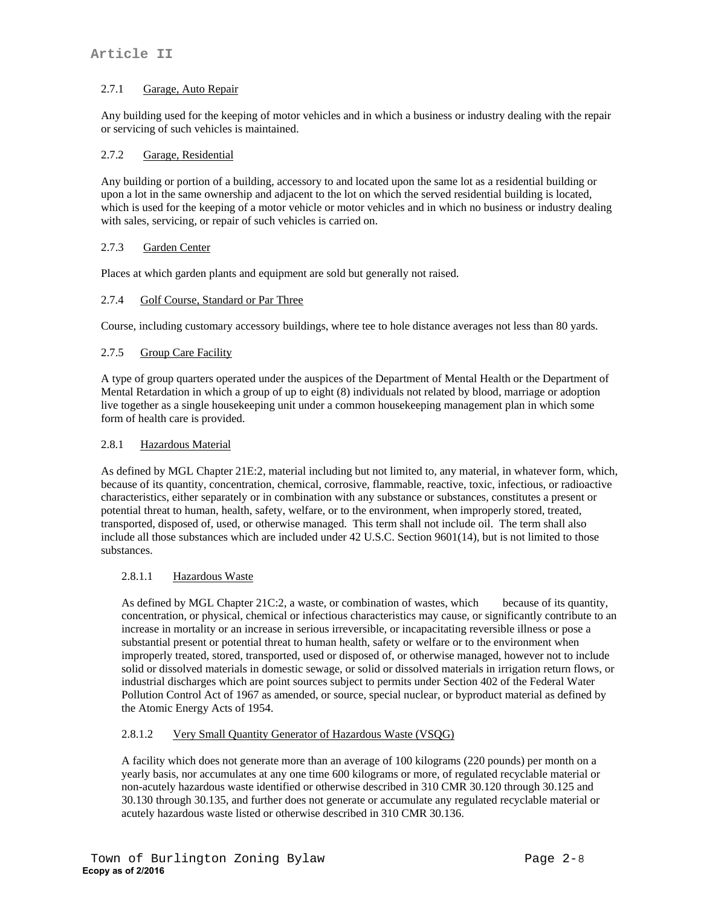### 2.7.1 Garage, Auto Repair

Any building used for the keeping of motor vehicles and in which a business or industry dealing with the repair or servicing of such vehicles is maintained.

### 2.7.2 Garage, Residential

Any building or portion of a building, accessory to and located upon the same lot as a residential building or upon a lot in the same ownership and adjacent to the lot on which the served residential building is located, which is used for the keeping of a motor vehicle or motor vehicles and in which no business or industry dealing with sales, servicing, or repair of such vehicles is carried on.

### 2.7.3 Garden Center

Places at which garden plants and equipment are sold but generally not raised.

### 2.7.4 Golf Course, Standard or Par Three

Course, including customary accessory buildings, where tee to hole distance averages not less than 80 yards.

### 2.7.5 Group Care Facility

A type of group quarters operated under the auspices of the Department of Mental Health or the Department of Mental Retardation in which a group of up to eight (8) individuals not related by blood, marriage or adoption live together as a single housekeeping unit under a common housekeeping management plan in which some form of health care is provided.

### 2.8.1 Hazardous Material

As defined by MGL Chapter 21E:2, material including but not limited to, any material, in whatever form, which, because of its quantity, concentration, chemical, corrosive, flammable, reactive, toxic, infectious, or radioactive characteristics, either separately or in combination with any substance or substances, constitutes a present or potential threat to human, health, safety, welfare, or to the environment, when improperly stored, treated, transported, disposed of, used, or otherwise managed. This term shall not include oil. The term shall also include all those substances which are included under 42 U.S.C. Section 9601(14), but is not limited to those substances.

#### 2.8.1.1 Hazardous Waste

As defined by MGL Chapter 21C:2, a waste, or combination of wastes, which because of its quantity, concentration, or physical, chemical or infectious characteristics may cause, or significantly contribute to an increase in mortality or an increase in serious irreversible, or incapacitating reversible illness or pose a substantial present or potential threat to human health, safety or welfare or to the environment when improperly treated, stored, transported, used or disposed of, or otherwise managed, however not to include solid or dissolved materials in domestic sewage, or solid or dissolved materials in irrigation return flows, or industrial discharges which are point sources subject to permits under Section 402 of the Federal Water Pollution Control Act of 1967 as amended, or source, special nuclear, or byproduct material as defined by the Atomic Energy Acts of 1954.

#### 2.8.1.2 Very Small Quantity Generator of Hazardous Waste (VSQG)

A facility which does not generate more than an average of 100 kilograms (220 pounds) per month on a yearly basis, nor accumulates at any one time 600 kilograms or more, of regulated recyclable material or non-acutely hazardous waste identified or otherwise described in 310 CMR 30.120 through 30.125 and 30.130 through 30.135, and further does not generate or accumulate any regulated recyclable material or acutely hazardous waste listed or otherwise described in 310 CMR 30.136.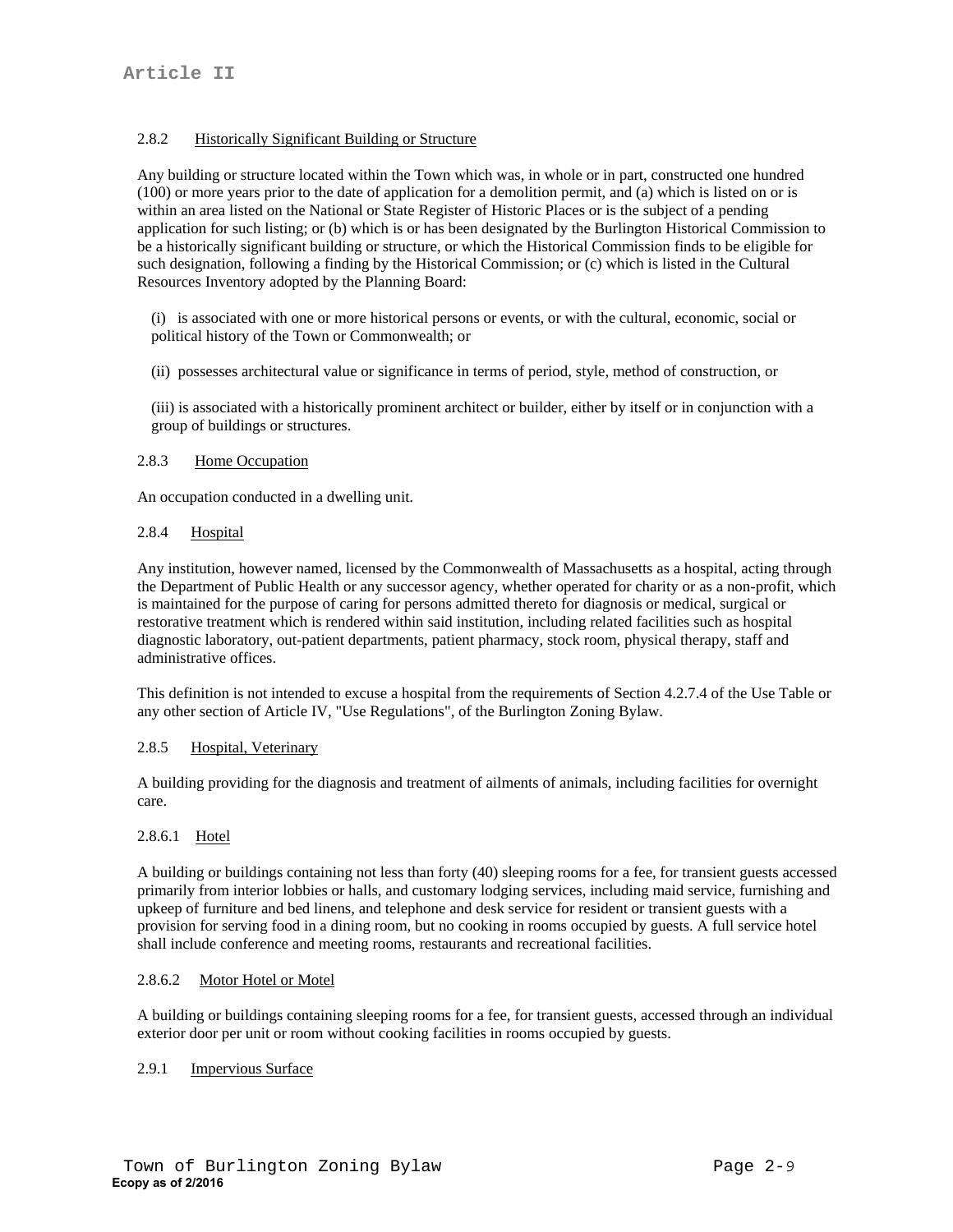#### 2.8.2 Historically Significant Building or Structure

Any building or structure located within the Town which was, in whole or in part, constructed one hundred (100) or more years prior to the date of application for a demolition permit, and (a) which is listed on or is within an area listed on the National or State Register of Historic Places or is the subject of a pending application for such listing; or (b) which is or has been designated by the Burlington Historical Commission to be a historically significant building or structure, or which the Historical Commission finds to be eligible for such designation, following a finding by the Historical Commission; or (c) which is listed in the Cultural Resources Inventory adopted by the Planning Board:

(i) is associated with one or more historical persons or events, or with the cultural, economic, social or political history of the Town or Commonwealth; or

(ii) possesses architectural value or significance in terms of period, style, method of construction, or

(iii) is associated with a historically prominent architect or builder, either by itself or in conjunction with a group of buildings or structures.

#### 2.8.3 Home Occupation

An occupation conducted in a dwelling unit.

#### 2.8.4 Hospital

Any institution, however named, licensed by the Commonwealth of Massachusetts as a hospital, acting through the Department of Public Health or any successor agency, whether operated for charity or as a non-profit, which is maintained for the purpose of caring for persons admitted thereto for diagnosis or medical, surgical or restorative treatment which is rendered within said institution, including related facilities such as hospital diagnostic laboratory, out-patient departments, patient pharmacy, stock room, physical therapy, staff and administrative offices.

This definition is not intended to excuse a hospital from the requirements of Section 4.2.7.4 of the Use Table or any other section of Article IV, "Use Regulations", of the Burlington Zoning Bylaw.

#### 2.8.5 Hospital, Veterinary

A building providing for the diagnosis and treatment of ailments of animals, including facilities for overnight care.

#### 2.8.6.1 Hotel

A building or buildings containing not less than forty (40) sleeping rooms for a fee, for transient guests accessed primarily from interior lobbies or halls, and customary lodging services, including maid service, furnishing and upkeep of furniture and bed linens, and telephone and desk service for resident or transient guests with a provision for serving food in a dining room, but no cooking in rooms occupied by guests. A full service hotel shall include conference and meeting rooms, restaurants and recreational facilities.

#### 2.8.6.2 Motor Hotel or Motel

A building or buildings containing sleeping rooms for a fee, for transient guests, accessed through an individual exterior door per unit or room without cooking facilities in rooms occupied by guests.

#### 2.9.1 Impervious Surface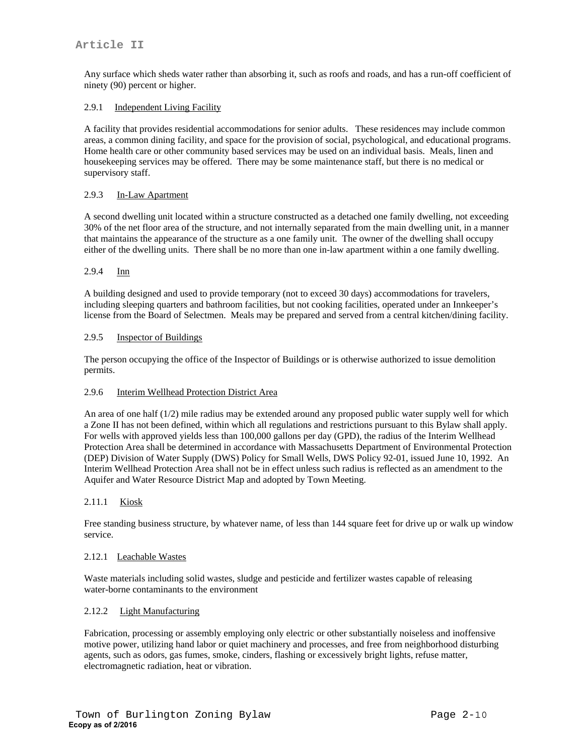Any surface which sheds water rather than absorbing it, such as roofs and roads, and has a run-off coefficient of ninety (90) percent or higher.

2.9.1 Independent Living Facility

A facility that provides residential accommodations for senior adults. These residences may include common areas, a common dining facility, and space for the provision of social, psychological, and educational programs. Home health care or other community based services may be used on an individual basis. Meals, linen and housekeeping services may be offered. There may be some maintenance staff, but there is no medical or supervisory staff.

2.9.3 In-Law Apartment

A second dwelling unit located within a structure constructed as a detached one family dwelling, not exceeding 30% of the net floor area of the structure, and not internally separated from the main dwelling unit, in a manner that maintains the appearance of the structure as a one family unit. The owner of the dwelling shall occupy either of the dwelling units. There shall be no more than one in-law apartment within a one family dwelling.

2.9.4 Inn

A building designed and used to provide temporary (not to exceed 30 days) accommodations for travelers, including sleeping quarters and bathroom facilities, but not cooking facilities, operated under an Innkeeper's license from the Board of Selectmen. Meals may be prepared and served from a central kitchen/dining facility.

2.9.5 Inspector of Buildings

The person occupying the office of the Inspector of Buildings or is otherwise authorized to issue demolition permits.

2.9.6 Interim Wellhead Protection District Area

An area of one half (1/2) mile radius may be extended around any proposed public water supply well for which a Zone II has not been defined, within which all regulations and restrictions pursuant to this Bylaw shall apply. For wells with approved yields less than 100,000 gallons per day (GPD), the radius of the Interim Wellhead Protection Area shall be determined in accordance with Massachusetts Department of Environmental Protection (DEP) Division of Water Supply (DWS) Policy for Small Wells, DWS Policy 92-01, issued June 10, 1992. An Interim Wellhead Protection Area shall not be in effect unless such radius is reflected as an amendment to the Aquifer and Water Resource District Map and adopted by Town Meeting.

2.11.1 Kiosk

Free standing business structure, by whatever name, of less than 144 square feet for drive up or walk up window service.

2.12.1 Leachable Wastes

Waste materials including solid wastes, sludge and pesticide and fertilizer wastes capable of releasing water-borne contaminants to the environment

2.12.2 Light Manufacturing

Fabrication, processing or assembly employing only electric or other substantially noiseless and inoffensive motive power, utilizing hand labor or quiet machinery and processes, and free from neighborhood disturbing agents, such as odors, gas fumes, smoke, cinders, flashing or excessively bright lights, refuse matter, electromagnetic radiation, heat or vibration.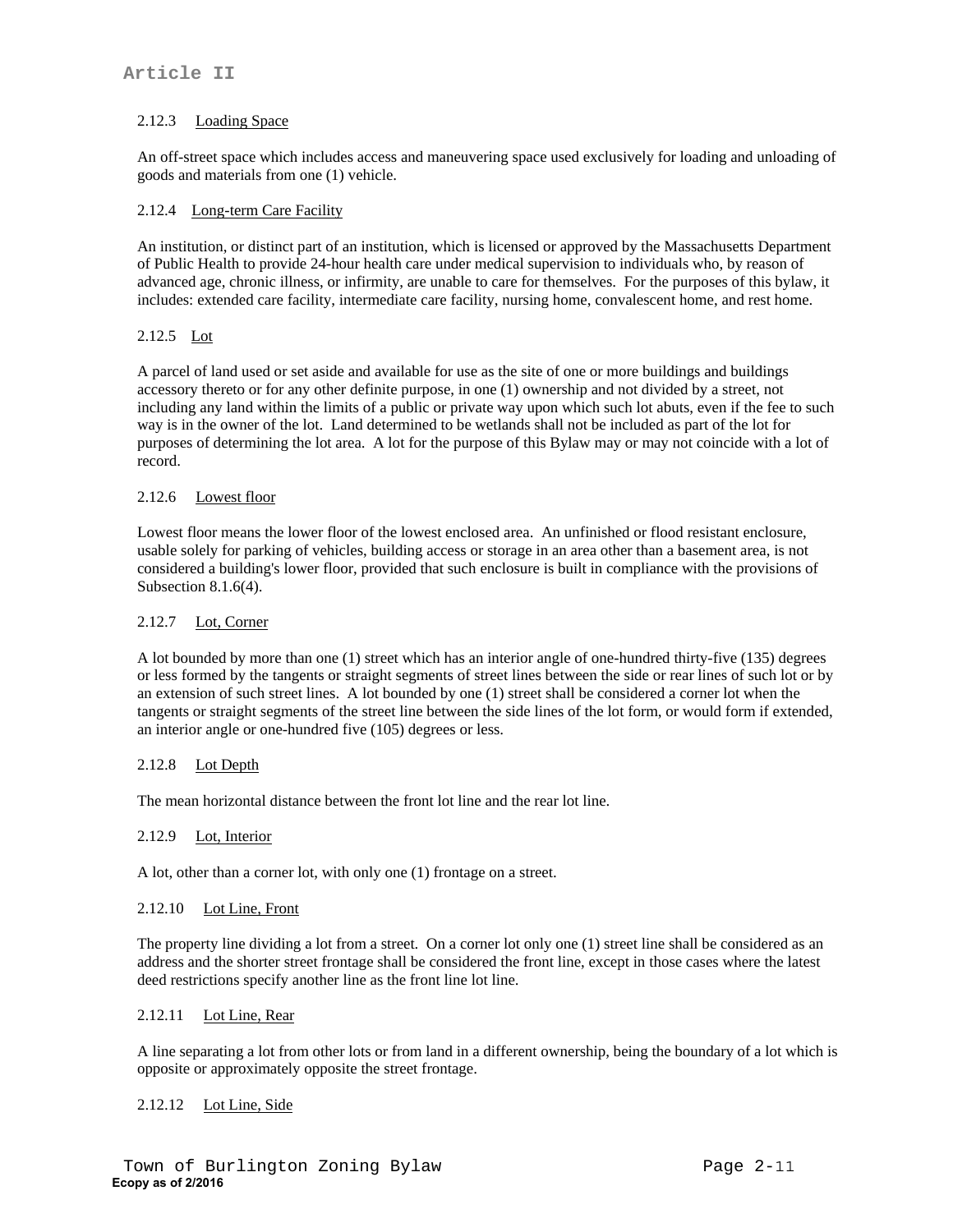2.12.3 Loading Space

An off-street space which includes access and maneuvering space used exclusively for loading and unloading of goods and materials from one (1) vehicle.

2.12.4 Long-term Care Facility

An institution, or distinct part of an institution, which is licensed or approved by the Massachusetts Department of Public Health to provide 24-hour health care under medical supervision to individuals who, by reason of advanced age, chronic illness, or infirmity, are unable to care for themselves. For the purposes of this bylaw, it includes: extended care facility, intermediate care facility, nursing home, convalescent home, and rest home.

2.12.5 Lot

A parcel of land used or set aside and available for use as the site of one or more buildings and buildings accessory thereto or for any other definite purpose, in one (1) ownership and not divided by a street, not including any land within the limits of a public or private way upon which such lot abuts, even if the fee to such way is in the owner of the lot. Land determined to be wetlands shall not be included as part of the lot for purposes of determining the lot area. A lot for the purpose of this Bylaw may or may not coincide with a lot of record.

2.12.6 Lowest floor

Lowest floor means the lower floor of the lowest enclosed area. An unfinished or flood resistant enclosure, usable solely for parking of vehicles, building access or storage in an area other than a basement area, is not considered a building's lower floor, provided that such enclosure is built in compliance with the provisions of Subsection 8.1.6(4).

2.12.7 Lot, Corner

A lot bounded by more than one (1) street which has an interior angle of one-hundred thirty-five (135) degrees or less formed by the tangents or straight segments of street lines between the side or rear lines of such lot or by an extension of such street lines. A lot bounded by one (1) street shall be considered a corner lot when the tangents or straight segments of the street line between the side lines of the lot form, or would form if extended, an interior angle or one-hundred five (105) degrees or less.

2.12.8 Lot Depth

The mean horizontal distance between the front lot line and the rear lot line.

2.12.9 Lot, Interior

A lot, other than a corner lot, with only one (1) frontage on a street.

2.12.10 Lot Line, Front

The property line dividing a lot from a street. On a corner lot only one (1) street line shall be considered as an address and the shorter street frontage shall be considered the front line, except in those cases where the latest deed restrictions specify another line as the front line lot line.

2.12.11 Lot Line, Rear

A line separating a lot from other lots or from land in a different ownership, being the boundary of a lot which is opposite or approximately opposite the street frontage.

2.12.12 Lot Line, Side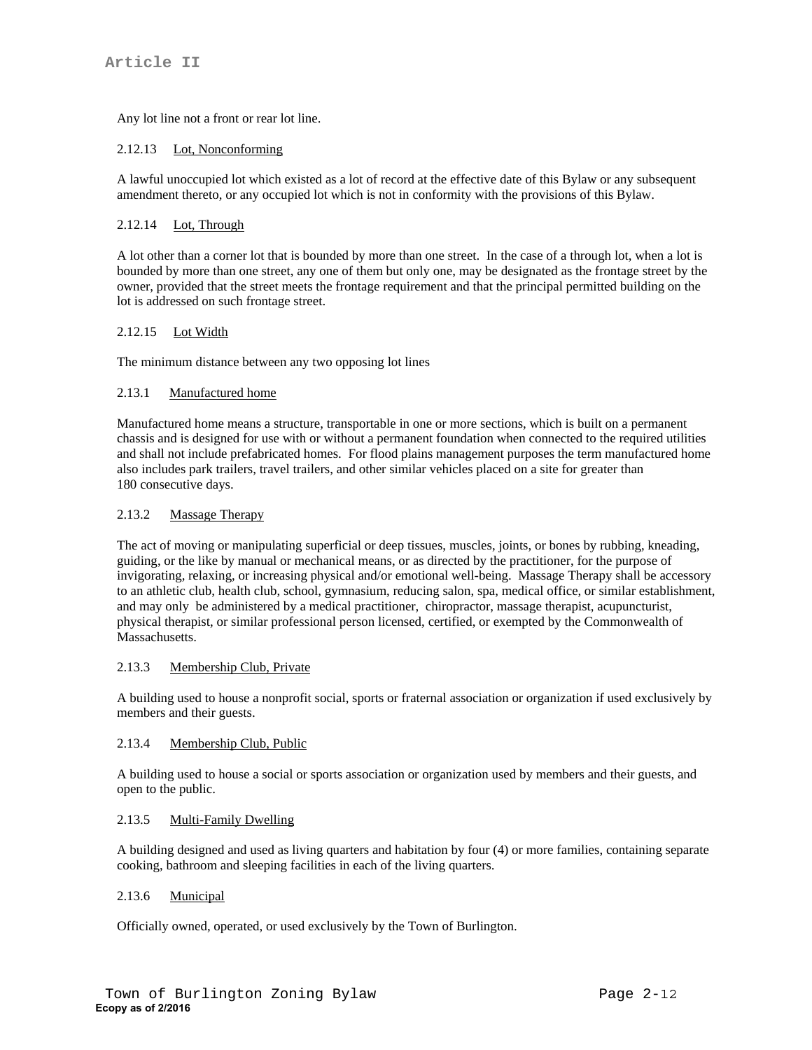Any lot line not a front or rear lot line.

2.12.13 Lot, Nonconforming

A lawful unoccupied lot which existed as a lot of record at the effective date of this Bylaw or any subsequent amendment thereto, or any occupied lot which is not in conformity with the provisions of this Bylaw.

2.12.14 Lot, Through

A lot other than a corner lot that is bounded by more than one street. In the case of a through lot, when a lot is bounded by more than one street, any one of them but only one, may be designated as the frontage street by the owner, provided that the street meets the frontage requirement and that the principal permitted building on the lot is addressed on such frontage street.

2.12.15 Lot Width

The minimum distance between any two opposing lot lines

2.13.1 Manufactured home

Manufactured home means a structure, transportable in one or more sections, which is built on a permanent chassis and is designed for use with or without a permanent foundation when connected to the required utilities and shall not include prefabricated homes. For flood plains management purposes the term manufactured home also includes park trailers, travel trailers, and other similar vehicles placed on a site for greater than 180 consecutive days.

2.13.2 Massage Therapy

The act of moving or manipulating superficial or deep tissues, muscles, joints, or bones by rubbing, kneading, guiding, or the like by manual or mechanical means, or as directed by the practitioner, for the purpose of invigorating, relaxing, or increasing physical and/or emotional well-being. Massage Therapy shall be accessory to an athletic club, health club, school, gymnasium, reducing salon, spa, medical office, or similar establishment, and may only be administered by a medical practitioner, chiropractor, massage therapist, acupuncturist, physical therapist, or similar professional person licensed, certified, or exempted by the Commonwealth of Massachusetts.

2.13.3 Membership Club, Private

A building used to house a nonprofit social, sports or fraternal association or organization if used exclusively by members and their guests.

2.13.4 Membership Club, Public

A building used to house a social or sports association or organization used by members and their guests, and open to the public.

2.13.5 Multi-Family Dwelling

A building designed and used as living quarters and habitation by four (4) or more families, containing separate cooking, bathroom and sleeping facilities in each of the living quarters.

2.13.6 Municipal

Officially owned, operated, or used exclusively by the Town of Burlington.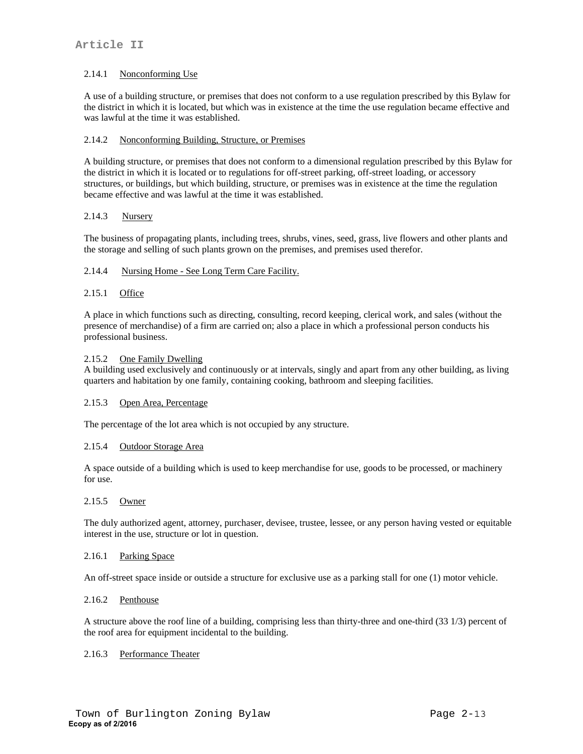2.14.1 Nonconforming Use

A use of a building structure, or premises that does not conform to a use regulation prescribed by this Bylaw for the district in which it is located, but which was in existence at the time the use regulation became effective and was lawful at the time it was established.

2.14.2 Nonconforming Building, Structure, or Premises

A building structure, or premises that does not conform to a dimensional regulation prescribed by this Bylaw for the district in which it is located or to regulations for off-street parking, off-street loading, or accessory structures, or buildings, but which building, structure, or premises was in existence at the time the regulation became effective and was lawful at the time it was established.

2.14.3 Nursery

The business of propagating plants, including trees, shrubs, vines, seed, grass, live flowers and other plants and the storage and selling of such plants grown on the premises, and premises used therefor.

2.14.4 Nursing Home - See Long Term Care Facility.

2.15.1 Office

A place in which functions such as directing, consulting, record keeping, clerical work, and sales (without the presence of merchandise) of a firm are carried on; also a place in which a professional person conducts his professional business.

2.15.2 One Family Dwelling

A building used exclusively and continuously or at intervals, singly and apart from any other building, as living quarters and habitation by one family, containing cooking, bathroom and sleeping facilities.

2.15.3 Open Area, Percentage

The percentage of the lot area which is not occupied by any structure.

2.15.4 Outdoor Storage Area

A space outside of a building which is used to keep merchandise for use, goods to be processed, or machinery for use.

2.15.5 Owner

The duly authorized agent, attorney, purchaser, devisee, trustee, lessee, or any person having vested or equitable interest in the use, structure or lot in question.

2.16.1 Parking Space

An off-street space inside or outside a structure for exclusive use as a parking stall for one (1) motor vehicle.

2.16.2 Penthouse

A structure above the roof line of a building, comprising less than thirty-three and one-third (33 1/3) percent of the roof area for equipment incidental to the building.

2.16.3 Performance Theater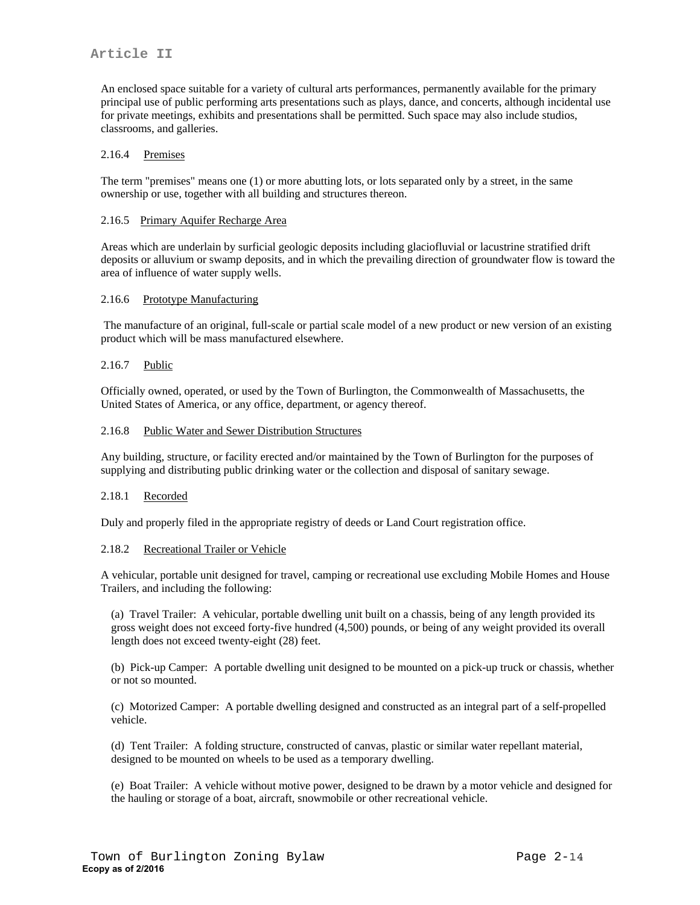An enclosed space suitable for a variety of cultural arts performances, permanently available for the primary principal use of public performing arts presentations such as plays, dance, and concerts, although incidental use for private meetings, exhibits and presentations shall be permitted. Such space may also include studios, classrooms, and galleries.

2.16.4 Premises

The term "premises" means one (1) or more abutting lots, or lots separated only by a street, in the same ownership or use, together with all building and structures thereon.

2.16.5 Primary Aquifer Recharge Area

Areas which are underlain by surficial geologic deposits including glaciofluvial or lacustrine stratified drift deposits or alluvium or swamp deposits, and in which the prevailing direction of groundwater flow is toward the area of influence of water supply wells.

2.16.6 Prototype Manufacturing

The manufacture of an original, full-scale or partial scale model of a new product or new version of an existing product which will be mass manufactured elsewhere.

2.16.7 Public

Officially owned, operated, or used by the Town of Burlington, the Commonwealth of Massachusetts, the United States of America, or any office, department, or agency thereof.

2.16.8 Public Water and Sewer Distribution Structures

Any building, structure, or facility erected and/or maintained by the Town of Burlington for the purposes of supplying and distributing public drinking water or the collection and disposal of sanitary sewage.

2.18.1 Recorded

Duly and properly filed in the appropriate registry of deeds or Land Court registration office.

2.18.2 Recreational Trailer or Vehicle

A vehicular, portable unit designed for travel, camping or recreational use excluding Mobile Homes and House Trailers, and including the following:

(a) Travel Trailer: A vehicular, portable dwelling unit built on a chassis, being of any length provided its gross weight does not exceed forty-five hundred (4,500) pounds, or being of any weight provided its overall length does not exceed twenty-eight (28) feet.

(b) Pick-up Camper: A portable dwelling unit designed to be mounted on a pick-up truck or chassis, whether or not so mounted.

(c) Motorized Camper: A portable dwelling designed and constructed as an integral part of a self-propelled vehicle.

(d) Tent Trailer: A folding structure, constructed of canvas, plastic or similar water repellant material, designed to be mounted on wheels to be used as a temporary dwelling.

(e) Boat Trailer: A vehicle without motive power, designed to be drawn by a motor vehicle and designed for the hauling or storage of a boat, aircraft, snowmobile or other recreational vehicle.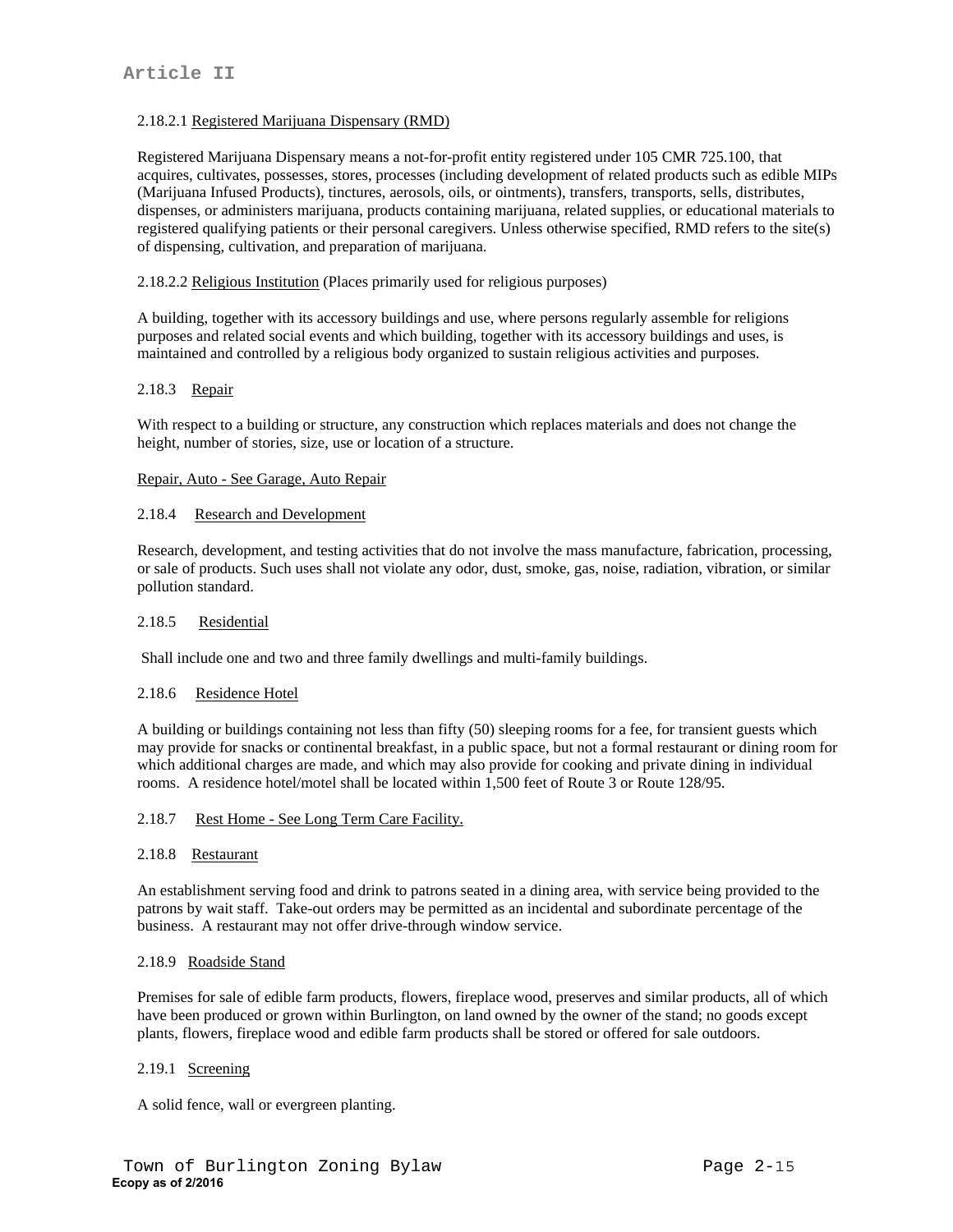2.18.2.1 Registered Marijuana Dispensary (RMD)

Registered Marijuana Dispensary means a not-for-profit entity registered under 105 CMR 725.100, that acquires, cultivates, possesses, stores, processes (including development of related products such as edible MIPs (Marijuana Infused Products), tinctures, aerosols, oils, or ointments), transfers, transports, sells, distributes, dispenses, or administers marijuana, products containing marijuana, related supplies, or educational materials to registered qualifying patients or their personal caregivers. Unless otherwise specified, RMD refers to the site(s) of dispensing, cultivation, and preparation of marijuana.

2.18.2.2 Religious Institution (Places primarily used for religious purposes)

A building, together with its accessory buildings and use, where persons regularly assemble for religions purposes and related social events and which building, together with its accessory buildings and uses, is maintained and controlled by a religious body organized to sustain religious activities and purposes.

2.18.3 Repair

With respect to a building or structure, any construction which replaces materials and does not change the height, number of stories, size, use or location of a structure.

Repair, Auto - See Garage, Auto Repair

2.18.4 Research and Development

Research, development, and testing activities that do not involve the mass manufacture, fabrication, processing, or sale of products. Such uses shall not violate any odor, dust, smoke, gas, noise, radiation, vibration, or similar pollution standard.

2.18.5 Residential

Shall include one and two and three family dwellings and multi-family buildings.

2.18.6 Residence Hotel

A building or buildings containing not less than fifty (50) sleeping rooms for a fee, for transient guests which may provide for snacks or continental breakfast, in a public space, but not a formal restaurant or dining room for which additional charges are made, and which may also provide for cooking and private dining in individual rooms. A residence hotel/motel shall be located within 1,500 feet of Route 3 or Route 128/95.

2.18.7 Rest Home - See Long Term Care Facility.

2.18.8 Restaurant

An establishment serving food and drink to patrons seated in a dining area, with service being provided to the patrons by wait staff. Take-out orders may be permitted as an incidental and subordinate percentage of the business. A restaurant may not offer drive-through window service.

2.18.9 Roadside Stand

Premises for sale of edible farm products, flowers, fireplace wood, preserves and similar products, all of which have been produced or grown within Burlington, on land owned by the owner of the stand; no goods except plants, flowers, fireplace wood and edible farm products shall be stored or offered for sale outdoors.

2.19.1 Screening

A solid fence, wall or evergreen planting.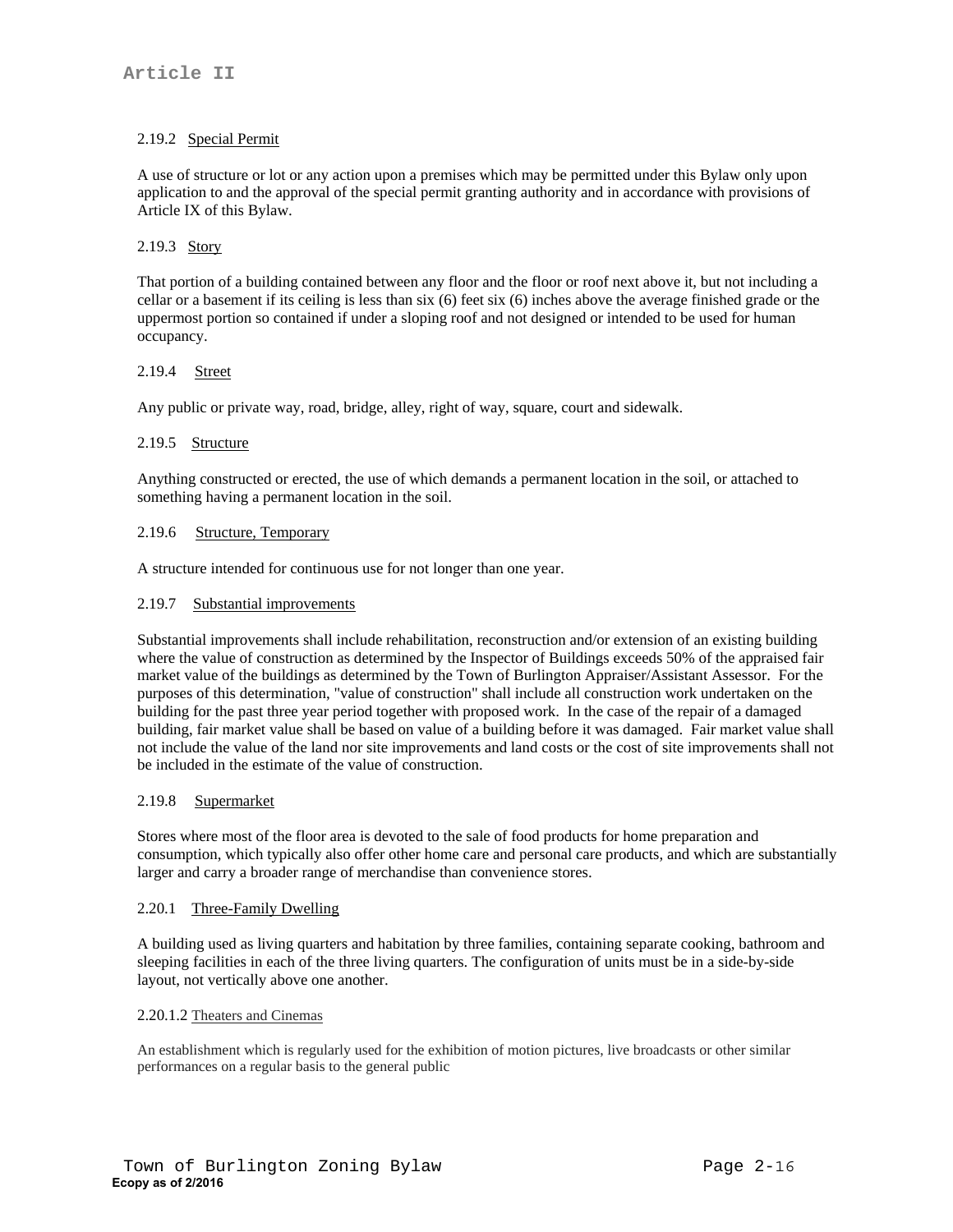#### 2.19.2 Special Permit

A use of structure or lot or any action upon a premises which may be permitted under this Bylaw only upon application to and the approval of the special permit granting authority and in accordance with provisions of Article IX of this Bylaw.

#### 2.19.3 Story

That portion of a building contained between any floor and the floor or roof next above it, but not including a cellar or a basement if its ceiling is less than six (6) feet six (6) inches above the average finished grade or the uppermost portion so contained if under a sloping roof and not designed or intended to be used for human occupancy.

#### 2.19.4 Street

Any public or private way, road, bridge, alley, right of way, square, court and sidewalk.

#### 2.19.5 Structure

Anything constructed or erected, the use of which demands a permanent location in the soil, or attached to something having a permanent location in the soil.

#### 2.19.6 Structure, Temporary

A structure intended for continuous use for not longer than one year.

#### 2.19.7 Substantial improvements

Substantial improvements shall include rehabilitation, reconstruction and/or extension of an existing building where the value of construction as determined by the Inspector of Buildings exceeds 50% of the appraised fair market value of the buildings as determined by the Town of Burlington Appraiser/Assistant Assessor. For the purposes of this determination, "value of construction" shall include all construction work undertaken on the building for the past three year period together with proposed work. In the case of the repair of a damaged building, fair market value shall be based on value of a building before it was damaged. Fair market value shall not include the value of the land nor site improvements and land costs or the cost of site improvements shall not be included in the estimate of the value of construction.

#### 2.19.8 Supermarket

Stores where most of the floor area is devoted to the sale of food products for home preparation and consumption, which typically also offer other home care and personal care products, and which are substantially larger and carry a broader range of merchandise than convenience stores.

#### 2.20.1 Three-Family Dwelling

A building used as living quarters and habitation by three families, containing separate cooking, bathroom and sleeping facilities in each of the three living quarters. The configuration of units must be in a side-by-side layout, not vertically above one another.

#### 2.20.1.2 Theaters and Cinemas

An establishment which is regularly used for the exhibition of motion pictures, live broadcasts or other similar performances on a regular basis to the general public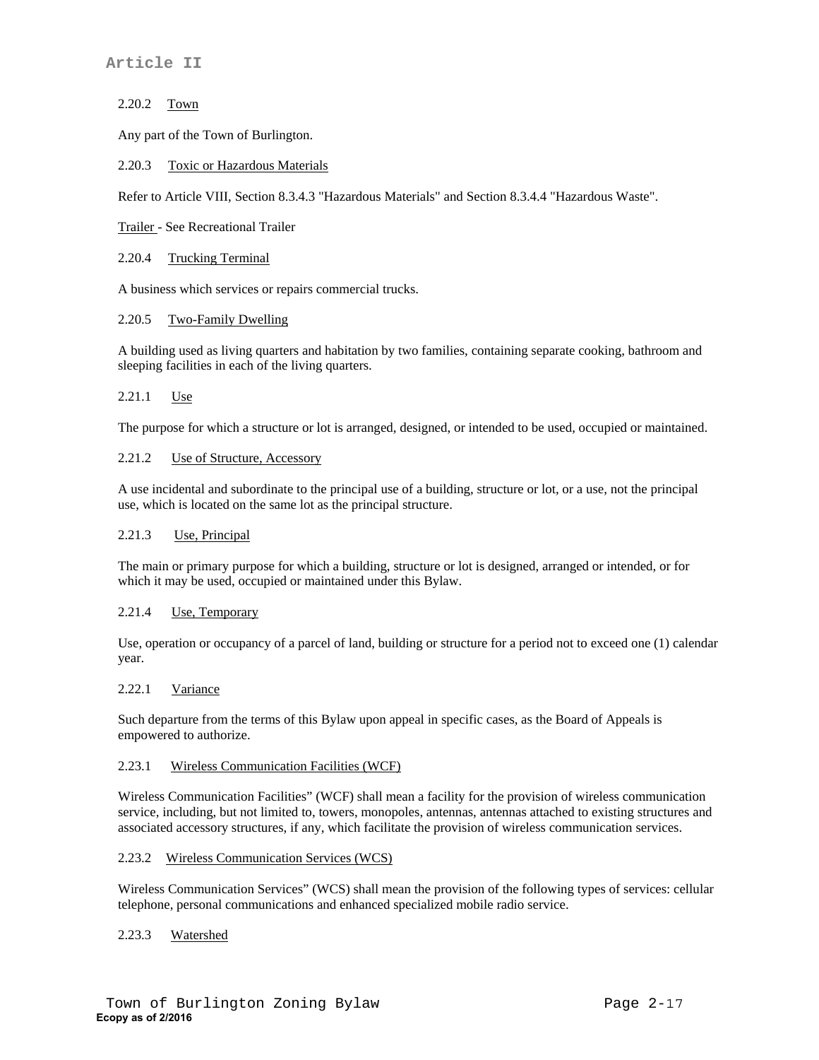2.20.2 Town

Any part of the Town of Burlington.

2.20.3 Toxic or Hazardous Materials

Refer to Article VIII, Section 8.3.4.3 "Hazardous Materials" and Section 8.3.4.4 "Hazardous Waste".

Trailer - See Recreational Trailer

2.20.4 Trucking Terminal

A business which services or repairs commercial trucks.

2.20.5 Two-Family Dwelling

A building used as living quarters and habitation by two families, containing separate cooking, bathroom and sleeping facilities in each of the living quarters.

2.21.1 Use

The purpose for which a structure or lot is arranged, designed, or intended to be used, occupied or maintained.

2.21.2 Use of Structure, Accessory

A use incidental and subordinate to the principal use of a building, structure or lot, or a use, not the principal use, which is located on the same lot as the principal structure.

2.21.3 Use, Principal

The main or primary purpose for which a building, structure or lot is designed, arranged or intended, or for which it may be used, occupied or maintained under this Bylaw.

2.21.4 Use, Temporary

Use, operation or occupancy of a parcel of land, building or structure for a period not to exceed one (1) calendar year.

2.22.1 Variance

Such departure from the terms of this Bylaw upon appeal in specific cases, as the Board of Appeals is empowered to authorize.

2.23.1 Wireless Communication Facilities (WCF)

Wireless Communication Facilities" (WCF) shall mean a facility for the provision of wireless communication service, including, but not limited to, towers, monopoles, antennas, antennas attached to existing structures and associated accessory structures, if any, which facilitate the provision of wireless communication services.

2.23.2 Wireless Communication Services (WCS)

Wireless Communication Services" (WCS) shall mean the provision of the following types of services: cellular telephone, personal communications and enhanced specialized mobile radio service.

2.23.3 Watershed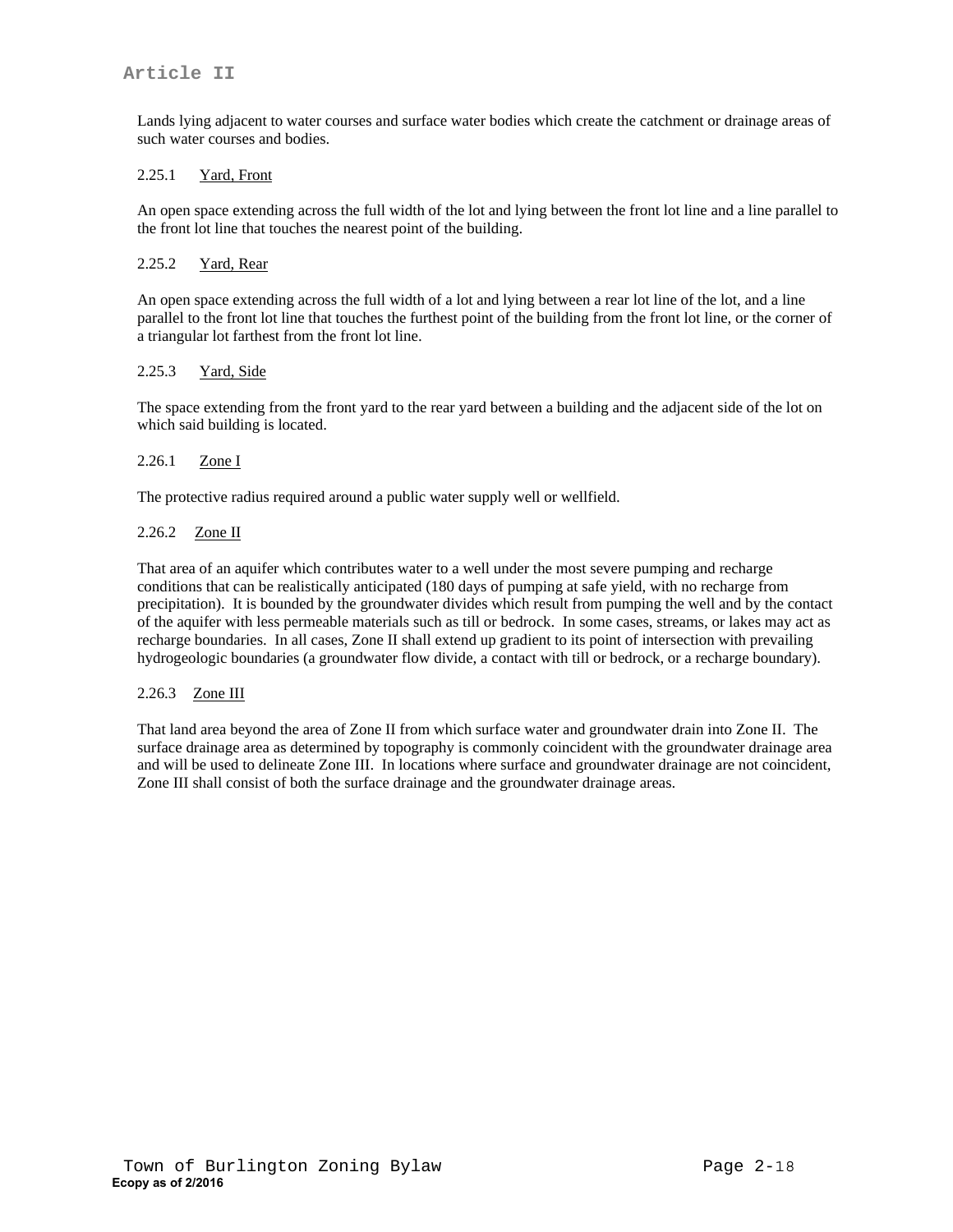Lands lying adjacent to water courses and surface water bodies which create the catchment or drainage areas of such water courses and bodies.

2.25.1 Yard, Front

An open space extending across the full width of the lot and lying between the front lot line and a line parallel to the front lot line that touches the nearest point of the building.

2.25.2 Yard, Rear

An open space extending across the full width of a lot and lying between a rear lot line of the lot, and a line parallel to the front lot line that touches the furthest point of the building from the front lot line, or the corner of a triangular lot farthest from the front lot line.

2.25.3 Yard, Side

The space extending from the front yard to the rear yard between a building and the adjacent side of the lot on which said building is located.

2.26.1 Zone I

The protective radius required around a public water supply well or wellfield.

2.26.2 Zone II

That area of an aquifer which contributes water to a well under the most severe pumping and recharge conditions that can be realistically anticipated (180 days of pumping at safe yield, with no recharge from precipitation). It is bounded by the groundwater divides which result from pumping the well and by the contact of the aquifer with less permeable materials such as till or bedrock. In some cases, streams, or lakes may act as recharge boundaries. In all cases, Zone II shall extend up gradient to its point of intersection with prevailing hydrogeologic boundaries (a groundwater flow divide, a contact with till or bedrock, or a recharge boundary).

2.26.3 Zone III

That land area beyond the area of Zone II from which surface water and groundwater drain into Zone II. The surface drainage area as determined by topography is commonly coincident with the groundwater drainage area and will be used to delineate Zone III. In locations where surface and groundwater drainage are not coincident, Zone III shall consist of both the surface drainage and the groundwater drainage areas.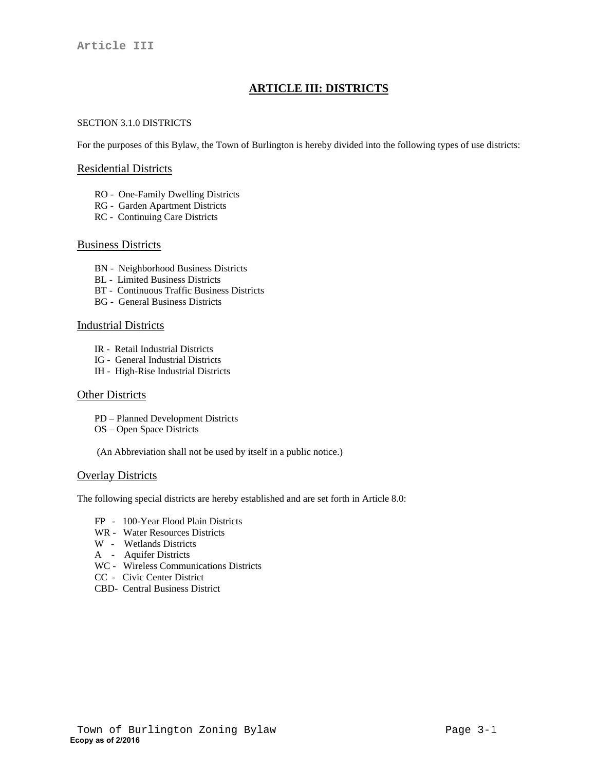# ARTICLE III: DISTRICTS

SECTION 3.1.0 DISTRICTS

For the purposes of this Bylaw, the Town of Burlington is hereby divided into the following types of use districts:

## Residential Districts

RO - One-Family Dwelling Districts
RG - Garden Apartment Districts
RC - Continuing Care Districts

## Business Districts

BN - Neighborhood Business Districts
BL - Limited Business Districts
BT - Continuous Traffic Business Districts
BG - General Business Districts

## Industrial Districts

IR - Retail Industrial Districts
IG - General Industrial Districts
IH - High-Rise Industrial Districts

## Other Districts

PD – Planned Development Districts
OS – Open Space Districts

(An Abbreviation shall not be used by itself in a public notice.)

## Overlay Districts

The following special districts are hereby established and are set forth in Article 8.0:

FP - 100-Year Flood Plain Districts
WR - Water Resources Districts
W - Wetlands Districts
A - Aquifer Districts
WC - Wireless Communications Districts
CC - Civic Center District
CBD- Central Business District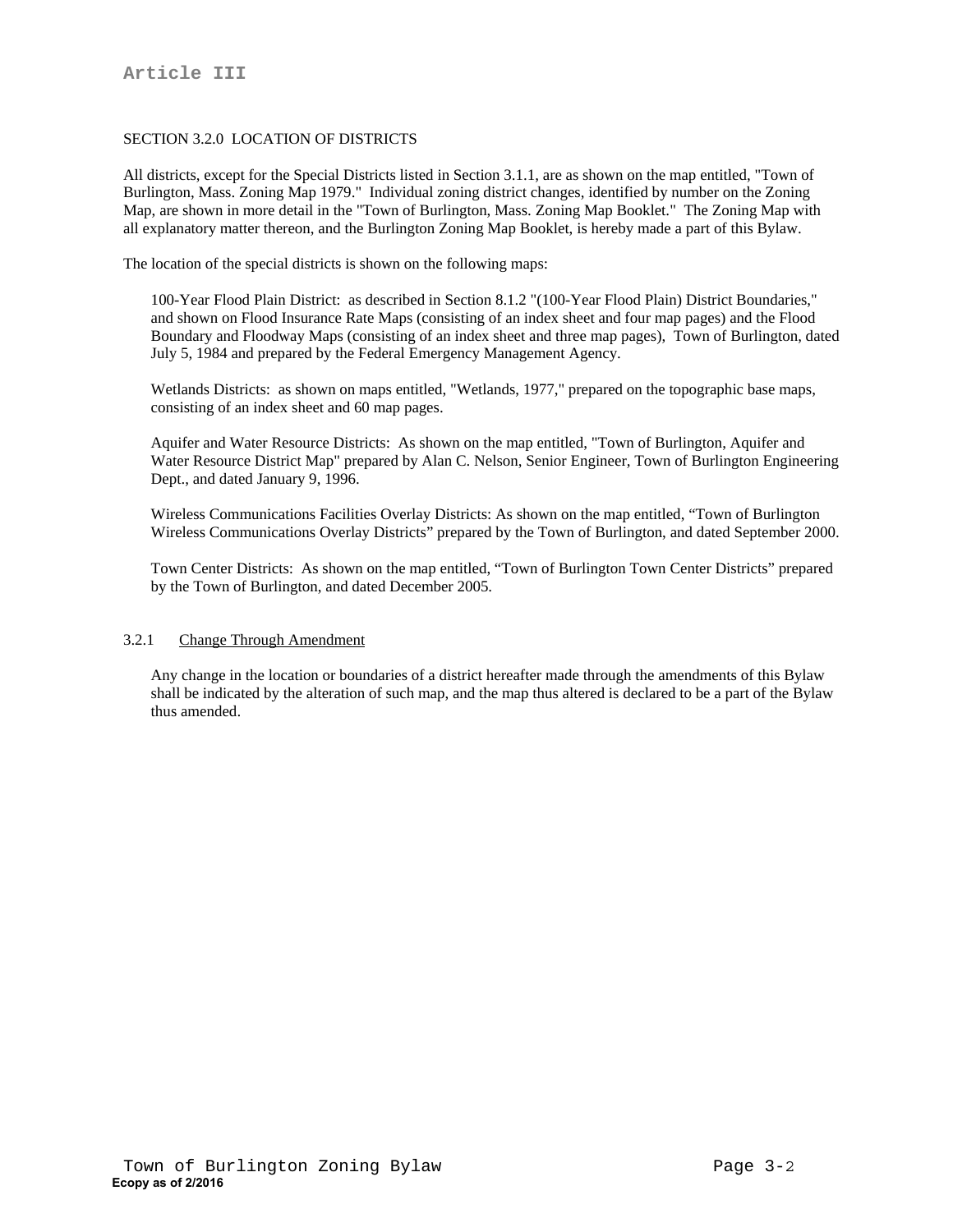## SECTION 3.2.0 LOCATION OF DISTRICTS

All districts, except for the Special Districts listed in Section 3.1.1, are as shown on the map entitled, "Town of Burlington, Mass. Zoning Map 1979." Individual zoning district changes, identified by number on the Zoning Map, are shown in more detail in the "Town of Burlington, Mass. Zoning Map Booklet." The Zoning Map with all explanatory matter thereon, and the Burlington Zoning Map Booklet, is hereby made a part of this Bylaw.

The location of the special districts is shown on the following maps:

100-Year Flood Plain District: as described in Section 8.1.2 "(100-Year Flood Plain) District Boundaries," and shown on Flood Insurance Rate Maps (consisting of an index sheet and four map pages) and the Flood Boundary and Floodway Maps (consisting of an index sheet and three map pages), Town of Burlington, dated July 5, 1984 and prepared by the Federal Emergency Management Agency.

Wetlands Districts: as shown on maps entitled, "Wetlands, 1977," prepared on the topographic base maps, consisting of an index sheet and 60 map pages.

Aquifer and Water Resource Districts: As shown on the map entitled, "Town of Burlington, Aquifer and Water Resource District Map" prepared by Alan C. Nelson, Senior Engineer, Town of Burlington Engineering Dept., and dated January 9, 1996.

Wireless Communications Facilities Overlay Districts: As shown on the map entitled, "Town of Burlington Wireless Communications Overlay Districts" prepared by the Town of Burlington, and dated September 2000.

Town Center Districts: As shown on the map entitled, "Town of Burlington Town Center Districts" prepared by the Town of Burlington, and dated December 2005.

### 3.2.1 Change Through Amendment

Any change in the location or boundaries of a district hereafter made through the amendments of this Bylaw shall be indicated by the alteration of such map, and the map thus altered is declared to be a part of the Bylaw thus amended.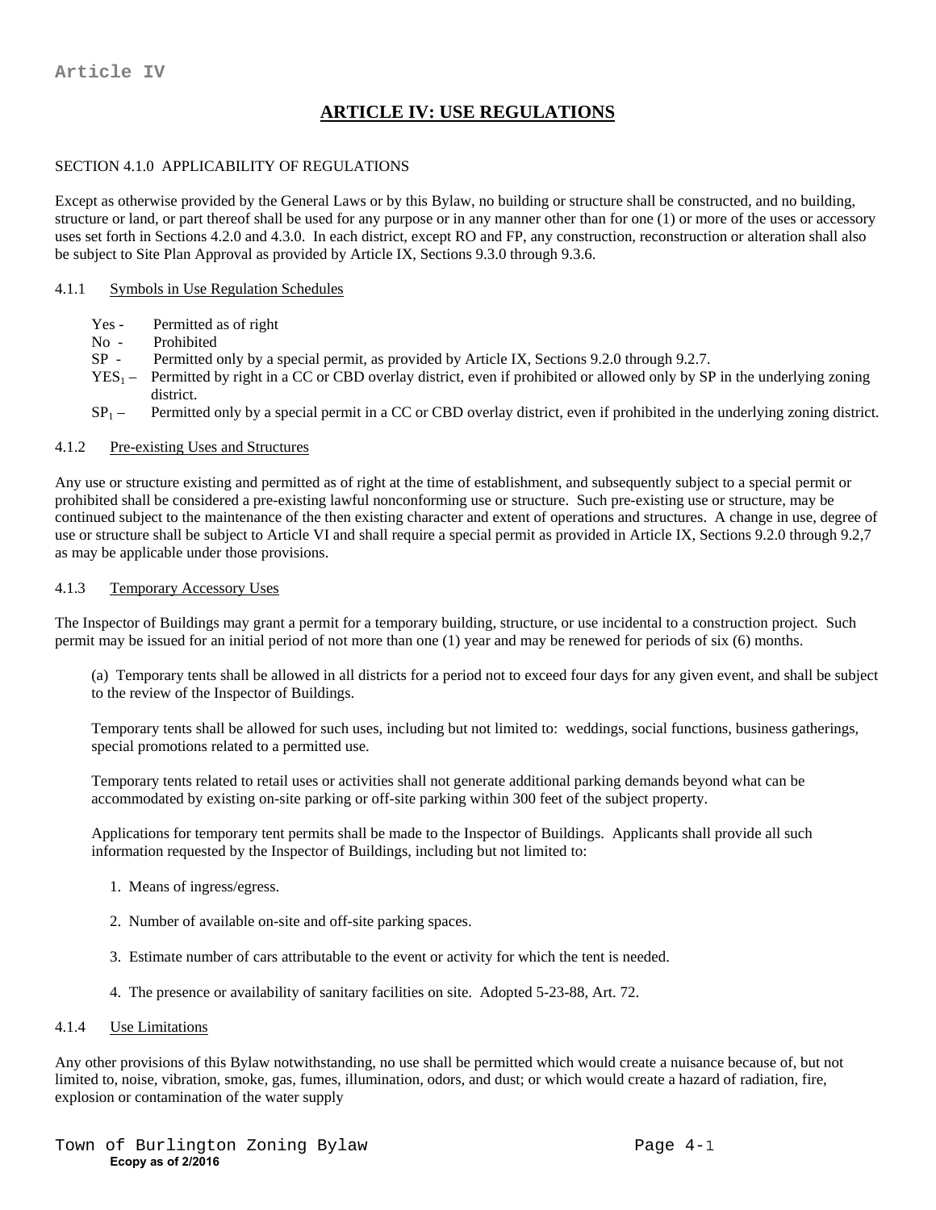# ARTICLE IV: USE REGULATIONS

SECTION 4.1.0 APPLICABILITY OF REGULATIONS

Except as otherwise provided by the General Laws or by this Bylaw, no building or structure shall be constructed, and no building, structure or land, or part thereof shall be used for any purpose or in any manner other than for one (1) or more of the uses or accessory uses set forth in Sections 4.2.0 and 4.3.0. In each district, except RO and FP, any construction, reconstruction or alteration shall also be subject to Site Plan Approval as provided by Article IX, Sections 9.3.0 through 9.3.6.

4.1.1 Symbols in Use Regulation Schedules

- Yes - Permitted as of right
- No - Prohibited
- SP - Permitted only by a special permit, as provided by Article IX, Sections 9.2.0 through 9.2.7.
- $YES_1$ – Permitted by right in a CC or CBD overlay district, even if prohibited or allowed only by SP in the underlying zoning district.
- $SP_1$ – Permitted only by a special permit in a CC or CBD overlay district, even if prohibited in the underlying zoning district.

4.1.2 Pre-existing Uses and Structures

Any use or structure existing and permitted as of right at the time of establishment, and subsequently subject to a special permit or prohibited shall be considered a pre-existing lawful nonconforming use or structure. Such pre-existing use or structure, may be continued subject to the maintenance of the then existing character and extent of operations and structures. A change in use, degree of use or structure shall be subject to Article VI and shall require a special permit as provided in Article IX, Sections 9.2.0 through 9.2,7 as may be applicable under those provisions.

4.1.3 Temporary Accessory Uses

The Inspector of Buildings may grant a permit for a temporary building, structure, or use incidental to a construction project. Such permit may be issued for an initial period of not more than one (1) year and may be renewed for periods of six (6) months.

(a) Temporary tents shall be allowed in all districts for a period not to exceed four days for any given event, and shall be subject to the review of the Inspector of Buildings.

Temporary tents shall be allowed for such uses, including but not limited to: weddings, social functions, business gatherings, special promotions related to a permitted use.

Temporary tents related to retail uses or activities shall not generate additional parking demands beyond what can be accommodated by existing on-site parking or off-site parking within 300 feet of the subject property.

Applications for temporary tent permits shall be made to the Inspector of Buildings. Applicants shall provide all such information requested by the Inspector of Buildings, including but not limited to:

1. Means of ingress/egress.
2. Number of available on-site and off-site parking spaces.
3. Estimate number of cars attributable to the event or activity for which the tent is needed.
4. The presence or availability of sanitary facilities on site. Adopted 5-23-88, Art. 72.

4.1.4 Use Limitations

Any other provisions of this Bylaw notwithstanding, no use shall be permitted which would create a nuisance because of, but not limited to, noise, vibration, smoke, gas, fumes, illumination, odors, and dust; or which would create a hazard of radiation, fire, explosion or contamination of the water supply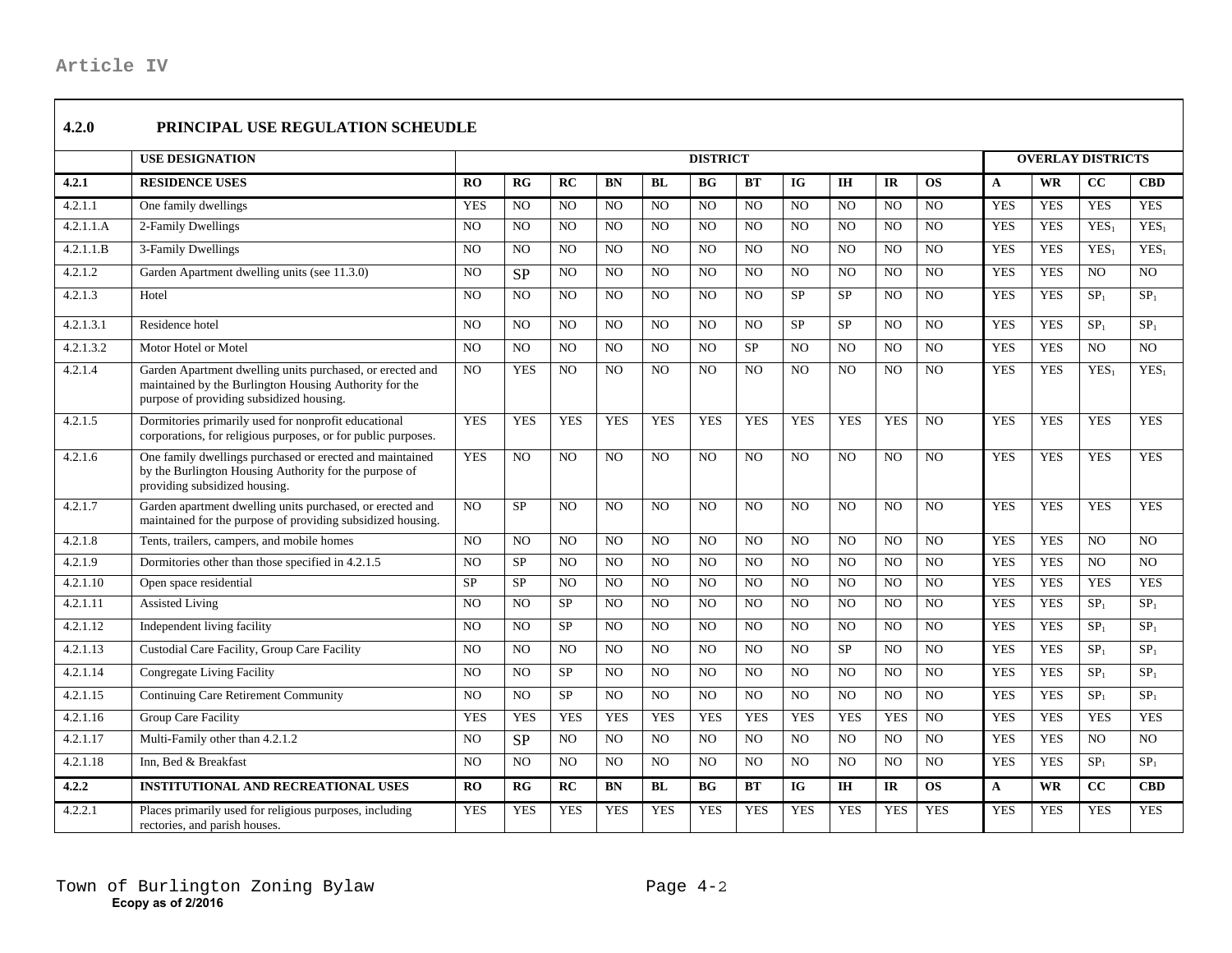## 4.2.0 PRINCIPAL USE REGULATION SCHEUDLE

| | USE DESIGNATION | DISTRICT | | | | | | | | | | | OVERLAY DISTRICTS | | | |
|---|---|---|---|---|---|---|---|---|---|---|---|---|---|---|---|---|
| **4.2.1** | **RESIDENCE USES** | **RO** | **RG** | **RC** | **BN** | **BL** | **BG** | **BT** | **IG** | **IH** | **IR** | **OS** | **A** | **WR** | **CC** | **CBD** |
| 4.2.1.1 | One family dwellings | YES | NO | NO | NO | NO | NO | NO | NO | NO | NO | NO | YES | YES | YES | YES |
| 4.2.1.1.A | 2-Family Dwellings | NO | NO | NO | NO | NO | NO | NO | NO | NO | NO | NO | YES | YES | $YES_1$ | $YES_1$ |
| 4.2.1.1.B | 3-Family Dwellings | NO | NO | NO | NO | NO | NO | NO | NO | NO | NO | NO | YES | YES | $YES_1$ | $YES_1$ |
| 4.2.1.2 | Garden Apartment dwelling units (see 11.3.0) | NO | SP | NO | NO | NO | NO | NO | NO | NO | NO | NO | YES | YES | NO | NO |
| 4.2.1.3 | Hotel | NO | NO | NO | NO | NO | NO | NO | SP | SP | NO | NO | YES | YES | $SP_1$ | $SP_1$ |
| 4.2.1.3.1 | Residence hotel | NO | NO | NO | NO | NO | NO | NO | SP | SP | NO | NO | YES | YES | $SP_1$ | $SP_1$ |
| 4.2.1.3.2 | Motor Hotel or Motel | NO | NO | NO | NO | NO | NO | SP | NO | NO | NO | NO | YES | YES | NO | NO |
| 4.2.1.4 | Garden Apartment dwelling units purchased, or erected and maintained by the Burlington Housing Authority for the purpose of providing subsidized housing. | NO | YES | NO | NO | NO | NO | NO | NO | NO | NO | NO | YES | YES | $YES_1$ | $YES_1$ |
| 4.2.1.5 | Dormitories primarily used for nonprofit educational corporations, for religious purposes, or for public purposes. | YES | YES | YES | YES | YES | YES | YES | YES | YES | YES | NO | YES | YES | YES | YES |
| 4.2.1.6 | One family dwellings purchased or erected and maintained by the Burlington Housing Authority for the purpose of providing subsidized housing. | YES | NO | NO | NO | NO | NO | NO | NO | NO | NO | NO | YES | YES | YES | YES |
| 4.2.1.7 | Garden apartment dwelling units purchased, or erected and maintained for the purpose of providing subsidized housing. | NO | SP | NO | NO | NO | NO | NO | NO | NO | NO | NO | YES | YES | YES | YES |
| 4.2.1.8 | Tents, trailers, campers, and mobile homes | NO | NO | NO | NO | NO | NO | NO | NO | NO | NO | NO | YES | YES | NO | NO |
| 4.2.1.9 | Dormitories other than those specified in 4.2.1.5 | NO | SP | NO | NO | NO | NO | NO | NO | NO | NO | NO | YES | YES | NO | NO |
| 4.2.1.10 | Open space residential | SP | SP | NO | NO | NO | NO | NO | NO | NO | NO | NO | YES | YES | YES | YES |
| 4.2.1.11 | Assisted Living | NO | NO | SP | NO | NO | NO | NO | NO | NO | NO | NO | YES | YES | $SP_1$ | $SP_1$ |
| 4.2.1.12 | Independent living facility | NO | NO | SP | NO | NO | NO | NO | NO | NO | NO | NO | YES | YES | $SP_1$ | $SP_1$ |
| 4.2.1.13 | Custodial Care Facility, Group Care Facility | NO | NO | NO | NO | NO | NO | NO | NO | SP | NO | NO | YES | YES | $SP_1$ | $SP_1$ |
| 4.2.1.14 | Congregate Living Facility | NO | NO | SP | NO | NO | NO | NO | NO | NO | NO | NO | YES | YES | $SP_1$ | $SP_1$ |
| 4.2.1.15 | Continuing Care Retirement Community | NO | NO | SP | NO | NO | NO | NO | NO | NO | NO | NO | YES | YES | $SP_1$ | $SP_1$ |
| 4.2.1.16 | Group Care Facility | YES | YES | YES | YES | YES | YES | YES | YES | YES | YES | NO | YES | YES | YES | YES |
| 4.2.1.17 | Multi-Family other than 4.2.1.2 | NO | SP | NO | NO | NO | NO | NO | NO | NO | NO | NO | YES | YES | NO | NO |
| 4.2.1.18 | Inn, Bed & Breakfast | NO | NO | NO | NO | NO | NO | NO | NO | NO | NO | NO | YES | YES | $SP_1$ | $SP_1$ |
| **4.2.2** | **INSTITUTIONAL AND RECREATIONAL USES** | **RO** | **RG** | **RC** | **BN** | **BL** | **BG** | **BT** | **IG** | **IH** | **IR** | **OS** | **A** | **WR** | **CC** | **CBD** |
| 4.2.2.1 | Places primarily used for religious purposes, including rectories, and parish houses. | YES | YES | YES | YES | YES | YES | YES | YES | YES | YES | YES | YES | YES | YES | YES |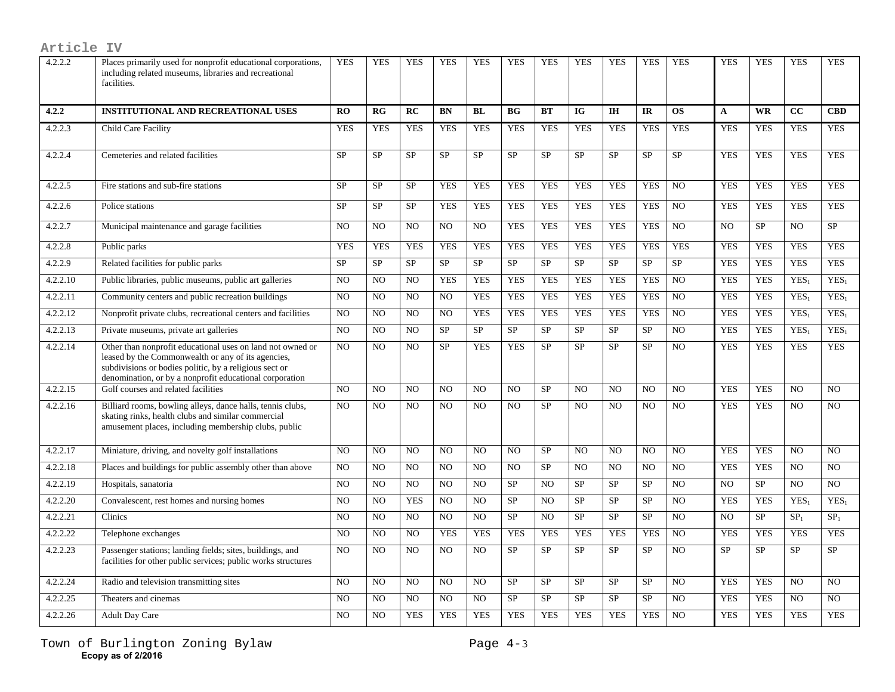| 4.2.2.2 | Places primarily used for nonprofit educational corporations, including related museums, libraries and recreational facilities. | YES | YES | YES | YES | YES | YES | YES | YES | YES | YES | YES | YES | YES | YES | YES |
|---|---|---|---|---|---|---|---|---|---|---|---|---|---|---|---|---|
| **4.2.2** | **INSTITUTIONAL AND RECREATIONAL USES** | **RO** | **RG** | **RC** | **BN** | **BL** | **BG** | **BT** | **IG** | **IH** | **IR** | **OS** | **A** | **WR** | **CC** | **CBD** |
| 4.2.2.3 | Child Care Facility | YES | YES | YES | YES | YES | YES | YES | YES | YES | YES | YES | YES | YES | YES | YES |
| 4.2.2.4 | Cemeteries and related facilities | SP | SP | SP | SP | SP | SP | SP | SP | SP | SP | SP | YES | YES | YES | YES |
| 4.2.2.5 | Fire stations and sub-fire stations | SP | SP | SP | YES | YES | YES | YES | YES | YES | YES | NO | YES | YES | YES | YES |
| 4.2.2.6 | Police stations | SP | SP | SP | YES | YES | YES | YES | YES | YES | YES | NO | YES | YES | YES | YES |
| 4.2.2.7 | Municipal maintenance and garage facilities | NO | NO | NO | NO | NO | YES | YES | YES | YES | YES | NO | NO | SP | NO | SP |
| 4.2.2.8 | Public parks | YES | YES | YES | YES | YES | YES | YES | YES | YES | YES | YES | YES | YES | YES | YES |
| 4.2.2.9 | Related facilities for public parks | SP | SP | SP | SP | SP | SP | SP | SP | SP | SP | SP | YES | YES | YES | YES |
| 4.2.2.10 | Public libraries, public museums, public art galleries | NO | NO | NO | YES | YES | YES | YES | YES | YES | YES | NO | YES | YES | $YES_1$ | $YES_1$ |
| 4.2.2.11 | Community centers and public recreation buildings | NO | NO | NO | NO | YES | YES | YES | YES | YES | YES | NO | YES | YES | $YES_1$ | $YES_1$ |
| 4.2.2.12 | Nonprofit private clubs, recreational centers and facilities | NO | NO | NO | NO | YES | YES | YES | YES | YES | YES | NO | YES | YES | $YES_1$ | $YES_1$ |
| 4.2.2.13 | Private museums, private art galleries | NO | NO | NO | SP | SP | SP | SP | SP | SP | SP | NO | YES | YES | $YES_1$ | $YES_1$ |
| 4.2.2.14 | Other than nonprofit educational uses on land not owned or leased by the Commonwealth or any of its agencies, subdivisions or bodies politic, by a religious sect or denomination, or by a nonprofit educational corporation | NO | NO | NO | SP | YES | YES | SP | SP | SP | SP | NO | YES | YES | YES | YES |
| 4.2.2.15 | Golf courses and related facilities | NO | NO | NO | NO | NO | NO | SP | NO | NO | NO | NO | YES | YES | NO | NO |
| 4.2.2.16 | Billiard rooms, bowling alleys, dance halls, tennis clubs, skating rinks, health clubs and similar commercial amusement places, including membership clubs, public | NO | NO | NO | NO | NO | NO | SP | NO | NO | NO | NO | YES | YES | NO | NO |
| 4.2.2.17 | Miniature, driving, and novelty golf installations | NO | NO | NO | NO | NO | NO | SP | NO | NO | NO | NO | YES | YES | NO | NO |
| 4.2.2.18 | Places and buildings for public assembly other than above | NO | NO | NO | NO | NO | NO | SP | NO | NO | NO | NO | YES | YES | NO | NO |
| 4.2.2.19 | Hospitals, sanatoria | NO | NO | NO | NO | NO | SP | NO | SP | SP | SP | NO | NO | SP | NO | NO |
| 4.2.2.20 | Convalescent, rest homes and nursing homes | NO | NO | YES | NO | NO | SP | NO | SP | SP | SP | NO | YES | YES | $YES_1$ | $YES_1$ |
| 4.2.2.21 | Clinics | NO | NO | NO | NO | NO | SP | NO | SP | SP | SP | NO | NO | SP | $SP_1$ | $SP_1$ |
| 4.2.2.22 | Telephone exchanges | NO | NO | NO | YES | YES | YES | YES | YES | YES | YES | NO | YES | YES | YES | YES |
| 4.2.2.23 | Passenger stations; landing fields; sites, buildings, and facilities for other public services; public works structures | NO | NO | NO | NO | NO | SP | SP | SP | SP | SP | NO | SP | SP | SP | SP |
| 4.2.2.24 | Radio and television transmitting sites | NO | NO | NO | NO | NO | SP | SP | SP | SP | SP | NO | YES | YES | NO | NO |
| 4.2.2.25 | Theaters and cinemas | NO | NO | NO | NO | NO | SP | SP | SP | SP | SP | NO | YES | YES | NO | NO |
| 4.2.2.26 | Adult Day Care | NO | NO | YES | YES | YES | YES | YES | YES | YES | YES | NO | YES | YES | YES | YES |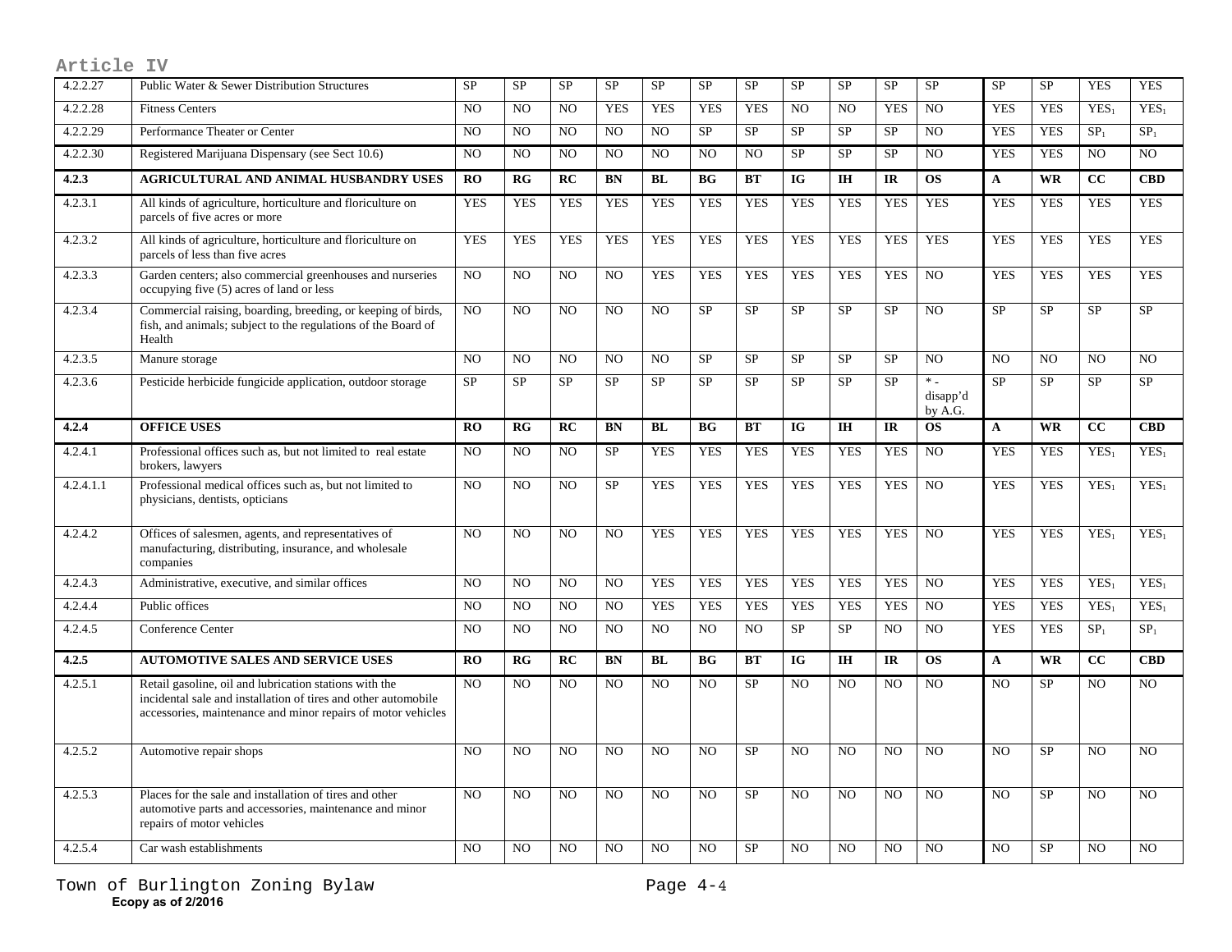Article IV

| 4.2.2.27 | Public Water & Sewer Distribution Structures | SP | SP | SP | SP | SP | SP | SP | SP | SP | SP | SP | SP | SP | YES | YES |
|---|---|---|---|---|---|---|---|---|---|---|---|---|---|---|---|---|
| 4.2.2.28 | Fitness Centers | NO | NO | NO | YES | YES | YES | YES | NO | NO | YES | NO | YES | YES | $YES_1$ | $YES_1$ |
| 4.2.2.29 | Performance Theater or Center | NO | NO | NO | NO | NO | SP | SP | SP | SP | SP | NO | YES | YES | $SP_1$ | $SP_1$ |
| 4.2.2.30 | Registered Marijuana Dispensary (see Sect 10.6) | NO | NO | NO | NO | NO | NO | NO | SP | SP | SP | NO | YES | YES | NO | NO |
| **4.2.3** | **AGRICULTURAL AND ANIMAL HUSBANDRY USES** | **RO** | **RG** | **RC** | **BN** | **BL** | **BG** | **BT** | **IG** | **IH** | **IR** | **OS** | **A** | **WR** | **CC** | **CBD** |
| 4.2.3.1 | All kinds of agriculture, horticulture and floriculture on parcels of five acres or more | YES | YES | YES | YES | YES | YES | YES | YES | YES | YES | YES | YES | YES | YES | YES |
| 4.2.3.2 | All kinds of agriculture, horticulture and floriculture on parcels of less than five acres | YES | YES | YES | YES | YES | YES | YES | YES | YES | YES | YES | YES | YES | YES | YES |
| 4.2.3.3 | Garden centers; also commercial greenhouses and nurseries occupying five (5) acres of land or less | NO | NO | NO | NO | YES | YES | YES | YES | YES | YES | NO | YES | YES | YES | YES |
| 4.2.3.4 | Commercial raising, boarding, breeding, or keeping of birds, fish, and animals; subject to the regulations of the Board of Health | NO | NO | NO | NO | NO | SP | SP | SP | SP | SP | NO | SP | SP | SP | SP |
| 4.2.3.5 | Manure storage | NO | NO | NO | NO | NO | SP | SP | SP | SP | SP | NO | NO | NO | NO | NO |
| 4.2.3.6 | Pesticide herbicide fungicide application, outdoor storage | SP | SP | SP | SP | SP | SP | SP | SP | SP | SP | * - disapp'd by A.G. | SP | SP | SP | SP |
| **4.2.4** | **OFFICE USES** | **RO** | **RG** | **RC** | **BN** | **BL** | **BG** | **BT** | **IG** | **IH** | **IR** | **OS** | **A** | **WR** | **CC** | **CBD** |
| 4.2.4.1 | Professional offices such as, but not limited to real estate brokers, lawyers | NO | NO | NO | SP | YES | YES | YES | YES | YES | YES | NO | YES | YES | $YES_1$ | $YES_1$ |
| 4.2.4.1.1 | Professional medical offices such as, but not limited to physicians, dentists, opticians | NO | NO | NO | SP | YES | YES | YES | YES | YES | YES | NO | YES | YES | $YES_1$ | $YES_1$ |
| 4.2.4.2 | Offices of salesmen, agents, and representatives of manufacturing, distributing, insurance, and wholesale companies | NO | NO | NO | NO | YES | YES | YES | YES | YES | YES | NO | YES | YES | $YES_1$ | $YES_1$ |
| 4.2.4.3 | Administrative, executive, and similar offices | NO | NO | NO | NO | YES | YES | YES | YES | YES | YES | NO | YES | YES | $YES_1$ | $YES_1$ |
| 4.2.4.4 | Public offices | NO | NO | NO | NO | YES | YES | YES | YES | YES | YES | NO | YES | YES | $YES_1$ | $YES_1$ |
| 4.2.4.5 | Conference Center | NO | NO | NO | NO | NO | NO | NO | SP | SP | NO | NO | YES | YES | $SP_1$ | $SP_1$ |
| **4.2.5** | **AUTOMOTIVE SALES AND SERVICE USES** | **RO** | **RG** | **RC** | **BN** | **BL** | **BG** | **BT** | **IG** | **IH** | **IR** | **OS** | **A** | **WR** | **CC** | **CBD** |
| 4.2.5.1 | Retail gasoline, oil and lubrication stations with the incidental sale and installation of tires and other automobile accessories, maintenance and minor repairs of motor vehicles | NO | NO | NO | NO | NO | NO | SP | NO | NO | NO | NO | NO | SP | NO | NO |
| 4.2.5.2 | Automotive repair shops | NO | NO | NO | NO | NO | NO | SP | NO | NO | NO | NO | NO | SP | NO | NO |
| 4.2.5.3 | Places for the sale and installation of tires and other automotive parts and accessories, maintenance and minor repairs of motor vehicles | NO | NO | NO | NO | NO | NO | SP | NO | NO | NO | NO | NO | SP | NO | NO |
| 4.2.5.4 | Car wash establishments | NO | NO | NO | NO | NO | NO | SP | NO | NO | NO | NO | NO | SP | NO | NO |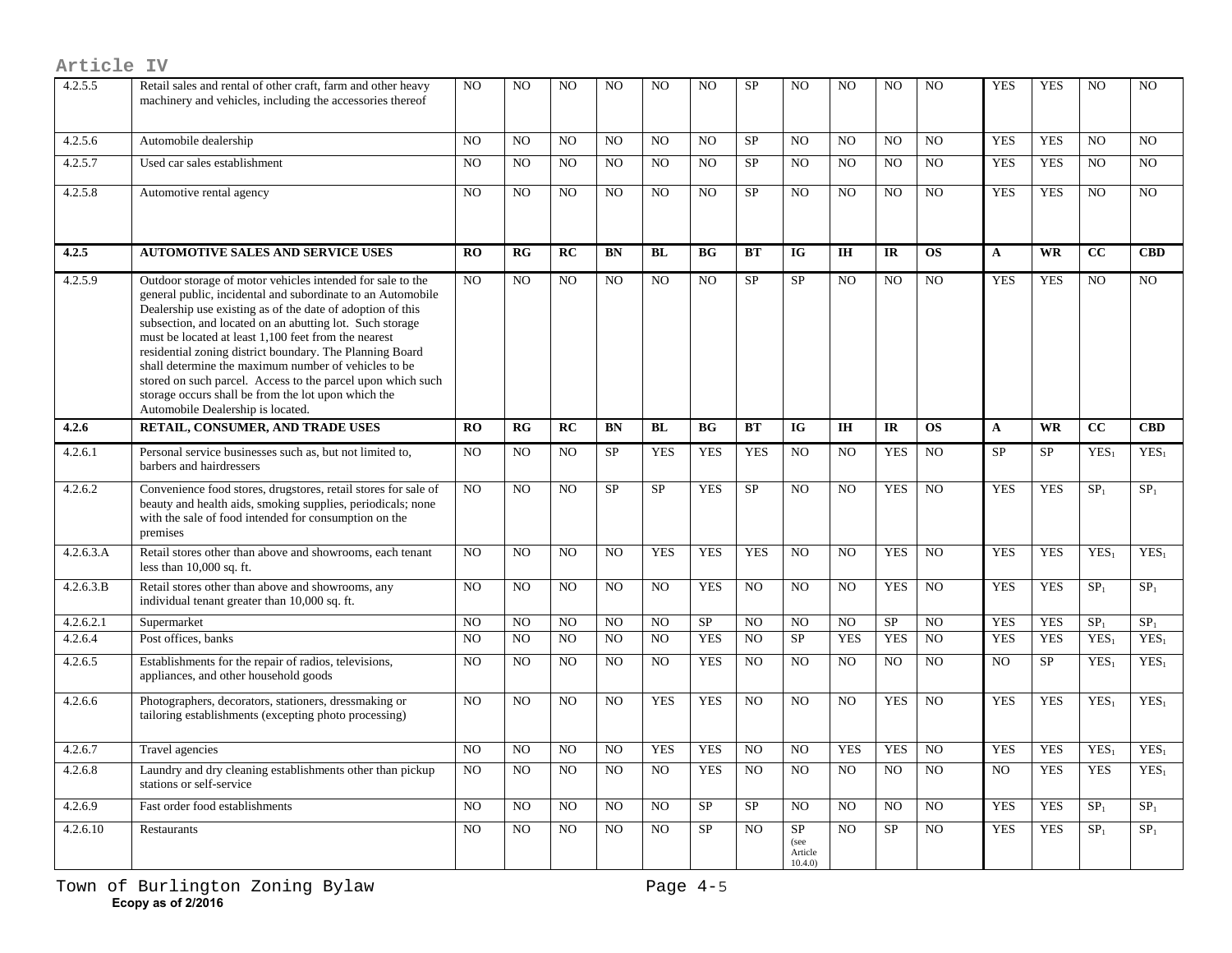| 4.2.5.5 | Retail sales and rental of other craft, farm and other heavy machinery and vehicles, including the accessories thereof | NO | NO | NO | NO | NO | NO | SP | NO | NO | NO | NO | YES | YES | NO | NO |
|---|---|---|---|---|---|---|---|---|---|---|---|---|---|---|---|---|
| 4.2.5.6 | Automobile dealership | NO | NO | NO | NO | NO | NO | SP | NO | NO | NO | NO | YES | YES | NO | NO |
| 4.2.5.7 | Used car sales establishment | NO | NO | NO | NO | NO | NO | SP | NO | NO | NO | NO | YES | YES | NO | NO |
| 4.2.5.8 | Automotive rental agency | NO | NO | NO | NO | NO | NO | SP | NO | NO | NO | NO | YES | YES | NO | NO |
| **4.2.5** | **AUTOMOTIVE SALES AND SERVICE USES** | **RO** | **RG** | **RC** | **BN** | **BL** | **BG** | **BT** | **IG** | **IH** | **IR** | **OS** | **A** | **WR** | **CC** | **CBD** |
| 4.2.5.9 | Outdoor storage of motor vehicles intended for sale to the general public, incidental and subordinate to an Automobile Dealership use existing as of the date of adoption of this subsection, and located on an abutting lot. Such storage must be located at least 1,100 feet from the nearest residential zoning district boundary. The Planning Board shall determine the maximum number of vehicles to be stored on such parcel. Access to the parcel upon which such storage occurs shall be from the lot upon which the Automobile Dealership is located. | NO | NO | NO | NO | NO | NO | SP | SP | NO | NO | NO | YES | YES | NO | NO |
| **4.2.6** | **RETAIL, CONSUMER, AND TRADE USES** | **RO** | **RG** | **RC** | **BN** | **BL** | **BG** | **BT** | **IG** | **IH** | **IR** | **OS** | **A** | **WR** | **CC** | **CBD** |
| 4.2.6.1 | Personal service businesses such as, but not limited to, barbers and hairdressers | NO | NO | NO | SP | YES | YES | YES | NO | NO | YES | NO | SP | SP | $YES_1$ | $YES_1$ |
| 4.2.6.2 | Convenience food stores, drugstores, retail stores for sale of beauty and health aids, smoking supplies, periodicals; none with the sale of food intended for consumption on the premises | NO | NO | NO | SP | SP | YES | SP | NO | NO | YES | NO | YES | YES | $SP_1$ | $SP_1$ |
| 4.2.6.3.A | Retail stores other than above and showrooms, each tenant less than 10,000 sq. ft. | NO | NO | NO | NO | YES | YES | YES | NO | NO | YES | NO | YES | YES | $YES_1$ | $YES_1$ |
| 4.2.6.3.B | Retail stores other than above and showrooms, any individual tenant greater than 10,000 sq. ft. | NO | NO | NO | NO | NO | YES | NO | NO | NO | YES | NO | YES | YES | $SP_1$ | $SP_1$ |
| 4.2.6.2.1 | Supermarket | NO | NO | NO | NO | NO | SP | NO | NO | NO | SP | NO | YES | YES | $SP_1$ | $SP_1$ |
| 4.2.6.4 | Post offices, banks | NO | NO | NO | NO | NO | YES | NO | SP | YES | YES | NO | YES | YES | $YES_1$ | $YES_1$ |
| 4.2.6.5 | Establishments for the repair of radios, televisions, appliances, and other household goods | NO | NO | NO | NO | NO | YES | NO | NO | NO | NO | NO | NO | SP | $YES_1$ | $YES_1$ |
| 4.2.6.6 | Photographers, decorators, stationers, dressmaking or tailoring establishments (excepting photo processing) | NO | NO | NO | NO | YES | YES | NO | NO | NO | YES | NO | YES | YES | $YES_1$ | $YES_1$ |
| 4.2.6.7 | Travel agencies | NO | NO | NO | NO | YES | YES | NO | NO | YES | YES | NO | YES | YES | $YES_1$ | $YES_1$ |
| 4.2.6.8 | Laundry and dry cleaning establishments other than pickup stations or self-service | NO | NO | NO | NO | NO | YES | NO | NO | NO | NO | NO | NO | YES | YES | $YES_1$ |
| 4.2.6.9 | Fast order food establishments | NO | NO | NO | NO | NO | SP | SP | NO | NO | NO | NO | YES | YES | $SP_1$ | $SP_1$ |
| 4.2.6.10 | Restaurants | NO | NO | NO | NO | NO | SP | NO | SP (see Article 10.4.0) | NO | SP | NO | YES | YES | $SP_1$ | $SP_1$ |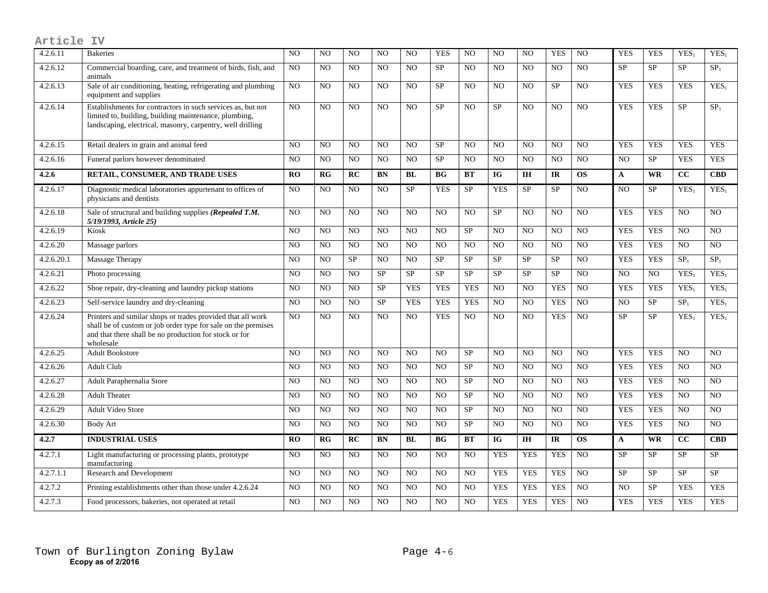Article IV

| 4.2.6.11 | Bakeries | NO | NO | NO | NO | NO | YES | NO | NO | NO | YES | NO | YES | YES | $YES_1$ | $YES_1$ |
|---|---|---|---|---|---|---|---|---|---|---|---|---|---|---|---|---|
| 4.2.6.12 | Commercial boarding, care, and treatment of birds, fish, and animals | NO | NO | NO | NO | NO | SP | NO | NO | NO | NO | NO | SP | SP | SP | $SP_1$ |
| 4.2.6.13 | Sale of air conditioning, heating, refrigerating and plumbing equipment and supplies | NO | NO | NO | NO | NO | SP | NO | NO | NO | SP | NO | YES | YES | YES | $YES_1$ |
| 4.2.6.14 | Establishments for contractors in such services as, but not limited to, building, building maintenance, plumbing, landscaping, electrical, masonry, carpentry, well drilling | NO | NO | NO | NO | NO | SP | NO | SP | NO | NO | NO | YES | YES | SP | $SP_1$ |
| 4.2.6.15 | Retail dealers in grain and animal feed | NO | NO | NO | NO | NO | SP | NO | NO | NO | NO | NO | YES | YES | YES | YES |
| 4.2.6.16 | Funeral parlors however denominated | NO | NO | NO | NO | NO | SP | NO | NO | NO | NO | NO | NO | SP | YES | YES |
| **4.2.6** | **RETAIL, CONSUMER, AND TRADE USES** | **RO** | **RG** | **RC** | **BN** | **BL** | **BG** | **BT** | **IG** | **IH** | **IR** | **OS** | **A** | **WR** | **CC** | **CBD** |
| 4.2.6.17 | Diagnostic medical laboratories appurtenant to offices of physicians and dentists | NO | NO | NO | NO | SP | YES | SP | YES | SP | SP | NO | NO | SP | $YES_1$ | $YES_1$ |
| 4.2.6.18 | Sale of structural and building supplies ***(Repealed T.M. 5/19/1993, Article 25)*** | NO | NO | NO | NO | NO | NO | NO | SP | NO | NO | NO | YES | YES | NO | NO |
| 4.2.6.19 | Kiosk | NO | NO | NO | NO | NO | NO | SP | NO | NO | NO | NO | YES | YES | NO | NO |
| 4.2.6.20 | Massage parlors | NO | NO | NO | NO | NO | NO | NO | NO | NO | NO | NO | YES | YES | NO | NO |
| 4.2.6.20.1 | Massage Therapy | NO | NO | SP | NO | NO | SP | SP | SP | SP | SP | NO | YES | YES | $SP_1$ | $SP_1$ |
| 4.2.6.21 | Photo processing | NO | NO | NO | SP | SP | SP | SP | SP | SP | SP | NO | NO | NO | $YES_1$ | $YES_1$ |
| 4.2.6.22 | Shoe repair, dry-cleaning and laundry pickup stations | NO | NO | NO | SP | YES | YES | YES | NO | NO | YES | NO | YES | YES | $YES_1$ | $YES_1$ |
| 4.2.6.23 | Self-service laundry and dry-cleaning | NO | NO | NO | SP | YES | YES | YES | NO | NO | YES | NO | NO | SP | $SP_1$ | $YES_1$ |
| 4.2.6.24 | Printers and similar shops or trades provided that all work shall be of custom or job order type for sale on the premises and that there shall be no production for stock or for wholesale | NO | NO | NO | NO | NO | YES | NO | NO | NO | YES | NO | SP | SP | $YES_1$ | $YES_1$ |
| 4.2.6.25 | Adult Bookstore | NO | NO | NO | NO | NO | NO | SP | NO | NO | NO | NO | YES | YES | NO | NO |
| 4.2.6.26 | Adult Club | NO | NO | NO | NO | NO | NO | SP | NO | NO | NO | NO | YES | YES | NO | NO |
| 4.2.6.27 | Adult Paraphernalia Store | NO | NO | NO | NO | NO | NO | SP | NO | NO | NO | NO | YES | YES | NO | NO |
| 4.2.6.28 | Adult Theater | NO | NO | NO | NO | NO | NO | SP | NO | NO | NO | NO | YES | YES | NO | NO |
| 4.2.6.29 | Adult Video Store | NO | NO | NO | NO | NO | NO | SP | NO | NO | NO | NO | YES | YES | NO | NO |
| 4.2.6.30 | Body Art | NO | NO | NO | NO | NO | NO | SP | NO | NO | NO | NO | YES | YES | NO | NO |
| **4.2.7** | **INDUSTRIAL USES** | **RO** | **RG** | **RC** | **BN** | **BL** | **BG** | **BT** | **IG** | **IH** | **IR** | **OS** | **A** | **WR** | **CC** | **CBD** |
| 4.2.7.1 | Light manufacturing or processing plants, prototype manufacturing | NO | NO | NO | NO | NO | NO | NO | YES | YES | YES | NO | SP | SP | SP | SP |
| 4.2.7.1.1 | Research and Development | NO | NO | NO | NO | NO | NO | NO | YES | YES | YES | NO | SP | SP | SP | SP |
| 4.2.7.2 | Printing establishments other than those under 4.2.6.24 | NO | NO | NO | NO | NO | NO | NO | YES | YES | YES | NO | NO | SP | YES | YES |
| 4.2.7.3 | Food processors, bakeries, not operated at retail | NO | NO | NO | NO | NO | NO | NO | YES | YES | YES | NO | YES | YES | YES | YES |

Town of Burlington Zoning Bylaw

**Ecopy as of 2/2016**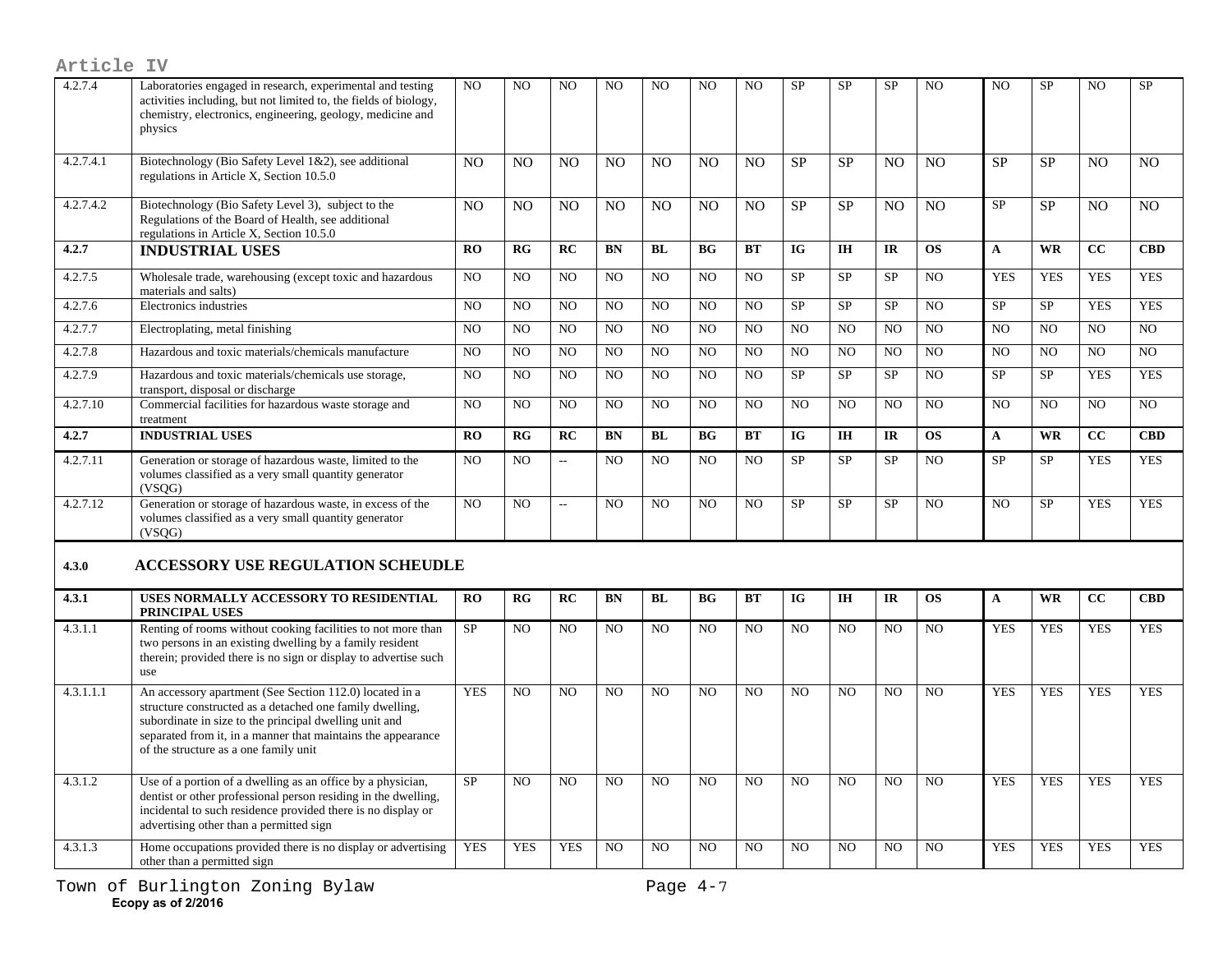| | | RO | RG | RC | BN | BL | BG | BT | IG | IH | IR | OS | A | WR | CC | CBD |
|---|---|---|---|---|---|---|---|---|---|---|---|---|---|---|---|---|
| 4.2.7.4 | Laboratories engaged in research, experimental and testing activities including, but not limited to, the fields of biology, chemistry, electronics, engineering, geology, medicine and physics | NO | NO | NO | NO | NO | NO | NO | SP | SP | SP | NO | NO | SP | NO | SP |
| 4.2.7.4.1 | Biotechnology (Bio Safety Level 1&2), see additional regulations in Article X, Section 10.5.0 | NO | NO | NO | NO | NO | NO | NO | SP | SP | NO | NO | SP | SP | NO | NO |
| 4.2.7.4.2 | Biotechnology (Bio Safety Level 3), subject to the Regulations of the Board of Health, see additional regulations in Article X, Section 10.5.0 | NO | NO | NO | NO | NO | NO | NO | SP | SP | NO | NO | SP | SP | NO | NO |
| **4.2.7** | **INDUSTRIAL USES** | **RO** | **RG** | **RC** | **BN** | **BL** | **BG** | **BT** | **IG** | **IH** | **IR** | **OS** | **A** | **WR** | **CC** | **CBD** |
| 4.2.7.5 | Wholesale trade, warehousing (except toxic and hazardous materials and salts) | NO | NO | NO | NO | NO | NO | NO | SP | SP | SP | NO | YES | YES | YES | YES |
| 4.2.7.6 | Electronics industries | NO | NO | NO | NO | NO | NO | NO | SP | SP | SP | NO | SP | SP | YES | YES |
| 4.2.7.7 | Electroplating, metal finishing | NO | NO | NO | NO | NO | NO | NO | NO | NO | NO | NO | NO | NO | NO | NO |
| 4.2.7.8 | Hazardous and toxic materials/chemicals manufacture | NO | NO | NO | NO | NO | NO | NO | NO | NO | NO | NO | NO | NO | NO | NO |
| 4.2.7.9 | Hazardous and toxic materials/chemicals use storage, transport, disposal or discharge | NO | NO | NO | NO | NO | NO | NO | SP | SP | SP | NO | SP | SP | YES | YES |
| 4.2.7.10 | Commercial facilities for hazardous waste storage and treatment | NO | NO | NO | NO | NO | NO | NO | NO | NO | NO | NO | NO | NO | NO | NO |
| **4.2.7** | **INDUSTRIAL USES** | **RO** | **RG** | **RC** | **BN** | **BL** | **BG** | **BT** | **IG** | **IH** | **IR** | **OS** | **A** | **WR** | **CC** | **CBD** |
| 4.2.7.11 | Generation or storage of hazardous waste, limited to the volumes classified as a very small quantity generator (VSQG) | NO | NO | -- | NO | NO | NO | NO | SP | SP | SP | NO | SP | SP | YES | YES |
| 4.2.7.12 | Generation or storage of hazardous waste, in excess of the volumes classified as a very small quantity generator (VSQG) | NO | NO | -- | NO | NO | NO | NO | SP | SP | SP | NO | NO | SP | YES | YES |

## 4.3.0 ACCESSORY USE REGULATION SCHEUDLE

| **4.3.1** | **USES NORMALLY ACCESSORY TO RESIDENTIAL PRINCIPAL USES** | **RO** | **RG** | **RC** | **BN** | **BL** | **BG** | **BT** | **IG** | **IH** | **IR** | **OS** | **A** | **WR** | **CC** | **CBD** |
|---|---|---|---|---|---|---|---|---|---|---|---|---|---|---|---|---|
| 4.3.1.1 | Renting of rooms without cooking facilities to not more than two persons in an existing dwelling by a family resident therein; provided there is no sign or display to advertise such use | SP | NO | NO | NO | NO | NO | NO | NO | NO | NO | NO | YES | YES | YES | YES |
| 4.3.1.1.1 | An accessory apartment (See Section 112.0) located in a structure constructed as a detached one family dwelling, subordinate in size to the principal dwelling unit and separated from it, in a manner that maintains the appearance of the structure as a one family unit | YES | NO | NO | NO | NO | NO | NO | NO | NO | NO | NO | YES | YES | YES | YES |
| 4.3.1.2 | Use of a portion of a dwelling as an office by a physician, dentist or other professional person residing in the dwelling, incidental to such residence provided there is no display or advertising other than a permitted sign | SP | NO | NO | NO | NO | NO | NO | NO | NO | NO | NO | YES | YES | YES | YES |
| 4.3.1.3 | Home occupations provided there is no display or advertising other than a permitted sign | YES | YES | YES | NO | NO | NO | NO | NO | NO | NO | NO | YES | YES | YES | YES |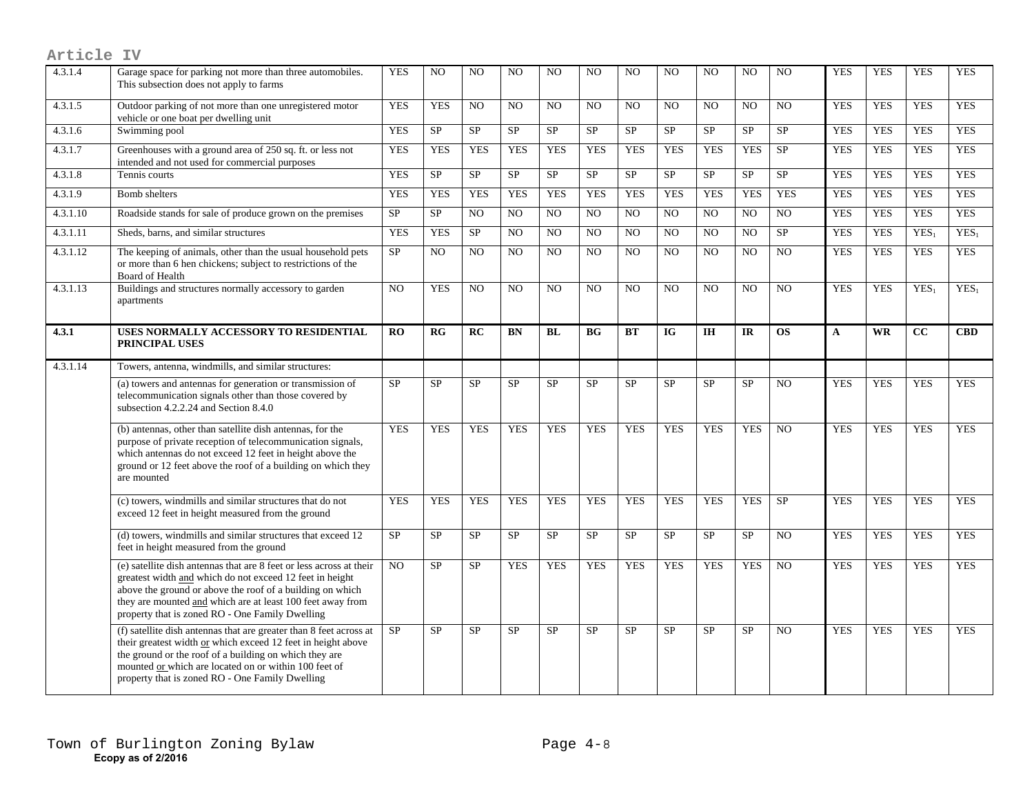## Article IV

| 4.3.1.4 | Garage space for parking not more than three automobiles. This subsection does not apply to farms | YES | NO | NO | NO | NO | NO | NO | NO | NO | NO | NO | YES | YES | YES | YES |
|---|---|---|---|---|---|---|---|---|---|---|---|---|---|---|---|---|
| 4.3.1.5 | Outdoor parking of not more than one unregistered motor vehicle or one boat per dwelling unit | YES | YES | NO | NO | NO | NO | NO | NO | NO | NO | NO | YES | YES | YES | YES |
| 4.3.1.6 | Swimming pool | YES | SP | SP | SP | SP | SP | SP | SP | SP | SP | SP | YES | YES | YES | YES |
| 4.3.1.7 | Greenhouses with a ground area of 250 sq. ft. or less not intended and not used for commercial purposes | YES | YES | YES | YES | YES | YES | YES | YES | YES | YES | SP | YES | YES | YES | YES |
| 4.3.1.8 | Tennis courts | YES | SP | SP | SP | SP | SP | SP | SP | SP | SP | SP | YES | YES | YES | YES |
| 4.3.1.9 | Bomb shelters | YES | YES | YES | YES | YES | YES | YES | YES | YES | YES | YES | YES | YES | YES | YES |
| 4.3.1.10 | Roadside stands for sale of produce grown on the premises | SP | SP | NO | NO | NO | NO | NO | NO | NO | NO | NO | YES | YES | YES | YES |
| 4.3.1.11 | Sheds, barns, and similar structures | YES | YES | SP | NO | NO | NO | NO | NO | NO | NO | SP | YES | YES | YES1 | YES1 |
| 4.3.1.12 | The keeping of animals, other than the usual household pets or more than 6 hen chickens; subject to restrictions of the Board of Health | SP | NO | NO | NO | NO | NO | NO | NO | NO | NO | NO | YES | YES | YES | YES |
| 4.3.1.13 | Buildings and structures normally accessory to garden apartments | NO | YES | NO | NO | NO | NO | NO | NO | NO | NO | NO | YES | YES | YES1 | YES1 |
| **4.3.1** | **USES NORMALLY ACCESSORY TO RESIDENTIAL PRINCIPAL USES** | **RO** | **RG** | **RC** | **BN** | **BL** | **BG** | **BT** | **IG** | **IH** | **IR** | **OS** | **A** | **WR** | **CC** | **CBD** |
| 4.3.1.14 | Towers, antenna, windmills, and similar structures: | | | | | | | | | | | | | | | |
| | (a) towers and antennas for generation or transmission of telecommunication signals other than those covered by subsection 4.2.2.24 and Section 8.4.0 | SP | SP | SP | SP | SP | SP | SP | SP | SP | SP | NO | YES | YES | YES | YES |
| | (b) antennas, other than satellite dish antennas, for the purpose of private reception of telecommunication signals, which antennas do not exceed 12 feet in height above the ground or 12 feet above the roof of a building on which they are mounted | YES | YES | YES | YES | YES | YES | YES | YES | YES | YES | NO | YES | YES | YES | YES |
| | (c) towers, windmills and similar structures that do not exceed 12 feet in height measured from the ground | YES | YES | YES | YES | YES | YES | YES | YES | YES | YES | SP | YES | YES | YES | YES |
| | (d) towers, windmills and similar structures that exceed 12 feet in height measured from the ground | SP | SP | SP | SP | SP | SP | SP | SP | SP | SP | NO | YES | YES | YES | YES |
| | (e) satellite dish antennas that are 8 feet or less across at their greatest width and which do not exceed 12 feet in height above the ground or above the roof of a building on which they are mounted and which are at least 100 feet away from property that is zoned RO - One Family Dwelling | NO | SP | SP | YES | YES | YES | YES | YES | YES | YES | NO | YES | YES | YES | YES |
| | (f) satellite dish antennas that are greater than 8 feet across at their greatest width or which exceed 12 feet in height above the ground or the roof of a building on which they are mounted or which are located on or within 100 feet of property that is zoned RO - One Family Dwelling | SP | SP | SP | SP | SP | SP | SP | SP | SP | SP | NO | YES | YES | YES | YES |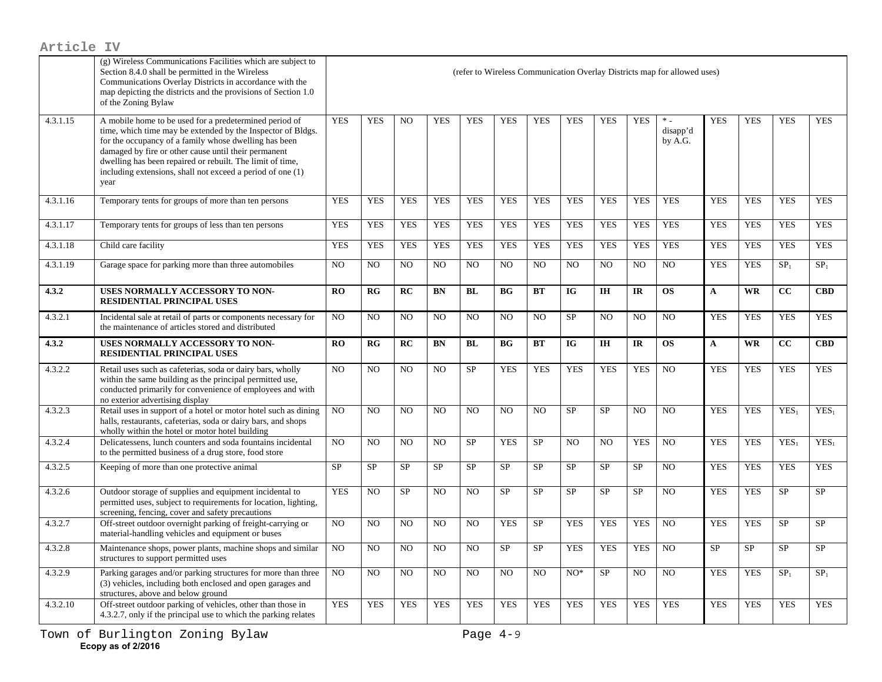| | (g) Wireless Communications Facilities which are subject to Section 8.4.0 shall be permitted in the Wireless Communications Overlay Districts in accordance with the map depicting the districts and the provisions of Section 1.0 of the Zoning Bylaw | (refer to Wireless Communication Overlay Districts map for allowed uses) | | | | | | | | | | | | | | |
|---|---|---|---|---|---|---|---|---|---|---|---|---|---|---|---|---|
| 4.3.1.15 | A mobile home to be used for a predetermined period of time, which time may be extended by the Inspector of Bldgs. for the occupancy of a family whose dwelling has been damaged by fire or other cause until their permanent dwelling has been repaired or rebuilt. The limit of time, including extensions, shall not exceed a period of one (1) year | YES | YES | NO | YES | YES | YES | YES | YES | YES | YES | * - disapp'd by A.G. | YES | YES | YES | YES |
| 4.3.1.16 | Temporary tents for groups of more than ten persons | YES | YES | YES | YES | YES | YES | YES | YES | YES | YES | YES | YES | YES | YES | YES |
| 4.3.1.17 | Temporary tents for groups of less than ten persons | YES | YES | YES | YES | YES | YES | YES | YES | YES | YES | YES | YES | YES | YES | YES |
| 4.3.1.18 | Child care facility | YES | YES | YES | YES | YES | YES | YES | YES | YES | YES | YES | YES | YES | YES | YES |
| 4.3.1.19 | Garage space for parking more than three automobiles | NO | NO | NO | NO | NO | NO | NO | NO | NO | NO | NO | YES | YES | $SP_1$ | $SP_1$ |
| **4.3.2** | **USES NORMALLY ACCESSORY TO NON-RESIDENTIAL PRINCIPAL USES** | **RO** | **RG** | **RC** | **BN** | **BL** | **BG** | **BT** | **IG** | **IH** | **IR** | **OS** | **A** | **WR** | **CC** | **CBD** |
| 4.3.2.1 | Incidental sale at retail of parts or components necessary for the maintenance of articles stored and distributed | NO | NO | NO | NO | NO | NO | NO | SP | NO | NO | NO | YES | YES | YES | YES |
| **4.3.2** | **USES NORMALLY ACCESSORY TO NON-RESIDENTIAL PRINCIPAL USES** | **RO** | **RG** | **RC** | **BN** | **BL** | **BG** | **BT** | **IG** | **IH** | **IR** | **OS** | **A** | **WR** | **CC** | **CBD** |
| 4.3.2.2 | Retail uses such as cafeterias, soda or dairy bars, wholly within the same building as the principal permitted use, conducted primarily for convenience of employees and with no exterior advertising display | NO | NO | NO | NO | SP | YES | YES | YES | YES | YES | NO | YES | YES | YES | YES |
| 4.3.2.3 | Retail uses in support of a hotel or motor hotel such as dining halls, restaurants, cafeterias, soda or dairy bars, and shops wholly within the hotel or motor hotel building | NO | NO | NO | NO | NO | NO | NO | SP | SP | NO | NO | YES | YES | $YES_1$ | $YES_1$ |
| 4.3.2.4 | Delicatessens, lunch counters and soda fountains incidental to the permitted business of a drug store, food store | NO | NO | NO | NO | SP | YES | SP | NO | NO | YES | NO | YES | YES | $YES_1$ | $YES_1$ |
| 4.3.2.5 | Keeping of more than one protective animal | SP | SP | SP | SP | SP | SP | SP | SP | SP | SP | NO | YES | YES | YES | YES |
| 4.3.2.6 | Outdoor storage of supplies and equipment incidental to permitted uses, subject to requirements for location, lighting, screening, fencing, cover and safety precautions | YES | NO | SP | NO | NO | SP | SP | SP | SP | SP | NO | YES | YES | SP | SP |
| 4.3.2.7 | Off-street outdoor overnight parking of freight-carrying or material-handling vehicles and equipment or buses | NO | NO | NO | NO | NO | YES | SP | YES | YES | YES | NO | YES | YES | SP | SP |
| 4.3.2.8 | Maintenance shops, power plants, machine shops and similar structures to support permitted uses | NO | NO | NO | NO | NO | SP | SP | YES | YES | YES | NO | SP | SP | SP | SP |
| 4.3.2.9 | Parking garages and/or parking structures for more than three (3) vehicles, including both enclosed and open garages and structures, above and below ground | NO | NO | NO | NO | NO | NO | NO | NO* | SP | NO | NO | YES | YES | $SP_1$ | $SP_1$ |
| 4.3.2.10 | Off-street outdoor parking of vehicles, other than those in 4.3.2.7, only if the principal use to which the parking relates | YES | YES | YES | YES | YES | YES | YES | YES | YES | YES | YES | YES | YES | YES | YES |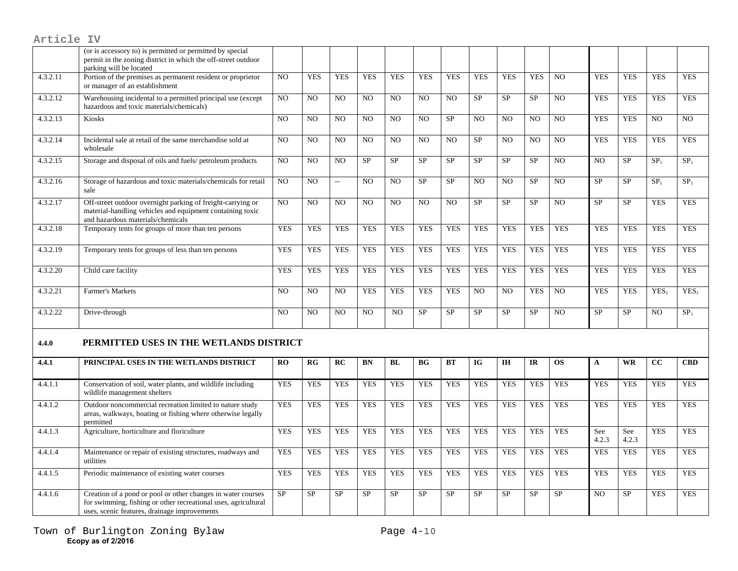| | (or is accessory to) is permitted or permitted by special permit in the zoning district in which the off-street outdoor parking will be located | | | | | | | | | | | | | | | |
|---|---|---|---|---|---|---|---|---|---|---|---|---|---|---|---|---|
| 4.3.2.11 | Portion of the premises as permanent resident or proprietor or manager of an establishment | NO | YES | YES | YES | YES | YES | YES | YES | YES | YES | NO | YES | YES | YES | YES |
| 4.3.2.12 | Warehousing incidental to a permitted principal use (except hazardous and toxic materials/chemicals) | NO | NO | NO | NO | NO | NO | NO | SP | SP | SP | NO | YES | YES | YES | YES |
| 4.3.2.13 | Kiosks | NO | NO | NO | NO | NO | NO | SP | NO | NO | NO | NO | YES | YES | NO | NO |
| 4.3.2.14 | Incidental sale at retail of the same merchandise sold at wholesale | NO | NO | NO | NO | NO | NO | NO | SP | NO | NO | NO | YES | YES | YES | YES |
| 4.3.2.15 | Storage and disposal of oils and fuels/ petroleum products | NO | NO | NO | SP | SP | SP | SP | SP | SP | SP | NO | NO | SP | $SP_1$ | $SP_1$ |
| 4.3.2.16 | Storage of hazardous and toxic materials/chemicals for retail sale | NO | NO | -- | NO | NO | SP | SP | NO | NO | SP | NO | SP | SP | $SP_1$ | $SP_1$ |
| 4.3.2.17 | Off-street outdoor overnight parking of freight-carrying or material-handling vehicles and equipment containing toxic and hazardous materials/chemicals | NO | NO | NO | NO | NO | NO | NO | SP | SP | SP | NO | SP | SP | YES | YES |
| 4.3.2.18 | Temporary tents for groups of more than ten persons | YES | YES | YES | YES | YES | YES | YES | YES | YES | YES | YES | YES | YES | YES | YES |
| 4.3.2.19 | Temporary tents for groups of less than ten persons | YES | YES | YES | YES | YES | YES | YES | YES | YES | YES | YES | YES | YES | YES | YES |
| 4.3.2.20 | Child care facility | YES | YES | YES | YES | YES | YES | YES | YES | YES | YES | YES | YES | YES | YES | YES |
| 4.3.2.21 | Farmer's Markets | NO | NO | NO | YES | YES | YES | YES | NO | NO | YES | NO | YES | YES | $YES_1$ | $YES_1$ |
| 4.3.2.22 | Drive-through | NO | NO | NO | NO | NO | SP | SP | SP | SP | SP | NO | SP | SP | NO | $SP_1$ |

## 4.4.0 PERMITTED USES IN THE WETLANDS DISTRICT

| **4.4.1** | **PRINCIPAL USES IN THE WETLANDS DISTRICT** | **RO** | **RG** | **RC** | **BN** | **BL** | **BG** | **BT** | **IG** | **IH** | **IR** | **OS** | **A** | **WR** | **CC** | **CBD** |
|---|---|---|---|---|---|---|---|---|---|---|---|---|---|---|---|---|
| 4.4.1.1 | Conservation of soil, water plants, and wildlife including wildlife management shelters | YES | YES | YES | YES | YES | YES | YES | YES | YES | YES | YES | YES | YES | YES | YES |
| 4.4.1.2 | Outdoor noncommercial recreation limited to nature study areas, walkways, boating or fishing where otherwise legally permitted | YES | YES | YES | YES | YES | YES | YES | YES | YES | YES | YES | YES | YES | YES | YES |
| 4.4.1.3 | Agriculture, horticulture and floriculture | YES | YES | YES | YES | YES | YES | YES | YES | YES | YES | YES | See 4.2.3 | See 4.2.3 | YES | YES |
| 4.4.1.4 | Maintenance or repair of existing structures, roadways and utilities | YES | YES | YES | YES | YES | YES | YES | YES | YES | YES | YES | YES | YES | YES | YES |
| 4.4.1.5 | Periodic maintenance of existing water courses | YES | YES | YES | YES | YES | YES | YES | YES | YES | YES | YES | YES | YES | YES | YES |
| 4.4.1.6 | Creation of a pond or pool or other changes in water courses for swimming, fishing or other recreational uses, agricultural uses, scenic features, drainage improvements | SP | SP | SP | SP | SP | SP | SP | SP | SP | SP | SP | NO | SP | YES | YES |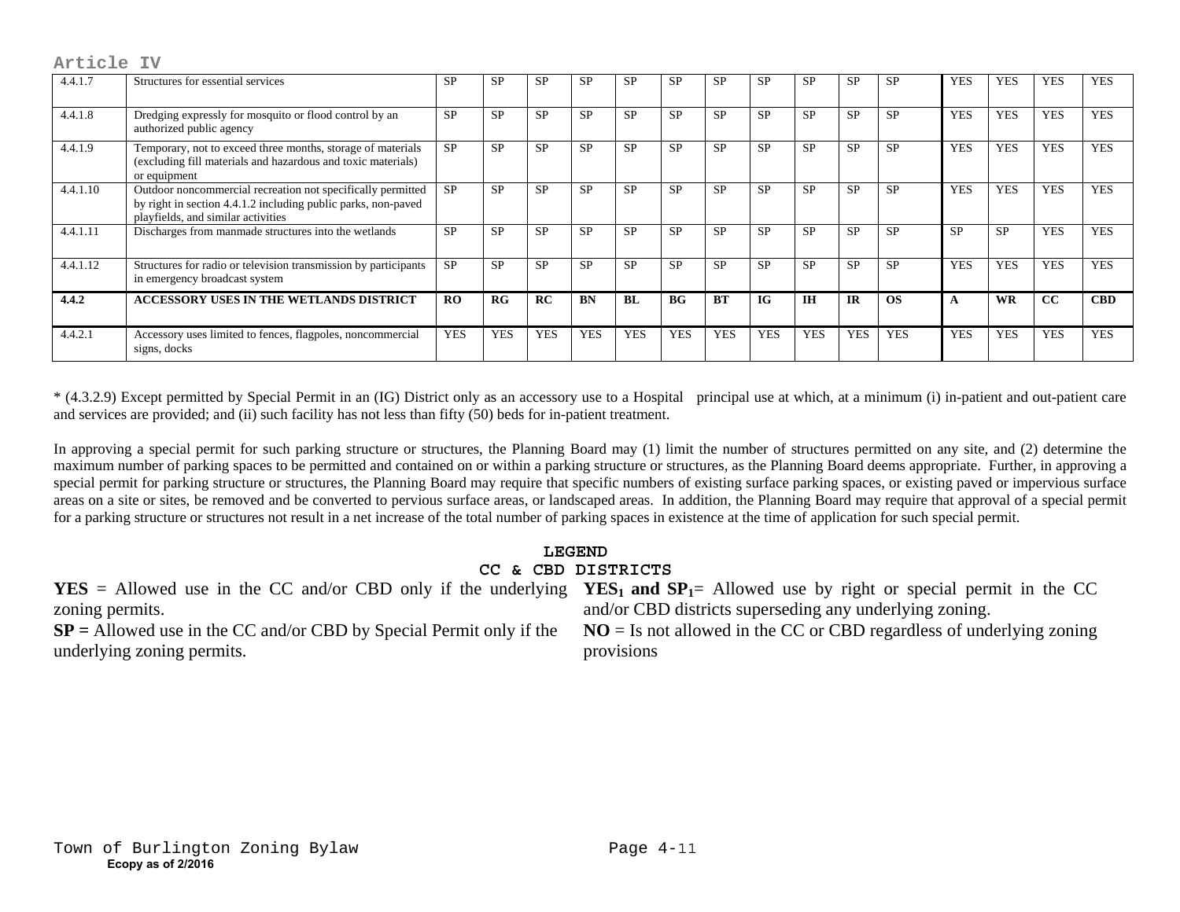Article IV

| | | | | | | | | | | | | | | | | |
|---|---|---|---|---|---|---|---|---|---|---|---|---|---|---|---|---|
| 4.4.1.7 | Structures for essential services | SP | SP | SP | SP | SP | SP | SP | SP | SP | SP | SP | YES | YES | YES | YES |
| 4.4.1.8 | Dredging expressly for mosquito or flood control by an authorized public agency | SP | SP | SP | SP | SP | SP | SP | SP | SP | SP | SP | YES | YES | YES | YES |
| 4.4.1.9 | Temporary, not to exceed three months, storage of materials (excluding fill materials and hazardous and toxic materials) or equipment | SP | SP | SP | SP | SP | SP | SP | SP | SP | SP | SP | YES | YES | YES | YES |
| 4.4.1.10 | Outdoor noncommercial recreation not specifically permitted by right in section 4.4.1.2 including public parks, non-paved playfields, and similar activities | SP | SP | SP | SP | SP | SP | SP | SP | SP | SP | SP | YES | YES | YES | YES |
| 4.4.1.11 | Discharges from manmade structures into the wetlands | SP | SP | SP | SP | SP | SP | SP | SP | SP | SP | SP | SP | SP | YES | YES |
| 4.4.1.12 | Structures for radio or television transmission by participants in emergency broadcast system | SP | SP | SP | SP | SP | SP | SP | SP | SP | SP | SP | YES | YES | YES | YES |
| **4.4.2** | **ACCESSORY USES IN THE WETLANDS DISTRICT** | **RO** | **RG** | **RC** | **BN** | **BL** | **BG** | **BT** | **IG** | **IH** | **IR** | **OS** | **A** | **WR** | **CC** | **CBD** |
| 4.4.2.1 | Accessory uses limited to fences, flagpoles, noncommercial signs, docks | YES | YES | YES | YES | YES | YES | YES | YES | YES | YES | YES | YES | YES | YES | YES |

* (4.3.2.9) Except permitted by Special Permit in an (IG) District only as an accessory use to a Hospital principal use at which, at a minimum (i) in-patient and out-patient care and services are provided; and (ii) such facility has not less than fifty (50) beds for in-patient treatment.

In approving a special permit for such parking structure or structures, the Planning Board may (1) limit the number of structures permitted on any site, and (2) determine the maximum number of parking spaces to be permitted and contained on or within a parking structure or structures, as the Planning Board deems appropriate. Further, in approving a special permit for parking structure or structures, the Planning Board may require that specific numbers of existing surface parking spaces, or existing paved or impervious surface areas on a site or sites, be removed and be converted to pervious surface areas, or landscaped areas. In addition, the Planning Board may require that approval of a special permit for a parking structure or structures not result in a net increase of the total number of parking spaces in existence at the time of application for such special permit.

**LEGEND**
**CC & CBD DISTRICTS**

**YES** = Allowed use in the CC and/or CBD only if the underlying zoning permits.

**SP =** Allowed use in the CC and/or CBD by Special Permit only if the underlying zoning permits.

**$YES_1$ and $SP_1$**= Allowed use by right or special permit in the CC and/or CBD districts superseding any underlying zoning.

**NO** = Is not allowed in the CC or CBD regardless of underlying zoning provisions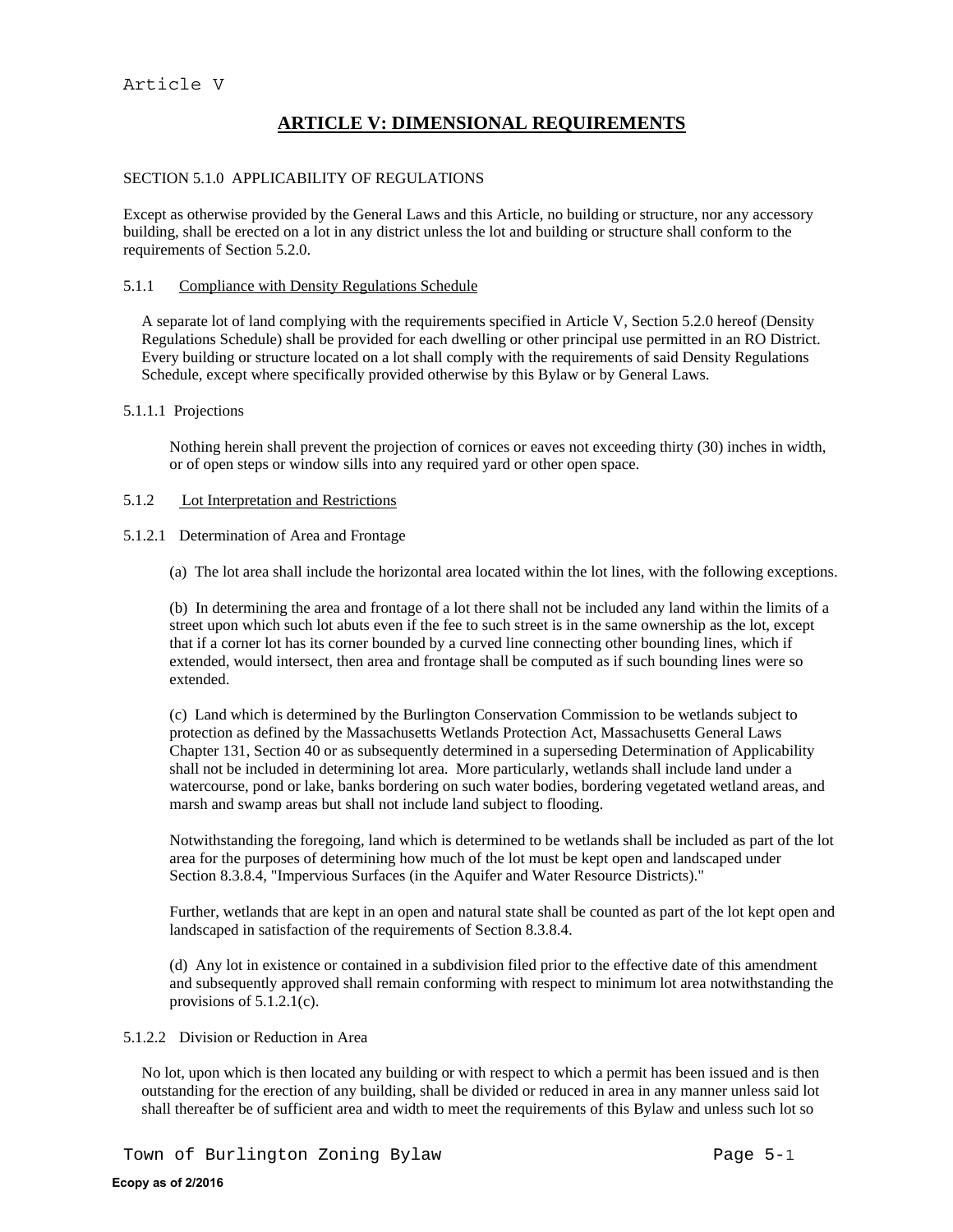# ARTICLE V: DIMENSIONAL REQUIREMENTS

SECTION 5.1.0 APPLICABILITY OF REGULATIONS

Except as otherwise provided by the General Laws and this Article, no building or structure, nor any accessory building, shall be erected on a lot in any district unless the lot and building or structure shall conform to the requirements of Section 5.2.0.

5.1.1 Compliance with Density Regulations Schedule

A separate lot of land complying with the requirements specified in Article V, Section 5.2.0 hereof (Density Regulations Schedule) shall be provided for each dwelling or other principal use permitted in an RO District. Every building or structure located on a lot shall comply with the requirements of said Density Regulations Schedule, except where specifically provided otherwise by this Bylaw or by General Laws.

5.1.1.1 Projections

Nothing herein shall prevent the projection of cornices or eaves not exceeding thirty (30) inches in width, or of open steps or window sills into any required yard or other open space.

5.1.2 Lot Interpretation and Restrictions

5.1.2.1 Determination of Area and Frontage

(a) The lot area shall include the horizontal area located within the lot lines, with the following exceptions.

(b) In determining the area and frontage of a lot there shall not be included any land within the limits of a street upon which such lot abuts even if the fee to such street is in the same ownership as the lot, except that if a corner lot has its corner bounded by a curved line connecting other bounding lines, which if extended, would intersect, then area and frontage shall be computed as if such bounding lines were so extended.

(c) Land which is determined by the Burlington Conservation Commission to be wetlands subject to protection as defined by the Massachusetts Wetlands Protection Act, Massachusetts General Laws Chapter 131, Section 40 or as subsequently determined in a superseding Determination of Applicability shall not be included in determining lot area. More particularly, wetlands shall include land under a watercourse, pond or lake, banks bordering on such water bodies, bordering vegetated wetland areas, and marsh and swamp areas but shall not include land subject to flooding.

Notwithstanding the foregoing, land which is determined to be wetlands shall be included as part of the lot area for the purposes of determining how much of the lot must be kept open and landscaped under Section 8.3.8.4, "Impervious Surfaces (in the Aquifer and Water Resource Districts)."

Further, wetlands that are kept in an open and natural state shall be counted as part of the lot kept open and landscaped in satisfaction of the requirements of Section 8.3.8.4.

(d) Any lot in existence or contained in a subdivision filed prior to the effective date of this amendment and subsequently approved shall remain conforming with respect to minimum lot area notwithstanding the provisions of 5.1.2.1(c).

5.1.2.2 Division or Reduction in Area

No lot, upon which is then located any building or with respect to which a permit has been issued and is then outstanding for the erection of any building, shall be divided or reduced in area in any manner unless said lot shall thereafter be of sufficient area and width to meet the requirements of this Bylaw and unless such lot so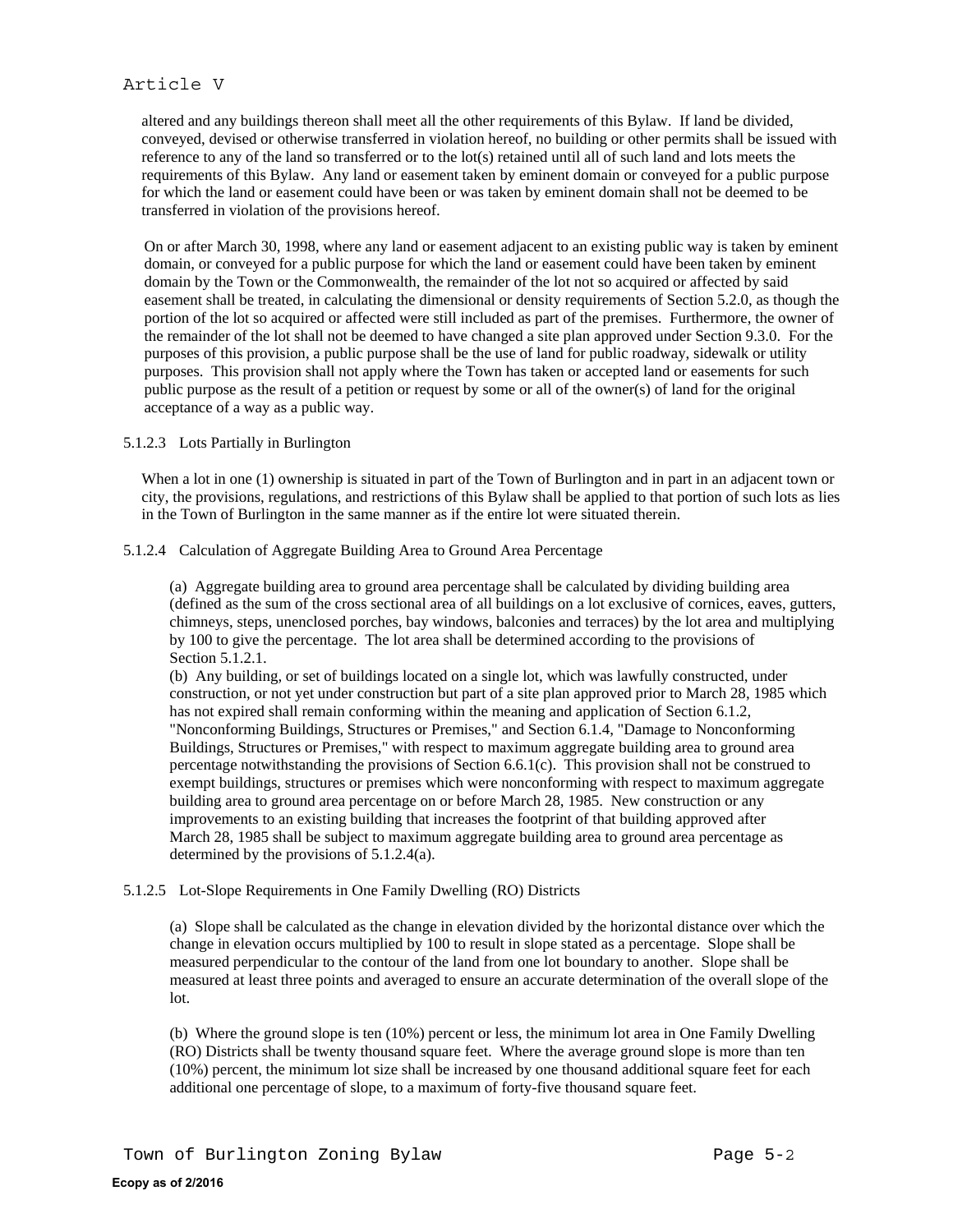altered and any buildings thereon shall meet all the other requirements of this Bylaw. If land be divided, conveyed, devised or otherwise transferred in violation hereof, no building or other permits shall be issued with reference to any of the land so transferred or to the lot(s) retained until all of such land and lots meets the requirements of this Bylaw. Any land or easement taken by eminent domain or conveyed for a public purpose for which the land or easement could have been or was taken by eminent domain shall not be deemed to be transferred in violation of the provisions hereof.

On or after March 30, 1998, where any land or easement adjacent to an existing public way is taken by eminent domain, or conveyed for a public purpose for which the land or easement could have been taken by eminent domain by the Town or the Commonwealth, the remainder of the lot not so acquired or affected by said easement shall be treated, in calculating the dimensional or density requirements of Section 5.2.0, as though the portion of the lot so acquired or affected were still included as part of the premises. Furthermore, the owner of the remainder of the lot shall not be deemed to have changed a site plan approved under Section 9.3.0. For the purposes of this provision, a public purpose shall be the use of land for public roadway, sidewalk or utility purposes. This provision shall not apply where the Town has taken or accepted land or easements for such public purpose as the result of a petition or request by some or all of the owner(s) of land for the original acceptance of a way as a public way.

5.1.2.3 Lots Partially in Burlington

When a lot in one (1) ownership is situated in part of the Town of Burlington and in part in an adjacent town or city, the provisions, regulations, and restrictions of this Bylaw shall be applied to that portion of such lots as lies in the Town of Burlington in the same manner as if the entire lot were situated therein.

5.1.2.4 Calculation of Aggregate Building Area to Ground Area Percentage

(a) Aggregate building area to ground area percentage shall be calculated by dividing building area (defined as the sum of the cross sectional area of all buildings on a lot exclusive of cornices, eaves, gutters, chimneys, steps, unenclosed porches, bay windows, balconies and terraces) by the lot area and multiplying by 100 to give the percentage. The lot area shall be determined according to the provisions of Section 5.1.2.1.

(b) Any building, or set of buildings located on a single lot, which was lawfully constructed, under construction, or not yet under construction but part of a site plan approved prior to March 28, 1985 which has not expired shall remain conforming within the meaning and application of Section 6.1.2, "Nonconforming Buildings, Structures or Premises," and Section 6.1.4, "Damage to Nonconforming Buildings, Structures or Premises," with respect to maximum aggregate building area to ground area percentage notwithstanding the provisions of Section 6.6.1(c). This provision shall not be construed to exempt buildings, structures or premises which were nonconforming with respect to maximum aggregate building area to ground area percentage on or before March 28, 1985. New construction or any improvements to an existing building that increases the footprint of that building approved after March 28, 1985 shall be subject to maximum aggregate building area to ground area percentage as determined by the provisions of 5.1.2.4(a).

5.1.2.5 Lot-Slope Requirements in One Family Dwelling (RO) Districts

(a) Slope shall be calculated as the change in elevation divided by the horizontal distance over which the change in elevation occurs multiplied by 100 to result in slope stated as a percentage. Slope shall be measured perpendicular to the contour of the land from one lot boundary to another. Slope shall be measured at least three points and averaged to ensure an accurate determination of the overall slope of the lot.

(b) Where the ground slope is ten (10%) percent or less, the minimum lot area in One Family Dwelling (RO) Districts shall be twenty thousand square feet. Where the average ground slope is more than ten (10%) percent, the minimum lot size shall be increased by one thousand additional square feet for each additional one percentage of slope, to a maximum of forty-five thousand square feet.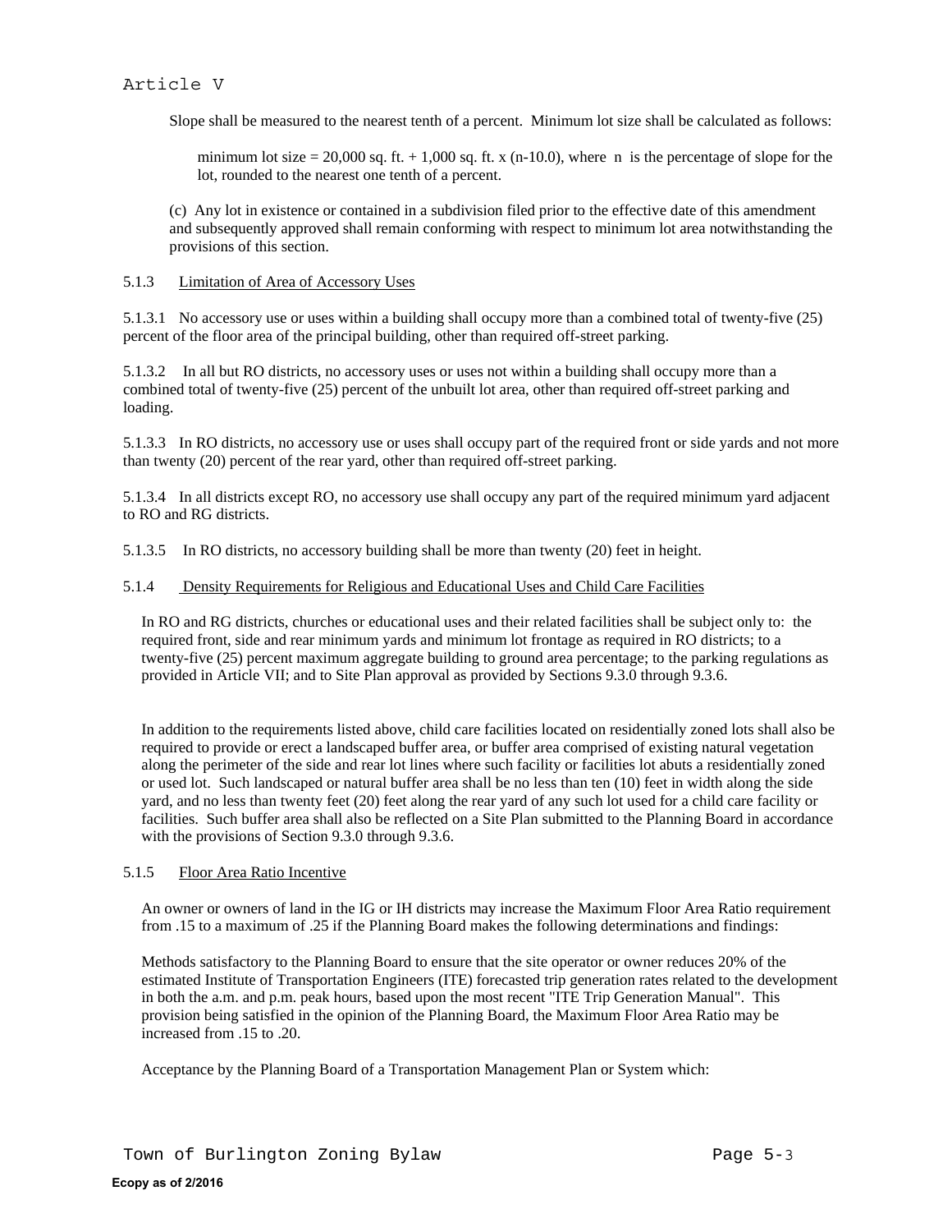Slope shall be measured to the nearest tenth of a percent. Minimum lot size shall be calculated as follows:

minimum lot size = 20,000 sq. ft. + 1,000 sq. ft. x (n-10.0), where n is the percentage of slope for the lot, rounded to the nearest one tenth of a percent.

(c) Any lot in existence or contained in a subdivision filed prior to the effective date of this amendment and subsequently approved shall remain conforming with respect to minimum lot area notwithstanding the provisions of this section.

5.1.3 Limitation of Area of Accessory Uses

5.1.3.1 No accessory use or uses within a building shall occupy more than a combined total of twenty-five (25) percent of the floor area of the principal building, other than required off-street parking.

5.1.3.2 In all but RO districts, no accessory uses or uses not within a building shall occupy more than a combined total of twenty-five (25) percent of the unbuilt lot area, other than required off-street parking and loading.

5.1.3.3 In RO districts, no accessory use or uses shall occupy part of the required front or side yards and not more than twenty (20) percent of the rear yard, other than required off-street parking.

5.1.3.4 In all districts except RO, no accessory use shall occupy any part of the required minimum yard adjacent to RO and RG districts.

5.1.3.5 In RO districts, no accessory building shall be more than twenty (20) feet in height.

5.1.4 Density Requirements for Religious and Educational Uses and Child Care Facilities

In RO and RG districts, churches or educational uses and their related facilities shall be subject only to: the required front, side and rear minimum yards and minimum lot frontage as required in RO districts; to a twenty-five (25) percent maximum aggregate building to ground area percentage; to the parking regulations as provided in Article VII; and to Site Plan approval as provided by Sections 9.3.0 through 9.3.6.

In addition to the requirements listed above, child care facilities located on residentially zoned lots shall also be required to provide or erect a landscaped buffer area, or buffer area comprised of existing natural vegetation along the perimeter of the side and rear lot lines where such facility or facilities lot abuts a residentially zoned or used lot. Such landscaped or natural buffer area shall be no less than ten (10) feet in width along the side yard, and no less than twenty feet (20) feet along the rear yard of any such lot used for a child care facility or facilities. Such buffer area shall also be reflected on a Site Plan submitted to the Planning Board in accordance with the provisions of Section 9.3.0 through 9.3.6.

5.1.5 Floor Area Ratio Incentive

An owner or owners of land in the IG or IH districts may increase the Maximum Floor Area Ratio requirement from .15 to a maximum of .25 if the Planning Board makes the following determinations and findings:

Methods satisfactory to the Planning Board to ensure that the site operator or owner reduces 20% of the estimated Institute of Transportation Engineers (ITE) forecasted trip generation rates related to the development in both the a.m. and p.m. peak hours, based upon the most recent "ITE Trip Generation Manual". This provision being satisfied in the opinion of the Planning Board, the Maximum Floor Area Ratio may be increased from .15 to .20.

Acceptance by the Planning Board of a Transportation Management Plan or System which: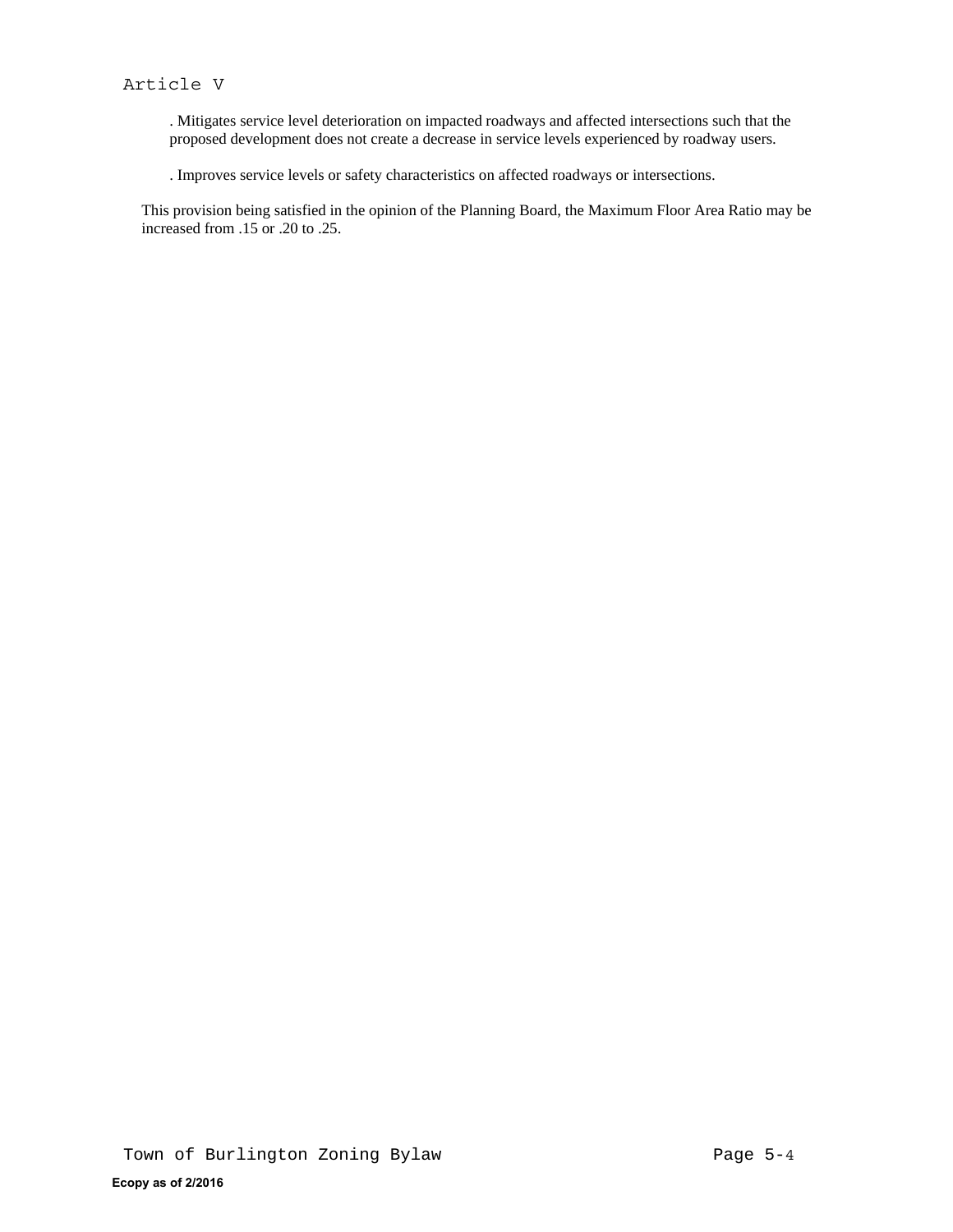. Mitigates service level deterioration on impacted roadways and affected intersections such that the proposed development does not create a decrease in service levels experienced by roadway users.

. Improves service levels or safety characteristics on affected roadways or intersections.

This provision being satisfied in the opinion of the Planning Board, the Maximum Floor Area Ratio may be increased from .15 or .20 to .25.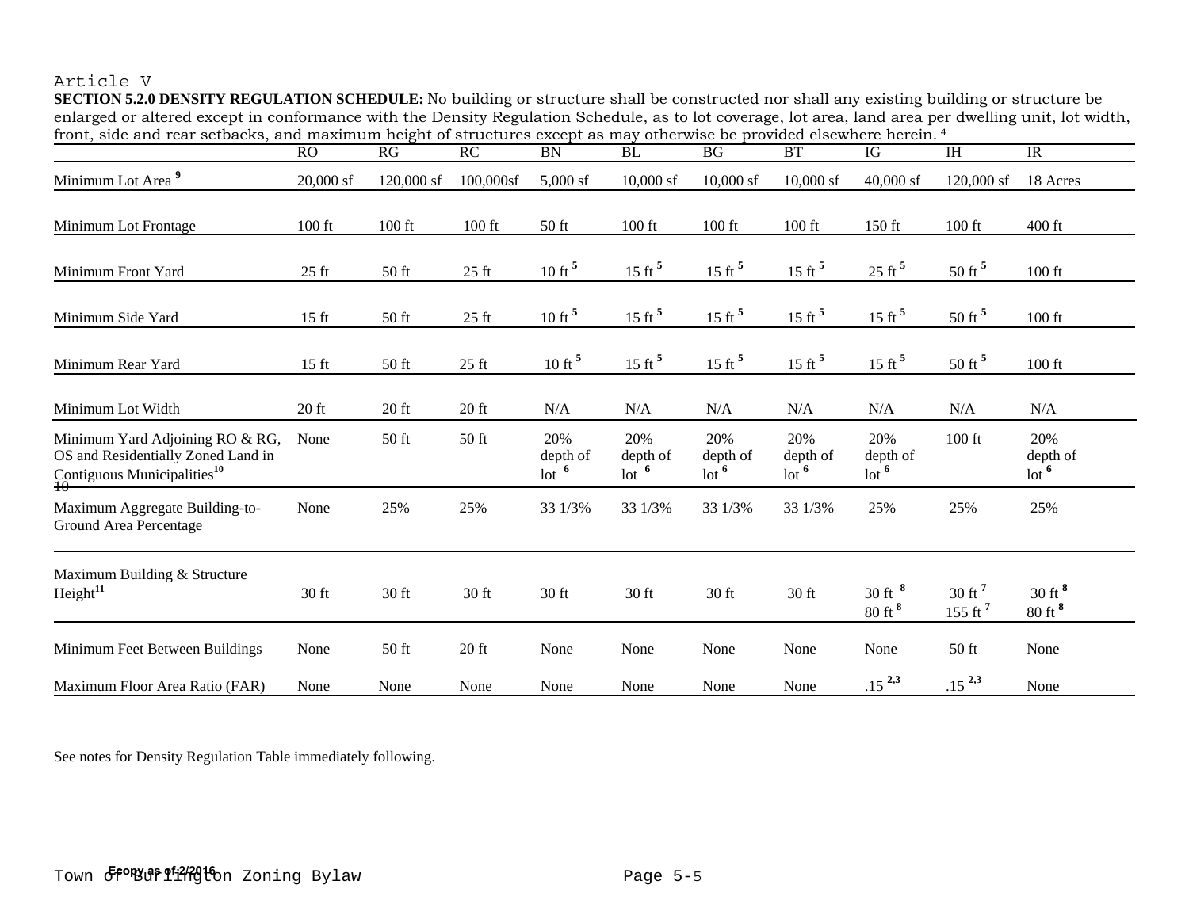Article V

**SECTION 5.2.0 DENSITY REGULATION SCHEDULE:** No building or structure shall be constructed nor shall any existing building or structure be enlarged or altered except in conformance with the Density Regulation Schedule, as to lot coverage, lot area, land area per dwelling unit, lot width, front, side and rear setbacks, and maximum height of structures except as may otherwise be provided elsewhere herein. [4]

| | RO | RG | RC | BN | BL | BG | BT | IG | IH | IR |
|---|---|---|---|---|---|---|---|---|---|---|
| Minimum Lot Area [9] | 20,000 sf | 120,000 sf | 100,000sf | 5,000 sf | 10,000 sf | 10,000 sf | 10,000 sf | 40,000 sf | 120,000 sf | 18 Acres |
| Minimum Lot Frontage | 100 ft | 100 ft | 100 ft | 50 ft | 100 ft | 100 ft | 100 ft | 150 ft | 100 ft | 400 ft |
| Minimum Front Yard | 25 ft | 50 ft | 25 ft | 10 ft [5] | 15 ft [5] | 15 ft [5] | 15 ft [5] | 25 ft [5] | 50 ft [5] | 100 ft |
| Minimum Side Yard | 15 ft | 50 ft | 25 ft | 10 ft [5] | 15 ft [5] | 15 ft [5] | 15 ft [5] | 15 ft [5] | 50 ft [5] | 100 ft |
| Minimum Rear Yard | 15 ft | 50 ft | 25 ft | 10 ft [5] | 15 ft [5] | 15 ft [5] | 15 ft [5] | 15 ft [5] | 50 ft [5] | 100 ft |
| Minimum Lot Width | 20 ft | 20 ft | 20 ft | N/A | N/A | N/A | N/A | N/A | N/A | N/A |
| Minimum Yard Adjoining RO & RG, OS and Residentially Zoned Land in Contiguous Municipalities[10] | None | 50 ft | 50 ft | 20% depth of lot [6] | 20% depth of lot [6] | 20% depth of lot [6] | 20% depth of lot [6] | 20% depth of lot [6] | 100 ft | 20% depth of lot [6] |
| Maximum Aggregate Building-to-Ground Area Percentage | None | 25% | 25% | 33 1/3% | 33 1/3% | 33 1/3% | 33 1/3% | 25% | 25% | 25% |
| Maximum Building & Structure Height[11] | 30 ft | 30 ft | 30 ft | 30 ft | 30 ft | 30 ft | 30 ft | 30 ft [8] 80 ft [8] | 30 ft [7] 155 ft [7] | 30 ft [8] 80 ft [8] |
| Minimum Feet Between Buildings | None | 50 ft | 20 ft | None | None | None | None | None | 50 ft | None |
| Maximum Floor Area Ratio (FAR) | None | None | None | None | None | None | None | .15 [2,3] | .15 [2,3] | None |

See notes for Density Regulation Table immediately following.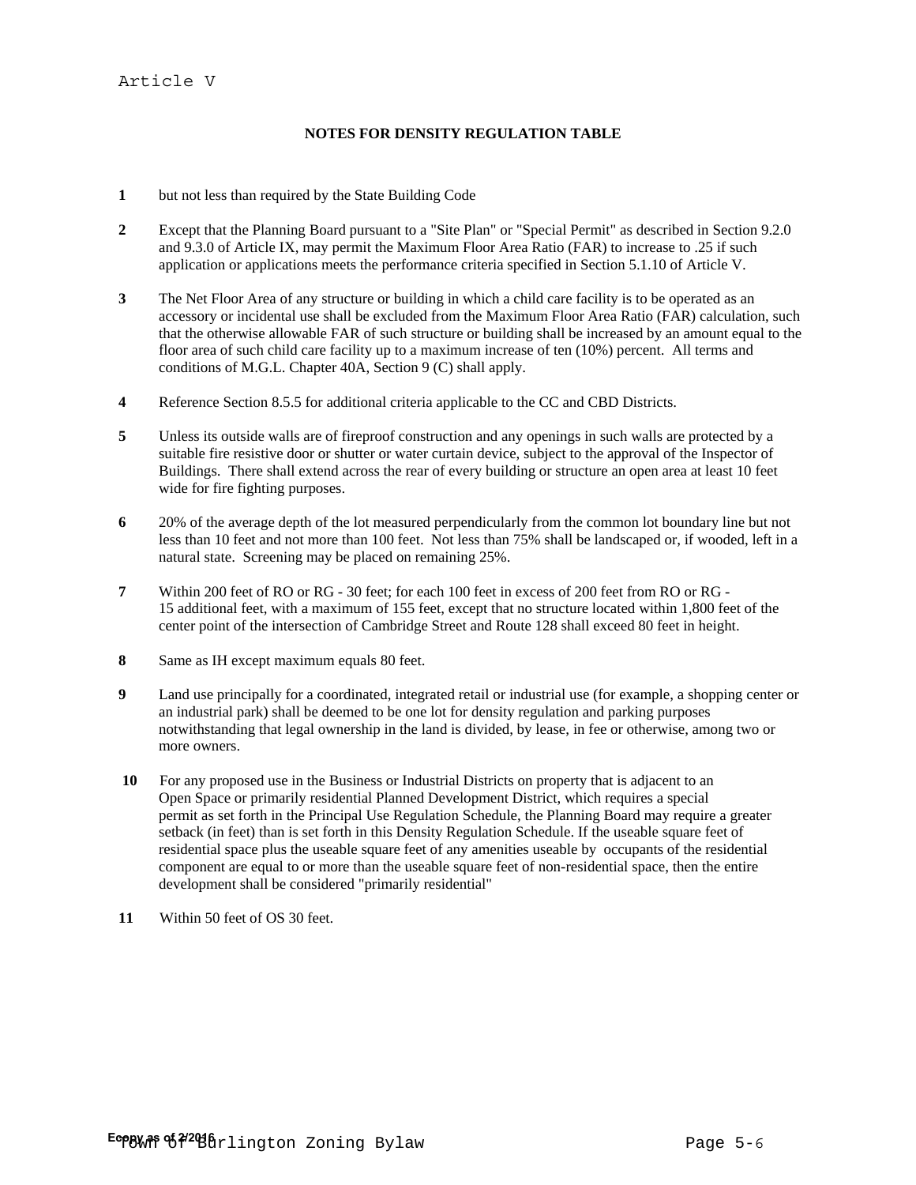## NOTES FOR DENSITY REGULATION TABLE

**1** but not less than required by the State Building Code

**2** Except that the Planning Board pursuant to a "Site Plan" or "Special Permit" as described in Section 9.2.0 and 9.3.0 of Article IX, may permit the Maximum Floor Area Ratio (FAR) to increase to .25 if such application or applications meets the performance criteria specified in Section 5.1.10 of Article V.

**3** The Net Floor Area of any structure or building in which a child care facility is to be operated as an accessory or incidental use shall be excluded from the Maximum Floor Area Ratio (FAR) calculation, such that the otherwise allowable FAR of such structure or building shall be increased by an amount equal to the floor area of such child care facility up to a maximum increase of ten (10%) percent. All terms and conditions of M.G.L. Chapter 40A, Section 9 (C) shall apply.

**4** Reference Section 8.5.5 for additional criteria applicable to the CC and CBD Districts.

**5** Unless its outside walls are of fireproof construction and any openings in such walls are protected by a suitable fire resistive door or shutter or water curtain device, subject to the approval of the Inspector of Buildings. There shall extend across the rear of every building or structure an open area at least 10 feet wide for fire fighting purposes.

**6** 20% of the average depth of the lot measured perpendicularly from the common lot boundary line but not less than 10 feet and not more than 100 feet. Not less than 75% shall be landscaped or, if wooded, left in a natural state. Screening may be placed on remaining 25%.

**7** Within 200 feet of RO or RG - 30 feet; for each 100 feet in excess of 200 feet from RO or RG - 15 additional feet, with a maximum of 155 feet, except that no structure located within 1,800 feet of the center point of the intersection of Cambridge Street and Route 128 shall exceed 80 feet in height.

**8** Same as IH except maximum equals 80 feet.

**9** Land use principally for a coordinated, integrated retail or industrial use (for example, a shopping center or an industrial park) shall be deemed to be one lot for density regulation and parking purposes notwithstanding that legal ownership in the land is divided, by lease, in fee or otherwise, among two or more owners.

**10** For any proposed use in the Business or Industrial Districts on property that is adjacent to an Open Space or primarily residential Planned Development District, which requires a special permit as set forth in the Principal Use Regulation Schedule, the Planning Board may require a greater setback (in feet) than is set forth in this Density Regulation Schedule. If the useable square feet of residential space plus the useable square feet of any amenities useable by occupants of the residential component are equal to or more than the useable square feet of non-residential space, then the entire development shall be considered "primarily residential"

**11** Within 50 feet of OS 30 feet.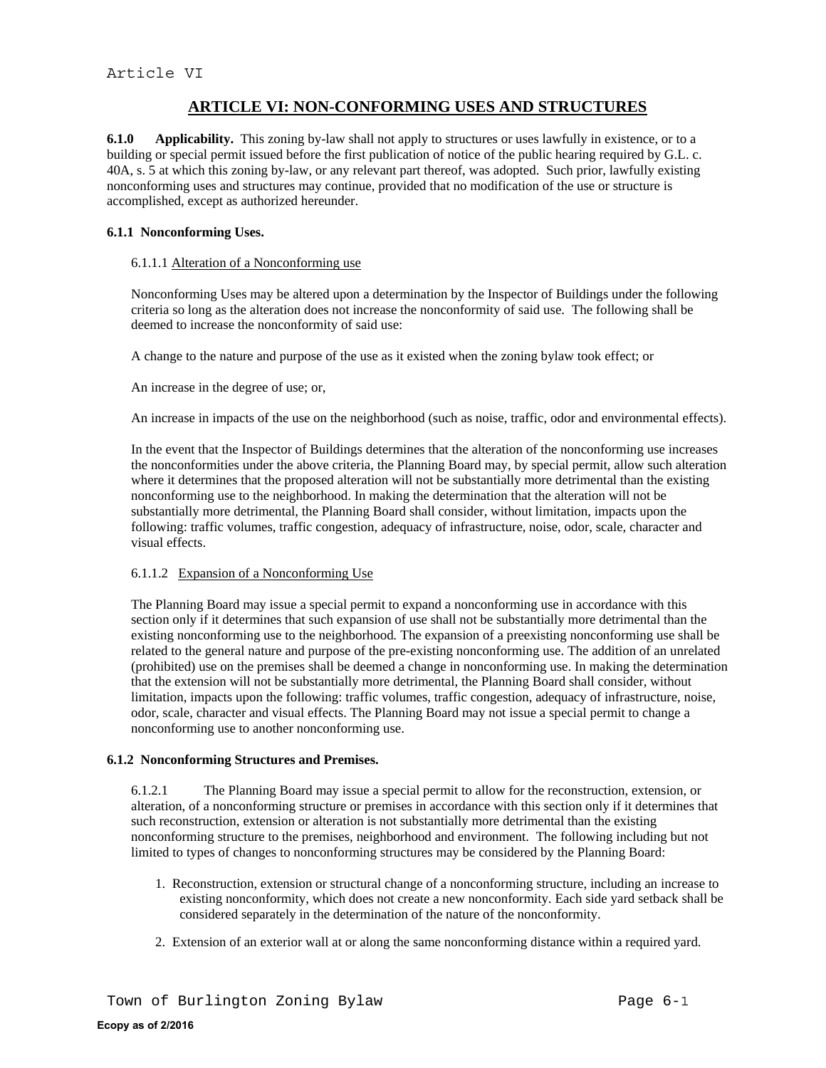# ARTICLE VI: NON-CONFORMING USES AND STRUCTURES

**6.1.0 Applicability.** This zoning by-law shall not apply to structures or uses lawfully in existence, or to a building or special permit issued before the first publication of notice of the public hearing required by G.L. c. 40A, s. 5 at which this zoning by-law, or any relevant part thereof, was adopted. Such prior, lawfully existing nonconforming uses and structures may continue, provided that no modification of the use or structure is accomplished, except as authorized hereunder.

**6.1.1 Nonconforming Uses.**

6.1.1.1 Alteration of a Nonconforming use

Nonconforming Uses may be altered upon a determination by the Inspector of Buildings under the following criteria so long as the alteration does not increase the nonconformity of said use. The following shall be deemed to increase the nonconformity of said use:

A change to the nature and purpose of the use as it existed when the zoning bylaw took effect; or

An increase in the degree of use; or,

An increase in impacts of the use on the neighborhood (such as noise, traffic, odor and environmental effects).

In the event that the Inspector of Buildings determines that the alteration of the nonconforming use increases the nonconformities under the above criteria, the Planning Board may, by special permit, allow such alteration where it determines that the proposed alteration will not be substantially more detrimental than the existing nonconforming use to the neighborhood. In making the determination that the alteration will not be substantially more detrimental, the Planning Board shall consider, without limitation, impacts upon the following: traffic volumes, traffic congestion, adequacy of infrastructure, noise, odor, scale, character and visual effects.

6.1.1.2 Expansion of a Nonconforming Use

The Planning Board may issue a special permit to expand a nonconforming use in accordance with this section only if it determines that such expansion of use shall not be substantially more detrimental than the existing nonconforming use to the neighborhood. The expansion of a preexisting nonconforming use shall be related to the general nature and purpose of the pre-existing nonconforming use. The addition of an unrelated (prohibited) use on the premises shall be deemed a change in nonconforming use. In making the determination that the extension will not be substantially more detrimental, the Planning Board shall consider, without limitation, impacts upon the following: traffic volumes, traffic congestion, adequacy of infrastructure, noise, odor, scale, character and visual effects. The Planning Board may not issue a special permit to change a nonconforming use to another nonconforming use.

**6.1.2 Nonconforming Structures and Premises.**

6.1.2.1 The Planning Board may issue a special permit to allow for the reconstruction, extension, or alteration, of a nonconforming structure or premises in accordance with this section only if it determines that such reconstruction, extension or alteration is not substantially more detrimental than the existing nonconforming structure to the premises, neighborhood and environment. The following including but not limited to types of changes to nonconforming structures may be considered by the Planning Board:

1. Reconstruction, extension or structural change of a nonconforming structure, including an increase to existing nonconformity, which does not create a new nonconformity. Each side yard setback shall be considered separately in the determination of the nature of the nonconformity.

2. Extension of an exterior wall at or along the same nonconforming distance within a required yard.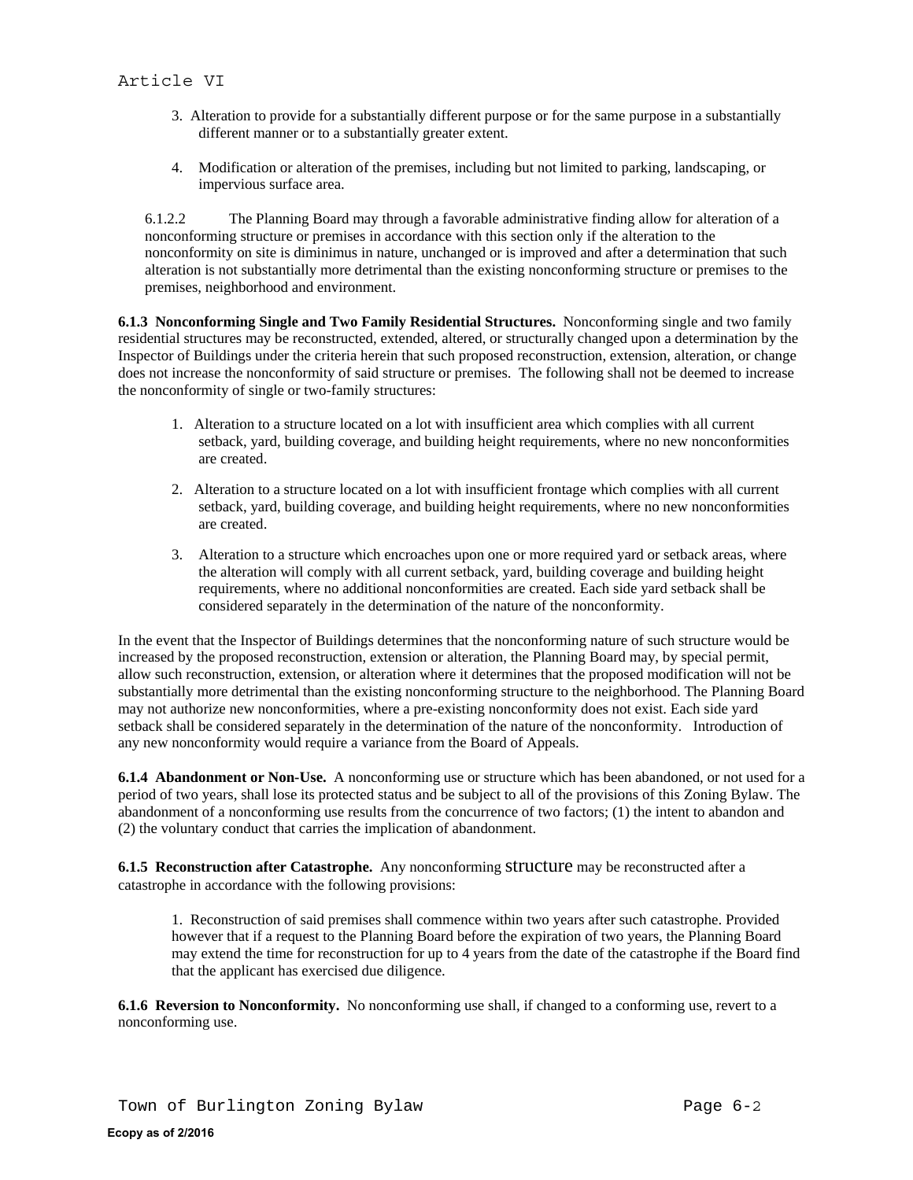3. Alteration to provide for a substantially different purpose or for the same purpose in a substantially different manner or to a substantially greater extent.

4. Modification or alteration of the premises, including but not limited to parking, landscaping, or impervious surface area.

6.1.2.2 The Planning Board may through a favorable administrative finding allow for alteration of a nonconforming structure or premises in accordance with this section only if the alteration to the nonconformity on site is diminimus in nature, unchanged or is improved and after a determination that such alteration is not substantially more detrimental than the existing nonconforming structure or premises to the premises, neighborhood and environment.

**6.1.3 Nonconforming Single and Two Family Residential Structures.** Nonconforming single and two family residential structures may be reconstructed, extended, altered, or structurally changed upon a determination by the Inspector of Buildings under the criteria herein that such proposed reconstruction, extension, alteration, or change does not increase the nonconformity of said structure or premises. The following shall not be deemed to increase the nonconformity of single or two-family structures:

1. Alteration to a structure located on a lot with insufficient area which complies with all current setback, yard, building coverage, and building height requirements, where no new nonconformities are created.

2. Alteration to a structure located on a lot with insufficient frontage which complies with all current setback, yard, building coverage, and building height requirements, where no new nonconformities are created.

3. Alteration to a structure which encroaches upon one or more required yard or setback areas, where the alteration will comply with all current setback, yard, building coverage and building height requirements, where no additional nonconformities are created. Each side yard setback shall be considered separately in the determination of the nature of the nonconformity.

In the event that the Inspector of Buildings determines that the nonconforming nature of such structure would be increased by the proposed reconstruction, extension or alteration, the Planning Board may, by special permit, allow such reconstruction, extension, or alteration where it determines that the proposed modification will not be substantially more detrimental than the existing nonconforming structure to the neighborhood. The Planning Board may not authorize new nonconformities, where a pre-existing nonconformity does not exist. Each side yard setback shall be considered separately in the determination of the nature of the nonconformity. Introduction of any new nonconformity would require a variance from the Board of Appeals.

**6.1.4 Abandonment or Non-Use.** A nonconforming use or structure which has been abandoned, or not used for a period of two years, shall lose its protected status and be subject to all of the provisions of this Zoning Bylaw. The abandonment of a nonconforming use results from the concurrence of two factors; (1) the intent to abandon and (2) the voluntary conduct that carries the implication of abandonment.

**6.1.5 Reconstruction after Catastrophe.** Any nonconforming structure may be reconstructed after a catastrophe in accordance with the following provisions:

1. Reconstruction of said premises shall commence within two years after such catastrophe. Provided however that if a request to the Planning Board before the expiration of two years, the Planning Board may extend the time for reconstruction for up to 4 years from the date of the catastrophe if the Board find that the applicant has exercised due diligence.

**6.1.6 Reversion to Nonconformity.** No nonconforming use shall, if changed to a conforming use, revert to a nonconforming use.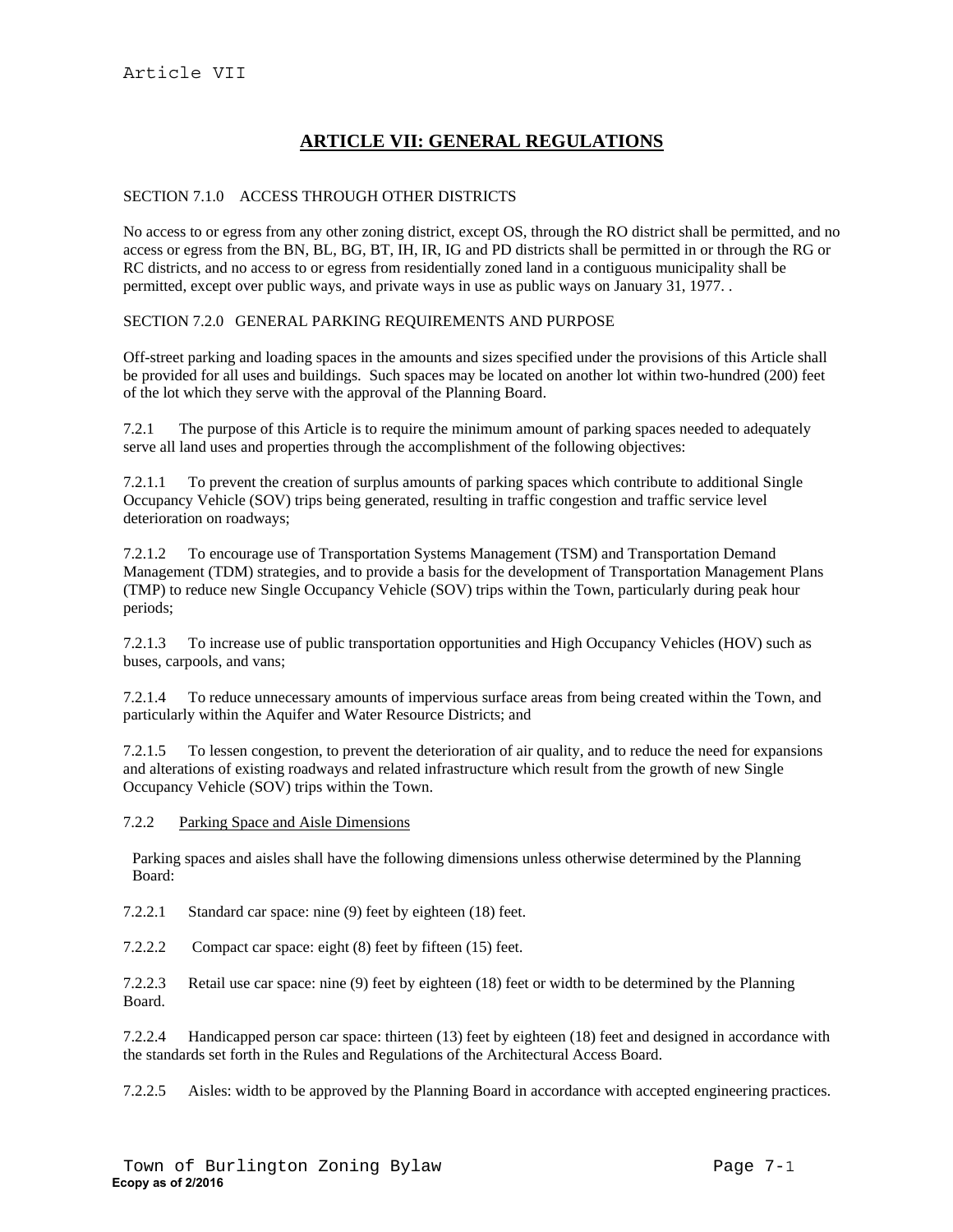# ARTICLE VII: GENERAL REGULATIONS

SECTION 7.1.0 ACCESS THROUGH OTHER DISTRICTS

No access to or egress from any other zoning district, except OS, through the RO district shall be permitted, and no access or egress from the BN, BL, BG, BT, IH, IR, IG and PD districts shall be permitted in or through the RG or RC districts, and no access to or egress from residentially zoned land in a contiguous municipality shall be permitted, except over public ways, and private ways in use as public ways on January 31, 1977. .

SECTION 7.2.0 GENERAL PARKING REQUIREMENTS AND PURPOSE

Off-street parking and loading spaces in the amounts and sizes specified under the provisions of this Article shall be provided for all uses and buildings. Such spaces may be located on another lot within two-hundred (200) feet of the lot which they serve with the approval of the Planning Board.

7.2.1 The purpose of this Article is to require the minimum amount of parking spaces needed to adequately serve all land uses and properties through the accomplishment of the following objectives:

7.2.1.1 To prevent the creation of surplus amounts of parking spaces which contribute to additional Single Occupancy Vehicle (SOV) trips being generated, resulting in traffic congestion and traffic service level deterioration on roadways;

7.2.1.2 To encourage use of Transportation Systems Management (TSM) and Transportation Demand Management (TDM) strategies, and to provide a basis for the development of Transportation Management Plans (TMP) to reduce new Single Occupancy Vehicle (SOV) trips within the Town, particularly during peak hour periods;

7.2.1.3 To increase use of public transportation opportunities and High Occupancy Vehicles (HOV) such as buses, carpools, and vans;

7.2.1.4 To reduce unnecessary amounts of impervious surface areas from being created within the Town, and particularly within the Aquifer and Water Resource Districts; and

7.2.1.5 To lessen congestion, to prevent the deterioration of air quality, and to reduce the need for expansions and alterations of existing roadways and related infrastructure which result from the growth of new Single Occupancy Vehicle (SOV) trips within the Town.

7.2.2 <u>Parking Space and Aisle Dimensions</u>

Parking spaces and aisles shall have the following dimensions unless otherwise determined by the Planning Board:

7.2.2.1 Standard car space: nine (9) feet by eighteen (18) feet.

7.2.2.2 Compact car space: eight (8) feet by fifteen (15) feet.

7.2.2.3 Retail use car space: nine (9) feet by eighteen (18) feet or width to be determined by the Planning Board.

7.2.2.4 Handicapped person car space: thirteen (13) feet by eighteen (18) feet and designed in accordance with the standards set forth in the Rules and Regulations of the Architectural Access Board.

7.2.2.5 Aisles: width to be approved by the Planning Board in accordance with accepted engineering practices.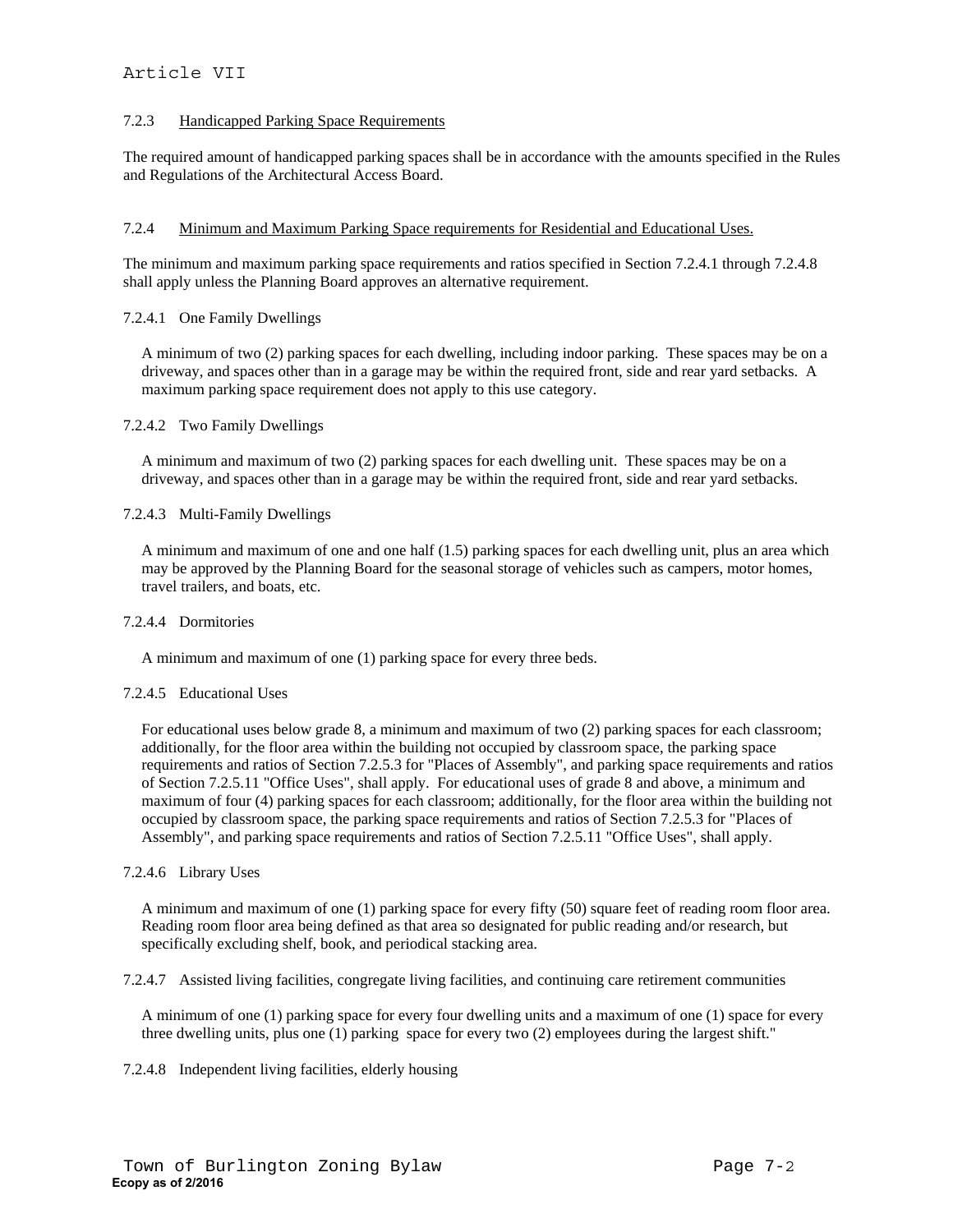### 7.2.3 Handicapped Parking Space Requirements

The required amount of handicapped parking spaces shall be in accordance with the amounts specified in the Rules and Regulations of the Architectural Access Board.

### 7.2.4 Minimum and Maximum Parking Space requirements for Residential and Educational Uses.

The minimum and maximum parking space requirements and ratios specified in Section 7.2.4.1 through 7.2.4.8 shall apply unless the Planning Board approves an alternative requirement.

#### 7.2.4.1 One Family Dwellings

A minimum of two (2) parking spaces for each dwelling, including indoor parking. These spaces may be on a driveway, and spaces other than in a garage may be within the required front, side and rear yard setbacks. A maximum parking space requirement does not apply to this use category.

#### 7.2.4.2 Two Family Dwellings

A minimum and maximum of two (2) parking spaces for each dwelling unit. These spaces may be on a driveway, and spaces other than in a garage may be within the required front, side and rear yard setbacks.

#### 7.2.4.3 Multi-Family Dwellings

A minimum and maximum of one and one half (1.5) parking spaces for each dwelling unit, plus an area which may be approved by the Planning Board for the seasonal storage of vehicles such as campers, motor homes, travel trailers, and boats, etc.

#### 7.2.4.4 Dormitories

A minimum and maximum of one (1) parking space for every three beds.

#### 7.2.4.5 Educational Uses

For educational uses below grade 8, a minimum and maximum of two (2) parking spaces for each classroom; additionally, for the floor area within the building not occupied by classroom space, the parking space requirements and ratios of Section 7.2.5.3 for "Places of Assembly", and parking space requirements and ratios of Section 7.2.5.11 "Office Uses", shall apply. For educational uses of grade 8 and above, a minimum and maximum of four (4) parking spaces for each classroom; additionally, for the floor area within the building not occupied by classroom space, the parking space requirements and ratios of Section 7.2.5.3 for "Places of Assembly", and parking space requirements and ratios of Section 7.2.5.11 "Office Uses", shall apply.

#### 7.2.4.6 Library Uses

A minimum and maximum of one (1) parking space for every fifty (50) square feet of reading room floor area. Reading room floor area being defined as that area so designated for public reading and/or research, but specifically excluding shelf, book, and periodical stacking area.

#### 7.2.4.7 Assisted living facilities, congregate living facilities, and continuing care retirement communities

A minimum of one (1) parking space for every four dwelling units and a maximum of one (1) space for every three dwelling units, plus one (1) parking space for every two (2) employees during the largest shift."

#### 7.2.4.8 Independent living facilities, elderly housing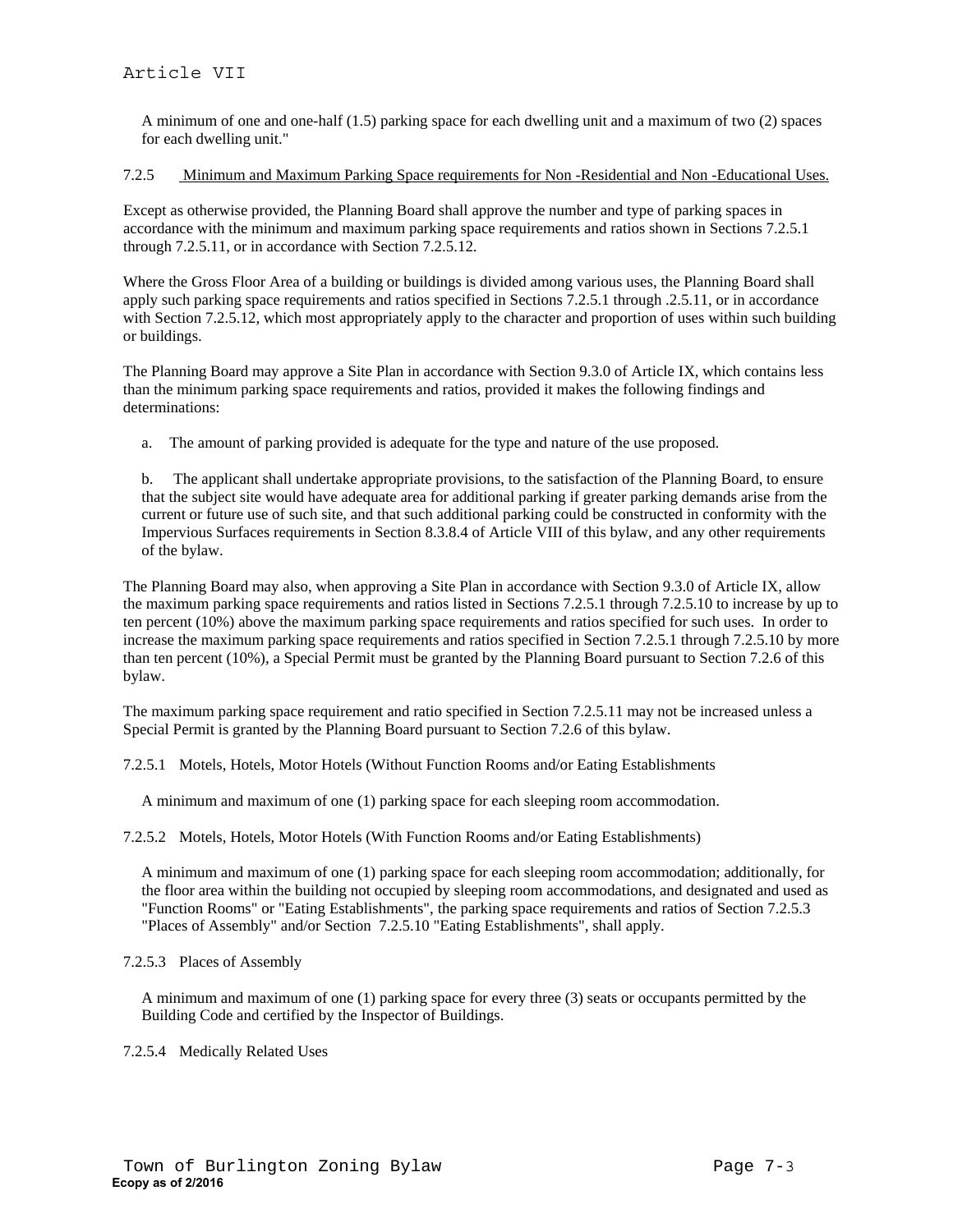A minimum of one and one-half (1.5) parking space for each dwelling unit and a maximum of two (2) spaces for each dwelling unit."

7.2.5 Minimum and Maximum Parking Space requirements for Non -Residential and Non -Educational Uses.

Except as otherwise provided, the Planning Board shall approve the number and type of parking spaces in accordance with the minimum and maximum parking space requirements and ratios shown in Sections 7.2.5.1 through 7.2.5.11, or in accordance with Section 7.2.5.12.

Where the Gross Floor Area of a building or buildings is divided among various uses, the Planning Board shall apply such parking space requirements and ratios specified in Sections 7.2.5.1 through .2.5.11, or in accordance with Section 7.2.5.12, which most appropriately apply to the character and proportion of uses within such building or buildings.

The Planning Board may approve a Site Plan in accordance with Section 9.3.0 of Article IX, which contains less than the minimum parking space requirements and ratios, provided it makes the following findings and determinations:

a. The amount of parking provided is adequate for the type and nature of the use proposed.

b. The applicant shall undertake appropriate provisions, to the satisfaction of the Planning Board, to ensure that the subject site would have adequate area for additional parking if greater parking demands arise from the current or future use of such site, and that such additional parking could be constructed in conformity with the Impervious Surfaces requirements in Section 8.3.8.4 of Article VIII of this bylaw, and any other requirements of the bylaw.

The Planning Board may also, when approving a Site Plan in accordance with Section 9.3.0 of Article IX, allow the maximum parking space requirements and ratios listed in Sections 7.2.5.1 through 7.2.5.10 to increase by up to ten percent (10%) above the maximum parking space requirements and ratios specified for such uses. In order to increase the maximum parking space requirements and ratios specified in Section 7.2.5.1 through 7.2.5.10 by more than ten percent (10%), a Special Permit must be granted by the Planning Board pursuant to Section 7.2.6 of this bylaw.

The maximum parking space requirement and ratio specified in Section 7.2.5.11 may not be increased unless a Special Permit is granted by the Planning Board pursuant to Section 7.2.6 of this bylaw.

7.2.5.1 Motels, Hotels, Motor Hotels (Without Function Rooms and/or Eating Establishments

A minimum and maximum of one (1) parking space for each sleeping room accommodation.

7.2.5.2 Motels, Hotels, Motor Hotels (With Function Rooms and/or Eating Establishments)

A minimum and maximum of one (1) parking space for each sleeping room accommodation; additionally, for the floor area within the building not occupied by sleeping room accommodations, and designated and used as "Function Rooms" or "Eating Establishments", the parking space requirements and ratios of Section 7.2.5.3 "Places of Assembly" and/or Section 7.2.5.10 "Eating Establishments", shall apply.

7.2.5.3 Places of Assembly

A minimum and maximum of one (1) parking space for every three (3) seats or occupants permitted by the Building Code and certified by the Inspector of Buildings.

7.2.5.4 Medically Related Uses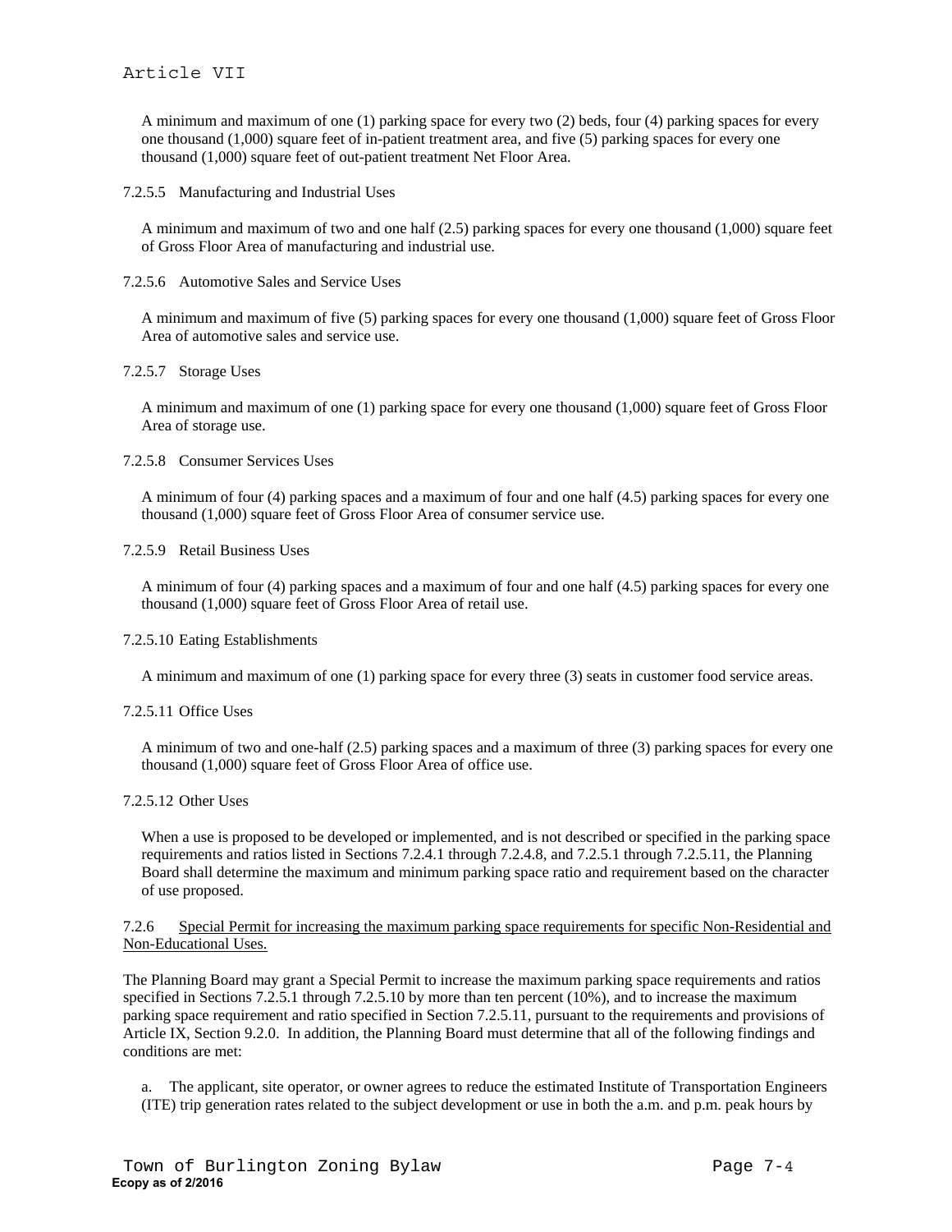A minimum and maximum of one (1) parking space for every two (2) beds, four (4) parking spaces for every one thousand (1,000) square feet of in-patient treatment area, and five (5) parking spaces for every one thousand (1,000) square feet of out-patient treatment Net Floor Area.

7.2.5.5 Manufacturing and Industrial Uses

A minimum and maximum of two and one half (2.5) parking spaces for every one thousand (1,000) square feet of Gross Floor Area of manufacturing and industrial use.

7.2.5.6 Automotive Sales and Service Uses

A minimum and maximum of five (5) parking spaces for every one thousand (1,000) square feet of Gross Floor Area of automotive sales and service use.

7.2.5.7 Storage Uses

A minimum and maximum of one (1) parking space for every one thousand (1,000) square feet of Gross Floor Area of storage use.

7.2.5.8 Consumer Services Uses

A minimum of four (4) parking spaces and a maximum of four and one half (4.5) parking spaces for every one thousand (1,000) square feet of Gross Floor Area of consumer service use.

7.2.5.9 Retail Business Uses

A minimum of four (4) parking spaces and a maximum of four and one half (4.5) parking spaces for every one thousand (1,000) square feet of Gross Floor Area of retail use.

7.2.5.10 Eating Establishments

A minimum and maximum of one (1) parking space for every three (3) seats in customer food service areas.

7.2.5.11 Office Uses

A minimum of two and one-half (2.5) parking spaces and a maximum of three (3) parking spaces for every one thousand (1,000) square feet of Gross Floor Area of office use.

7.2.5.12 Other Uses

When a use is proposed to be developed or implemented, and is not described or specified in the parking space requirements and ratios listed in Sections 7.2.4.1 through 7.2.4.8, and 7.2.5.1 through 7.2.5.11, the Planning Board shall determine the maximum and minimum parking space ratio and requirement based on the character of use proposed.

7.2.6 Special Permit for increasing the maximum parking space requirements for specific Non-Residential and Non-Educational Uses.

The Planning Board may grant a Special Permit to increase the maximum parking space requirements and ratios specified in Sections 7.2.5.1 through 7.2.5.10 by more than ten percent (10%), and to increase the maximum parking space requirement and ratio specified in Section 7.2.5.11, pursuant to the requirements and provisions of Article IX, Section 9.2.0. In addition, the Planning Board must determine that all of the following findings and conditions are met:

a. The applicant, site operator, or owner agrees to reduce the estimated Institute of Transportation Engineers (ITE) trip generation rates related to the subject development or use in both the a.m. and p.m. peak hours by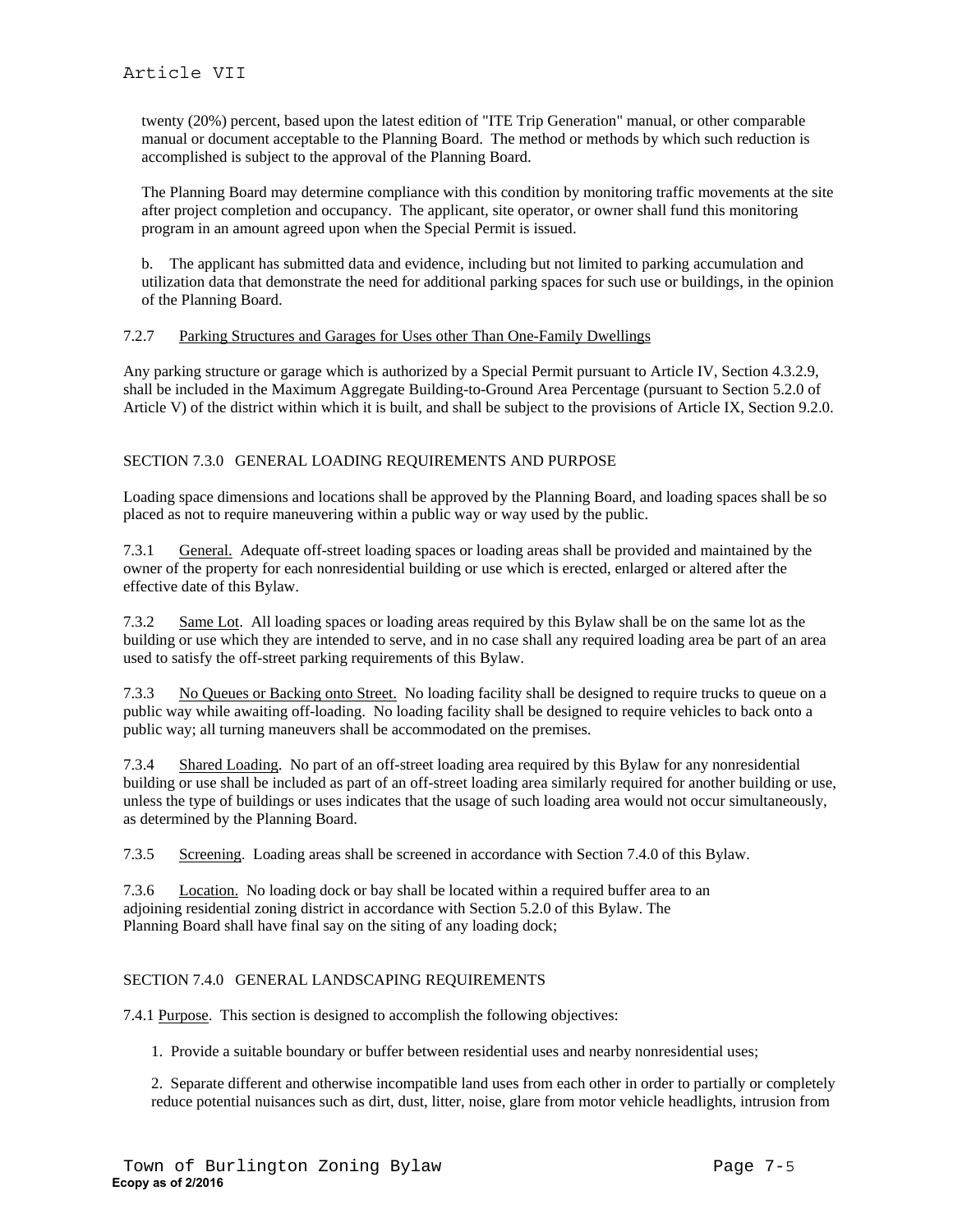twenty (20%) percent, based upon the latest edition of "ITE Trip Generation" manual, or other comparable manual or document acceptable to the Planning Board. The method or methods by which such reduction is accomplished is subject to the approval of the Planning Board.

The Planning Board may determine compliance with this condition by monitoring traffic movements at the site after project completion and occupancy. The applicant, site operator, or owner shall fund this monitoring program in an amount agreed upon when the Special Permit is issued.

b. The applicant has submitted data and evidence, including but not limited to parking accumulation and utilization data that demonstrate the need for additional parking spaces for such use or buildings, in the opinion of the Planning Board.

7.2.7 Parking Structures and Garages for Uses other Than One-Family Dwellings

Any parking structure or garage which is authorized by a Special Permit pursuant to Article IV, Section 4.3.2.9, shall be included in the Maximum Aggregate Building-to-Ground Area Percentage (pursuant to Section 5.2.0 of Article V) of the district within which it is built, and shall be subject to the provisions of Article IX, Section 9.2.0.

## SECTION 7.3.0 GENERAL LOADING REQUIREMENTS AND PURPOSE

Loading space dimensions and locations shall be approved by the Planning Board, and loading spaces shall be so placed as not to require maneuvering within a public way or way used by the public.

7.3.1 General. Adequate off-street loading spaces or loading areas shall be provided and maintained by the owner of the property for each nonresidential building or use which is erected, enlarged or altered after the effective date of this Bylaw.

7.3.2 Same Lot. All loading spaces or loading areas required by this Bylaw shall be on the same lot as the building or use which they are intended to serve, and in no case shall any required loading area be part of an area used to satisfy the off-street parking requirements of this Bylaw.

7.3.3 No Queues or Backing onto Street. No loading facility shall be designed to require trucks to queue on a public way while awaiting off-loading. No loading facility shall be designed to require vehicles to back onto a public way; all turning maneuvers shall be accommodated on the premises.

7.3.4 Shared Loading. No part of an off-street loading area required by this Bylaw for any nonresidential building or use shall be included as part of an off-street loading area similarly required for another building or use, unless the type of buildings or uses indicates that the usage of such loading area would not occur simultaneously, as determined by the Planning Board.

7.3.5 Screening. Loading areas shall be screened in accordance with Section 7.4.0 of this Bylaw.

7.3.6 Location. No loading dock or bay shall be located within a required buffer area to an adjoining residential zoning district in accordance with Section 5.2.0 of this Bylaw. The Planning Board shall have final say on the siting of any loading dock;

## SECTION 7.4.0 GENERAL LANDSCAPING REQUIREMENTS

7.4.1 Purpose. This section is designed to accomplish the following objectives:

1. Provide a suitable boundary or buffer between residential uses and nearby nonresidential uses;

2. Separate different and otherwise incompatible land uses from each other in order to partially or completely reduce potential nuisances such as dirt, dust, litter, noise, glare from motor vehicle headlights, intrusion from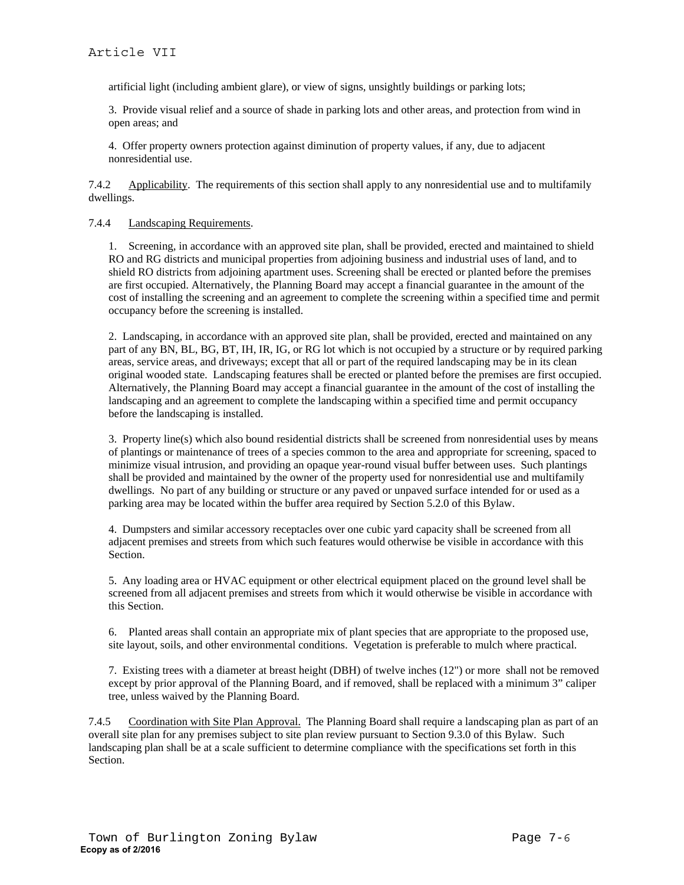artificial light (including ambient glare), or view of signs, unsightly buildings or parking lots;

3. Provide visual relief and a source of shade in parking lots and other areas, and protection from wind in open areas; and

4. Offer property owners protection against diminution of property values, if any, due to adjacent nonresidential use.

7.4.2 Applicability. The requirements of this section shall apply to any nonresidential use and to multifamily dwellings.

7.4.4 Landscaping Requirements.

1. Screening, in accordance with an approved site plan, shall be provided, erected and maintained to shield RO and RG districts and municipal properties from adjoining business and industrial uses of land, and to shield RO districts from adjoining apartment uses. Screening shall be erected or planted before the premises are first occupied. Alternatively, the Planning Board may accept a financial guarantee in the amount of the cost of installing the screening and an agreement to complete the screening within a specified time and permit occupancy before the screening is installed.

2. Landscaping, in accordance with an approved site plan, shall be provided, erected and maintained on any part of any BN, BL, BG, BT, IH, IR, IG, or RG lot which is not occupied by a structure or by required parking areas, service areas, and driveways; except that all or part of the required landscaping may be in its clean original wooded state. Landscaping features shall be erected or planted before the premises are first occupied. Alternatively, the Planning Board may accept a financial guarantee in the amount of the cost of installing the landscaping and an agreement to complete the landscaping within a specified time and permit occupancy before the landscaping is installed.

3. Property line(s) which also bound residential districts shall be screened from nonresidential uses by means of plantings or maintenance of trees of a species common to the area and appropriate for screening, spaced to minimize visual intrusion, and providing an opaque year-round visual buffer between uses. Such plantings shall be provided and maintained by the owner of the property used for nonresidential use and multifamily dwellings. No part of any building or structure or any paved or unpaved surface intended for or used as a parking area may be located within the buffer area required by Section 5.2.0 of this Bylaw.

4. Dumpsters and similar accessory receptacles over one cubic yard capacity shall be screened from all adjacent premises and streets from which such features would otherwise be visible in accordance with this Section.

5. Any loading area or HVAC equipment or other electrical equipment placed on the ground level shall be screened from all adjacent premises and streets from which it would otherwise be visible in accordance with this Section.

6. Planted areas shall contain an appropriate mix of plant species that are appropriate to the proposed use, site layout, soils, and other environmental conditions. Vegetation is preferable to mulch where practical.

7. Existing trees with a diameter at breast height (DBH) of twelve inches (12") or more shall not be removed except by prior approval of the Planning Board, and if removed, shall be replaced with a minimum 3" caliper tree, unless waived by the Planning Board.

7.4.5 Coordination with Site Plan Approval. The Planning Board shall require a landscaping plan as part of an overall site plan for any premises subject to site plan review pursuant to Section 9.3.0 of this Bylaw. Such landscaping plan shall be at a scale sufficient to determine compliance with the specifications set forth in this Section.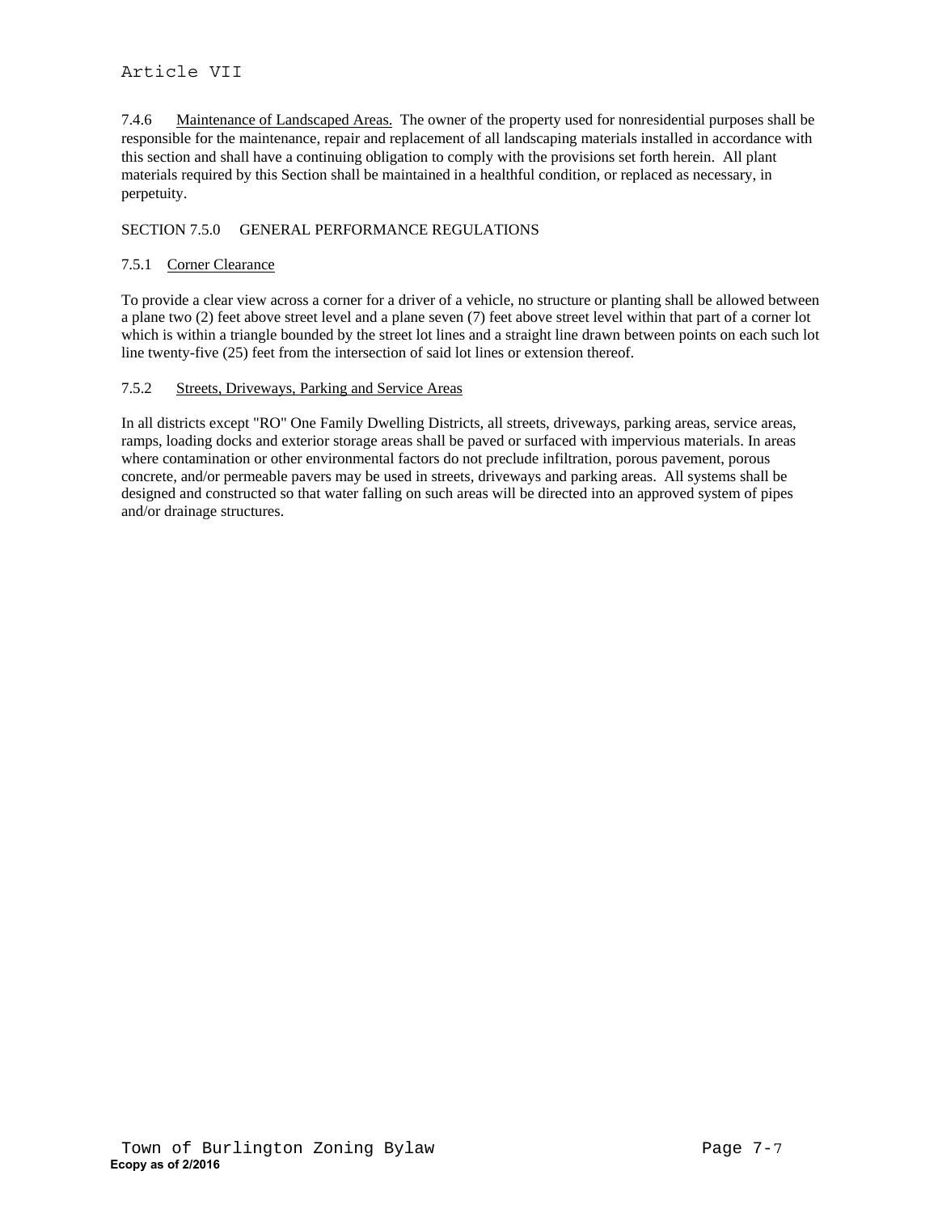7.4.6 Maintenance of Landscaped Areas. The owner of the property used for nonresidential purposes shall be responsible for the maintenance, repair and replacement of all landscaping materials installed in accordance with this section and shall have a continuing obligation to comply with the provisions set forth herein. All plant materials required by this Section shall be maintained in a healthful condition, or replaced as necessary, in perpetuity.

## SECTION 7.5.0 GENERAL PERFORMANCE REGULATIONS

### 7.5.1 Corner Clearance

To provide a clear view across a corner for a driver of a vehicle, no structure or planting shall be allowed between a plane two (2) feet above street level and a plane seven (7) feet above street level within that part of a corner lot which is within a triangle bounded by the street lot lines and a straight line drawn between points on each such lot line twenty-five (25) feet from the intersection of said lot lines or extension thereof.

### 7.5.2 Streets, Driveways, Parking and Service Areas

In all districts except "RO" One Family Dwelling Districts, all streets, driveways, parking areas, service areas, ramps, loading docks and exterior storage areas shall be paved or surfaced with impervious materials. In areas where contamination or other environmental factors do not preclude infiltration, porous pavement, porous concrete, and/or permeable pavers may be used in streets, driveways and parking areas. All systems shall be designed and constructed so that water falling on such areas will be directed into an approved system of pipes and/or drainage structures.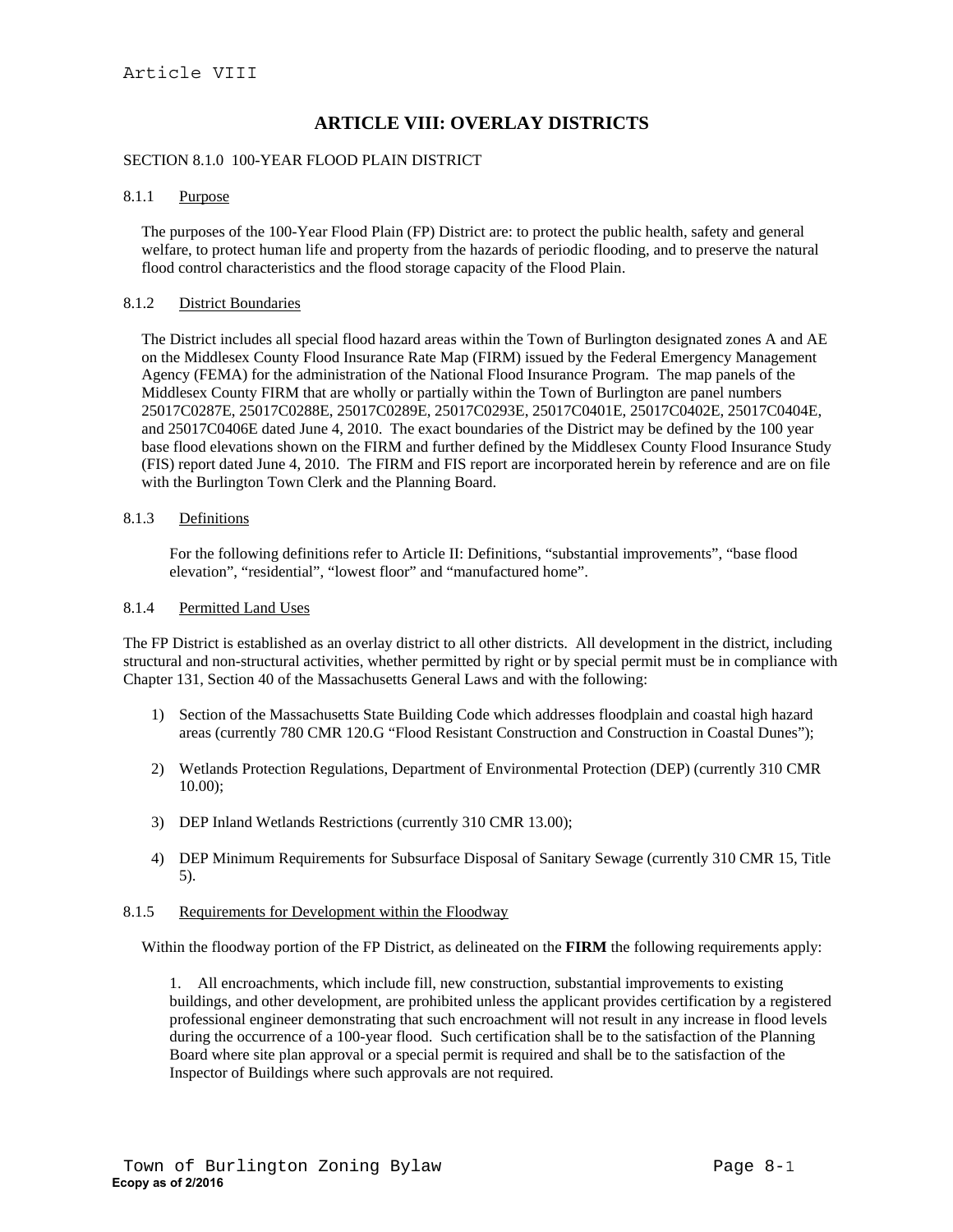# ARTICLE VIII: OVERLAY DISTRICTS

## SECTION 8.1.0 100-YEAR FLOOD PLAIN DISTRICT

### 8.1.1 Purpose

The purposes of the 100-Year Flood Plain (FP) District are: to protect the public health, safety and general welfare, to protect human life and property from the hazards of periodic flooding, and to preserve the natural flood control characteristics and the flood storage capacity of the Flood Plain.

### 8.1.2 District Boundaries

The District includes all special flood hazard areas within the Town of Burlington designated zones A and AE on the Middlesex County Flood Insurance Rate Map (FIRM) issued by the Federal Emergency Management Agency (FEMA) for the administration of the National Flood Insurance Program. The map panels of the Middlesex County FIRM that are wholly or partially within the Town of Burlington are panel numbers 25017C0287E, 25017C0288E, 25017C0289E, 25017C0293E, 25017C0401E, 25017C0402E, 25017C0404E, and 25017C0406E dated June 4, 2010. The exact boundaries of the District may be defined by the 100 year base flood elevations shown on the FIRM and further defined by the Middlesex County Flood Insurance Study (FIS) report dated June 4, 2010. The FIRM and FIS report are incorporated herein by reference and are on file with the Burlington Town Clerk and the Planning Board.

### 8.1.3 Definitions

For the following definitions refer to Article II: Definitions, "substantial improvements", "base flood elevation", "residential", "lowest floor" and "manufactured home".

### 8.1.4 Permitted Land Uses

The FP District is established as an overlay district to all other districts. All development in the district, including structural and non-structural activities, whether permitted by right or by special permit must be in compliance with Chapter 131, Section 40 of the Massachusetts General Laws and with the following:

1) Section of the Massachusetts State Building Code which addresses floodplain and coastal high hazard areas (currently 780 CMR 120.G "Flood Resistant Construction and Construction in Coastal Dunes");

2) Wetlands Protection Regulations, Department of Environmental Protection (DEP) (currently 310 CMR 10.00);

3) DEP Inland Wetlands Restrictions (currently 310 CMR 13.00);

4) DEP Minimum Requirements for Subsurface Disposal of Sanitary Sewage (currently 310 CMR 15, Title 5).

### 8.1.5 Requirements for Development within the Floodway

Within the floodway portion of the FP District, as delineated on the **FIRM** the following requirements apply:

1. All encroachments, which include fill, new construction, substantial improvements to existing buildings, and other development, are prohibited unless the applicant provides certification by a registered professional engineer demonstrating that such encroachment will not result in any increase in flood levels during the occurrence of a 100-year flood. Such certification shall be to the satisfaction of the Planning Board where site plan approval or a special permit is required and shall be to the satisfaction of the Inspector of Buildings where such approvals are not required.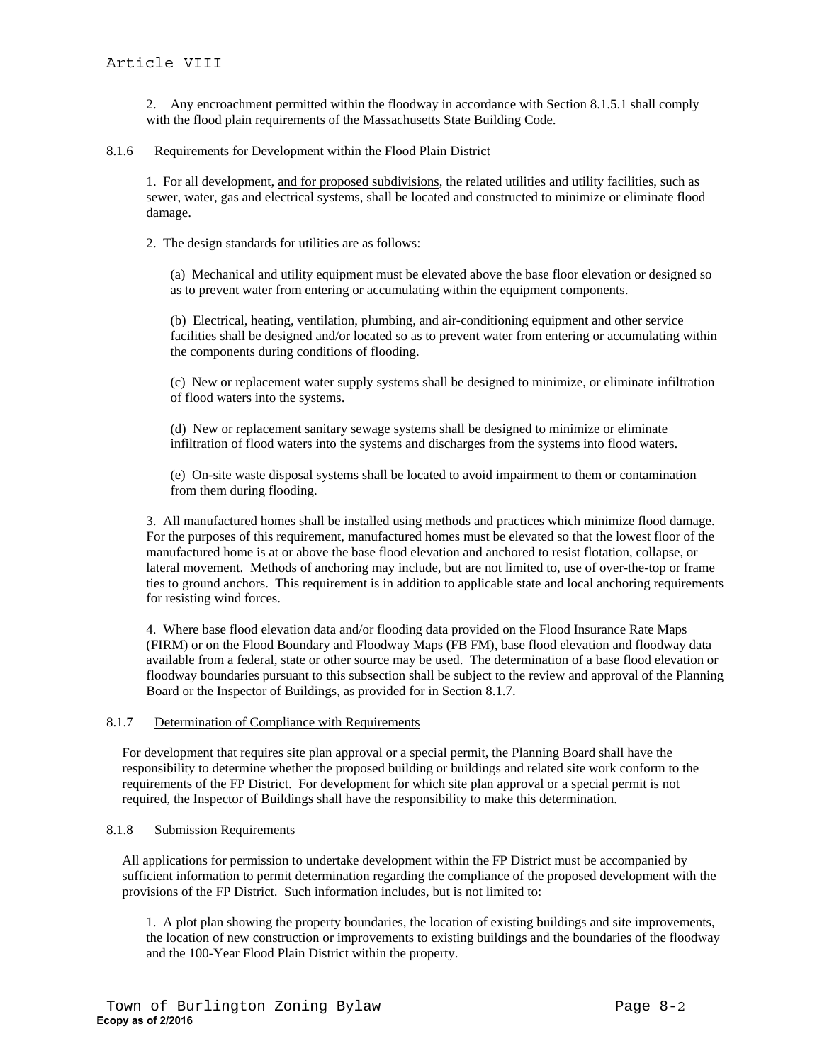2. Any encroachment permitted within the floodway in accordance with Section 8.1.5.1 shall comply with the flood plain requirements of the Massachusetts State Building Code.

8.1.6 Requirements for Development within the Flood Plain District

1. For all development, and for proposed subdivisions, the related utilities and utility facilities, such as sewer, water, gas and electrical systems, shall be located and constructed to minimize or eliminate flood damage.

2. The design standards for utilities are as follows:

(a) Mechanical and utility equipment must be elevated above the base floor elevation or designed so as to prevent water from entering or accumulating within the equipment components.

(b) Electrical, heating, ventilation, plumbing, and air-conditioning equipment and other service facilities shall be designed and/or located so as to prevent water from entering or accumulating within the components during conditions of flooding.

(c) New or replacement water supply systems shall be designed to minimize, or eliminate infiltration of flood waters into the systems.

(d) New or replacement sanitary sewage systems shall be designed to minimize or eliminate infiltration of flood waters into the systems and discharges from the systems into flood waters.

(e) On-site waste disposal systems shall be located to avoid impairment to them or contamination from them during flooding.

3. All manufactured homes shall be installed using methods and practices which minimize flood damage. For the purposes of this requirement, manufactured homes must be elevated so that the lowest floor of the manufactured home is at or above the base flood elevation and anchored to resist flotation, collapse, or lateral movement. Methods of anchoring may include, but are not limited to, use of over-the-top or frame ties to ground anchors. This requirement is in addition to applicable state and local anchoring requirements for resisting wind forces.

4. Where base flood elevation data and/or flooding data provided on the Flood Insurance Rate Maps (FIRM) or on the Flood Boundary and Floodway Maps (FB FM), base flood elevation and floodway data available from a federal, state or other source may be used. The determination of a base flood elevation or floodway boundaries pursuant to this subsection shall be subject to the review and approval of the Planning Board or the Inspector of Buildings, as provided for in Section 8.1.7.

8.1.7 Determination of Compliance with Requirements

For development that requires site plan approval or a special permit, the Planning Board shall have the responsibility to determine whether the proposed building or buildings and related site work conform to the requirements of the FP District. For development for which site plan approval or a special permit is not required, the Inspector of Buildings shall have the responsibility to make this determination.

8.1.8 Submission Requirements

All applications for permission to undertake development within the FP District must be accompanied by sufficient information to permit determination regarding the compliance of the proposed development with the provisions of the FP District. Such information includes, but is not limited to:

1. A plot plan showing the property boundaries, the location of existing buildings and site improvements, the location of new construction or improvements to existing buildings and the boundaries of the floodway and the 100-Year Flood Plain District within the property.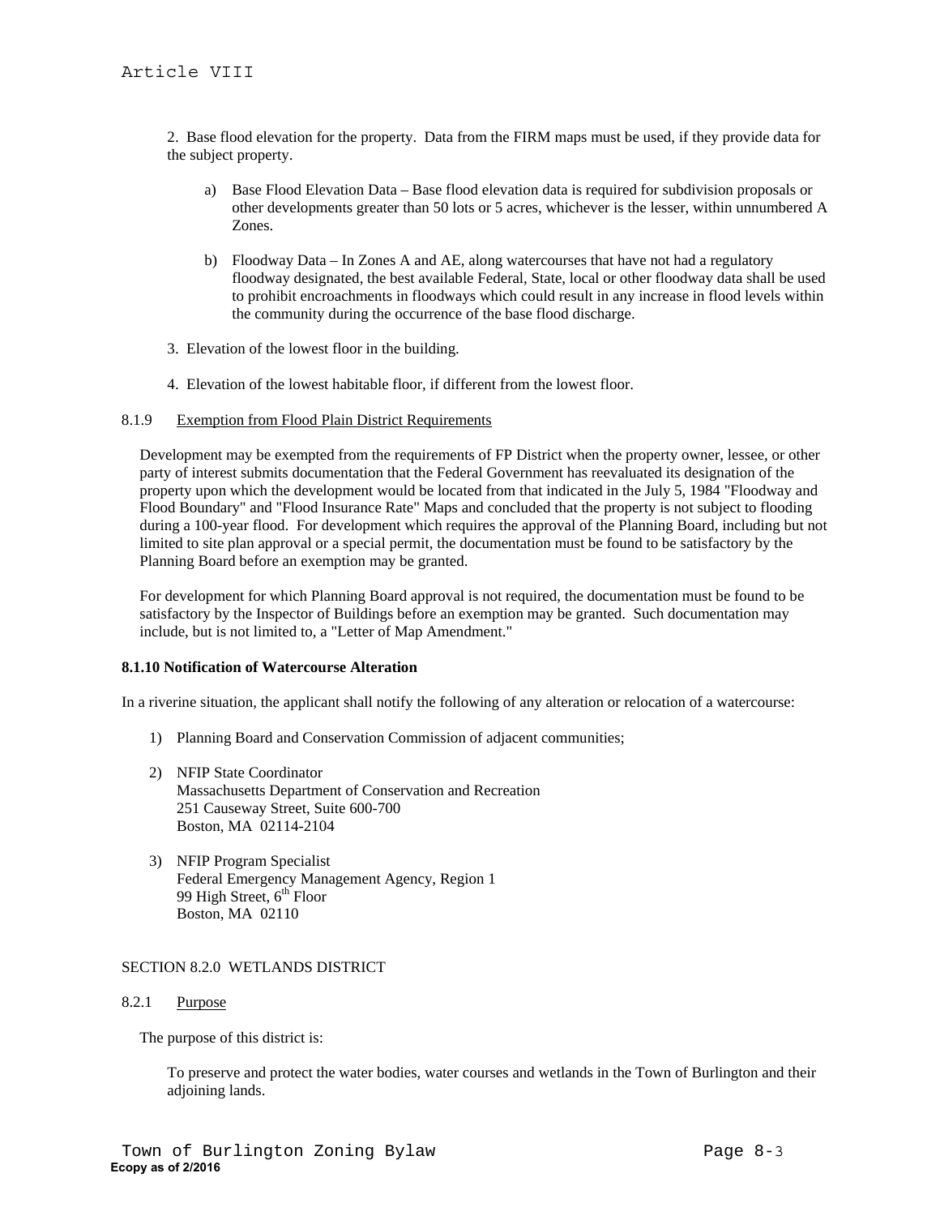2. Base flood elevation for the property. Data from the FIRM maps must be used, if they provide data for the subject property.

   a) Base Flood Elevation Data – Base flood elevation data is required for subdivision proposals or other developments greater than 50 lots or 5 acres, whichever is the lesser, within unnumbered A Zones.

   b) Floodway Data – In Zones A and AE, along watercourses that have not had a regulatory floodway designated, the best available Federal, State, local or other floodway data shall be used to prohibit encroachments in floodways which could result in any increase in flood levels within the community during the occurrence of the base flood discharge.

3. Elevation of the lowest floor in the building.

4. Elevation of the lowest habitable floor, if different from the lowest floor.

8.1.9 Exemption from Flood Plain District Requirements

Development may be exempted from the requirements of FP District when the property owner, lessee, or other party of interest submits documentation that the Federal Government has reevaluated its designation of the property upon which the development would be located from that indicated in the July 5, 1984 "Floodway and Flood Boundary" and "Flood Insurance Rate" Maps and concluded that the property is not subject to flooding during a 100-year flood. For development which requires the approval of the Planning Board, including but not limited to site plan approval or a special permit, the documentation must be found to be satisfactory by the Planning Board before an exemption may be granted.

For development for which Planning Board approval is not required, the documentation must be found to be satisfactory by the Inspector of Buildings before an exemption may be granted. Such documentation may include, but is not limited to, a "Letter of Map Amendment."

**8.1.10 Notification of Watercourse Alteration**

In a riverine situation, the applicant shall notify the following of any alteration or relocation of a watercourse:

1) Planning Board and Conservation Commission of adjacent communities;

2) NFIP State Coordinator
   Massachusetts Department of Conservation and Recreation
   251 Causeway Street, Suite 600-700
   Boston, MA 02114-2104

3) NFIP Program Specialist
   Federal Emergency Management Agency, Region 1
   99 High Street, 6th Floor
   Boston, MA 02110

SECTION 8.2.0 WETLANDS DISTRICT

8.2.1 Purpose

The purpose of this district is:

To preserve and protect the water bodies, water courses and wetlands in the Town of Burlington and their adjoining lands.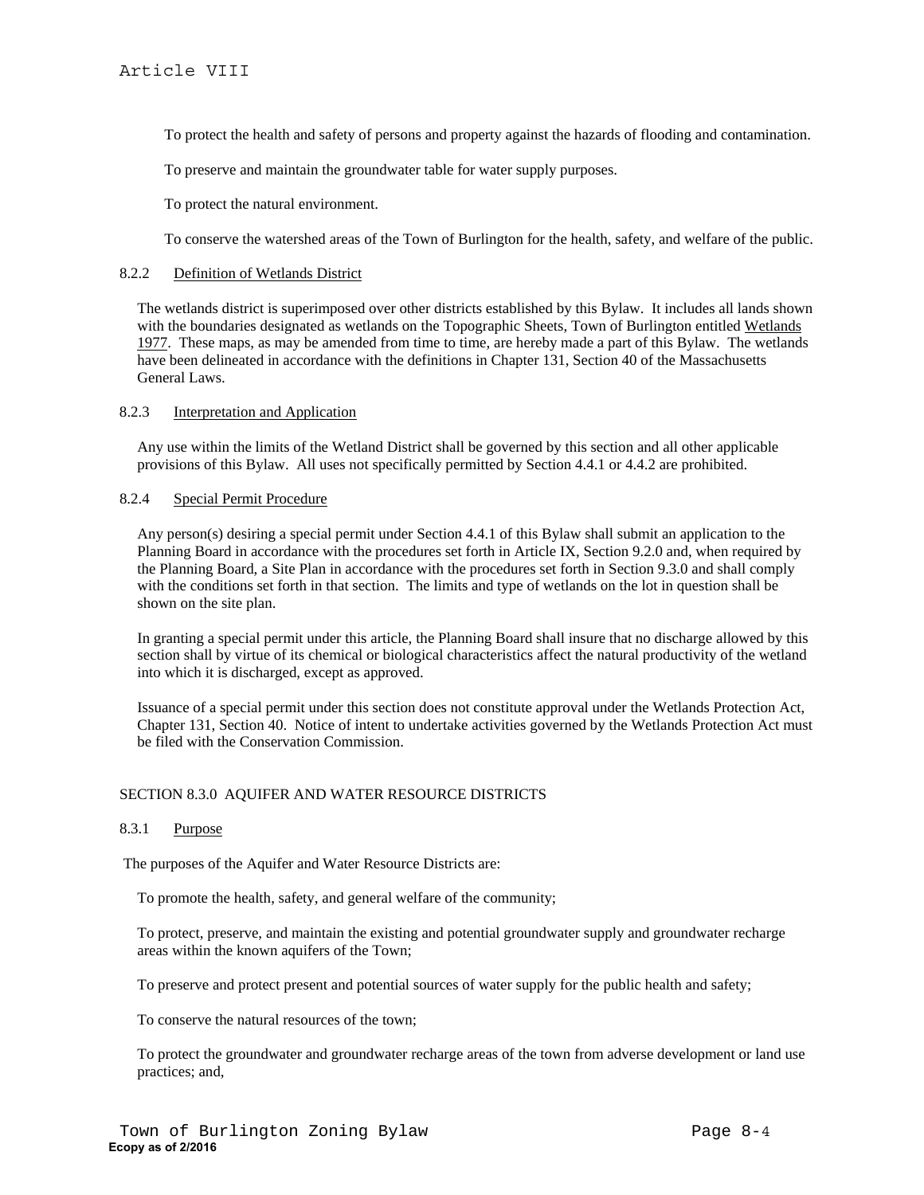To protect the health and safety of persons and property against the hazards of flooding and contamination.

To preserve and maintain the groundwater table for water supply purposes.

To protect the natural environment.

To conserve the watershed areas of the Town of Burlington for the health, safety, and welfare of the public.

8.2.2 Definition of Wetlands District

The wetlands district is superimposed over other districts established by this Bylaw. It includes all lands shown with the boundaries designated as wetlands on the Topographic Sheets, Town of Burlington entitled Wetlands 1977. These maps, as may be amended from time to time, are hereby made a part of this Bylaw. The wetlands have been delineated in accordance with the definitions in Chapter 131, Section 40 of the Massachusetts General Laws.

8.2.3 Interpretation and Application

Any use within the limits of the Wetland District shall be governed by this section and all other applicable provisions of this Bylaw. All uses not specifically permitted by Section 4.4.1 or 4.4.2 are prohibited.

8.2.4 Special Permit Procedure

Any person(s) desiring a special permit under Section 4.4.1 of this Bylaw shall submit an application to the Planning Board in accordance with the procedures set forth in Article IX, Section 9.2.0 and, when required by the Planning Board, a Site Plan in accordance with the procedures set forth in Section 9.3.0 and shall comply with the conditions set forth in that section. The limits and type of wetlands on the lot in question shall be shown on the site plan.

In granting a special permit under this article, the Planning Board shall insure that no discharge allowed by this section shall by virtue of its chemical or biological characteristics affect the natural productivity of the wetland into which it is discharged, except as approved.

Issuance of a special permit under this section does not constitute approval under the Wetlands Protection Act, Chapter 131, Section 40. Notice of intent to undertake activities governed by the Wetlands Protection Act must be filed with the Conservation Commission.

## SECTION 8.3.0 AQUIFER AND WATER RESOURCE DISTRICTS

8.3.1 Purpose

The purposes of the Aquifer and Water Resource Districts are:

To promote the health, safety, and general welfare of the community;

To protect, preserve, and maintain the existing and potential groundwater supply and groundwater recharge areas within the known aquifers of the Town;

To preserve and protect present and potential sources of water supply for the public health and safety;

To conserve the natural resources of the town;

To protect the groundwater and groundwater recharge areas of the town from adverse development or land use practices; and,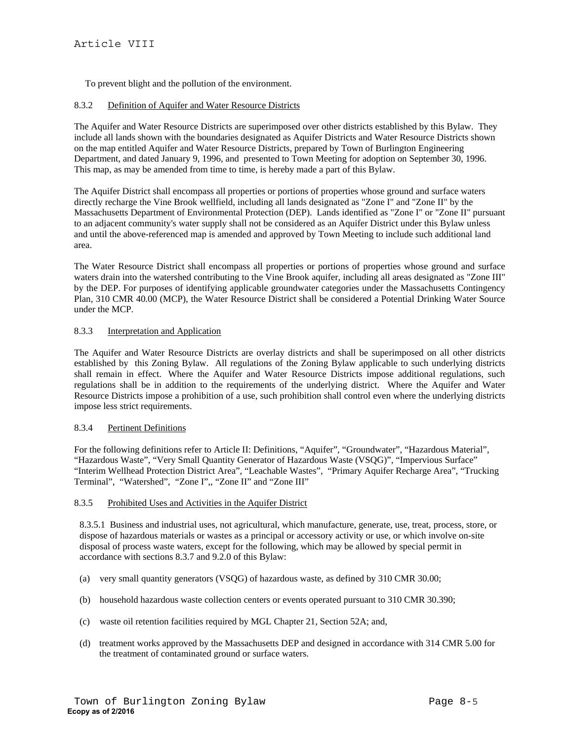To prevent blight and the pollution of the environment.

### 8.3.2 Definition of Aquifer and Water Resource Districts

The Aquifer and Water Resource Districts are superimposed over other districts established by this Bylaw. They include all lands shown with the boundaries designated as Aquifer Districts and Water Resource Districts shown on the map entitled Aquifer and Water Resource Districts, prepared by Town of Burlington Engineering Department, and dated January 9, 1996, and presented to Town Meeting for adoption on September 30, 1996. This map, as may be amended from time to time, is hereby made a part of this Bylaw.

The Aquifer District shall encompass all properties or portions of properties whose ground and surface waters directly recharge the Vine Brook wellfield, including all lands designated as "Zone I" and "Zone II" by the Massachusetts Department of Environmental Protection (DEP). Lands identified as "Zone I" or "Zone II" pursuant to an adjacent community's water supply shall not be considered as an Aquifer District under this Bylaw unless and until the above-referenced map is amended and approved by Town Meeting to include such additional land area.

The Water Resource District shall encompass all properties or portions of properties whose ground and surface waters drain into the watershed contributing to the Vine Brook aquifer, including all areas designated as "Zone III" by the DEP. For purposes of identifying applicable groundwater categories under the Massachusetts Contingency Plan, 310 CMR 40.00 (MCP), the Water Resource District shall be considered a Potential Drinking Water Source under the MCP.

### 8.3.3 Interpretation and Application

The Aquifer and Water Resource Districts are overlay districts and shall be superimposed on all other districts established by this Zoning Bylaw. All regulations of the Zoning Bylaw applicable to such underlying districts shall remain in effect. Where the Aquifer and Water Resource Districts impose additional regulations, such regulations shall be in addition to the requirements of the underlying district. Where the Aquifer and Water Resource Districts impose a prohibition of a use, such prohibition shall control even where the underlying districts impose less strict requirements.

### 8.3.4 Pertinent Definitions

For the following definitions refer to Article II: Definitions, “Aquifer”, “Groundwater”, “Hazardous Material”, “Hazardous Waste”, “Very Small Quantity Generator of Hazardous Waste (VSQG)”, “Impervious Surface” “Interim Wellhead Protection District Area”, “Leachable Wastes”, “Primary Aquifer Recharge Area”, “Trucking Terminal”, “Watershed”, “Zone I”,, “Zone II” and “Zone III”

### 8.3.5 Prohibited Uses and Activities in the Aquifer District

8.3.5.1 Business and industrial uses, not agricultural, which manufacture, generate, use, treat, process, store, or dispose of hazardous materials or wastes as a principal or accessory activity or use, or which involve on-site disposal of process waste waters, except for the following, which may be allowed by special permit in accordance with sections 8.3.7 and 9.2.0 of this Bylaw:

(a) very small quantity generators (VSQG) of hazardous waste, as defined by 310 CMR 30.00;

(b) household hazardous waste collection centers or events operated pursuant to 310 CMR 30.390;

(c) waste oil retention facilities required by MGL Chapter 21, Section 52A; and,

(d) treatment works approved by the Massachusetts DEP and designed in accordance with 314 CMR 5.00 for the treatment of contaminated ground or surface waters.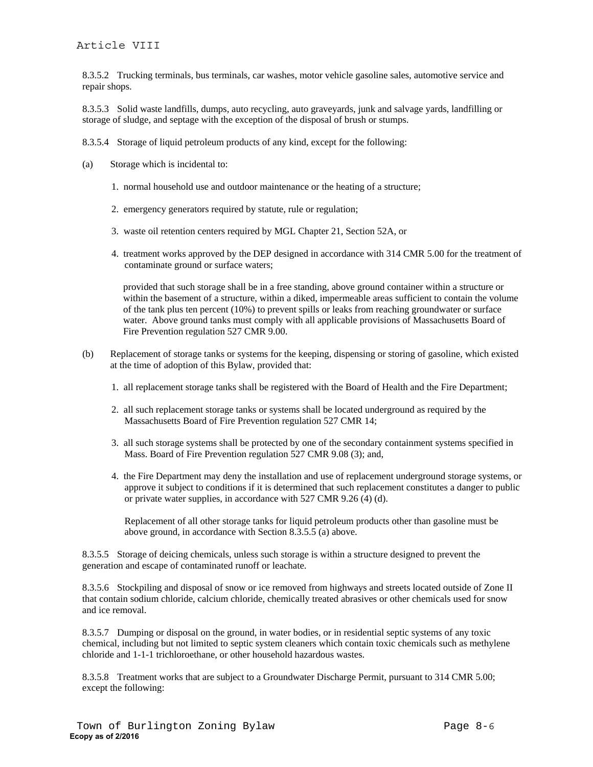8.3.5.2 Trucking terminals, bus terminals, car washes, motor vehicle gasoline sales, automotive service and repair shops.

8.3.5.3 Solid waste landfills, dumps, auto recycling, auto graveyards, junk and salvage yards, landfilling or storage of sludge, and septage with the exception of the disposal of brush or stumps.

8.3.5.4 Storage of liquid petroleum products of any kind, except for the following:

(a) Storage which is incidental to:

1. normal household use and outdoor maintenance or the heating of a structure;
2. emergency generators required by statute, rule or regulation;
3. waste oil retention centers required by MGL Chapter 21, Section 52A, or
4. treatment works approved by the DEP designed in accordance with 314 CMR 5.00 for the treatment of contaminate ground or surface waters;

provided that such storage shall be in a free standing, above ground container within a structure or within the basement of a structure, within a diked, impermeable areas sufficient to contain the volume of the tank plus ten percent (10%) to prevent spills or leaks from reaching groundwater or surface water. Above ground tanks must comply with all applicable provisions of Massachusetts Board of Fire Prevention regulation 527 CMR 9.00.

(b) Replacement of storage tanks or systems for the keeping, dispensing or storing of gasoline, which existed at the time of adoption of this Bylaw, provided that:

1. all replacement storage tanks shall be registered with the Board of Health and the Fire Department;
2. all such replacement storage tanks or systems shall be located underground as required by the Massachusetts Board of Fire Prevention regulation 527 CMR 14;
3. all such storage systems shall be protected by one of the secondary containment systems specified in Mass. Board of Fire Prevention regulation 527 CMR 9.08 (3); and,
4. the Fire Department may deny the installation and use of replacement underground storage systems, or approve it subject to conditions if it is determined that such replacement constitutes a danger to public or private water supplies, in accordance with 527 CMR 9.26 (4) (d).

Replacement of all other storage tanks for liquid petroleum products other than gasoline must be above ground, in accordance with Section 8.3.5.5 (a) above.

8.3.5.5 Storage of deicing chemicals, unless such storage is within a structure designed to prevent the generation and escape of contaminated runoff or leachate.

8.3.5.6 Stockpiling and disposal of snow or ice removed from highways and streets located outside of Zone II that contain sodium chloride, calcium chloride, chemically treated abrasives or other chemicals used for snow and ice removal.

8.3.5.7 Dumping or disposal on the ground, in water bodies, or in residential septic systems of any toxic chemical, including but not limited to septic system cleaners which contain toxic chemicals such as methylene chloride and 1-1-1 trichloroethane, or other household hazardous wastes.

8.3.5.8 Treatment works that are subject to a Groundwater Discharge Permit, pursuant to 314 CMR 5.00; except the following: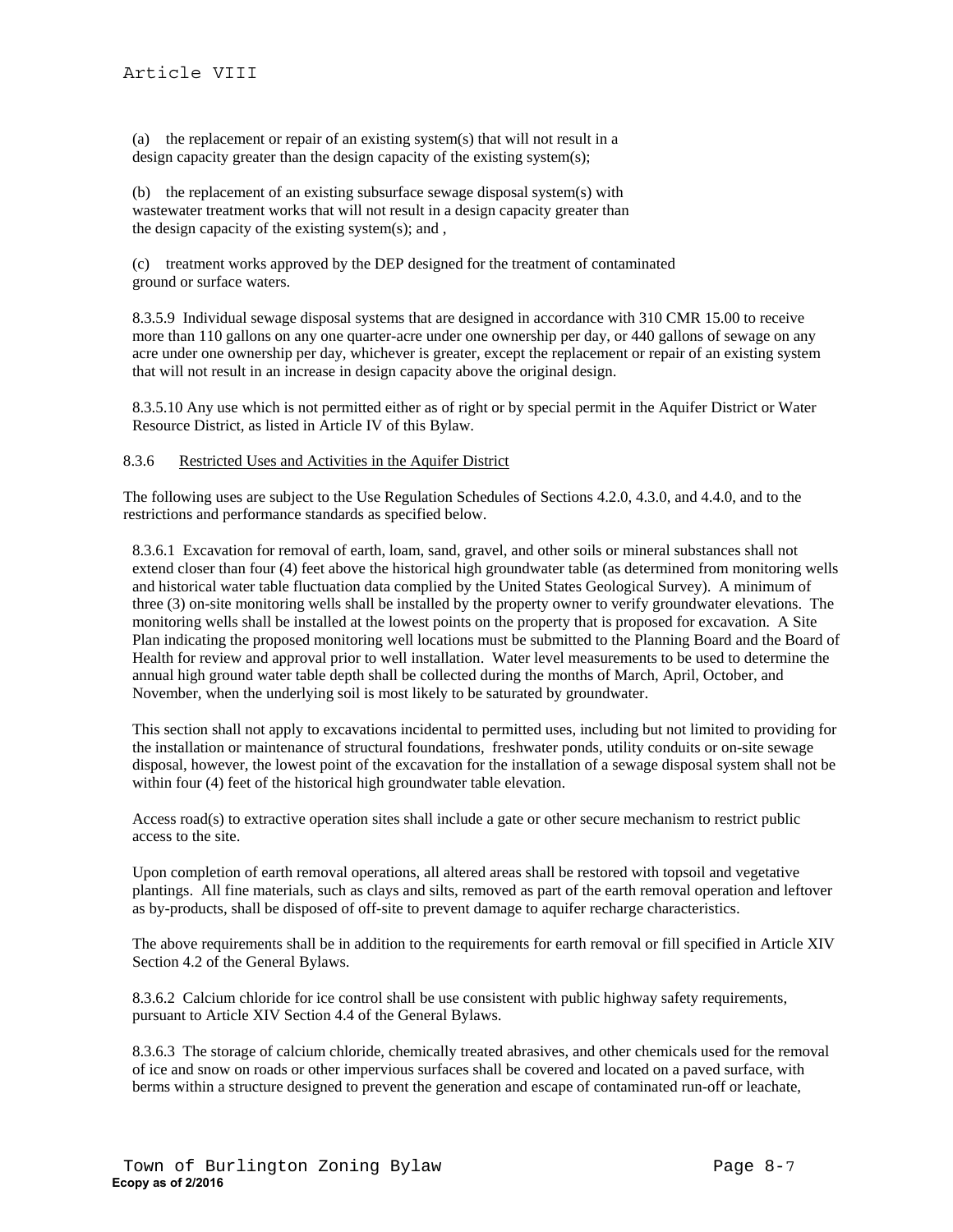(a) the replacement or repair of an existing system(s) that will not result in a design capacity greater than the design capacity of the existing system(s);

(b) the replacement of an existing subsurface sewage disposal system(s) with wastewater treatment works that will not result in a design capacity greater than the design capacity of the existing system(s); and ,

(c) treatment works approved by the DEP designed for the treatment of contaminated ground or surface waters.

8.3.5.9 Individual sewage disposal systems that are designed in accordance with 310 CMR 15.00 to receive more than 110 gallons on any one quarter-acre under one ownership per day, or 440 gallons of sewage on any acre under one ownership per day, whichever is greater, except the replacement or repair of an existing system that will not result in an increase in design capacity above the original design.

8.3.5.10 Any use which is not permitted either as of right or by special permit in the Aquifer District or Water Resource District, as listed in Article IV of this Bylaw.

8.3.6 Restricted Uses and Activities in the Aquifer District

The following uses are subject to the Use Regulation Schedules of Sections 4.2.0, 4.3.0, and 4.4.0, and to the restrictions and performance standards as specified below.

8.3.6.1 Excavation for removal of earth, loam, sand, gravel, and other soils or mineral substances shall not extend closer than four (4) feet above the historical high groundwater table (as determined from monitoring wells and historical water table fluctuation data complied by the United States Geological Survey). A minimum of three (3) on-site monitoring wells shall be installed by the property owner to verify groundwater elevations. The monitoring wells shall be installed at the lowest points on the property that is proposed for excavation. A Site Plan indicating the proposed monitoring well locations must be submitted to the Planning Board and the Board of Health for review and approval prior to well installation. Water level measurements to be used to determine the annual high ground water table depth shall be collected during the months of March, April, October, and November, when the underlying soil is most likely to be saturated by groundwater.

This section shall not apply to excavations incidental to permitted uses, including but not limited to providing for the installation or maintenance of structural foundations, freshwater ponds, utility conduits or on-site sewage disposal, however, the lowest point of the excavation for the installation of a sewage disposal system shall not be within four (4) feet of the historical high groundwater table elevation.

Access road(s) to extractive operation sites shall include a gate or other secure mechanism to restrict public access to the site.

Upon completion of earth removal operations, all altered areas shall be restored with topsoil and vegetative plantings. All fine materials, such as clays and silts, removed as part of the earth removal operation and leftover as by-products, shall be disposed of off-site to prevent damage to aquifer recharge characteristics.

The above requirements shall be in addition to the requirements for earth removal or fill specified in Article XIV Section 4.2 of the General Bylaws.

8.3.6.2 Calcium chloride for ice control shall be use consistent with public highway safety requirements, pursuant to Article XIV Section 4.4 of the General Bylaws.

8.3.6.3 The storage of calcium chloride, chemically treated abrasives, and other chemicals used for the removal of ice and snow on roads or other impervious surfaces shall be covered and located on a paved surface, with berms within a structure designed to prevent the generation and escape of contaminated run-off or leachate,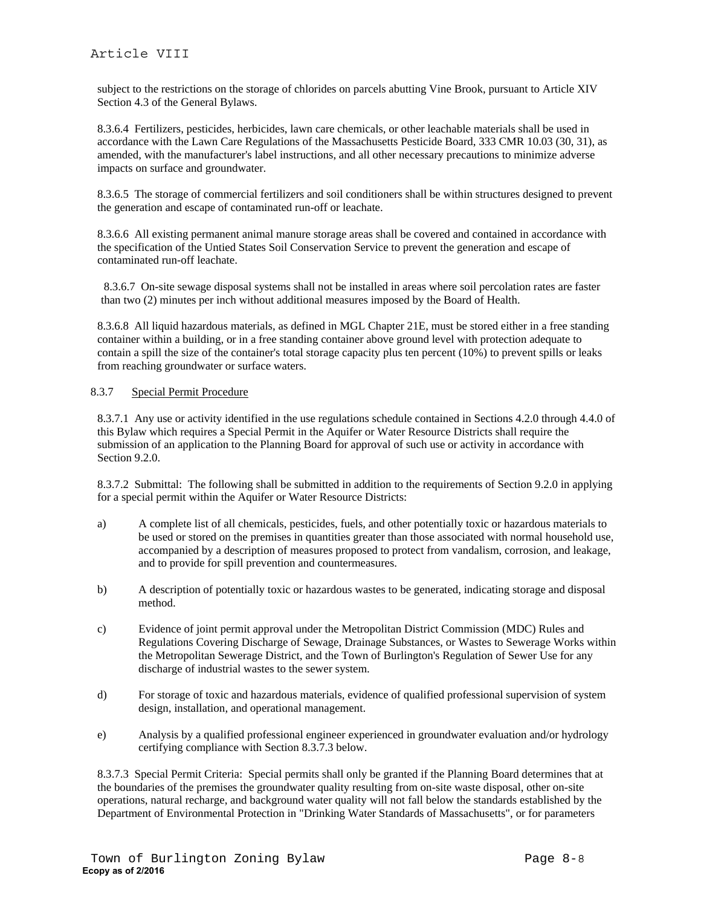subject to the restrictions on the storage of chlorides on parcels abutting Vine Brook, pursuant to Article XIV Section 4.3 of the General Bylaws.

8.3.6.4 Fertilizers, pesticides, herbicides, lawn care chemicals, or other leachable materials shall be used in accordance with the Lawn Care Regulations of the Massachusetts Pesticide Board, 333 CMR 10.03 (30, 31), as amended, with the manufacturer's label instructions, and all other necessary precautions to minimize adverse impacts on surface and groundwater.

8.3.6.5 The storage of commercial fertilizers and soil conditioners shall be within structures designed to prevent the generation and escape of contaminated run-off or leachate.

8.3.6.6 All existing permanent animal manure storage areas shall be covered and contained in accordance with the specification of the Untied States Soil Conservation Service to prevent the generation and escape of contaminated run-off leachate.

8.3.6.7 On-site sewage disposal systems shall not be installed in areas where soil percolation rates are faster than two (2) minutes per inch without additional measures imposed by the Board of Health.

8.3.6.8 All liquid hazardous materials, as defined in MGL Chapter 21E, must be stored either in a free standing container within a building, or in a free standing container above ground level with protection adequate to contain a spill the size of the container's total storage capacity plus ten percent (10%) to prevent spills or leaks from reaching groundwater or surface waters.

8.3.7 Special Permit Procedure

8.3.7.1 Any use or activity identified in the use regulations schedule contained in Sections 4.2.0 through 4.4.0 of this Bylaw which requires a Special Permit in the Aquifer or Water Resource Districts shall require the submission of an application to the Planning Board for approval of such use or activity in accordance with Section 9.2.0.

8.3.7.2 Submittal: The following shall be submitted in addition to the requirements of Section 9.2.0 in applying for a special permit within the Aquifer or Water Resource Districts:

a) A complete list of all chemicals, pesticides, fuels, and other potentially toxic or hazardous materials to be used or stored on the premises in quantities greater than those associated with normal household use, accompanied by a description of measures proposed to protect from vandalism, corrosion, and leakage, and to provide for spill prevention and countermeasures.

b) A description of potentially toxic or hazardous wastes to be generated, indicating storage and disposal method.

c) Evidence of joint permit approval under the Metropolitan District Commission (MDC) Rules and Regulations Covering Discharge of Sewage, Drainage Substances, or Wastes to Sewerage Works within the Metropolitan Sewerage District, and the Town of Burlington's Regulation of Sewer Use for any discharge of industrial wastes to the sewer system.

d) For storage of toxic and hazardous materials, evidence of qualified professional supervision of system design, installation, and operational management.

e) Analysis by a qualified professional engineer experienced in groundwater evaluation and/or hydrology certifying compliance with Section 8.3.7.3 below.

8.3.7.3 Special Permit Criteria: Special permits shall only be granted if the Planning Board determines that at the boundaries of the premises the groundwater quality resulting from on-site waste disposal, other on-site operations, natural recharge, and background water quality will not fall below the standards established by the Department of Environmental Protection in "Drinking Water Standards of Massachusetts", or for parameters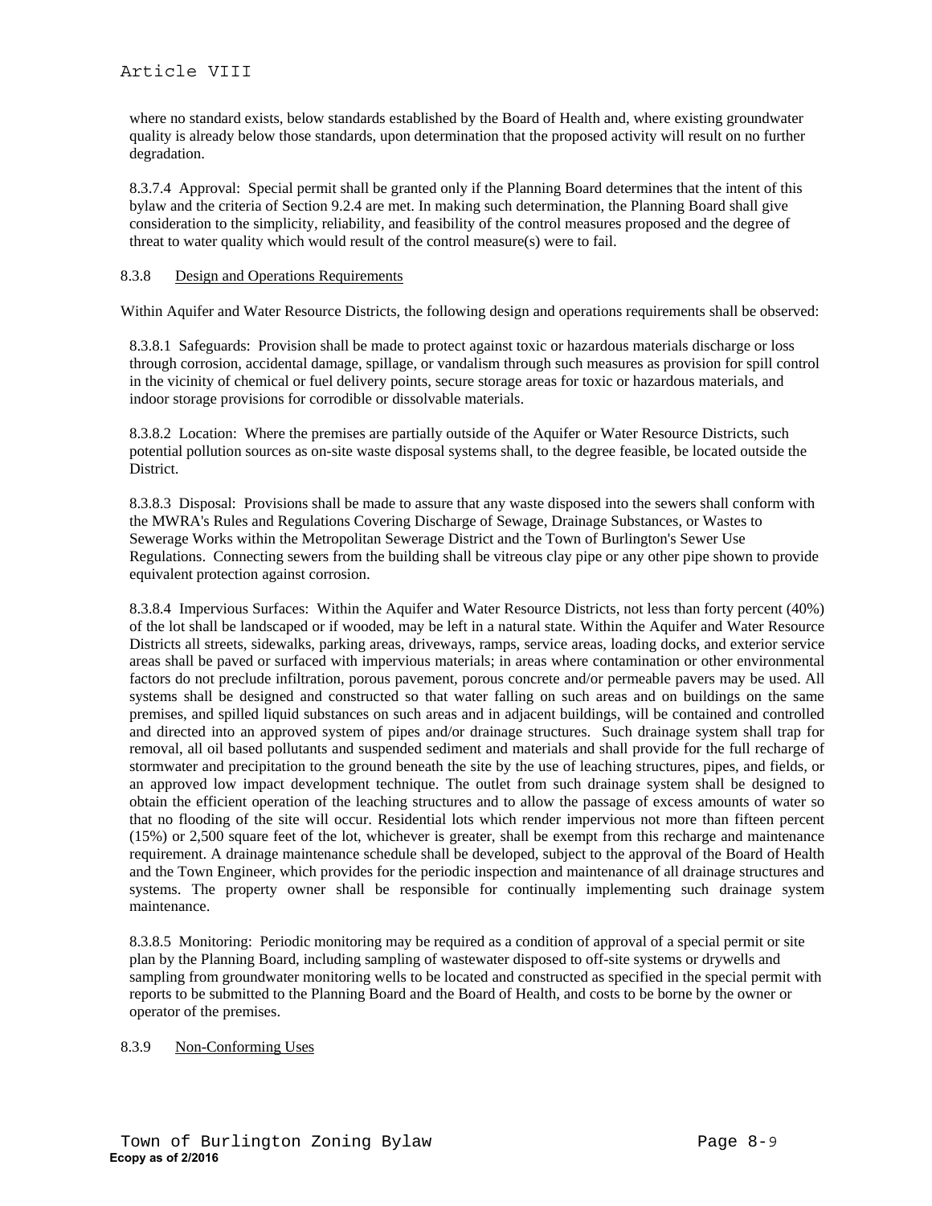where no standard exists, below standards established by the Board of Health and, where existing groundwater quality is already below those standards, upon determination that the proposed activity will result on no further degradation.

8.3.7.4 Approval: Special permit shall be granted only if the Planning Board determines that the intent of this bylaw and the criteria of Section 9.2.4 are met. In making such determination, the Planning Board shall give consideration to the simplicity, reliability, and feasibility of the control measures proposed and the degree of threat to water quality which would result of the control measure(s) were to fail.

### 8.3.8 Design and Operations Requirements

Within Aquifer and Water Resource Districts, the following design and operations requirements shall be observed:

8.3.8.1 Safeguards: Provision shall be made to protect against toxic or hazardous materials discharge or loss through corrosion, accidental damage, spillage, or vandalism through such measures as provision for spill control in the vicinity of chemical or fuel delivery points, secure storage areas for toxic or hazardous materials, and indoor storage provisions for corrodible or dissolvable materials.

8.3.8.2 Location: Where the premises are partially outside of the Aquifer or Water Resource Districts, such potential pollution sources as on-site waste disposal systems shall, to the degree feasible, be located outside the District.

8.3.8.3 Disposal: Provisions shall be made to assure that any waste disposed into the sewers shall conform with the MWRA's Rules and Regulations Covering Discharge of Sewage, Drainage Substances, or Wastes to Sewerage Works within the Metropolitan Sewerage District and the Town of Burlington's Sewer Use Regulations. Connecting sewers from the building shall be vitreous clay pipe or any other pipe shown to provide equivalent protection against corrosion.

8.3.8.4 Impervious Surfaces: Within the Aquifer and Water Resource Districts, not less than forty percent (40%) of the lot shall be landscaped or if wooded, may be left in a natural state. Within the Aquifer and Water Resource Districts all streets, sidewalks, parking areas, driveways, ramps, service areas, loading docks, and exterior service areas shall be paved or surfaced with impervious materials; in areas where contamination or other environmental factors do not preclude infiltration, porous pavement, porous concrete and/or permeable pavers may be used. All systems shall be designed and constructed so that water falling on such areas and on buildings on the same premises, and spilled liquid substances on such areas and in adjacent buildings, will be contained and controlled and directed into an approved system of pipes and/or drainage structures. Such drainage system shall trap for removal, all oil based pollutants and suspended sediment and materials and shall provide for the full recharge of stormwater and precipitation to the ground beneath the site by the use of leaching structures, pipes, and fields, or an approved low impact development technique. The outlet from such drainage system shall be designed to obtain the efficient operation of the leaching structures and to allow the passage of excess amounts of water so that no flooding of the site will occur. Residential lots which render impervious not more than fifteen percent (15%) or 2,500 square feet of the lot, whichever is greater, shall be exempt from this recharge and maintenance requirement. A drainage maintenance schedule shall be developed, subject to the approval of the Board of Health and the Town Engineer, which provides for the periodic inspection and maintenance of all drainage structures and systems. The property owner shall be responsible for continually implementing such drainage system maintenance.

8.3.8.5 Monitoring: Periodic monitoring may be required as a condition of approval of a special permit or site plan by the Planning Board, including sampling of wastewater disposed to off-site systems or drywells and sampling from groundwater monitoring wells to be located and constructed as specified in the special permit with reports to be submitted to the Planning Board and the Board of Health, and costs to be borne by the owner or operator of the premises.

### 8.3.9 Non-Conforming Uses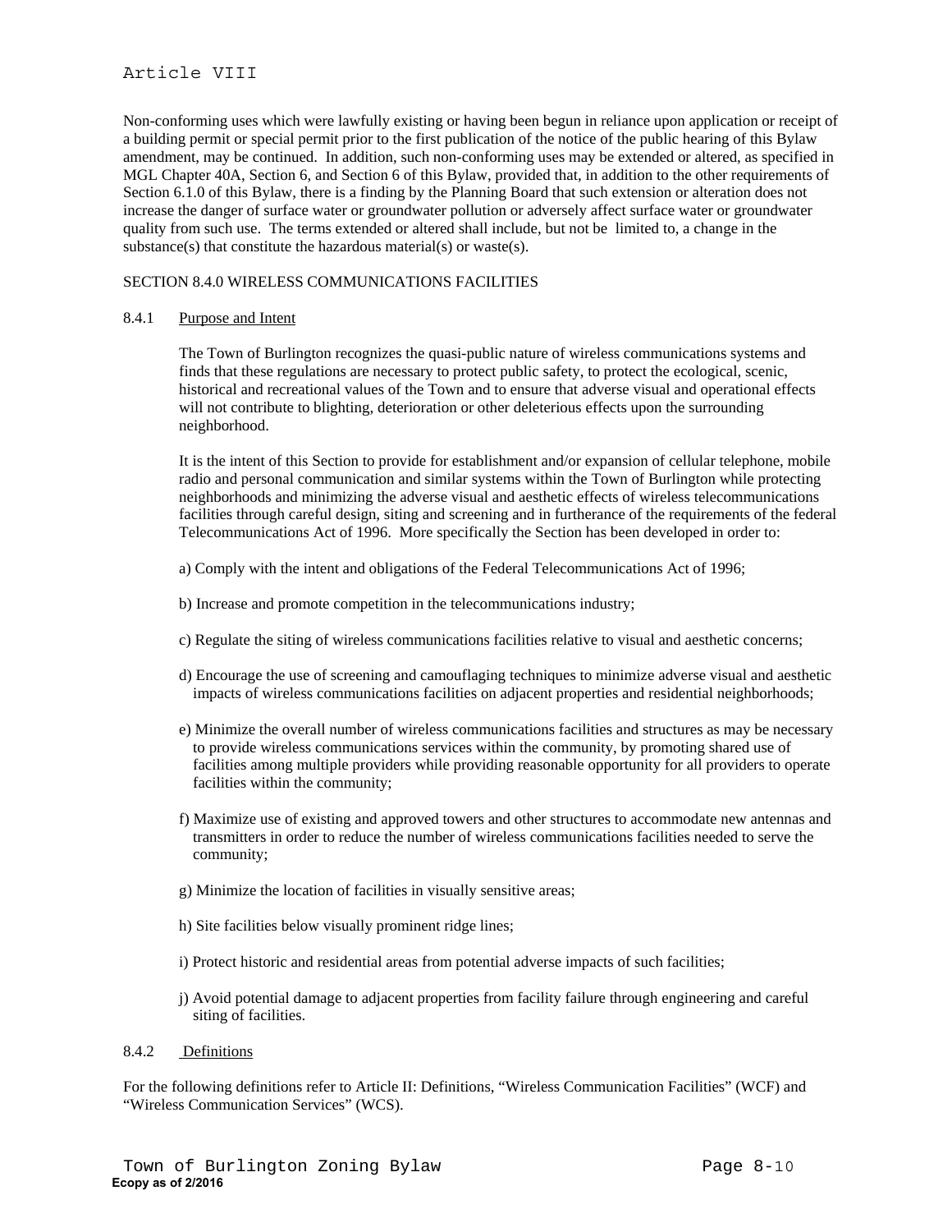Non-conforming uses which were lawfully existing or having been begun in reliance upon application or receipt of a building permit or special permit prior to the first publication of the notice of the public hearing of this Bylaw amendment, may be continued. In addition, such non-conforming uses may be extended or altered, as specified in MGL Chapter 40A, Section 6, and Section 6 of this Bylaw, provided that, in addition to the other requirements of Section 6.1.0 of this Bylaw, there is a finding by the Planning Board that such extension or alteration does not increase the danger of surface water or groundwater pollution or adversely affect surface water or groundwater quality from such use. The terms extended or altered shall include, but not be limited to, a change in the substance(s) that constitute the hazardous material(s) or waste(s).

## SECTION 8.4.0 WIRELESS COMMUNICATIONS FACILITIES

### 8.4.1 Purpose and Intent

The Town of Burlington recognizes the quasi-public nature of wireless communications systems and finds that these regulations are necessary to protect public safety, to protect the ecological, scenic, historical and recreational values of the Town and to ensure that adverse visual and operational effects will not contribute to blighting, deterioration or other deleterious effects upon the surrounding neighborhood.

It is the intent of this Section to provide for establishment and/or expansion of cellular telephone, mobile radio and personal communication and similar systems within the Town of Burlington while protecting neighborhoods and minimizing the adverse visual and aesthetic effects of wireless telecommunications facilities through careful design, siting and screening and in furtherance of the requirements of the federal Telecommunications Act of 1996. More specifically the Section has been developed in order to:

a) Comply with the intent and obligations of the Federal Telecommunications Act of 1996;

b) Increase and promote competition in the telecommunications industry;

c) Regulate the siting of wireless communications facilities relative to visual and aesthetic concerns;

d) Encourage the use of screening and camouflaging techniques to minimize adverse visual and aesthetic impacts of wireless communications facilities on adjacent properties and residential neighborhoods;

e) Minimize the overall number of wireless communications facilities and structures as may be necessary to provide wireless communications services within the community, by promoting shared use of facilities among multiple providers while providing reasonable opportunity for all providers to operate facilities within the community;

f) Maximize use of existing and approved towers and other structures to accommodate new antennas and transmitters in order to reduce the number of wireless communications facilities needed to serve the community;

g) Minimize the location of facilities in visually sensitive areas;

h) Site facilities below visually prominent ridge lines;

i) Protect historic and residential areas from potential adverse impacts of such facilities;

j) Avoid potential damage to adjacent properties from facility failure through engineering and careful siting of facilities.

### 8.4.2 Definitions

For the following definitions refer to Article II: Definitions, “Wireless Communication Facilities” (WCF) and “Wireless Communication Services” (WCS).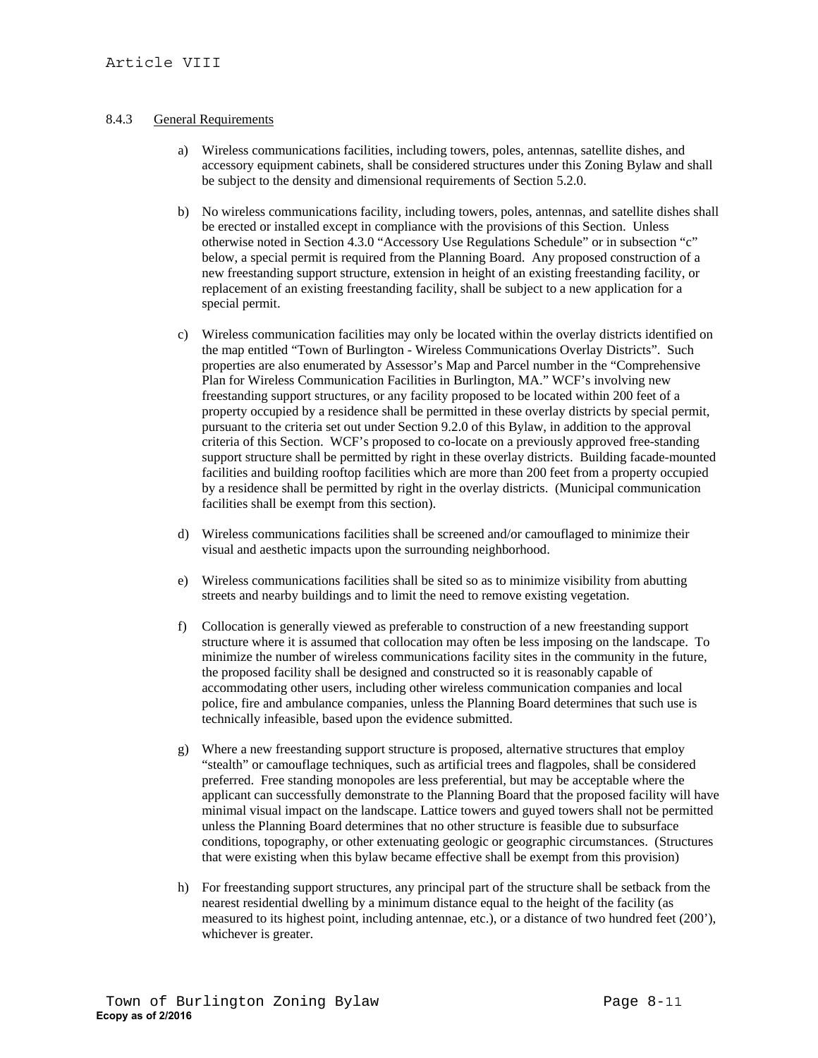#### 8.4.3 General Requirements

a) Wireless communications facilities, including towers, poles, antennas, satellite dishes, and accessory equipment cabinets, shall be considered structures under this Zoning Bylaw and shall be subject to the density and dimensional requirements of Section 5.2.0.

b) No wireless communications facility, including towers, poles, antennas, and satellite dishes shall be erected or installed except in compliance with the provisions of this Section. Unless otherwise noted in Section 4.3.0 "Accessory Use Regulations Schedule" or in subsection "c" below, a special permit is required from the Planning Board. Any proposed construction of a new freestanding support structure, extension in height of an existing freestanding facility, or replacement of an existing freestanding facility, shall be subject to a new application for a special permit.

c) Wireless communication facilities may only be located within the overlay districts identified on the map entitled "Town of Burlington - Wireless Communications Overlay Districts". Such properties are also enumerated by Assessor's Map and Parcel number in the "Comprehensive Plan for Wireless Communication Facilities in Burlington, MA." WCF's involving new freestanding support structures, or any facility proposed to be located within 200 feet of a property occupied by a residence shall be permitted in these overlay districts by special permit, pursuant to the criteria set out under Section 9.2.0 of this Bylaw, in addition to the approval criteria of this Section. WCF's proposed to co-locate on a previously approved free-standing support structure shall be permitted by right in these overlay districts. Building facade-mounted facilities and building rooftop facilities which are more than 200 feet from a property occupied by a residence shall be permitted by right in the overlay districts. (Municipal communication facilities shall be exempt from this section).

d) Wireless communications facilities shall be screened and/or camouflaged to minimize their visual and aesthetic impacts upon the surrounding neighborhood.

e) Wireless communications facilities shall be sited so as to minimize visibility from abutting streets and nearby buildings and to limit the need to remove existing vegetation.

f) Collocation is generally viewed as preferable to construction of a new freestanding support structure where it is assumed that collocation may often be less imposing on the landscape. To minimize the number of wireless communications facility sites in the community in the future, the proposed facility shall be designed and constructed so it is reasonably capable of accommodating other users, including other wireless communication companies and local police, fire and ambulance companies, unless the Planning Board determines that such use is technically infeasible, based upon the evidence submitted.

g) Where a new freestanding support structure is proposed, alternative structures that employ "stealth" or camouflage techniques, such as artificial trees and flagpoles, shall be considered preferred. Free standing monopoles are less preferential, but may be acceptable where the applicant can successfully demonstrate to the Planning Board that the proposed facility will have minimal visual impact on the landscape. Lattice towers and guyed towers shall not be permitted unless the Planning Board determines that no other structure is feasible due to subsurface conditions, topography, or other extenuating geologic or geographic circumstances. (Structures that were existing when this bylaw became effective shall be exempt from this provision)

h) For freestanding support structures, any principal part of the structure shall be setback from the nearest residential dwelling by a minimum distance equal to the height of the facility (as measured to its highest point, including antennae, etc.), or a distance of two hundred feet (200'), whichever is greater.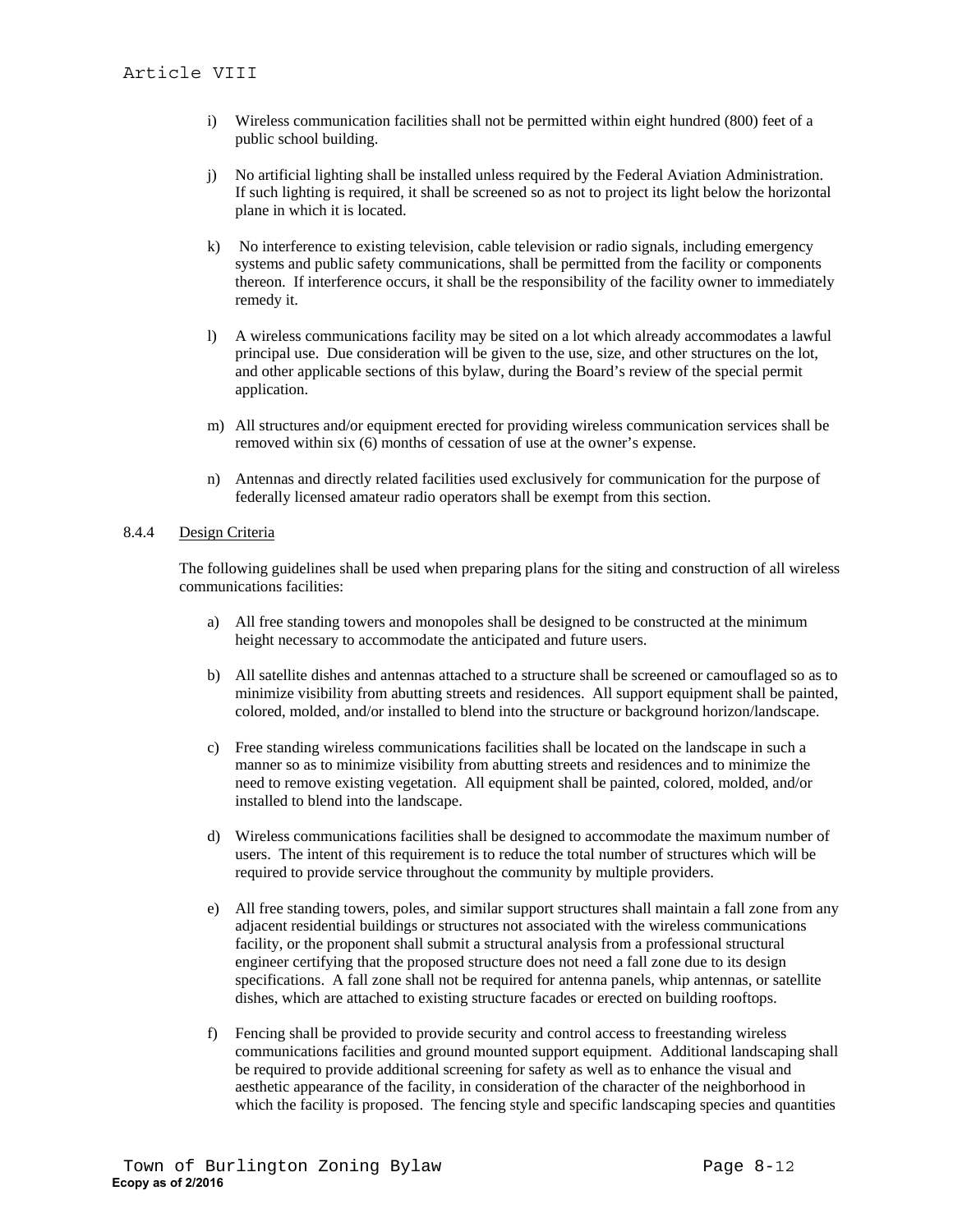i) Wireless communication facilities shall not be permitted within eight hundred (800) feet of a public school building.

j) No artificial lighting shall be installed unless required by the Federal Aviation Administration. If such lighting is required, it shall be screened so as not to project its light below the horizontal plane in which it is located.

k) No interference to existing television, cable television or radio signals, including emergency systems and public safety communications, shall be permitted from the facility or components thereon. If interference occurs, it shall be the responsibility of the facility owner to immediately remedy it.

l) A wireless communications facility may be sited on a lot which already accommodates a lawful principal use. Due consideration will be given to the use, size, and other structures on the lot, and other applicable sections of this bylaw, during the Board's review of the special permit application.

m) All structures and/or equipment erected for providing wireless communication services shall be removed within six (6) months of cessation of use at the owner's expense.

n) Antennas and directly related facilities used exclusively for communication for the purpose of federally licensed amateur radio operators shall be exempt from this section.

8.4.4 <u>Design Criteria</u>

The following guidelines shall be used when preparing plans for the siting and construction of all wireless communications facilities:

a) All free standing towers and monopoles shall be designed to be constructed at the minimum height necessary to accommodate the anticipated and future users.

b) All satellite dishes and antennas attached to a structure shall be screened or camouflaged so as to minimize visibility from abutting streets and residences. All support equipment shall be painted, colored, molded, and/or installed to blend into the structure or background horizon/landscape.

c) Free standing wireless communications facilities shall be located on the landscape in such a manner so as to minimize visibility from abutting streets and residences and to minimize the need to remove existing vegetation. All equipment shall be painted, colored, molded, and/or installed to blend into the landscape.

d) Wireless communications facilities shall be designed to accommodate the maximum number of users. The intent of this requirement is to reduce the total number of structures which will be required to provide service throughout the community by multiple providers.

e) All free standing towers, poles, and similar support structures shall maintain a fall zone from any adjacent residential buildings or structures not associated with the wireless communications facility, or the proponent shall submit a structural analysis from a professional structural engineer certifying that the proposed structure does not need a fall zone due to its design specifications. A fall zone shall not be required for antenna panels, whip antennas, or satellite dishes, which are attached to existing structure facades or erected on building rooftops.

f) Fencing shall be provided to provide security and control access to freestanding wireless communications facilities and ground mounted support equipment. Additional landscaping shall be required to provide additional screening for safety as well as to enhance the visual and aesthetic appearance of the facility, in consideration of the character of the neighborhood in which the facility is proposed. The fencing style and specific landscaping species and quantities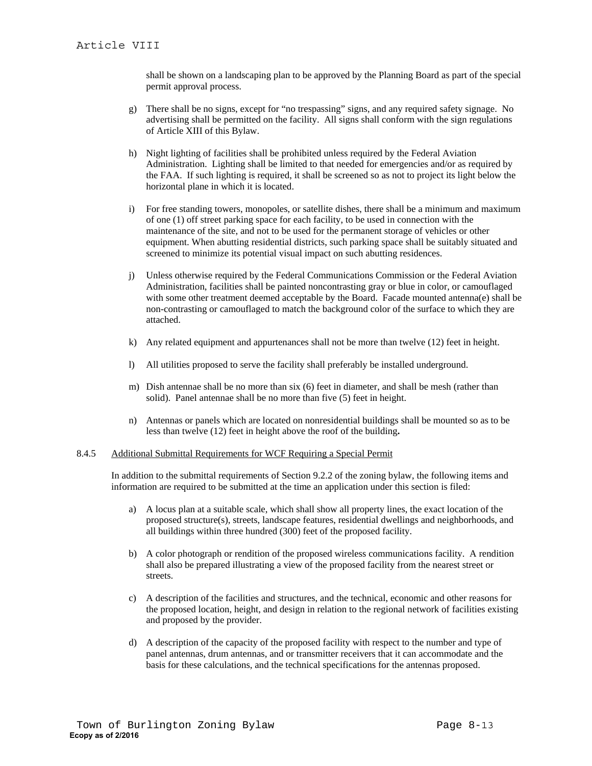shall be shown on a landscaping plan to be approved by the Planning Board as part of the special permit approval process.

g) There shall be no signs, except for "no trespassing" signs, and any required safety signage. No advertising shall be permitted on the facility. All signs shall conform with the sign regulations of Article XIII of this Bylaw.

h) Night lighting of facilities shall be prohibited unless required by the Federal Aviation Administration. Lighting shall be limited to that needed for emergencies and/or as required by the FAA. If such lighting is required, it shall be screened so as not to project its light below the horizontal plane in which it is located.

i) For free standing towers, monopoles, or satellite dishes, there shall be a minimum and maximum of one (1) off street parking space for each facility, to be used in connection with the maintenance of the site, and not to be used for the permanent storage of vehicles or other equipment. When abutting residential districts, such parking space shall be suitably situated and screened to minimize its potential visual impact on such abutting residences.

j) Unless otherwise required by the Federal Communications Commission or the Federal Aviation Administration, facilities shall be painted noncontrasting gray or blue in color, or camouflaged with some other treatment deemed acceptable by the Board. Facade mounted antenna(e) shall be non-contrasting or camouflaged to match the background color of the surface to which they are attached.

k) Any related equipment and appurtenances shall not be more than twelve (12) feet in height.

l) All utilities proposed to serve the facility shall preferably be installed underground.

m) Dish antennae shall be no more than six (6) feet in diameter, and shall be mesh (rather than solid). Panel antennae shall be no more than five (5) feet in height.

n) Antennas or panels which are located on nonresidential buildings shall be mounted so as to be less than twelve (12) feet in height above the roof of the building**.**

8.4.5 Additional Submittal Requirements for WCF Requiring a Special Permit

In addition to the submittal requirements of Section 9.2.2 of the zoning bylaw, the following items and information are required to be submitted at the time an application under this section is filed:

a) A locus plan at a suitable scale, which shall show all property lines, the exact location of the proposed structure(s), streets, landscape features, residential dwellings and neighborhoods, and all buildings within three hundred (300) feet of the proposed facility.

b) A color photograph or rendition of the proposed wireless communications facility. A rendition shall also be prepared illustrating a view of the proposed facility from the nearest street or streets.

c) A description of the facilities and structures, and the technical, economic and other reasons for the proposed location, height, and design in relation to the regional network of facilities existing and proposed by the provider.

d) A description of the capacity of the proposed facility with respect to the number and type of panel antennas, drum antennas, and or transmitter receivers that it can accommodate and the basis for these calculations, and the technical specifications for the antennas proposed.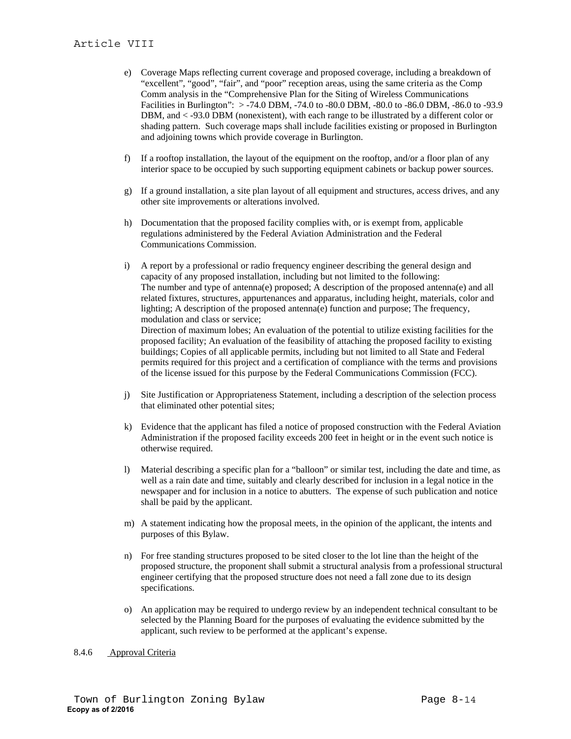e) Coverage Maps reflecting current coverage and proposed coverage, including a breakdown of "excellent", "good", "fair", and "poor" reception areas, using the same criteria as the Comp Comm analysis in the "Comprehensive Plan for the Siting of Wireless Communications Facilities in Burlington": > -74.0 DBM, -74.0 to -80.0 DBM, -80.0 to -86.0 DBM, -86.0 to -93.9 DBM, and < -93.0 DBM (nonexistent), with each range to be illustrated by a different color or shading pattern. Such coverage maps shall include facilities existing or proposed in Burlington and adjoining towns which provide coverage in Burlington.

f) If a rooftop installation, the layout of the equipment on the rooftop, and/or a floor plan of any interior space to be occupied by such supporting equipment cabinets or backup power sources.

g) If a ground installation, a site plan layout of all equipment and structures, access drives, and any other site improvements or alterations involved.

h) Documentation that the proposed facility complies with, or is exempt from, applicable regulations administered by the Federal Aviation Administration and the Federal Communications Commission.

i) A report by a professional or radio frequency engineer describing the general design and capacity of any proposed installation, including but not limited to the following: The number and type of antenna(e) proposed; A description of the proposed antenna(e) and all related fixtures, structures, appurtenances and apparatus, including height, materials, color and lighting; A description of the proposed antenna(e) function and purpose; The frequency, modulation and class or service;
Direction of maximum lobes; An evaluation of the potential to utilize existing facilities for the proposed facility; An evaluation of the feasibility of attaching the proposed facility to existing buildings; Copies of all applicable permits, including but not limited to all State and Federal permits required for this project and a certification of compliance with the terms and provisions of the license issued for this purpose by the Federal Communications Commission (FCC).

j) Site Justification or Appropriateness Statement, including a description of the selection process that eliminated other potential sites;

k) Evidence that the applicant has filed a notice of proposed construction with the Federal Aviation Administration if the proposed facility exceeds 200 feet in height or in the event such notice is otherwise required.

l) Material describing a specific plan for a "balloon" or similar test, including the date and time, as well as a rain date and time, suitably and clearly described for inclusion in a legal notice in the newspaper and for inclusion in a notice to abutters. The expense of such publication and notice shall be paid by the applicant.

m) A statement indicating how the proposal meets, in the opinion of the applicant, the intents and purposes of this Bylaw.

n) For free standing structures proposed to be sited closer to the lot line than the height of the proposed structure, the proponent shall submit a structural analysis from a professional structural engineer certifying that the proposed structure does not need a fall zone due to its design specifications.

o) An application may be required to undergo review by an independent technical consultant to be selected by the Planning Board for the purposes of evaluating the evidence submitted by the applicant, such review to be performed at the applicant's expense.

8.4.6 Approval Criteria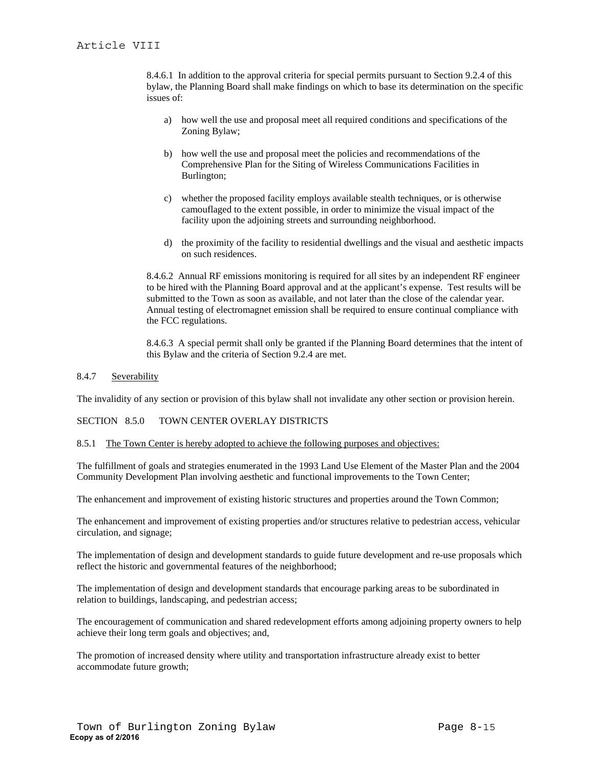8.4.6.1 In addition to the approval criteria for special permits pursuant to Section 9.2.4 of this bylaw, the Planning Board shall make findings on which to base its determination on the specific issues of:

a) how well the use and proposal meet all required conditions and specifications of the Zoning Bylaw;

b) how well the use and proposal meet the policies and recommendations of the Comprehensive Plan for the Siting of Wireless Communications Facilities in Burlington;

c) whether the proposed facility employs available stealth techniques, or is otherwise camouflaged to the extent possible, in order to minimize the visual impact of the facility upon the adjoining streets and surrounding neighborhood.

d) the proximity of the facility to residential dwellings and the visual and aesthetic impacts on such residences.

8.4.6.2 Annual RF emissions monitoring is required for all sites by an independent RF engineer to be hired with the Planning Board approval and at the applicant's expense. Test results will be submitted to the Town as soon as available, and not later than the close of the calendar year. Annual testing of electromagnet emission shall be required to ensure continual compliance with the FCC regulations.

8.4.6.3 A special permit shall only be granted if the Planning Board determines that the intent of this Bylaw and the criteria of Section 9.2.4 are met.

8.4.7 Severability

The invalidity of any section or provision of this bylaw shall not invalidate any other section or provision herein.

## SECTION 8.5.0 TOWN CENTER OVERLAY DISTRICTS

8.5.1 The Town Center is hereby adopted to achieve the following purposes and objectives:

The fulfillment of goals and strategies enumerated in the 1993 Land Use Element of the Master Plan and the 2004 Community Development Plan involving aesthetic and functional improvements to the Town Center;

The enhancement and improvement of existing historic structures and properties around the Town Common;

The enhancement and improvement of existing properties and/or structures relative to pedestrian access, vehicular circulation, and signage;

The implementation of design and development standards to guide future development and re-use proposals which reflect the historic and governmental features of the neighborhood;

The implementation of design and development standards that encourage parking areas to be subordinated in relation to buildings, landscaping, and pedestrian access;

The encouragement of communication and shared redevelopment efforts among adjoining property owners to help achieve their long term goals and objectives; and,

The promotion of increased density where utility and transportation infrastructure already exist to better accommodate future growth;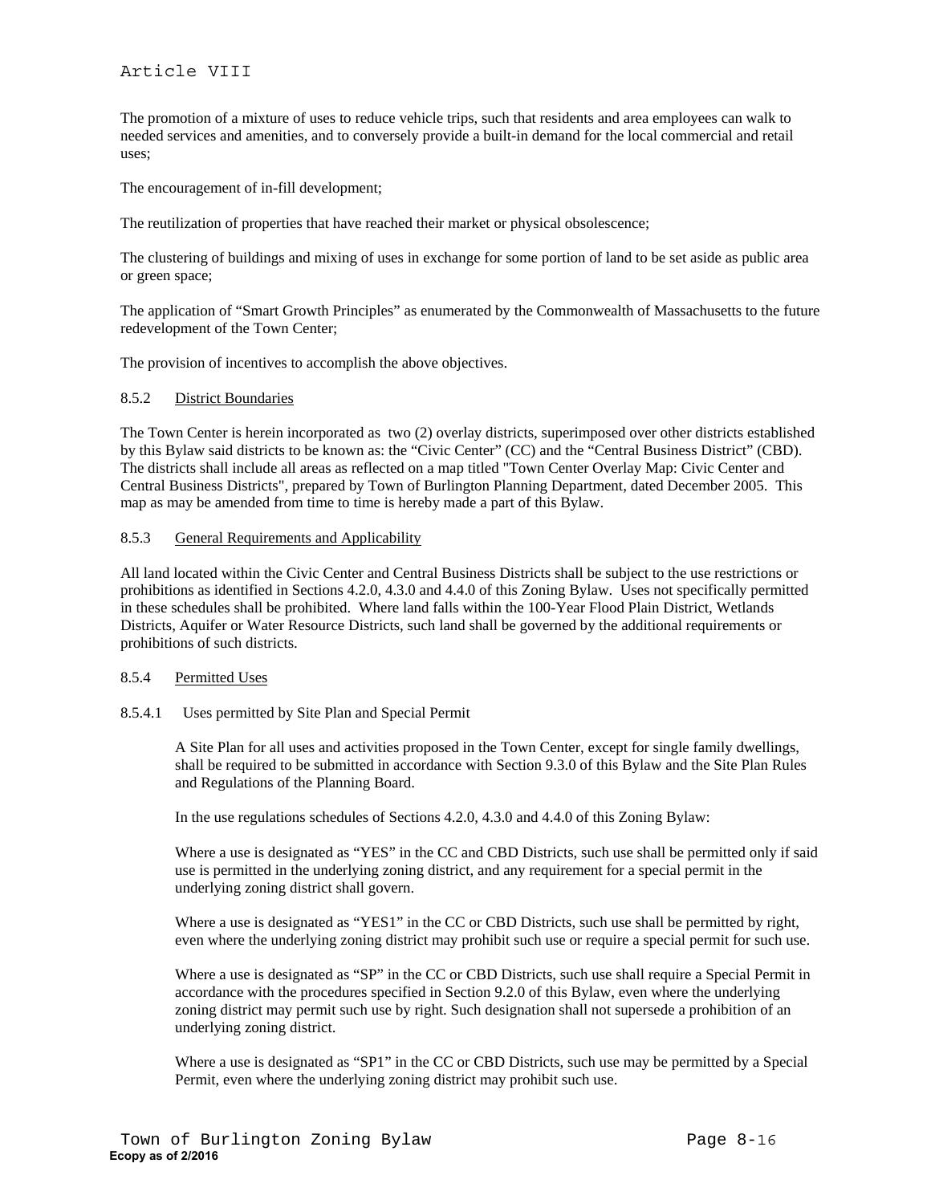The promotion of a mixture of uses to reduce vehicle trips, such that residents and area employees can walk to needed services and amenities, and to conversely provide a built-in demand for the local commercial and retail uses;

The encouragement of in-fill development;

The reutilization of properties that have reached their market or physical obsolescence;

The clustering of buildings and mixing of uses in exchange for some portion of land to be set aside as public area or green space;

The application of "Smart Growth Principles" as enumerated by the Commonwealth of Massachusetts to the future redevelopment of the Town Center;

The provision of incentives to accomplish the above objectives.

### 8.5.2 District Boundaries

The Town Center is herein incorporated as two (2) overlay districts, superimposed over other districts established by this Bylaw said districts to be known as: the "Civic Center" (CC) and the "Central Business District" (CBD). The districts shall include all areas as reflected on a map titled "Town Center Overlay Map: Civic Center and Central Business Districts", prepared by Town of Burlington Planning Department, dated December 2005. This map as may be amended from time to time is hereby made a part of this Bylaw.

### 8.5.3 General Requirements and Applicability

All land located within the Civic Center and Central Business Districts shall be subject to the use restrictions or prohibitions as identified in Sections 4.2.0, 4.3.0 and 4.4.0 of this Zoning Bylaw. Uses not specifically permitted in these schedules shall be prohibited. Where land falls within the 100-Year Flood Plain District, Wetlands Districts, Aquifer or Water Resource Districts, such land shall be governed by the additional requirements or prohibitions of such districts.

### 8.5.4 Permitted Uses

#### 8.5.4.1 Uses permitted by Site Plan and Special Permit

A Site Plan for all uses and activities proposed in the Town Center, except for single family dwellings, shall be required to be submitted in accordance with Section 9.3.0 of this Bylaw and the Site Plan Rules and Regulations of the Planning Board.

In the use regulations schedules of Sections 4.2.0, 4.3.0 and 4.4.0 of this Zoning Bylaw:

Where a use is designated as "YES" in the CC and CBD Districts, such use shall be permitted only if said use is permitted in the underlying zoning district, and any requirement for a special permit in the underlying zoning district shall govern.

Where a use is designated as "YES1" in the CC or CBD Districts, such use shall be permitted by right, even where the underlying zoning district may prohibit such use or require a special permit for such use.

Where a use is designated as "SP" in the CC or CBD Districts, such use shall require a Special Permit in accordance with the procedures specified in Section 9.2.0 of this Bylaw, even where the underlying zoning district may permit such use by right. Such designation shall not supersede a prohibition of an underlying zoning district.

Where a use is designated as "SP1" in the CC or CBD Districts, such use may be permitted by a Special Permit, even where the underlying zoning district may prohibit such use.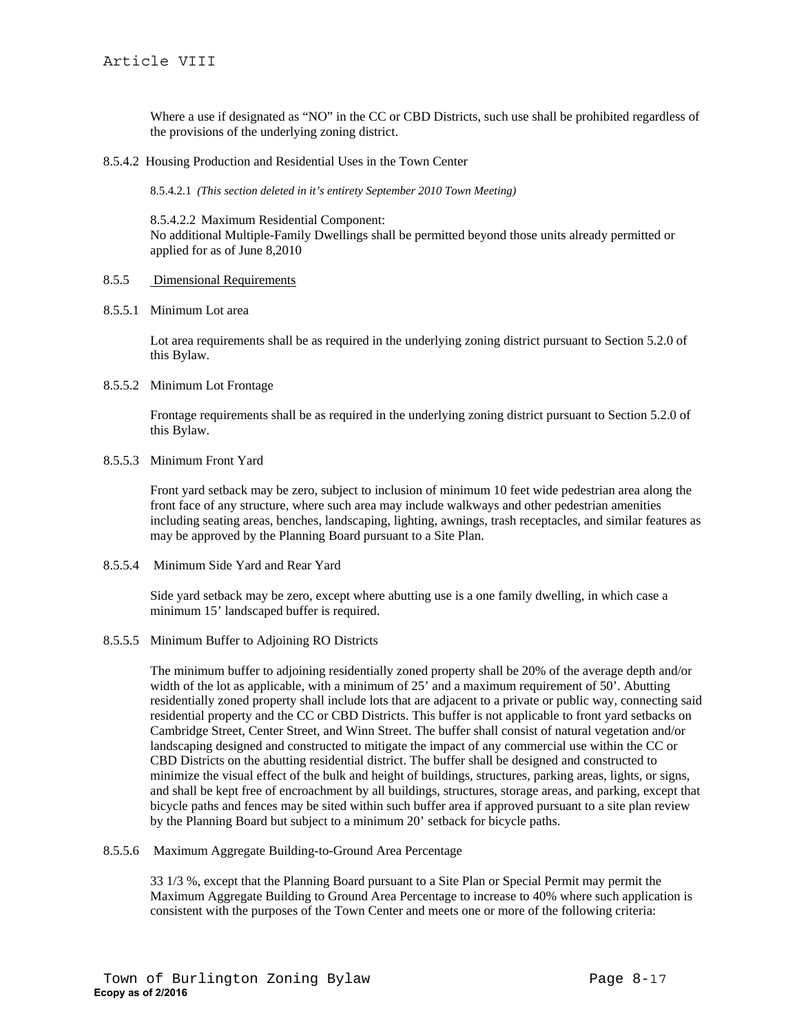Where a use if designated as "NO" in the CC or CBD Districts, such use shall be prohibited regardless of the provisions of the underlying zoning district.

8.5.4.2 Housing Production and Residential Uses in the Town Center

8.5.4.2.1 *(This section deleted in it's entirety September 2010 Town Meeting)*

8.5.4.2.2 Maximum Residential Component:
No additional Multiple-Family Dwellings shall be permitted beyond those units already permitted or applied for as of June 8,2010

8.5.5 Dimensional Requirements

8.5.5.1 Minimum Lot area

Lot area requirements shall be as required in the underlying zoning district pursuant to Section 5.2.0 of this Bylaw.

8.5.5.2 Minimum Lot Frontage

Frontage requirements shall be as required in the underlying zoning district pursuant to Section 5.2.0 of this Bylaw.

8.5.5.3 Minimum Front Yard

Front yard setback may be zero, subject to inclusion of minimum 10 feet wide pedestrian area along the front face of any structure, where such area may include walkways and other pedestrian amenities including seating areas, benches, landscaping, lighting, awnings, trash receptacles, and similar features as may be approved by the Planning Board pursuant to a Site Plan.

8.5.5.4 Minimum Side Yard and Rear Yard

Side yard setback may be zero, except where abutting use is a one family dwelling, in which case a minimum 15' landscaped buffer is required.

8.5.5.5 Minimum Buffer to Adjoining RO Districts

The minimum buffer to adjoining residentially zoned property shall be 20% of the average depth and/or width of the lot as applicable, with a minimum of 25' and a maximum requirement of 50'. Abutting residentially zoned property shall include lots that are adjacent to a private or public way, connecting said residential property and the CC or CBD Districts. This buffer is not applicable to front yard setbacks on Cambridge Street, Center Street, and Winn Street. The buffer shall consist of natural vegetation and/or landscaping designed and constructed to mitigate the impact of any commercial use within the CC or CBD Districts on the abutting residential district. The buffer shall be designed and constructed to minimize the visual effect of the bulk and height of buildings, structures, parking areas, lights, or signs, and shall be kept free of encroachment by all buildings, structures, storage areas, and parking, except that bicycle paths and fences may be sited within such buffer area if approved pursuant to a site plan review by the Planning Board but subject to a minimum 20' setback for bicycle paths.

8.5.5.6 Maximum Aggregate Building-to-Ground Area Percentage

33 1/3 %, except that the Planning Board pursuant to a Site Plan or Special Permit may permit the Maximum Aggregate Building to Ground Area Percentage to increase to 40% where such application is consistent with the purposes of the Town Center and meets one or more of the following criteria: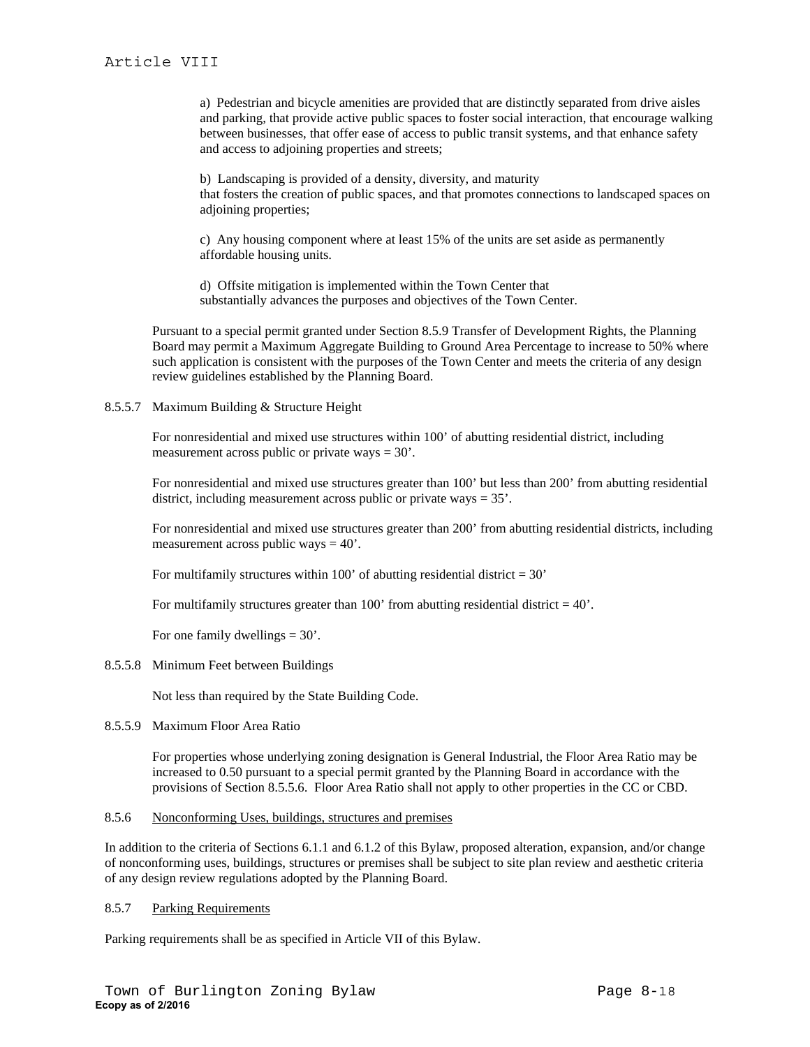a) Pedestrian and bicycle amenities are provided that are distinctly separated from drive aisles and parking, that provide active public spaces to foster social interaction, that encourage walking between businesses, that offer ease of access to public transit systems, and that enhance safety and access to adjoining properties and streets;

b) Landscaping is provided of a density, diversity, and maturity that fosters the creation of public spaces, and that promotes connections to landscaped spaces on adjoining properties;

c) Any housing component where at least 15% of the units are set aside as permanently affordable housing units.

d) Offsite mitigation is implemented within the Town Center that substantially advances the purposes and objectives of the Town Center.

Pursuant to a special permit granted under Section 8.5.9 Transfer of Development Rights, the Planning Board may permit a Maximum Aggregate Building to Ground Area Percentage to increase to 50% where such application is consistent with the purposes of the Town Center and meets the criteria of any design review guidelines established by the Planning Board.

8.5.5.7 Maximum Building & Structure Height

For nonresidential and mixed use structures within 100' of abutting residential district, including measurement across public or private ways = 30'.

For nonresidential and mixed use structures greater than 100' but less than 200' from abutting residential district, including measurement across public or private ways = 35'.

For nonresidential and mixed use structures greater than 200' from abutting residential districts, including measurement across public ways = 40'.

For multifamily structures within 100' of abutting residential district = 30'

For multifamily structures greater than 100' from abutting residential district = 40'.

For one family dwellings = 30'.

8.5.5.8 Minimum Feet between Buildings

Not less than required by the State Building Code.

8.5.5.9 Maximum Floor Area Ratio

For properties whose underlying zoning designation is General Industrial, the Floor Area Ratio may be increased to 0.50 pursuant to a special permit granted by the Planning Board in accordance with the provisions of Section 8.5.5.6. Floor Area Ratio shall not apply to other properties in the CC or CBD.

8.5.6 Nonconforming Uses, buildings, structures and premises

In addition to the criteria of Sections 6.1.1 and 6.1.2 of this Bylaw, proposed alteration, expansion, and/or change of nonconforming uses, buildings, structures or premises shall be subject to site plan review and aesthetic criteria of any design review regulations adopted by the Planning Board.

8.5.7 Parking Requirements

Parking requirements shall be as specified in Article VII of this Bylaw.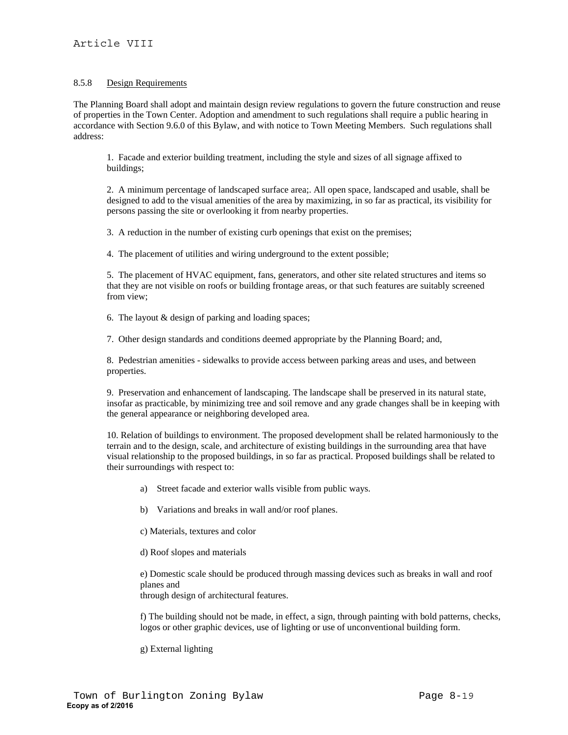### 8.5.8 Design Requirements

The Planning Board shall adopt and maintain design review regulations to govern the future construction and reuse of properties in the Town Center. Adoption and amendment to such regulations shall require a public hearing in accordance with Section 9.6.0 of this Bylaw, and with notice to Town Meeting Members. Such regulations shall address:

1. Facade and exterior building treatment, including the style and sizes of all signage affixed to buildings;

2. A minimum percentage of landscaped surface area;. All open space, landscaped and usable, shall be designed to add to the visual amenities of the area by maximizing, in so far as practical, its visibility for persons passing the site or overlooking it from nearby properties.

3. A reduction in the number of existing curb openings that exist on the premises;

4. The placement of utilities and wiring underground to the extent possible;

5. The placement of HVAC equipment, fans, generators, and other site related structures and items so that they are not visible on roofs or building frontage areas, or that such features are suitably screened from view;

6. The layout & design of parking and loading spaces;

7. Other design standards and conditions deemed appropriate by the Planning Board; and,

8. Pedestrian amenities - sidewalks to provide access between parking areas and uses, and between properties.

9. Preservation and enhancement of landscaping. The landscape shall be preserved in its natural state, insofar as practicable, by minimizing tree and soil remove and any grade changes shall be in keeping with the general appearance or neighboring developed area.

10. Relation of buildings to environment. The proposed development shall be related harmoniously to the terrain and to the design, scale, and architecture of existing buildings in the surrounding area that have visual relationship to the proposed buildings, in so far as practical. Proposed buildings shall be related to their surroundings with respect to:

   a) Street facade and exterior walls visible from public ways.

   b) Variations and breaks in wall and/or roof planes.

   c) Materials, textures and color

   d) Roof slopes and materials

   e) Domestic scale should be produced through massing devices such as breaks in wall and roof planes and
   through design of architectural features.

   f) The building should not be made, in effect, a sign, through painting with bold patterns, checks, logos or other graphic devices, use of lighting or use of unconventional building form.

   g) External lighting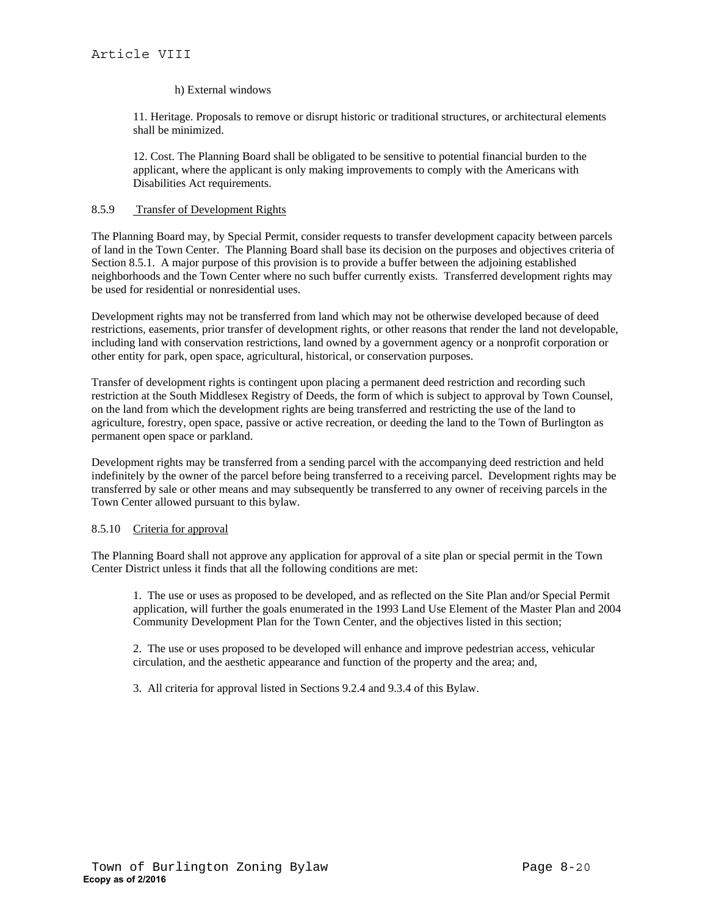h) External windows

11. Heritage. Proposals to remove or disrupt historic or traditional structures, or architectural elements shall be minimized.

12. Cost. The Planning Board shall be obligated to be sensitive to potential financial burden to the applicant, where the applicant is only making improvements to comply with the Americans with Disabilities Act requirements.

### 8.5.9 Transfer of Development Rights

The Planning Board may, by Special Permit, consider requests to transfer development capacity between parcels of land in the Town Center. The Planning Board shall base its decision on the purposes and objectives criteria of Section 8.5.1. A major purpose of this provision is to provide a buffer between the adjoining established neighborhoods and the Town Center where no such buffer currently exists. Transferred development rights may be used for residential or nonresidential uses.

Development rights may not be transferred from land which may not be otherwise developed because of deed restrictions, easements, prior transfer of development rights, or other reasons that render the land not developable, including land with conservation restrictions, land owned by a government agency or a nonprofit corporation or other entity for park, open space, agricultural, historical, or conservation purposes.

Transfer of development rights is contingent upon placing a permanent deed restriction and recording such restriction at the South Middlesex Registry of Deeds, the form of which is subject to approval by Town Counsel, on the land from which the development rights are being transferred and restricting the use of the land to agriculture, forestry, open space, passive or active recreation, or deeding the land to the Town of Burlington as permanent open space or parkland.

Development rights may be transferred from a sending parcel with the accompanying deed restriction and held indefinitely by the owner of the parcel before being transferred to a receiving parcel. Development rights may be transferred by sale or other means and may subsequently be transferred to any owner of receiving parcels in the Town Center allowed pursuant to this bylaw.

### 8.5.10 Criteria for approval

The Planning Board shall not approve any application for approval of a site plan or special permit in the Town Center District unless it finds that all the following conditions are met:

1. The use or uses as proposed to be developed, and as reflected on the Site Plan and/or Special Permit application, will further the goals enumerated in the 1993 Land Use Element of the Master Plan and 2004 Community Development Plan for the Town Center, and the objectives listed in this section;

2. The use or uses proposed to be developed will enhance and improve pedestrian access, vehicular circulation, and the aesthetic appearance and function of the property and the area; and,

3. All criteria for approval listed in Sections 9.2.4 and 9.3.4 of this Bylaw.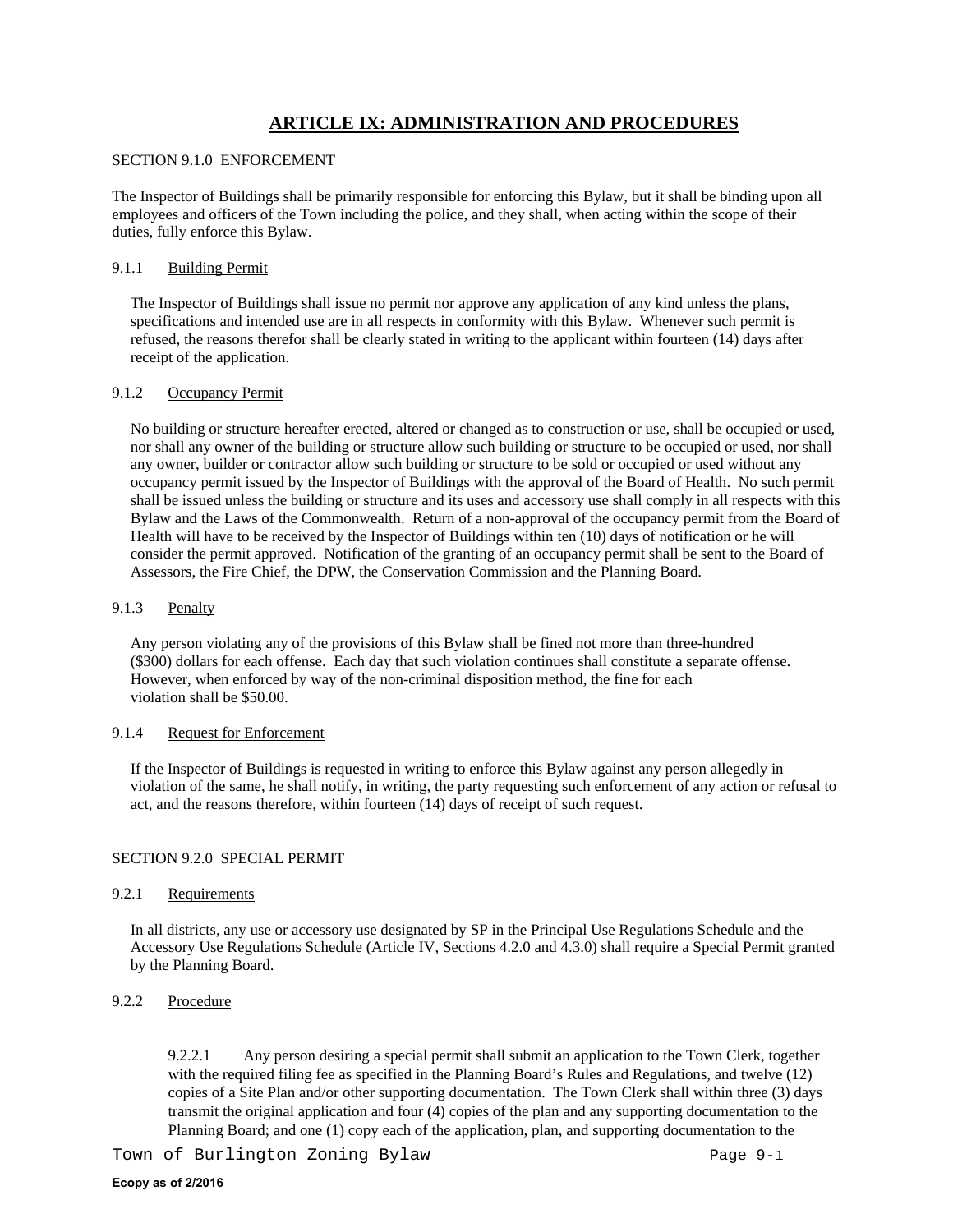# ARTICLE IX: ADMINISTRATION AND PROCEDURES

SECTION 9.1.0 ENFORCEMENT

The Inspector of Buildings shall be primarily responsible for enforcing this Bylaw, but it shall be binding upon all employees and officers of the Town including the police, and they shall, when acting within the scope of their duties, fully enforce this Bylaw.

9.1.1 Building Permit

The Inspector of Buildings shall issue no permit nor approve any application of any kind unless the plans, specifications and intended use are in all respects in conformity with this Bylaw. Whenever such permit is refused, the reasons therefor shall be clearly stated in writing to the applicant within fourteen (14) days after receipt of the application.

9.1.2 Occupancy Permit

No building or structure hereafter erected, altered or changed as to construction or use, shall be occupied or used, nor shall any owner of the building or structure allow such building or structure to be occupied or used, nor shall any owner, builder or contractor allow such building or structure to be sold or occupied or used without any occupancy permit issued by the Inspector of Buildings with the approval of the Board of Health. No such permit shall be issued unless the building or structure and its uses and accessory use shall comply in all respects with this Bylaw and the Laws of the Commonwealth. Return of a non-approval of the occupancy permit from the Board of Health will have to be received by the Inspector of Buildings within ten (10) days of notification or he will consider the permit approved. Notification of the granting of an occupancy permit shall be sent to the Board of Assessors, the Fire Chief, the DPW, the Conservation Commission and the Planning Board.

9.1.3 Penalty

Any person violating any of the provisions of this Bylaw shall be fined not more than three-hundred ($300) dollars for each offense. Each day that such violation continues shall constitute a separate offense. However, when enforced by way of the non-criminal disposition method, the fine for each violation shall be $50.00.

9.1.4 Request for Enforcement

If the Inspector of Buildings is requested in writing to enforce this Bylaw against any person allegedly in violation of the same, he shall notify, in writing, the party requesting such enforcement of any action or refusal to act, and the reasons therefore, within fourteen (14) days of receipt of such request.

SECTION 9.2.0 SPECIAL PERMIT

9.2.1 Requirements

In all districts, any use or accessory use designated by SP in the Principal Use Regulations Schedule and the Accessory Use Regulations Schedule (Article IV, Sections 4.2.0 and 4.3.0) shall require a Special Permit granted by the Planning Board.

9.2.2 Procedure

9.2.2.1 Any person desiring a special permit shall submit an application to the Town Clerk, together with the required filing fee as specified in the Planning Board's Rules and Regulations, and twelve (12) copies of a Site Plan and/or other supporting documentation. The Town Clerk shall within three (3) days transmit the original application and four (4) copies of the plan and any supporting documentation to the Planning Board; and one (1) copy each of the application, plan, and supporting documentation to the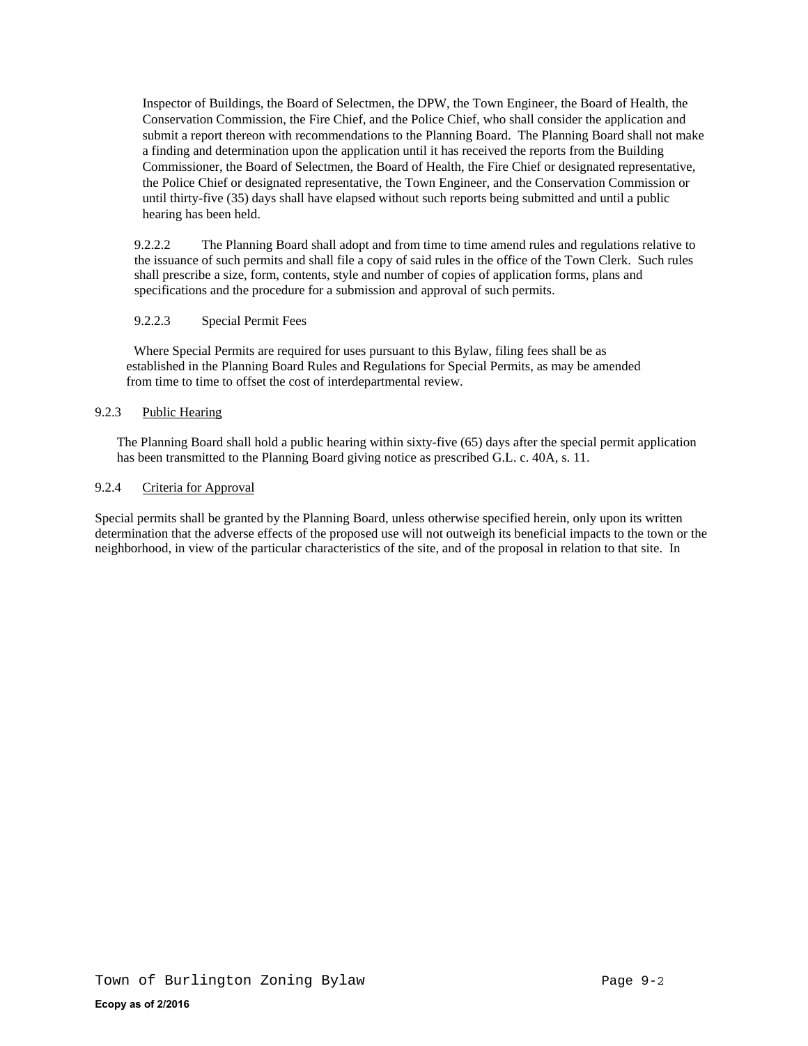Inspector of Buildings, the Board of Selectmen, the DPW, the Town Engineer, the Board of Health, the Conservation Commission, the Fire Chief, and the Police Chief, who shall consider the application and submit a report thereon with recommendations to the Planning Board. The Planning Board shall not make a finding and determination upon the application until it has received the reports from the Building Commissioner, the Board of Selectmen, the Board of Health, the Fire Chief or designated representative, the Police Chief or designated representative, the Town Engineer, and the Conservation Commission or until thirty-five (35) days shall have elapsed without such reports being submitted and until a public hearing has been held.

9.2.2.2 The Planning Board shall adopt and from time to time amend rules and regulations relative to the issuance of such permits and shall file a copy of said rules in the office of the Town Clerk. Such rules shall prescribe a size, form, contents, style and number of copies of application forms, plans and specifications and the procedure for a submission and approval of such permits.

9.2.2.3 Special Permit Fees

Where Special Permits are required for uses pursuant to this Bylaw, filing fees shall be as established in the Planning Board Rules and Regulations for Special Permits, as may be amended from time to time to offset the cost of interdepartmental review.

9.2.3 Public Hearing

The Planning Board shall hold a public hearing within sixty-five (65) days after the special permit application has been transmitted to the Planning Board giving notice as prescribed G.L. c. 40A, s. 11.

9.2.4 Criteria for Approval

Special permits shall be granted by the Planning Board, unless otherwise specified herein, only upon its written determination that the adverse effects of the proposed use will not outweigh its beneficial impacts to the town or the neighborhood, in view of the particular characteristics of the site, and of the proposal in relation to that site. In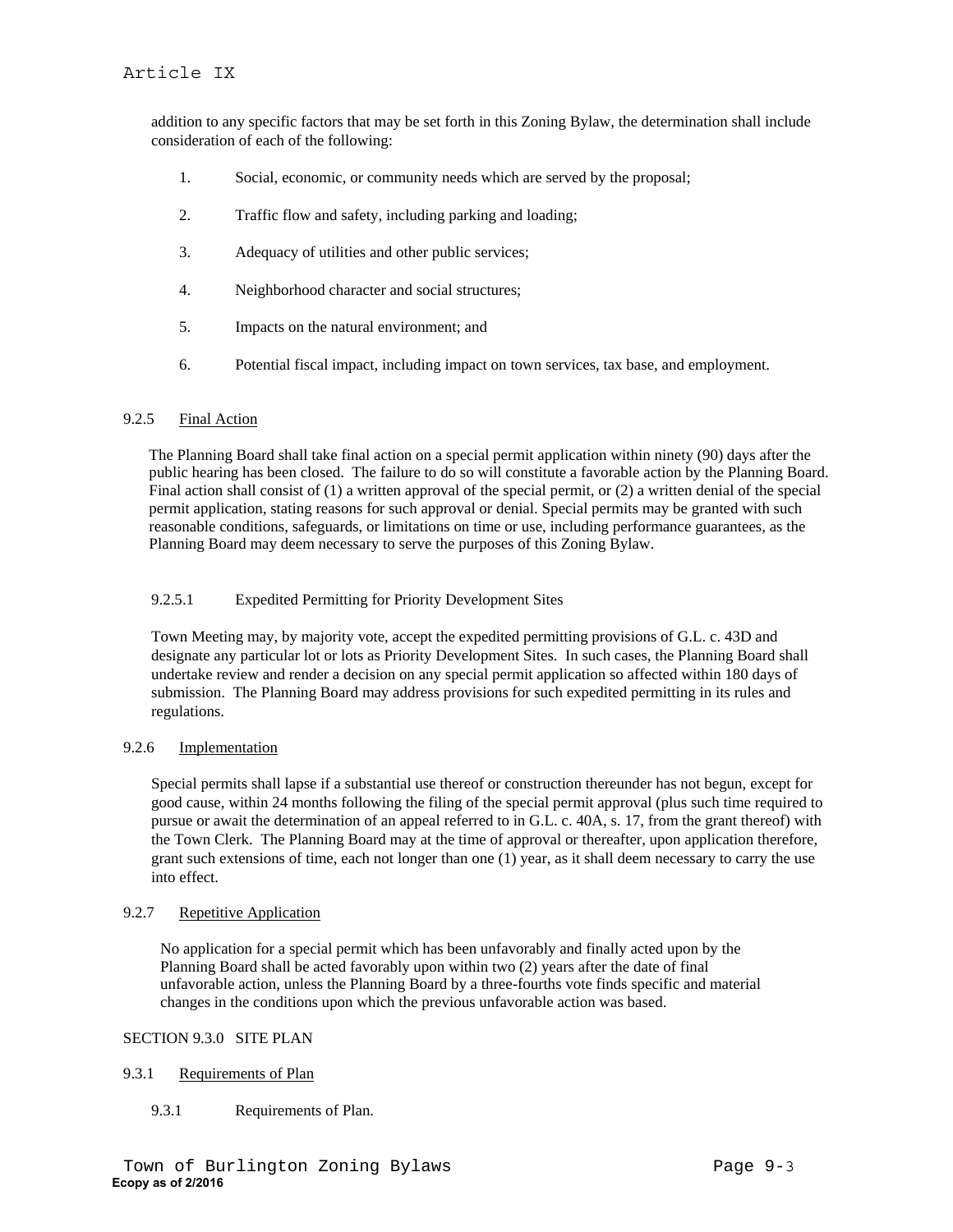addition to any specific factors that may be set forth in this Zoning Bylaw, the determination shall include consideration of each of the following:

1. Social, economic, or community needs which are served by the proposal;
2. Traffic flow and safety, including parking and loading;
3. Adequacy of utilities and other public services;
4. Neighborhood character and social structures;
5. Impacts on the natural environment; and
6. Potential fiscal impact, including impact on town services, tax base, and employment.

### 9.2.5 Final Action

The Planning Board shall take final action on a special permit application within ninety (90) days after the public hearing has been closed. The failure to do so will constitute a favorable action by the Planning Board. Final action shall consist of (1) a written approval of the special permit, or (2) a written denial of the special permit application, stating reasons for such approval or denial. Special permits may be granted with such reasonable conditions, safeguards, or limitations on time or use, including performance guarantees, as the Planning Board may deem necessary to serve the purposes of this Zoning Bylaw.

#### 9.2.5.1 Expedited Permitting for Priority Development Sites

Town Meeting may, by majority vote, accept the expedited permitting provisions of G.L. c. 43D and designate any particular lot or lots as Priority Development Sites. In such cases, the Planning Board shall undertake review and render a decision on any special permit application so affected within 180 days of submission. The Planning Board may address provisions for such expedited permitting in its rules and regulations.

### 9.2.6 Implementation

Special permits shall lapse if a substantial use thereof or construction thereunder has not begun, except for good cause, within 24 months following the filing of the special permit approval (plus such time required to pursue or await the determination of an appeal referred to in G.L. c. 40A, s. 17, from the grant thereof) with the Town Clerk. The Planning Board may at the time of approval or thereafter, upon application therefore, grant such extensions of time, each not longer than one (1) year, as it shall deem necessary to carry the use into effect.

### 9.2.7 Repetitive Application

No application for a special permit which has been unfavorably and finally acted upon by the Planning Board shall be acted favorably upon within two (2) years after the date of final unfavorable action, unless the Planning Board by a three-fourths vote finds specific and material changes in the conditions upon which the previous unfavorable action was based.

## SECTION 9.3.0 SITE PLAN

### 9.3.1 Requirements of Plan

9.3.1 Requirements of Plan.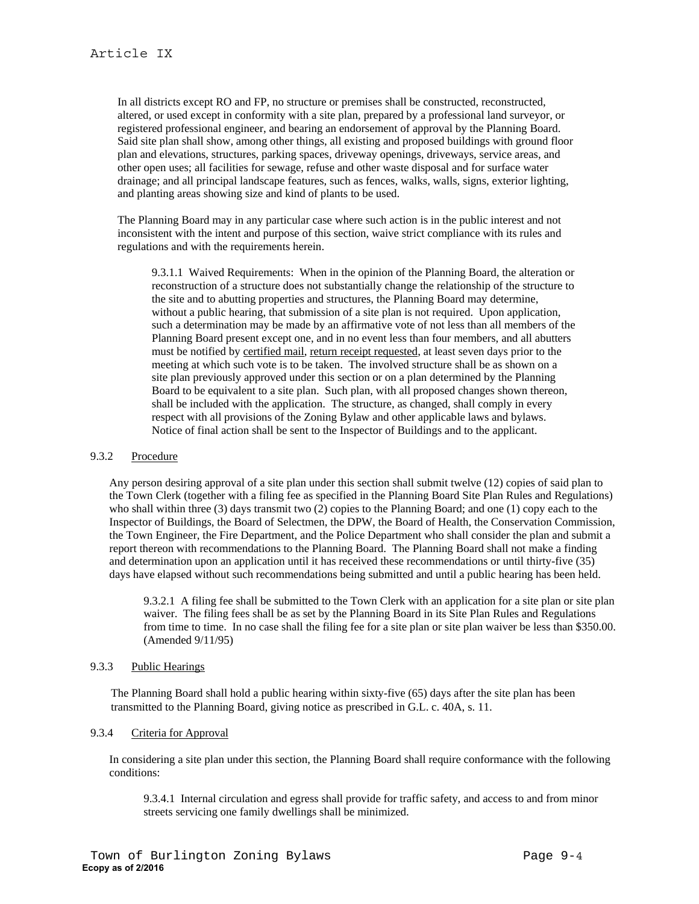In all districts except RO and FP, no structure or premises shall be constructed, reconstructed, altered, or used except in conformity with a site plan, prepared by a professional land surveyor, or registered professional engineer, and bearing an endorsement of approval by the Planning Board. Said site plan shall show, among other things, all existing and proposed buildings with ground floor plan and elevations, structures, parking spaces, driveway openings, driveways, service areas, and other open uses; all facilities for sewage, refuse and other waste disposal and for surface water drainage; and all principal landscape features, such as fences, walks, walls, signs, exterior lighting, and planting areas showing size and kind of plants to be used.

The Planning Board may in any particular case where such action is in the public interest and not inconsistent with the intent and purpose of this section, waive strict compliance with its rules and regulations and with the requirements herein.

9.3.1.1 Waived Requirements: When in the opinion of the Planning Board, the alteration or reconstruction of a structure does not substantially change the relationship of the structure to the site and to abutting properties and structures, the Planning Board may determine, without a public hearing, that submission of a site plan is not required. Upon application, such a determination may be made by an affirmative vote of not less than all members of the Planning Board present except one, and in no event less than four members, and all abutters must be notified by certified mail, return receipt requested, at least seven days prior to the meeting at which such vote is to be taken. The involved structure shall be as shown on a site plan previously approved under this section or on a plan determined by the Planning Board to be equivalent to a site plan. Such plan, with all proposed changes shown thereon, shall be included with the application. The structure, as changed, shall comply in every respect with all provisions of the Zoning Bylaw and other applicable laws and bylaws. Notice of final action shall be sent to the Inspector of Buildings and to the applicant.

## 9.3.2 Procedure

Any person desiring approval of a site plan under this section shall submit twelve (12) copies of said plan to the Town Clerk (together with a filing fee as specified in the Planning Board Site Plan Rules and Regulations) who shall within three (3) days transmit two (2) copies to the Planning Board; and one (1) copy each to the Inspector of Buildings, the Board of Selectmen, the DPW, the Board of Health, the Conservation Commission, the Town Engineer, the Fire Department, and the Police Department who shall consider the plan and submit a report thereon with recommendations to the Planning Board. The Planning Board shall not make a finding and determination upon an application until it has received these recommendations or until thirty-five (35) days have elapsed without such recommendations being submitted and until a public hearing has been held.

9.3.2.1 A filing fee shall be submitted to the Town Clerk with an application for a site plan or site plan waiver. The filing fees shall be as set by the Planning Board in its Site Plan Rules and Regulations from time to time. In no case shall the filing fee for a site plan or site plan waiver be less than $350.00. (Amended 9/11/95)

## 9.3.3 Public Hearings

The Planning Board shall hold a public hearing within sixty-five (65) days after the site plan has been transmitted to the Planning Board, giving notice as prescribed in G.L. c. 40A, s. 11.

## 9.3.4 Criteria for Approval

In considering a site plan under this section, the Planning Board shall require conformance with the following conditions:

9.3.4.1 Internal circulation and egress shall provide for traffic safety, and access to and from minor streets servicing one family dwellings shall be minimized.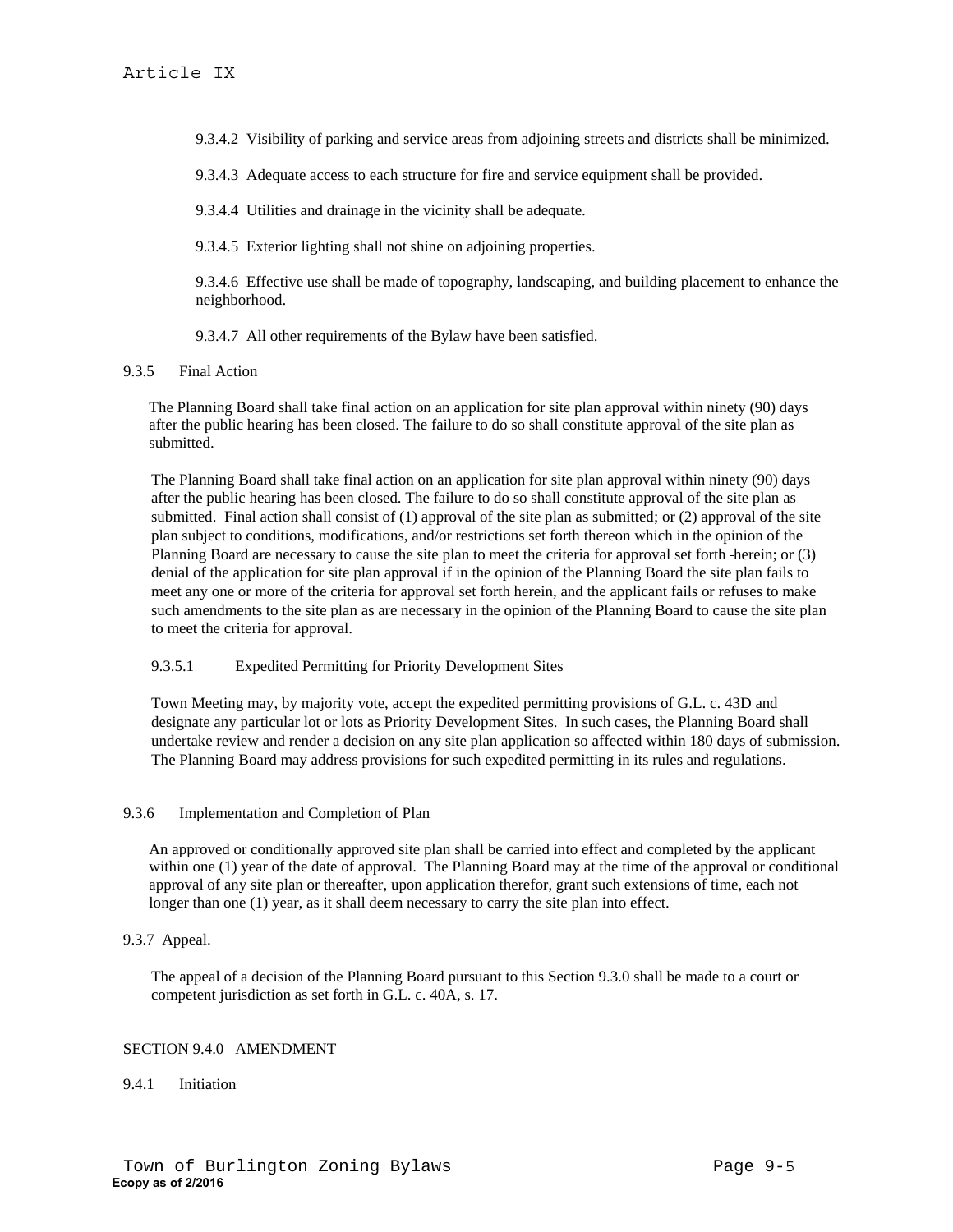9.3.4.2 Visibility of parking and service areas from adjoining streets and districts shall be minimized.

9.3.4.3 Adequate access to each structure for fire and service equipment shall be provided.

9.3.4.4 Utilities and drainage in the vicinity shall be adequate.

9.3.4.5 Exterior lighting shall not shine on adjoining properties.

9.3.4.6 Effective use shall be made of topography, landscaping, and building placement to enhance the neighborhood.

9.3.4.7 All other requirements of the Bylaw have been satisfied.

9.3.5 Final Action

The Planning Board shall take final action on an application for site plan approval within ninety (90) days after the public hearing has been closed. The failure to do so shall constitute approval of the site plan as submitted.

The Planning Board shall take final action on an application for site plan approval within ninety (90) days after the public hearing has been closed. The failure to do so shall constitute approval of the site plan as submitted. Final action shall consist of (1) approval of the site plan as submitted; or (2) approval of the site plan subject to conditions, modifications, and/or restrictions set forth thereon which in the opinion of the Planning Board are necessary to cause the site plan to meet the criteria for approval set forth herein; or (3) denial of the application for site plan approval if in the opinion of the Planning Board the site plan fails to meet any one or more of the criteria for approval set forth herein, and the applicant fails or refuses to make such amendments to the site plan as are necessary in the opinion of the Planning Board to cause the site plan to meet the criteria for approval.

9.3.5.1 Expedited Permitting for Priority Development Sites

Town Meeting may, by majority vote, accept the expedited permitting provisions of G.L. c. 43D and designate any particular lot or lots as Priority Development Sites. In such cases, the Planning Board shall undertake review and render a decision on any site plan application so affected within 180 days of submission. The Planning Board may address provisions for such expedited permitting in its rules and regulations.

9.3.6 Implementation and Completion of Plan

An approved or conditionally approved site plan shall be carried into effect and completed by the applicant within one (1) year of the date of approval. The Planning Board may at the time of the approval or conditional approval of any site plan or thereafter, upon application therefor, grant such extensions of time, each not longer than one (1) year, as it shall deem necessary to carry the site plan into effect.

9.3.7 Appeal.

The appeal of a decision of the Planning Board pursuant to this Section 9.3.0 shall be made to a court or competent jurisdiction as set forth in G.L. c. 40A, s. 17.

SECTION 9.4.0 AMENDMENT

9.4.1 Initiation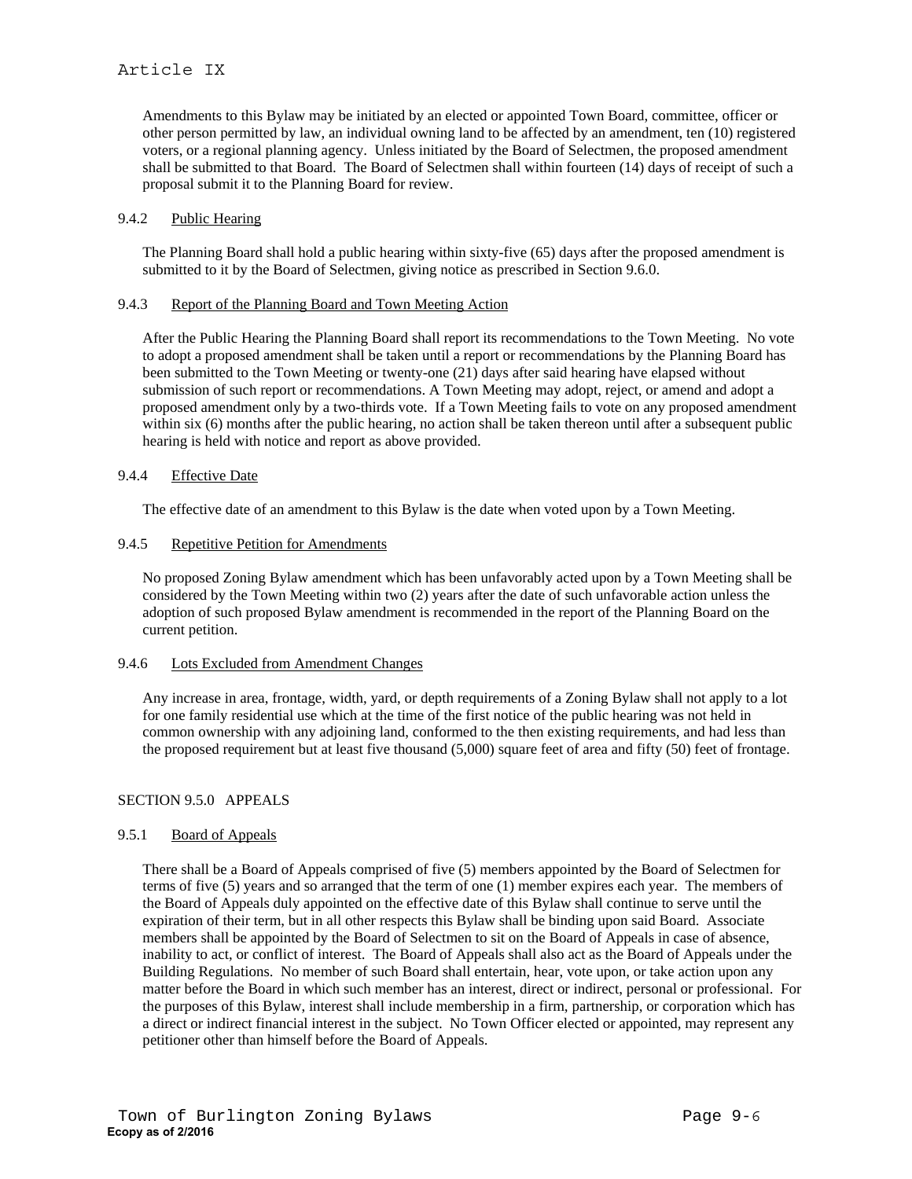Amendments to this Bylaw may be initiated by an elected or appointed Town Board, committee, officer or other person permitted by law, an individual owning land to be affected by an amendment, ten (10) registered voters, or a regional planning agency. Unless initiated by the Board of Selectmen, the proposed amendment shall be submitted to that Board. The Board of Selectmen shall within fourteen (14) days of receipt of such a proposal submit it to the Planning Board for review.

#### 9.4.2 Public Hearing

The Planning Board shall hold a public hearing within sixty-five (65) days after the proposed amendment is submitted to it by the Board of Selectmen, giving notice as prescribed in Section 9.6.0.

#### 9.4.3 Report of the Planning Board and Town Meeting Action

After the Public Hearing the Planning Board shall report its recommendations to the Town Meeting. No vote to adopt a proposed amendment shall be taken until a report or recommendations by the Planning Board has been submitted to the Town Meeting or twenty-one (21) days after said hearing have elapsed without submission of such report or recommendations. A Town Meeting may adopt, reject, or amend and adopt a proposed amendment only by a two-thirds vote. If a Town Meeting fails to vote on any proposed amendment within six (6) months after the public hearing, no action shall be taken thereon until after a subsequent public hearing is held with notice and report as above provided.

#### 9.4.4 Effective Date

The effective date of an amendment to this Bylaw is the date when voted upon by a Town Meeting.

#### 9.4.5 Repetitive Petition for Amendments

No proposed Zoning Bylaw amendment which has been unfavorably acted upon by a Town Meeting shall be considered by the Town Meeting within two (2) years after the date of such unfavorable action unless the adoption of such proposed Bylaw amendment is recommended in the report of the Planning Board on the current petition.

#### 9.4.6 Lots Excluded from Amendment Changes

Any increase in area, frontage, width, yard, or depth requirements of a Zoning Bylaw shall not apply to a lot for one family residential use which at the time of the first notice of the public hearing was not held in common ownership with any adjoining land, conformed to the then existing requirements, and had less than the proposed requirement but at least five thousand (5,000) square feet of area and fifty (50) feet of frontage.

### SECTION 9.5.0 APPEALS

#### 9.5.1 Board of Appeals

There shall be a Board of Appeals comprised of five (5) members appointed by the Board of Selectmen for terms of five (5) years and so arranged that the term of one (1) member expires each year. The members of the Board of Appeals duly appointed on the effective date of this Bylaw shall continue to serve until the expiration of their term, but in all other respects this Bylaw shall be binding upon said Board. Associate members shall be appointed by the Board of Selectmen to sit on the Board of Appeals in case of absence, inability to act, or conflict of interest. The Board of Appeals shall also act as the Board of Appeals under the Building Regulations. No member of such Board shall entertain, hear, vote upon, or take action upon any matter before the Board in which such member has an interest, direct or indirect, personal or professional. For the purposes of this Bylaw, interest shall include membership in a firm, partnership, or corporation which has a direct or indirect financial interest in the subject. No Town Officer elected or appointed, may represent any petitioner other than himself before the Board of Appeals.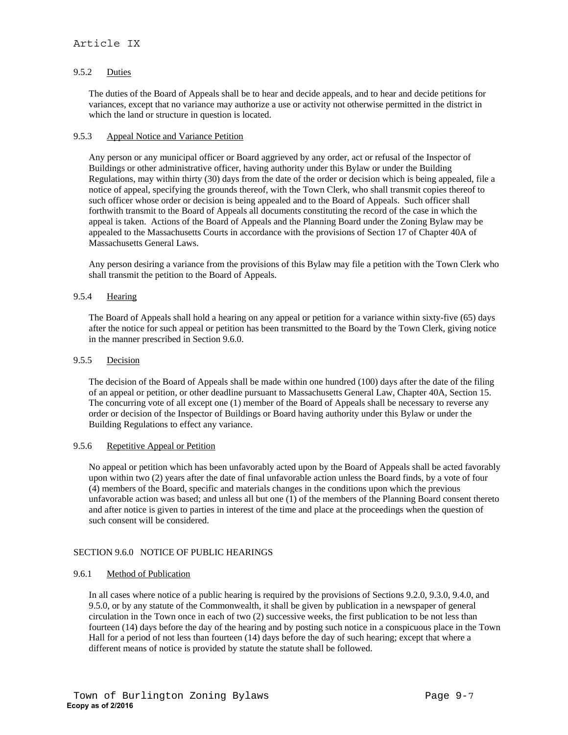#### 9.5.2 Duties

The duties of the Board of Appeals shall be to hear and decide appeals, and to hear and decide petitions for variances, except that no variance may authorize a use or activity not otherwise permitted in the district in which the land or structure in question is located.

#### 9.5.3 Appeal Notice and Variance Petition

Any person or any municipal officer or Board aggrieved by any order, act or refusal of the Inspector of Buildings or other administrative officer, having authority under this Bylaw or under the Building Regulations, may within thirty (30) days from the date of the order or decision which is being appealed, file a notice of appeal, specifying the grounds thereof, with the Town Clerk, who shall transmit copies thereof to such officer whose order or decision is being appealed and to the Board of Appeals. Such officer shall forthwith transmit to the Board of Appeals all documents constituting the record of the case in which the appeal is taken. Actions of the Board of Appeals and the Planning Board under the Zoning Bylaw may be appealed to the Massachusetts Courts in accordance with the provisions of Section 17 of Chapter 40A of Massachusetts General Laws.

Any person desiring a variance from the provisions of this Bylaw may file a petition with the Town Clerk who shall transmit the petition to the Board of Appeals.

#### 9.5.4 Hearing

The Board of Appeals shall hold a hearing on any appeal or petition for a variance within sixty-five (65) days after the notice for such appeal or petition has been transmitted to the Board by the Town Clerk, giving notice in the manner prescribed in Section 9.6.0.

#### 9.5.5 Decision

The decision of the Board of Appeals shall be made within one hundred (100) days after the date of the filing of an appeal or petition, or other deadline pursuant to Massachusetts General Law, Chapter 40A, Section 15. The concurring vote of all except one (1) member of the Board of Appeals shall be necessary to reverse any order or decision of the Inspector of Buildings or Board having authority under this Bylaw or under the Building Regulations to effect any variance.

#### 9.5.6 Repetitive Appeal or Petition

No appeal or petition which has been unfavorably acted upon by the Board of Appeals shall be acted favorably upon within two (2) years after the date of final unfavorable action unless the Board finds, by a vote of four (4) members of the Board, specific and materials changes in the conditions upon which the previous unfavorable action was based; and unless all but one (1) of the members of the Planning Board consent thereto and after notice is given to parties in interest of the time and place at the proceedings when the question of such consent will be considered.

### SECTION 9.6.0 NOTICE OF PUBLIC HEARINGS

#### 9.6.1 Method of Publication

In all cases where notice of a public hearing is required by the provisions of Sections 9.2.0, 9.3.0, 9.4.0, and 9.5.0, or by any statute of the Commonwealth, it shall be given by publication in a newspaper of general circulation in the Town once in each of two (2) successive weeks, the first publication to be not less than fourteen (14) days before the day of the hearing and by posting such notice in a conspicuous place in the Town Hall for a period of not less than fourteen (14) days before the day of such hearing; except that where a different means of notice is provided by statute the statute shall be followed.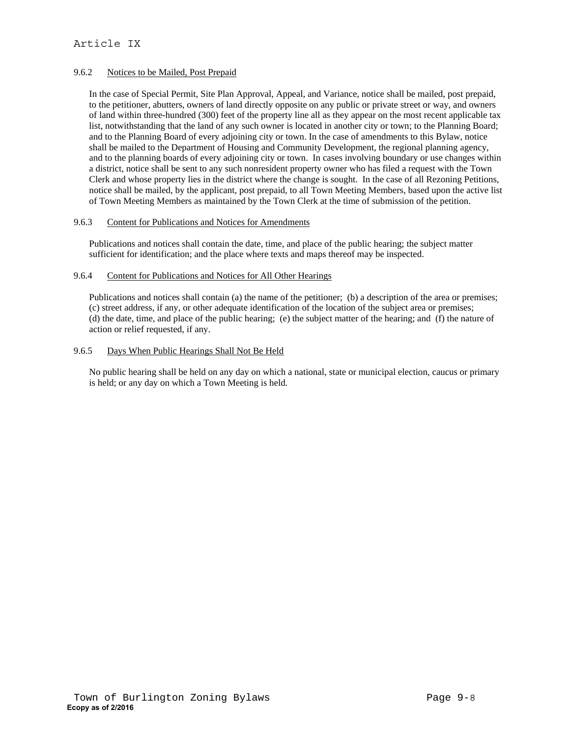### 9.6.2 Notices to be Mailed, Post Prepaid

In the case of Special Permit, Site Plan Approval, Appeal, and Variance, notice shall be mailed, post prepaid, to the petitioner, abutters, owners of land directly opposite on any public or private street or way, and owners of land within three-hundred (300) feet of the property line all as they appear on the most recent applicable tax list, notwithstanding that the land of any such owner is located in another city or town; to the Planning Board; and to the Planning Board of every adjoining city or town. In the case of amendments to this Bylaw, notice shall be mailed to the Department of Housing and Community Development, the regional planning agency, and to the planning boards of every adjoining city or town. In cases involving boundary or use changes within a district, notice shall be sent to any such nonresident property owner who has filed a request with the Town Clerk and whose property lies in the district where the change is sought. In the case of all Rezoning Petitions, notice shall be mailed, by the applicant, post prepaid, to all Town Meeting Members, based upon the active list of Town Meeting Members as maintained by the Town Clerk at the time of submission of the petition.

### 9.6.3 Content for Publications and Notices for Amendments

Publications and notices shall contain the date, time, and place of the public hearing; the subject matter sufficient for identification; and the place where texts and maps thereof may be inspected.

### 9.6.4 Content for Publications and Notices for All Other Hearings

Publications and notices shall contain (a) the name of the petitioner; (b) a description of the area or premises; (c) street address, if any, or other adequate identification of the location of the subject area or premises; (d) the date, time, and place of the public hearing; (e) the subject matter of the hearing; and (f) the nature of action or relief requested, if any.

### 9.6.5 Days When Public Hearings Shall Not Be Held

No public hearing shall be held on any day on which a national, state or municipal election, caucus or primary is held; or any day on which a Town Meeting is held.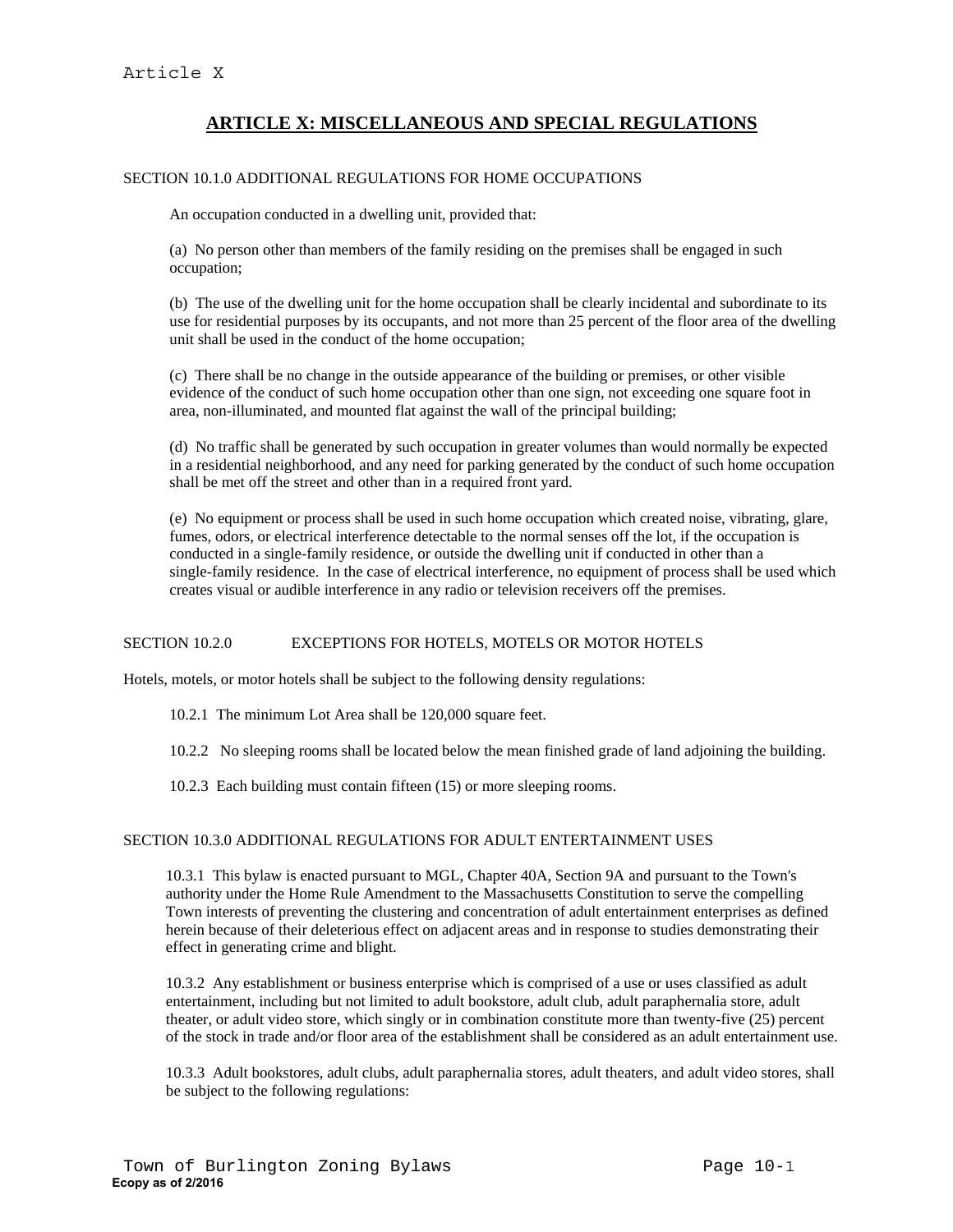# ARTICLE X: MISCELLANEOUS AND SPECIAL REGULATIONS

SECTION 10.1.0 ADDITIONAL REGULATIONS FOR HOME OCCUPATIONS

An occupation conducted in a dwelling unit, provided that:

(a) No person other than members of the family residing on the premises shall be engaged in such occupation;

(b) The use of the dwelling unit for the home occupation shall be clearly incidental and subordinate to its use for residential purposes by its occupants, and not more than 25 percent of the floor area of the dwelling unit shall be used in the conduct of the home occupation;

(c) There shall be no change in the outside appearance of the building or premises, or other visible evidence of the conduct of such home occupation other than one sign, not exceeding one square foot in area, non-illuminated, and mounted flat against the wall of the principal building;

(d) No traffic shall be generated by such occupation in greater volumes than would normally be expected in a residential neighborhood, and any need for parking generated by the conduct of such home occupation shall be met off the street and other than in a required front yard.

(e) No equipment or process shall be used in such home occupation which created noise, vibrating, glare, fumes, odors, or electrical interference detectable to the normal senses off the lot, if the occupation is conducted in a single-family residence, or outside the dwelling unit if conducted in other than a single-family residence. In the case of electrical interference, no equipment of process shall be used which creates visual or audible interference in any radio or television receivers off the premises.

SECTION 10.2.0 EXCEPTIONS FOR HOTELS, MOTELS OR MOTOR HOTELS

Hotels, motels, or motor hotels shall be subject to the following density regulations:

10.2.1 The minimum Lot Area shall be 120,000 square feet.

10.2.2 No sleeping rooms shall be located below the mean finished grade of land adjoining the building.

10.2.3 Each building must contain fifteen (15) or more sleeping rooms.

SECTION 10.3.0 ADDITIONAL REGULATIONS FOR ADULT ENTERTAINMENT USES

10.3.1 This bylaw is enacted pursuant to MGL, Chapter 40A, Section 9A and pursuant to the Town's authority under the Home Rule Amendment to the Massachusetts Constitution to serve the compelling Town interests of preventing the clustering and concentration of adult entertainment enterprises as defined herein because of their deleterious effect on adjacent areas and in response to studies demonstrating their effect in generating crime and blight.

10.3.2 Any establishment or business enterprise which is comprised of a use or uses classified as adult entertainment, including but not limited to adult bookstore, adult club, adult paraphernalia store, adult theater, or adult video store, which singly or in combination constitute more than twenty-five (25) percent of the stock in trade and/or floor area of the establishment shall be considered as an adult entertainment use.

10.3.3 Adult bookstores, adult clubs, adult paraphernalia stores, adult theaters, and adult video stores, shall be subject to the following regulations: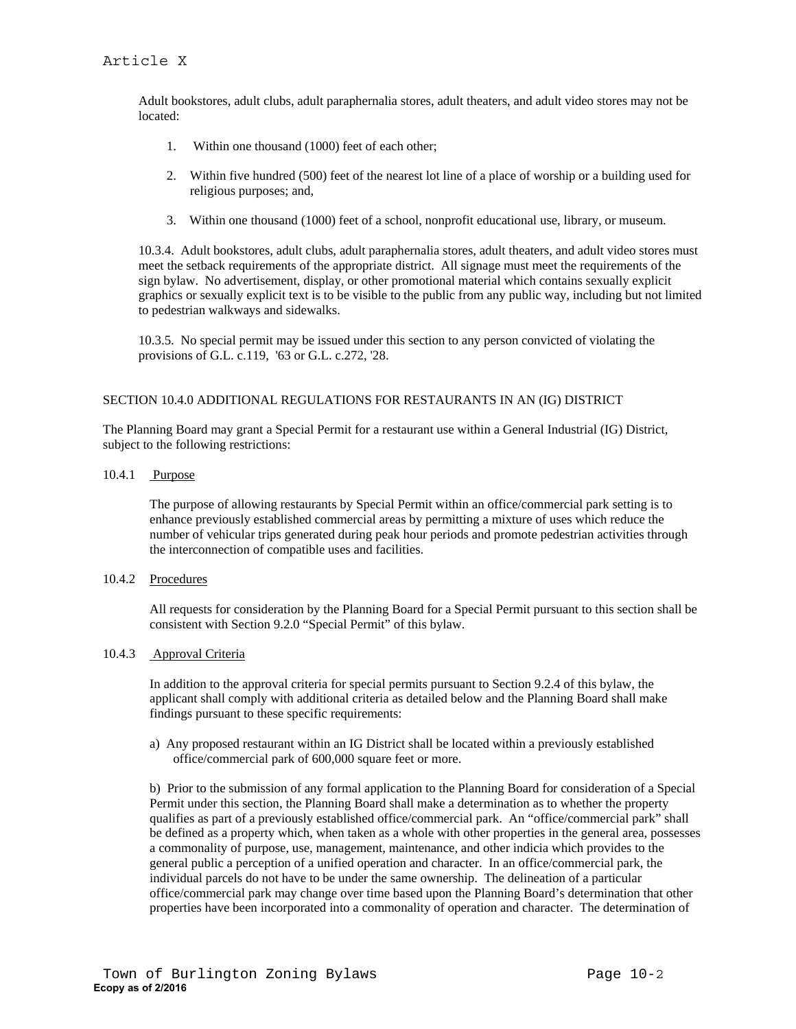Adult bookstores, adult clubs, adult paraphernalia stores, adult theaters, and adult video stores may not be located:

1. Within one thousand (1000) feet of each other;
2. Within five hundred (500) feet of the nearest lot line of a place of worship or a building used for religious purposes; and,
3. Within one thousand (1000) feet of a school, nonprofit educational use, library, or museum.

10.3.4. Adult bookstores, adult clubs, adult paraphernalia stores, adult theaters, and adult video stores must meet the setback requirements of the appropriate district. All signage must meet the requirements of the sign bylaw. No advertisement, display, or other promotional material which contains sexually explicit graphics or sexually explicit text is to be visible to the public from any public way, including but not limited to pedestrian walkways and sidewalks.

10.3.5. No special permit may be issued under this section to any person convicted of violating the provisions of G.L. c.119, '63 or G.L. c.272, '28.

## SECTION 10.4.0 ADDITIONAL REGULATIONS FOR RESTAURANTS IN AN (IG) DISTRICT

The Planning Board may grant a Special Permit for a restaurant use within a General Industrial (IG) District, subject to the following restrictions:

10.4.1 Purpose

The purpose of allowing restaurants by Special Permit within an office/commercial park setting is to enhance previously established commercial areas by permitting a mixture of uses which reduce the number of vehicular trips generated during peak hour periods and promote pedestrian activities through the interconnection of compatible uses and facilities.

10.4.2 Procedures

All requests for consideration by the Planning Board for a Special Permit pursuant to this section shall be consistent with Section 9.2.0 “Special Permit” of this bylaw.

10.4.3 Approval Criteria

In addition to the approval criteria for special permits pursuant to Section 9.2.4 of this bylaw, the applicant shall comply with additional criteria as detailed below and the Planning Board shall make findings pursuant to these specific requirements:

a) Any proposed restaurant within an IG District shall be located within a previously established office/commercial park of 600,000 square feet or more.

b) Prior to the submission of any formal application to the Planning Board for consideration of a Special Permit under this section, the Planning Board shall make a determination as to whether the property qualifies as part of a previously established office/commercial park. An “office/commercial park” shall be defined as a property which, when taken as a whole with other properties in the general area, possesses a commonality of purpose, use, management, maintenance, and other indicia which provides to the general public a perception of a unified operation and character. In an office/commercial park, the individual parcels do not have to be under the same ownership. The delineation of a particular office/commercial park may change over time based upon the Planning Board’s determination that other properties have been incorporated into a commonality of operation and character. The determination of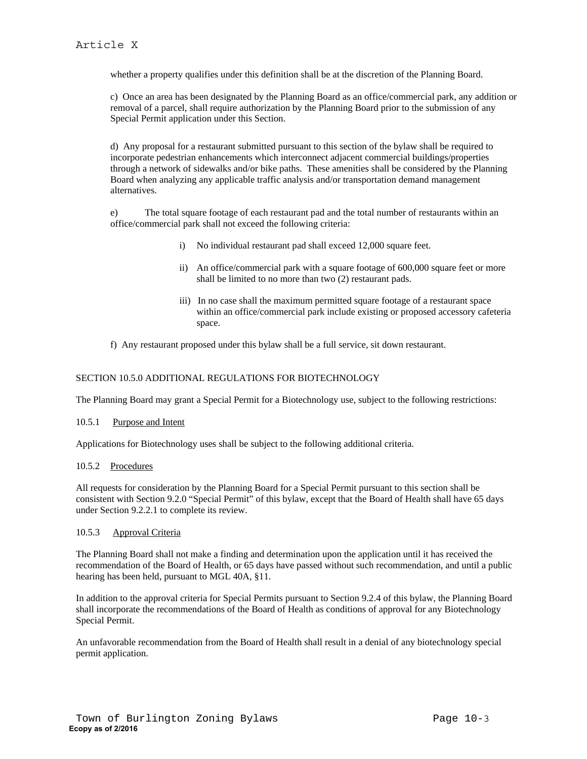whether a property qualifies under this definition shall be at the discretion of the Planning Board.

c) Once an area has been designated by the Planning Board as an office/commercial park, any addition or removal of a parcel, shall require authorization by the Planning Board prior to the submission of any Special Permit application under this Section.

d) Any proposal for a restaurant submitted pursuant to this section of the bylaw shall be required to incorporate pedestrian enhancements which interconnect adjacent commercial buildings/properties through a network of sidewalks and/or bike paths. These amenities shall be considered by the Planning Board when analyzing any applicable traffic analysis and/or transportation demand management alternatives.

e) The total square footage of each restaurant pad and the total number of restaurants within an office/commercial park shall not exceed the following criteria:

i) No individual restaurant pad shall exceed 12,000 square feet.

ii) An office/commercial park with a square footage of 600,000 square feet or more shall be limited to no more than two (2) restaurant pads.

iii) In no case shall the maximum permitted square footage of a restaurant space within an office/commercial park include existing or proposed accessory cafeteria space.

f) Any restaurant proposed under this bylaw shall be a full service, sit down restaurant.

## SECTION 10.5.0 ADDITIONAL REGULATIONS FOR BIOTECHNOLOGY

The Planning Board may grant a Special Permit for a Biotechnology use, subject to the following restrictions:

### 10.5.1 Purpose and Intent

Applications for Biotechnology uses shall be subject to the following additional criteria.

### 10.5.2 Procedures

All requests for consideration by the Planning Board for a Special Permit pursuant to this section shall be consistent with Section 9.2.0 "Special Permit" of this bylaw, except that the Board of Health shall have 65 days under Section 9.2.2.1 to complete its review.

### 10.5.3 Approval Criteria

The Planning Board shall not make a finding and determination upon the application until it has received the recommendation of the Board of Health, or 65 days have passed without such recommendation, and until a public hearing has been held, pursuant to MGL 40A, §11.

In addition to the approval criteria for Special Permits pursuant to Section 9.2.4 of this bylaw, the Planning Board shall incorporate the recommendations of the Board of Health as conditions of approval for any Biotechnology Special Permit.

An unfavorable recommendation from the Board of Health shall result in a denial of any biotechnology special permit application.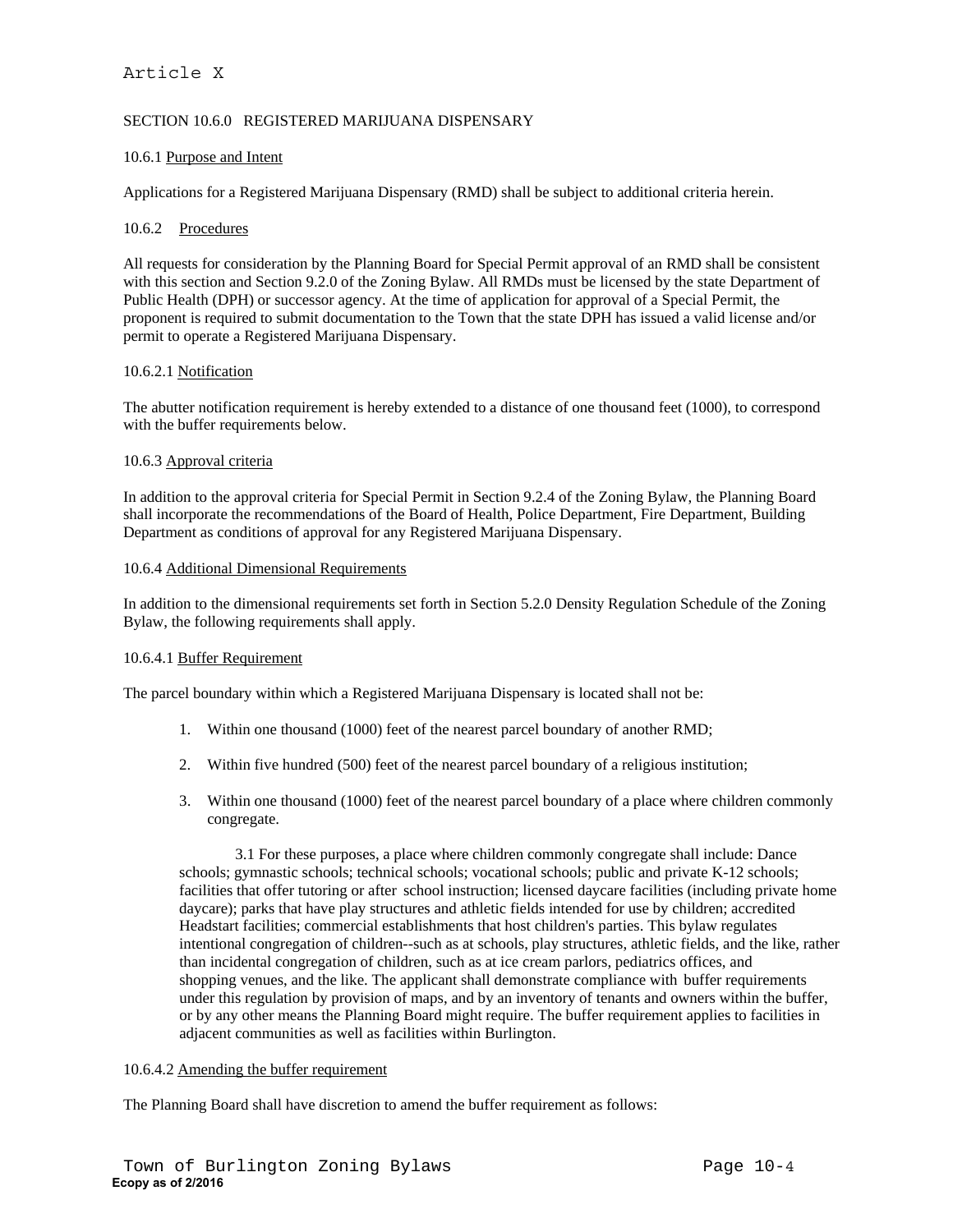Article X

## SECTION 10.6.0 REGISTERED MARIJUANA DISPENSARY

### 10.6.1 Purpose and Intent

Applications for a Registered Marijuana Dispensary (RMD) shall be subject to additional criteria herein.

### 10.6.2 Procedures

All requests for consideration by the Planning Board for Special Permit approval of an RMD shall be consistent with this section and Section 9.2.0 of the Zoning Bylaw. All RMDs must be licensed by the state Department of Public Health (DPH) or successor agency. At the time of application for approval of a Special Permit, the proponent is required to submit documentation to the Town that the state DPH has issued a valid license and/or permit to operate a Registered Marijuana Dispensary.

#### 10.6.2.1 Notification

The abutter notification requirement is hereby extended to a distance of one thousand feet (1000), to correspond with the buffer requirements below.

### 10.6.3 Approval criteria

In addition to the approval criteria for Special Permit in Section 9.2.4 of the Zoning Bylaw, the Planning Board shall incorporate the recommendations of the Board of Health, Police Department, Fire Department, Building Department as conditions of approval for any Registered Marijuana Dispensary.

### 10.6.4 Additional Dimensional Requirements

In addition to the dimensional requirements set forth in Section 5.2.0 Density Regulation Schedule of the Zoning Bylaw, the following requirements shall apply.

#### 10.6.4.1 Buffer Requirement

The parcel boundary within which a Registered Marijuana Dispensary is located shall not be:

1. Within one thousand (1000) feet of the nearest parcel boundary of another RMD;
2. Within five hundred (500) feet of the nearest parcel boundary of a religious institution;
3. Within one thousand (1000) feet of the nearest parcel boundary of a place where children commonly congregate.

   3.1 For these purposes, a place where children commonly congregate shall include: Dance schools; gymnastic schools; technical schools; vocational schools; public and private K-12 schools; facilities that offer tutoring or after school instruction; licensed daycare facilities (including private home daycare); parks that have play structures and athletic fields intended for use by children; accredited Headstart facilities; commercial establishments that host children's parties. This bylaw regulates intentional congregation of children--such as at schools, play structures, athletic fields, and the like, rather than incidental congregation of children, such as at ice cream parlors, pediatrics offices, and shopping venues, and the like. The applicant shall demonstrate compliance with buffer requirements under this regulation by provision of maps, and by an inventory of tenants and owners within the buffer, or by any other means the Planning Board might require. The buffer requirement applies to facilities in adjacent communities as well as facilities within Burlington.

#### 10.6.4.2 Amending the buffer requirement

The Planning Board shall have discretion to amend the buffer requirement as follows: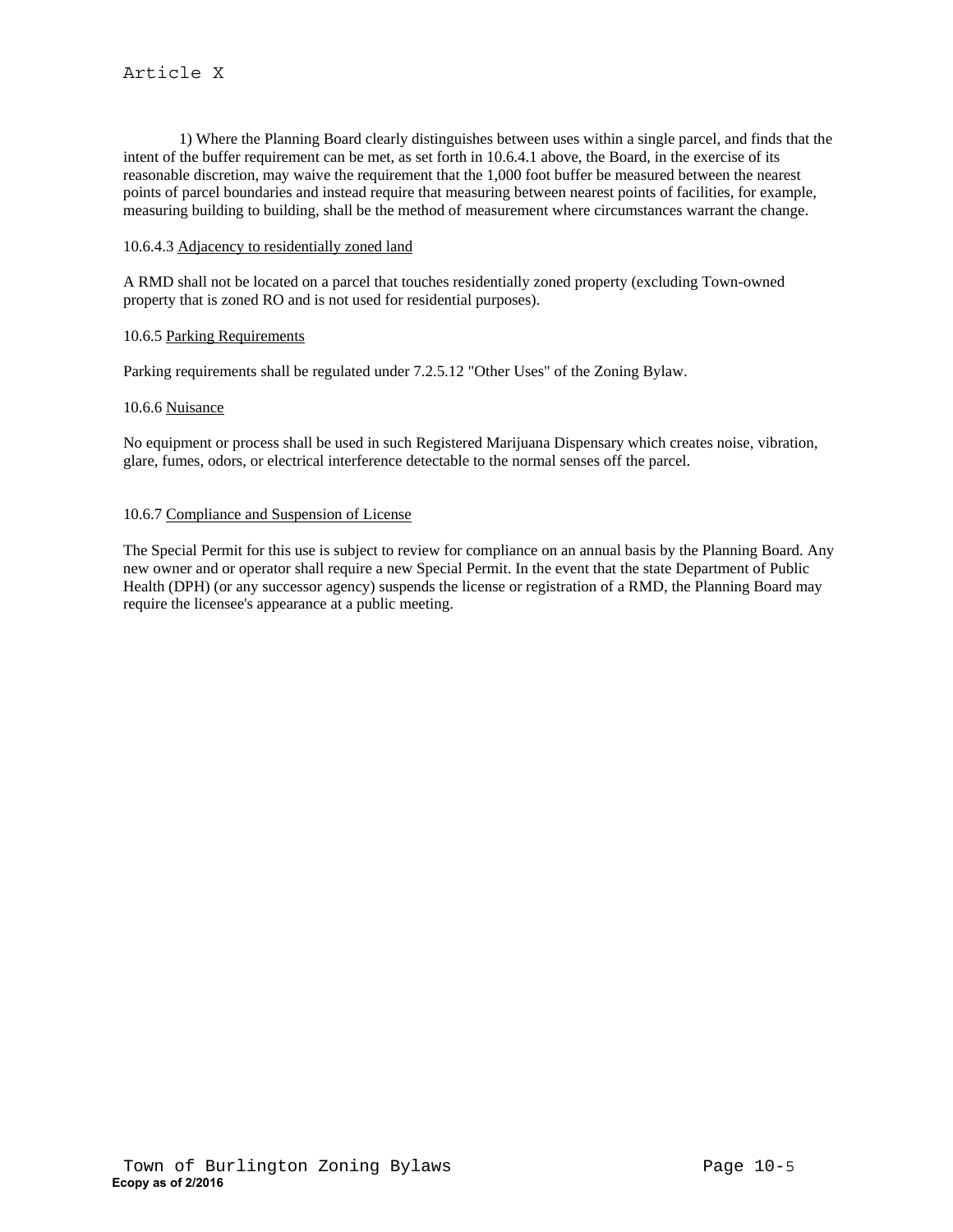1) Where the Planning Board clearly distinguishes between uses within a single parcel, and finds that the intent of the buffer requirement can be met, as set forth in 10.6.4.1 above, the Board, in the exercise of its reasonable discretion, may waive the requirement that the 1,000 foot buffer be measured between the nearest points of parcel boundaries and instead require that measuring between nearest points of facilities, for example, measuring building to building, shall be the method of measurement where circumstances warrant the change.

10.6.4.3 Adjacency to residentially zoned land

A RMD shall not be located on a parcel that touches residentially zoned property (excluding Town-owned property that is zoned RO and is not used for residential purposes).

10.6.5 Parking Requirements

Parking requirements shall be regulated under 7.2.5.12 "Other Uses" of the Zoning Bylaw.

10.6.6 Nuisance

No equipment or process shall be used in such Registered Marijuana Dispensary which creates noise, vibration, glare, fumes, odors, or electrical interference detectable to the normal senses off the parcel.

10.6.7 Compliance and Suspension of License

The Special Permit for this use is subject to review for compliance on an annual basis by the Planning Board. Any new owner and or operator shall require a new Special Permit. In the event that the state Department of Public Health (DPH) (or any successor agency) suspends the license or registration of a RMD, the Planning Board may require the licensee's appearance at a public meeting.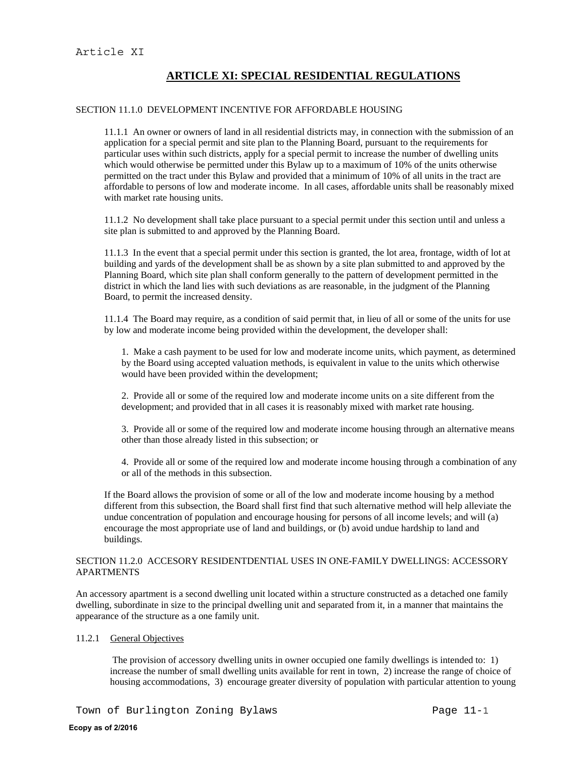# ARTICLE XI: SPECIAL RESIDENTIAL REGULATIONS

SECTION 11.1.0 DEVELOPMENT INCENTIVE FOR AFFORDABLE HOUSING

11.1.1 An owner or owners of land in all residential districts may, in connection with the submission of an application for a special permit and site plan to the Planning Board, pursuant to the requirements for particular uses within such districts, apply for a special permit to increase the number of dwelling units which would otherwise be permitted under this Bylaw up to a maximum of 10% of the units otherwise permitted on the tract under this Bylaw and provided that a minimum of 10% of all units in the tract are affordable to persons of low and moderate income. In all cases, affordable units shall be reasonably mixed with market rate housing units.

11.1.2 No development shall take place pursuant to a special permit under this section until and unless a site plan is submitted to and approved by the Planning Board.

11.1.3 In the event that a special permit under this section is granted, the lot area, frontage, width of lot at building and yards of the development shall be as shown by a site plan submitted to and approved by the Planning Board, which site plan shall conform generally to the pattern of development permitted in the district in which the land lies with such deviations as are reasonable, in the judgment of the Planning Board, to permit the increased density.

11.1.4 The Board may require, as a condition of said permit that, in lieu of all or some of the units for use by low and moderate income being provided within the development, the developer shall:

1. Make a cash payment to be used for low and moderate income units, which payment, as determined by the Board using accepted valuation methods, is equivalent in value to the units which otherwise would have been provided within the development;

2. Provide all or some of the required low and moderate income units on a site different from the development; and provided that in all cases it is reasonably mixed with market rate housing.

3. Provide all or some of the required low and moderate income housing through an alternative means other than those already listed in this subsection; or

4. Provide all or some of the required low and moderate income housing through a combination of any or all of the methods in this subsection.

If the Board allows the provision of some or all of the low and moderate income housing by a method different from this subsection, the Board shall first find that such alternative method will help alleviate the undue concentration of population and encourage housing for persons of all income levels; and will (a) encourage the most appropriate use of land and buildings, or (b) avoid undue hardship to land and buildings.

SECTION 11.2.0 ACCESORY RESIDENTDENTIAL USES IN ONE-FAMILY DWELLINGS: ACCESSORY APARTMENTS

An accessory apartment is a second dwelling unit located within a structure constructed as a detached one family dwelling, subordinate in size to the principal dwelling unit and separated from it, in a manner that maintains the appearance of the structure as a one family unit.

11.2.1 General Objectives

The provision of accessory dwelling units in owner occupied one family dwellings is intended to: 1) increase the number of small dwelling units available for rent in town, 2) increase the range of choice of housing accommodations, 3) encourage greater diversity of population with particular attention to young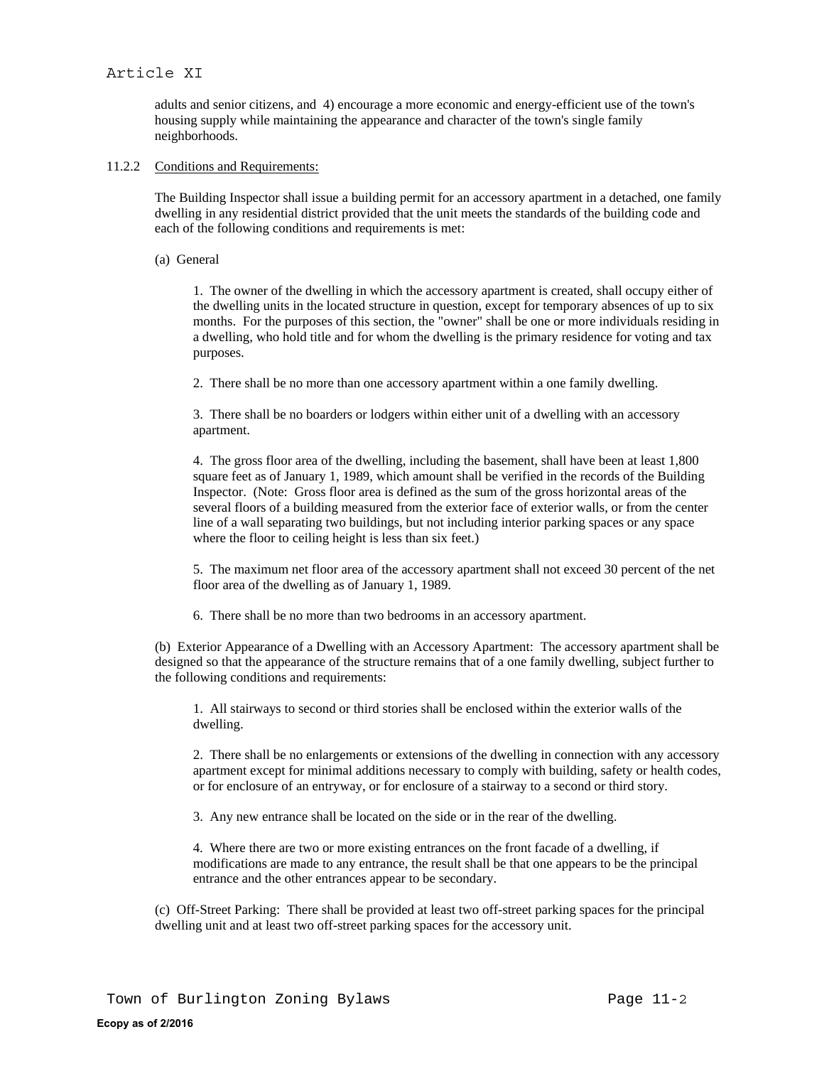adults and senior citizens, and 4) encourage a more economic and energy-efficient use of the town's housing supply while maintaining the appearance and character of the town's single family neighborhoods.

11.2.2 Conditions and Requirements:

The Building Inspector shall issue a building permit for an accessory apartment in a detached, one family dwelling in any residential district provided that the unit meets the standards of the building code and each of the following conditions and requirements is met:

(a) General

1. The owner of the dwelling in which the accessory apartment is created, shall occupy either of the dwelling units in the located structure in question, except for temporary absences of up to six months. For the purposes of this section, the "owner" shall be one or more individuals residing in a dwelling, who hold title and for whom the dwelling is the primary residence for voting and tax purposes.

2. There shall be no more than one accessory apartment within a one family dwelling.

3. There shall be no boarders or lodgers within either unit of a dwelling with an accessory apartment.

4. The gross floor area of the dwelling, including the basement, shall have been at least 1,800 square feet as of January 1, 1989, which amount shall be verified in the records of the Building Inspector. (Note: Gross floor area is defined as the sum of the gross horizontal areas of the several floors of a building measured from the exterior face of exterior walls, or from the center line of a wall separating two buildings, but not including interior parking spaces or any space where the floor to ceiling height is less than six feet.)

5. The maximum net floor area of the accessory apartment shall not exceed 30 percent of the net floor area of the dwelling as of January 1, 1989.

6. There shall be no more than two bedrooms in an accessory apartment.

(b) Exterior Appearance of a Dwelling with an Accessory Apartment: The accessory apartment shall be designed so that the appearance of the structure remains that of a one family dwelling, subject further to the following conditions and requirements:

1. All stairways to second or third stories shall be enclosed within the exterior walls of the dwelling.

2. There shall be no enlargements or extensions of the dwelling in connection with any accessory apartment except for minimal additions necessary to comply with building, safety or health codes, or for enclosure of an entryway, or for enclosure of a stairway to a second or third story.

3. Any new entrance shall be located on the side or in the rear of the dwelling.

4. Where there are two or more existing entrances on the front facade of a dwelling, if modifications are made to any entrance, the result shall be that one appears to be the principal entrance and the other entrances appear to be secondary.

(c) Off-Street Parking: There shall be provided at least two off-street parking spaces for the principal dwelling unit and at least two off-street parking spaces for the accessory unit.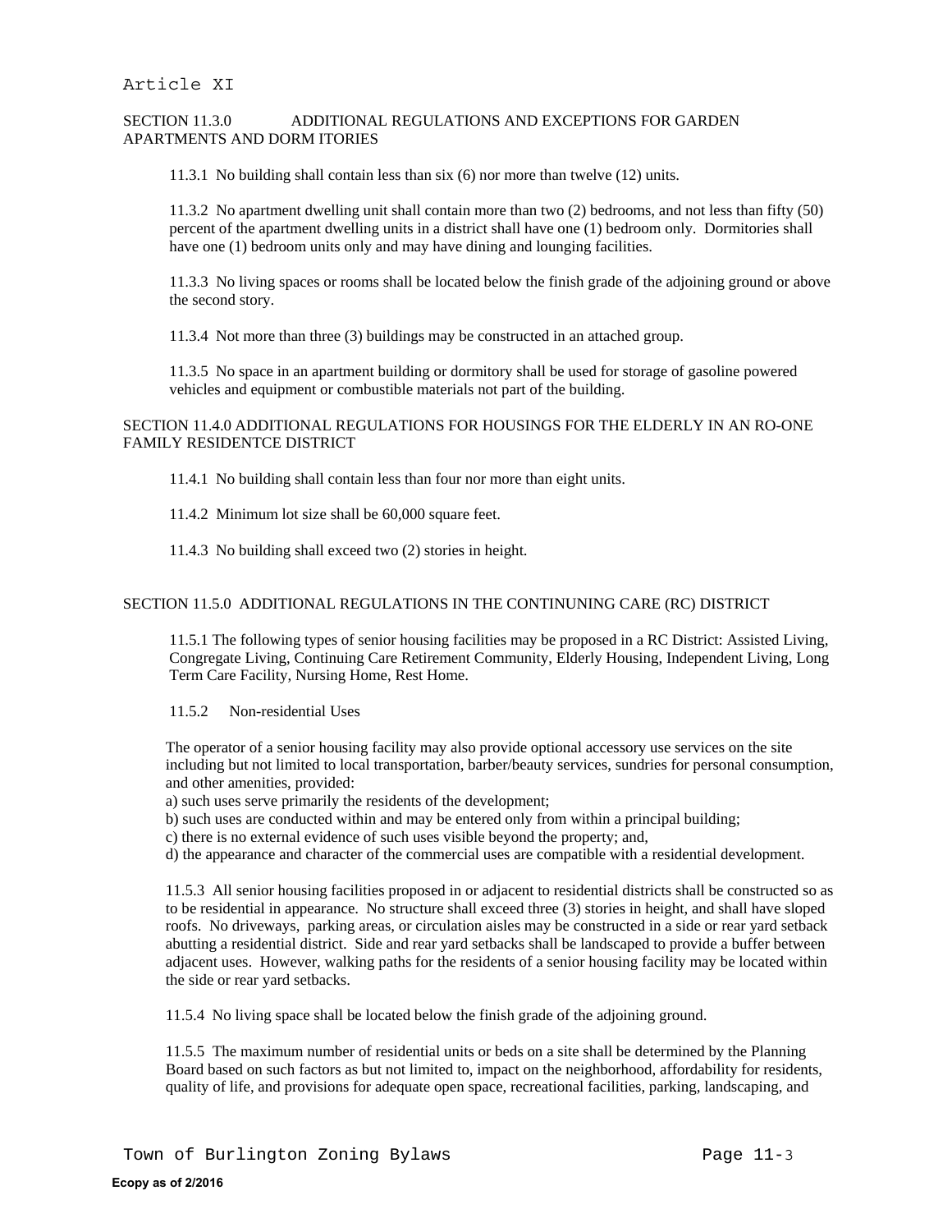Article XI

## SECTION 11.3.0 ADDITIONAL REGULATIONS AND EXCEPTIONS FOR GARDEN APARTMENTS AND DORM ITORIES

11.3.1 No building shall contain less than six (6) nor more than twelve (12) units.

11.3.2 No apartment dwelling unit shall contain more than two (2) bedrooms, and not less than fifty (50) percent of the apartment dwelling units in a district shall have one (1) bedroom only. Dormitories shall have one (1) bedroom units only and may have dining and lounging facilities.

11.3.3 No living spaces or rooms shall be located below the finish grade of the adjoining ground or above the second story.

11.3.4 Not more than three (3) buildings may be constructed in an attached group.

11.3.5 No space in an apartment building or dormitory shall be used for storage of gasoline powered vehicles and equipment or combustible materials not part of the building.

## SECTION 11.4.0 ADDITIONAL REGULATIONS FOR HOUSINGS FOR THE ELDERLY IN AN RO-ONE FAMILY RESIDENTCE DISTRICT

11.4.1 No building shall contain less than four nor more than eight units.

11.4.2 Minimum lot size shall be 60,000 square feet.

11.4.3 No building shall exceed two (2) stories in height.

## SECTION 11.5.0 ADDITIONAL REGULATIONS IN THE CONTINUNING CARE (RC) DISTRICT

11.5.1 The following types of senior housing facilities may be proposed in a RC District: Assisted Living, Congregate Living, Continuing Care Retirement Community, Elderly Housing, Independent Living, Long Term Care Facility, Nursing Home, Rest Home.

11.5.2 Non-residential Uses

The operator of a senior housing facility may also provide optional accessory use services on the site including but not limited to local transportation, barber/beauty services, sundries for personal consumption, and other amenities, provided:

a) such uses serve primarily the residents of the development;

b) such uses are conducted within and may be entered only from within a principal building;

c) there is no external evidence of such uses visible beyond the property; and,

d) the appearance and character of the commercial uses are compatible with a residential development.

11.5.3 All senior housing facilities proposed in or adjacent to residential districts shall be constructed so as to be residential in appearance. No structure shall exceed three (3) stories in height, and shall have sloped roofs. No driveways, parking areas, or circulation aisles may be constructed in a side or rear yard setback abutting a residential district. Side and rear yard setbacks shall be landscaped to provide a buffer between adjacent uses. However, walking paths for the residents of a senior housing facility may be located within the side or rear yard setbacks.

11.5.4 No living space shall be located below the finish grade of the adjoining ground.

11.5.5 The maximum number of residential units or beds on a site shall be determined by the Planning Board based on such factors as but not limited to, impact on the neighborhood, affordability for residents, quality of life, and provisions for adequate open space, recreational facilities, parking, landscaping, and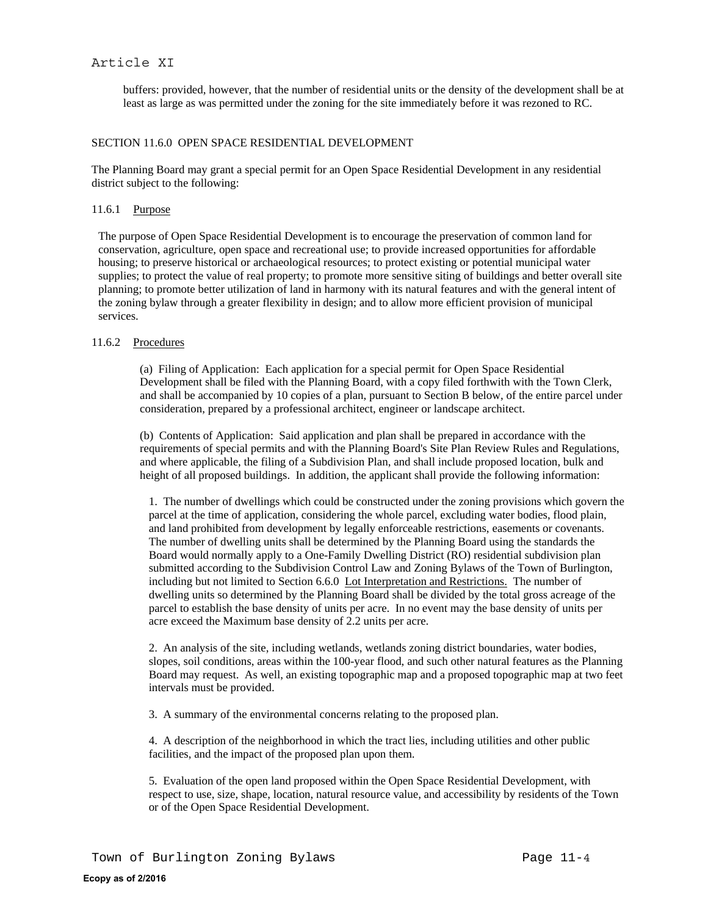buffers: provided, however, that the number of residential units or the density of the development shall be at least as large as was permitted under the zoning for the site immediately before it was rezoned to RC.

## SECTION 11.6.0 OPEN SPACE RESIDENTIAL DEVELOPMENT

The Planning Board may grant a special permit for an Open Space Residential Development in any residential district subject to the following:

### 11.6.1 Purpose

The purpose of Open Space Residential Development is to encourage the preservation of common land for conservation, agriculture, open space and recreational use; to provide increased opportunities for affordable housing; to preserve historical or archaeological resources; to protect existing or potential municipal water supplies; to protect the value of real property; to promote more sensitive siting of buildings and better overall site planning; to promote better utilization of land in harmony with its natural features and with the general intent of the zoning bylaw through a greater flexibility in design; and to allow more efficient provision of municipal services.

### 11.6.2 Procedures

(a) Filing of Application: Each application for a special permit for Open Space Residential Development shall be filed with the Planning Board, with a copy filed forthwith with the Town Clerk, and shall be accompanied by 10 copies of a plan, pursuant to Section B below, of the entire parcel under consideration, prepared by a professional architect, engineer or landscape architect.

(b) Contents of Application: Said application and plan shall be prepared in accordance with the requirements of special permits and with the Planning Board's Site Plan Review Rules and Regulations, and where applicable, the filing of a Subdivision Plan, and shall include proposed location, bulk and height of all proposed buildings. In addition, the applicant shall provide the following information:

1. The number of dwellings which could be constructed under the zoning provisions which govern the parcel at the time of application, considering the whole parcel, excluding water bodies, flood plain, and land prohibited from development by legally enforceable restrictions, easements or covenants. The number of dwelling units shall be determined by the Planning Board using the standards the Board would normally apply to a One-Family Dwelling District (RO) residential subdivision plan submitted according to the Subdivision Control Law and Zoning Bylaws of the Town of Burlington, including but not limited to Section 6.6.0 Lot Interpretation and Restrictions. The number of dwelling units so determined by the Planning Board shall be divided by the total gross acreage of the parcel to establish the base density of units per acre. In no event may the base density of units per acre exceed the Maximum base density of 2.2 units per acre.

2. An analysis of the site, including wetlands, wetlands zoning district boundaries, water bodies, slopes, soil conditions, areas within the 100-year flood, and such other natural features as the Planning Board may request. As well, an existing topographic map and a proposed topographic map at two feet intervals must be provided.

3. A summary of the environmental concerns relating to the proposed plan.

4. A description of the neighborhood in which the tract lies, including utilities and other public facilities, and the impact of the proposed plan upon them.

5. Evaluation of the open land proposed within the Open Space Residential Development, with respect to use, size, shape, location, natural resource value, and accessibility by residents of the Town or of the Open Space Residential Development.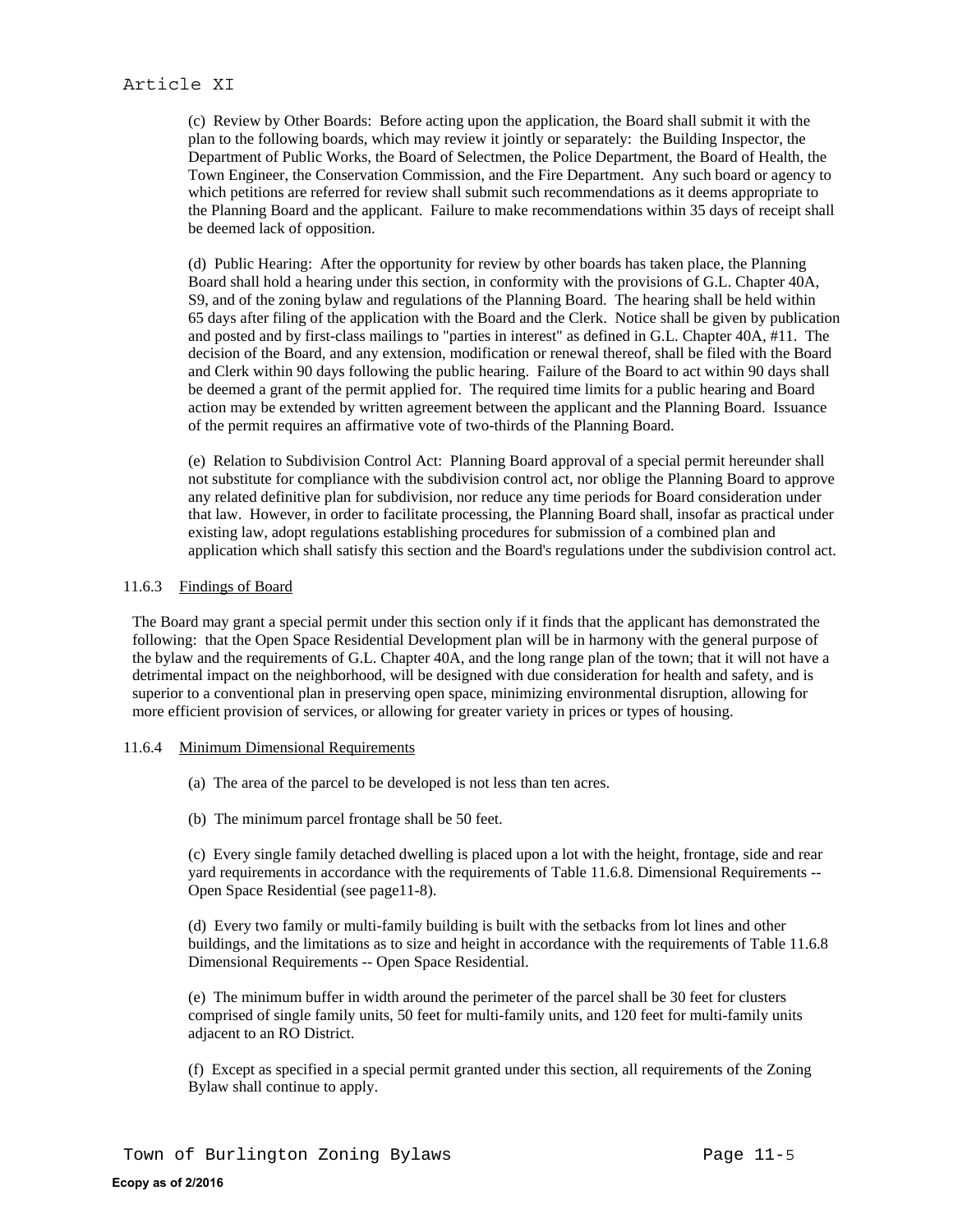(c) Review by Other Boards: Before acting upon the application, the Board shall submit it with the plan to the following boards, which may review it jointly or separately: the Building Inspector, the Department of Public Works, the Board of Selectmen, the Police Department, the Board of Health, the Town Engineer, the Conservation Commission, and the Fire Department. Any such board or agency to which petitions are referred for review shall submit such recommendations as it deems appropriate to the Planning Board and the applicant. Failure to make recommendations within 35 days of receipt shall be deemed lack of opposition.

(d) Public Hearing: After the opportunity for review by other boards has taken place, the Planning Board shall hold a hearing under this section, in conformity with the provisions of G.L. Chapter 40A, S9, and of the zoning bylaw and regulations of the Planning Board. The hearing shall be held within 65 days after filing of the application with the Board and the Clerk. Notice shall be given by publication and posted and by first-class mailings to "parties in interest" as defined in G.L. Chapter 40A, #11. The decision of the Board, and any extension, modification or renewal thereof, shall be filed with the Board and Clerk within 90 days following the public hearing. Failure of the Board to act within 90 days shall be deemed a grant of the permit applied for. The required time limits for a public hearing and Board action may be extended by written agreement between the applicant and the Planning Board. Issuance of the permit requires an affirmative vote of two-thirds of the Planning Board.

(e) Relation to Subdivision Control Act: Planning Board approval of a special permit hereunder shall not substitute for compliance with the subdivision control act, nor oblige the Planning Board to approve any related definitive plan for subdivision, nor reduce any time periods for Board consideration under that law. However, in order to facilitate processing, the Planning Board shall, insofar as practical under existing law, adopt regulations establishing procedures for submission of a combined plan and application which shall satisfy this section and the Board's regulations under the subdivision control act.

### 11.6.3 Findings of Board

The Board may grant a special permit under this section only if it finds that the applicant has demonstrated the following: that the Open Space Residential Development plan will be in harmony with the general purpose of the bylaw and the requirements of G.L. Chapter 40A, and the long range plan of the town; that it will not have a detrimental impact on the neighborhood, will be designed with due consideration for health and safety, and is superior to a conventional plan in preserving open space, minimizing environmental disruption, allowing for more efficient provision of services, or allowing for greater variety in prices or types of housing.

### 11.6.4 Minimum Dimensional Requirements

(a) The area of the parcel to be developed is not less than ten acres.

(b) The minimum parcel frontage shall be 50 feet.

(c) Every single family detached dwelling is placed upon a lot with the height, frontage, side and rear yard requirements in accordance with the requirements of Table 11.6.8. Dimensional Requirements -- Open Space Residential (see page11-8).

(d) Every two family or multi-family building is built with the setbacks from lot lines and other buildings, and the limitations as to size and height in accordance with the requirements of Table 11.6.8 Dimensional Requirements -- Open Space Residential.

(e) The minimum buffer in width around the perimeter of the parcel shall be 30 feet for clusters comprised of single family units, 50 feet for multi-family units, and 120 feet for multi-family units adjacent to an RO District.

(f) Except as specified in a special permit granted under this section, all requirements of the Zoning Bylaw shall continue to apply.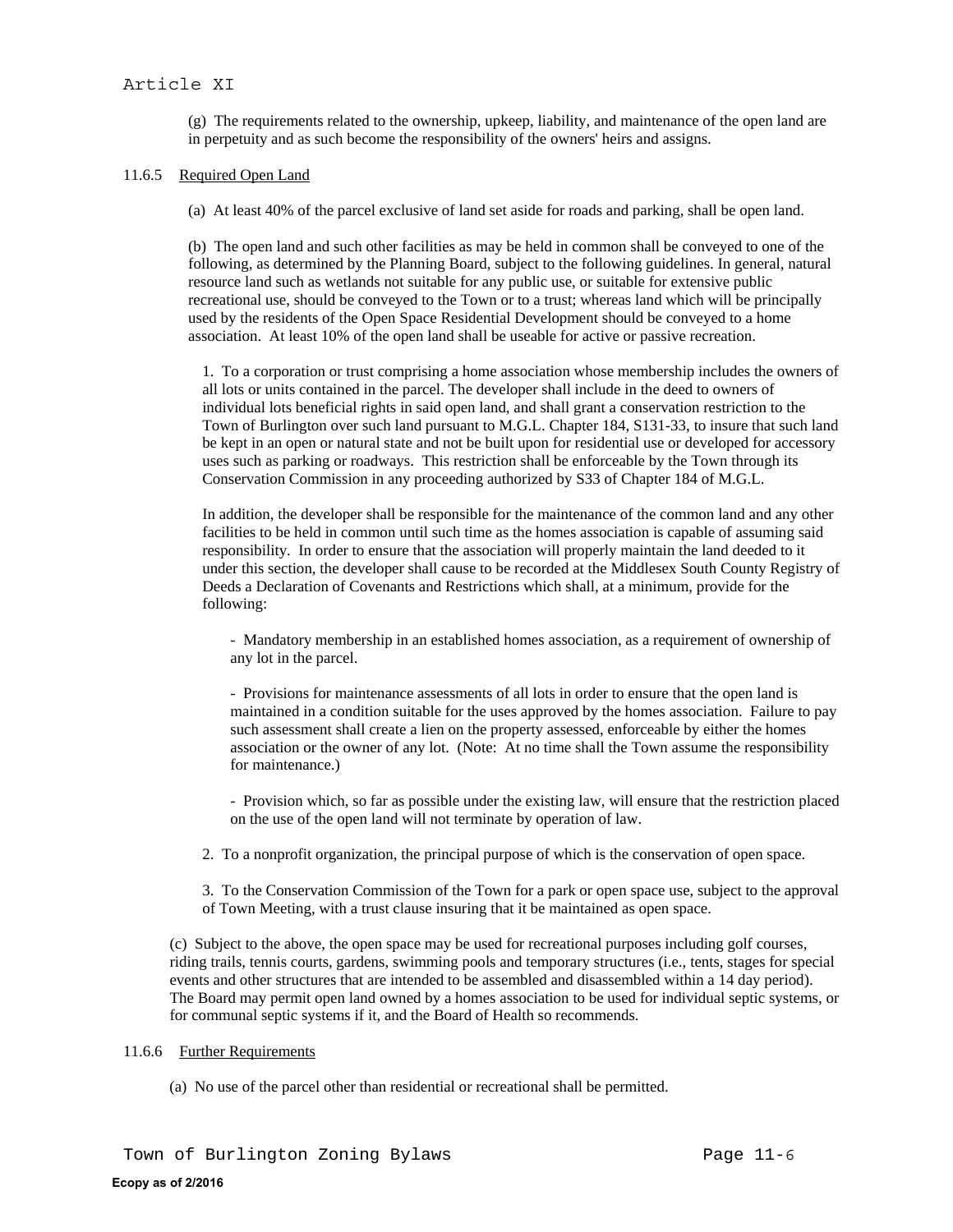(g) The requirements related to the ownership, upkeep, liability, and maintenance of the open land are in perpetuity and as such become the responsibility of the owners' heirs and assigns.

11.6.5 Required Open Land

(a) At least 40% of the parcel exclusive of land set aside for roads and parking, shall be open land.

(b) The open land and such other facilities as may be held in common shall be conveyed to one of the following, as determined by the Planning Board, subject to the following guidelines. In general, natural resource land such as wetlands not suitable for any public use, or suitable for extensive public recreational use, should be conveyed to the Town or to a trust; whereas land which will be principally used by the residents of the Open Space Residential Development should be conveyed to a home association. At least 10% of the open land shall be useable for active or passive recreation.

1. To a corporation or trust comprising a home association whose membership includes the owners of all lots or units contained in the parcel. The developer shall include in the deed to owners of individual lots beneficial rights in said open land, and shall grant a conservation restriction to the Town of Burlington over such land pursuant to M.G.L. Chapter 184, S131-33, to insure that such land be kept in an open or natural state and not be built upon for residential use or developed for accessory uses such as parking or roadways. This restriction shall be enforceable by the Town through its Conservation Commission in any proceeding authorized by S33 of Chapter 184 of M.G.L.

In addition, the developer shall be responsible for the maintenance of the common land and any other facilities to be held in common until such time as the homes association is capable of assuming said responsibility. In order to ensure that the association will properly maintain the land deeded to it under this section, the developer shall cause to be recorded at the Middlesex South County Registry of Deeds a Declaration of Covenants and Restrictions which shall, at a minimum, provide for the following:

- Mandatory membership in an established homes association, as a requirement of ownership of any lot in the parcel.

- Provisions for maintenance assessments of all lots in order to ensure that the open land is maintained in a condition suitable for the uses approved by the homes association. Failure to pay such assessment shall create a lien on the property assessed, enforceable by either the homes association or the owner of any lot. (Note: At no time shall the Town assume the responsibility for maintenance.)

- Provision which, so far as possible under the existing law, will ensure that the restriction placed on the use of the open land will not terminate by operation of law.

2. To a nonprofit organization, the principal purpose of which is the conservation of open space.

3. To the Conservation Commission of the Town for a park or open space use, subject to the approval of Town Meeting, with a trust clause insuring that it be maintained as open space.

(c) Subject to the above, the open space may be used for recreational purposes including golf courses, riding trails, tennis courts, gardens, swimming pools and temporary structures (i.e., tents, stages for special events and other structures that are intended to be assembled and disassembled within a 14 day period). The Board may permit open land owned by a homes association to be used for individual septic systems, or for communal septic systems if it, and the Board of Health so recommends.

11.6.6 Further Requirements

(a) No use of the parcel other than residential or recreational shall be permitted.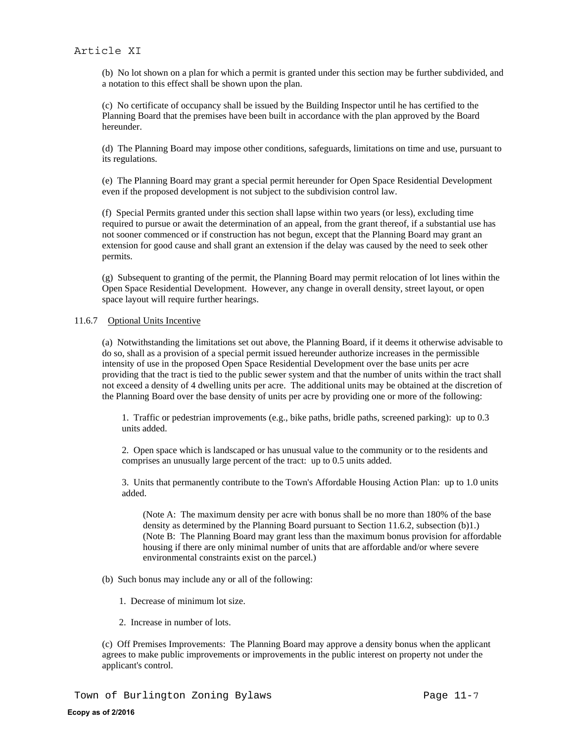(b) No lot shown on a plan for which a permit is granted under this section may be further subdivided, and a notation to this effect shall be shown upon the plan.

(c) No certificate of occupancy shall be issued by the Building Inspector until he has certified to the Planning Board that the premises have been built in accordance with the plan approved by the Board hereunder.

(d) The Planning Board may impose other conditions, safeguards, limitations on time and use, pursuant to its regulations.

(e) The Planning Board may grant a special permit hereunder for Open Space Residential Development even if the proposed development is not subject to the subdivision control law.

(f) Special Permits granted under this section shall lapse within two years (or less), excluding time required to pursue or await the determination of an appeal, from the grant thereof, if a substantial use has not sooner commenced or if construction has not begun, except that the Planning Board may grant an extension for good cause and shall grant an extension if the delay was caused by the need to seek other permits.

(g) Subsequent to granting of the permit, the Planning Board may permit relocation of lot lines within the Open Space Residential Development. However, any change in overall density, street layout, or open space layout will require further hearings.

11.6.7 Optional Units Incentive

(a) Notwithstanding the limitations set out above, the Planning Board, if it deems it otherwise advisable to do so, shall as a provision of a special permit issued hereunder authorize increases in the permissible intensity of use in the proposed Open Space Residential Development over the base units per acre providing that the tract is tied to the public sewer system and that the number of units within the tract shall not exceed a density of 4 dwelling units per acre. The additional units may be obtained at the discretion of the Planning Board over the base density of units per acre by providing one or more of the following:

1. Traffic or pedestrian improvements (e.g., bike paths, bridle paths, screened parking): up to 0.3 units added.

2. Open space which is landscaped or has unusual value to the community or to the residents and comprises an unusually large percent of the tract: up to 0.5 units added.

3. Units that permanently contribute to the Town's Affordable Housing Action Plan: up to 1.0 units added.

(Note A: The maximum density per acre with bonus shall be no more than 180% of the base density as determined by the Planning Board pursuant to Section 11.6.2, subsection (b)1.)
(Note B: The Planning Board may grant less than the maximum bonus provision for affordable housing if there are only minimal number of units that are affordable and/or where severe environmental constraints exist on the parcel.)

(b) Such bonus may include any or all of the following:

1. Decrease of minimum lot size.

2. Increase in number of lots.

(c) Off Premises Improvements: The Planning Board may approve a density bonus when the applicant agrees to make public improvements or improvements in the public interest on property not under the applicant's control.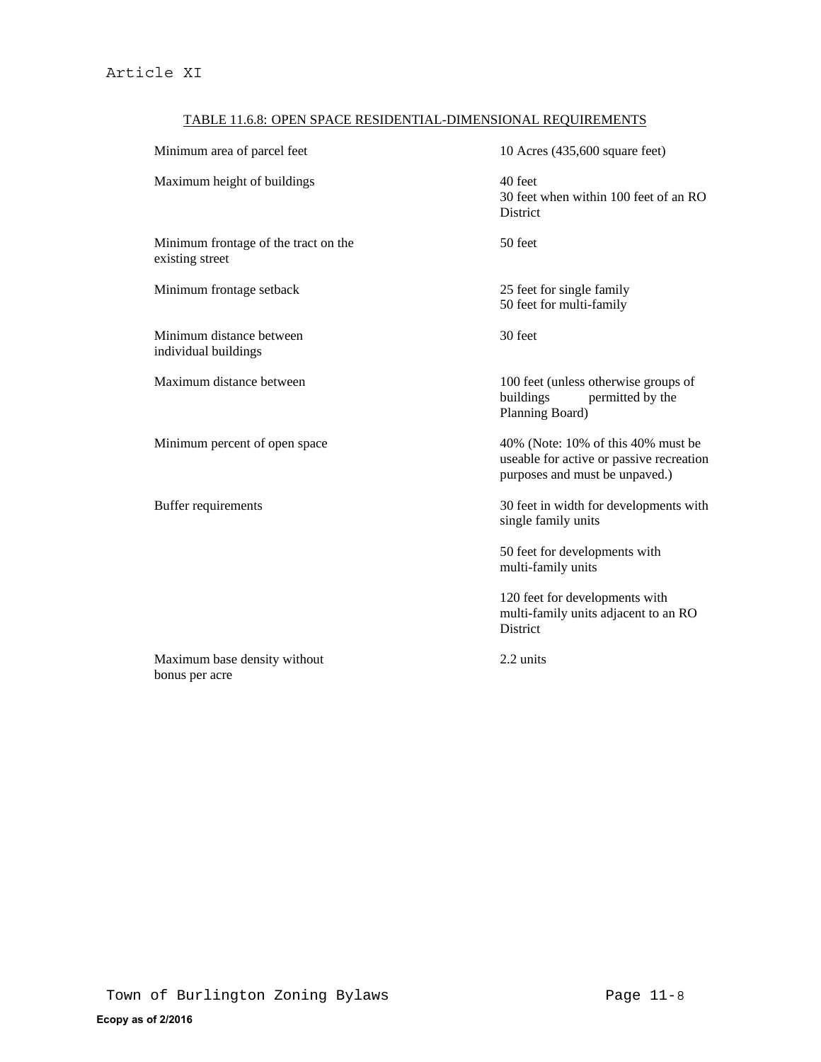TABLE 11.6.8: OPEN SPACE RESIDENTIAL-DIMENSIONAL REQUIREMENTS

| Requirement | Value |
|---|---|
| Minimum area of parcel feet | 10 Acres (435,600 square feet) |
| Maximum height of buildings | 40 feet<br>30 feet when within 100 feet of an RO District |
| Minimum frontage of the tract on the existing street | 50 feet |
| Minimum frontage setback | 25 feet for single family<br>50 feet for multi-family |
| Minimum distance between individual buildings | 30 feet |
| Maximum distance between groups of buildings | 100 feet (unless otherwise permitted by the Planning Board) |
| Minimum percent of open space | 40% (Note: 10% of this 40% must be useable for active or passive recreation purposes and must be unpaved.) |
| Buffer requirements | 30 feet in width for developments with single family units<br><br>50 feet for developments with multi-family units<br><br>120 feet for developments with multi-family units adjacent to an RO District |
| Maximum base density without bonus per acre | 2.2 units |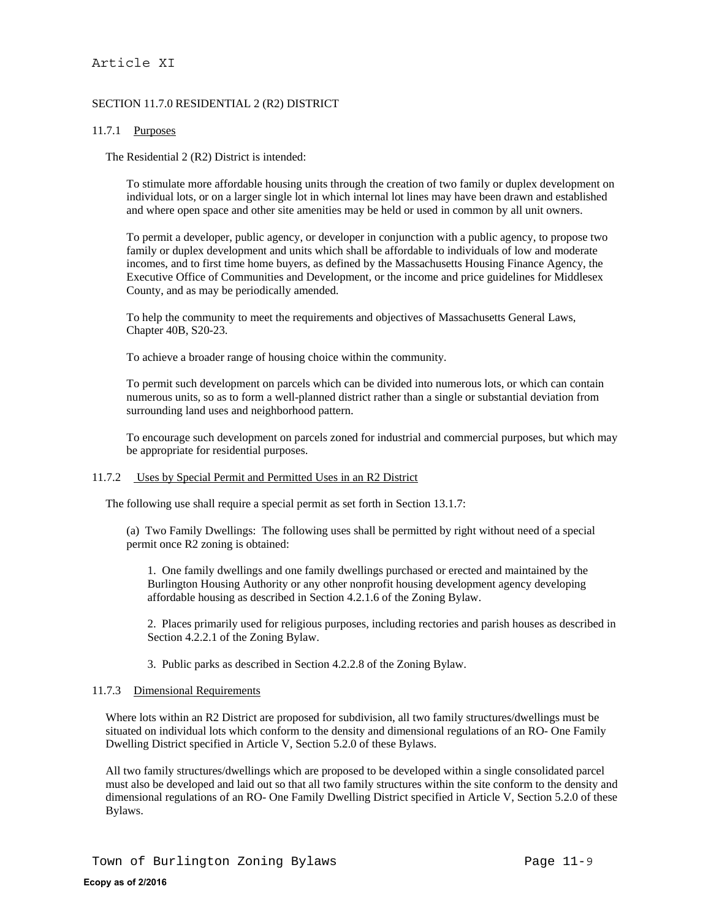# Article XI

## SECTION 11.7.0 RESIDENTIAL 2 (R2) DISTRICT

### 11.7.1 Purposes

The Residential 2 (R2) District is intended:

To stimulate more affordable housing units through the creation of two family or duplex development on individual lots, or on a larger single lot in which internal lot lines may have been drawn and established and where open space and other site amenities may be held or used in common by all unit owners.

To permit a developer, public agency, or developer in conjunction with a public agency, to propose two family or duplex development and units which shall be affordable to individuals of low and moderate incomes, and to first time home buyers, as defined by the Massachusetts Housing Finance Agency, the Executive Office of Communities and Development, or the income and price guidelines for Middlesex County, and as may be periodically amended.

To help the community to meet the requirements and objectives of Massachusetts General Laws, Chapter 40B, S20-23.

To achieve a broader range of housing choice within the community.

To permit such development on parcels which can be divided into numerous lots, or which can contain numerous units, so as to form a well-planned district rather than a single or substantial deviation from surrounding land uses and neighborhood pattern.

To encourage such development on parcels zoned for industrial and commercial purposes, but which may be appropriate for residential purposes.

### 11.7.2 Uses by Special Permit and Permitted Uses in an R2 District

The following use shall require a special permit as set forth in Section 13.1.7:

(a) Two Family Dwellings: The following uses shall be permitted by right without need of a special permit once R2 zoning is obtained:

1. One family dwellings and one family dwellings purchased or erected and maintained by the Burlington Housing Authority or any other nonprofit housing development agency developing affordable housing as described in Section 4.2.1.6 of the Zoning Bylaw.

2. Places primarily used for religious purposes, including rectories and parish houses as described in Section 4.2.2.1 of the Zoning Bylaw.

3. Public parks as described in Section 4.2.2.8 of the Zoning Bylaw.

### 11.7.3 Dimensional Requirements

Where lots within an R2 District are proposed for subdivision, all two family structures/dwellings must be situated on individual lots which conform to the density and dimensional regulations of an RO- One Family Dwelling District specified in Article V, Section 5.2.0 of these Bylaws.

All two family structures/dwellings which are proposed to be developed within a single consolidated parcel must also be developed and laid out so that all two family structures within the site conform to the density and dimensional regulations of an RO- One Family Dwelling District specified in Article V, Section 5.2.0 of these Bylaws.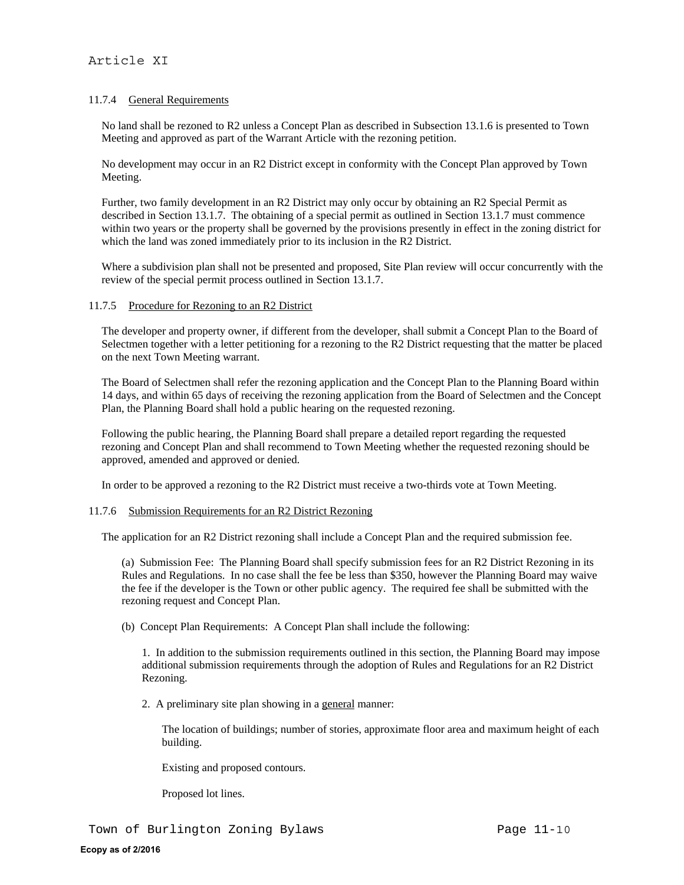### 11.7.4 General Requirements

No land shall be rezoned to R2 unless a Concept Plan as described in Subsection 13.1.6 is presented to Town Meeting and approved as part of the Warrant Article with the rezoning petition.

No development may occur in an R2 District except in conformity with the Concept Plan approved by Town Meeting.

Further, two family development in an R2 District may only occur by obtaining an R2 Special Permit as described in Section 13.1.7. The obtaining of a special permit as outlined in Section 13.1.7 must commence within two years or the property shall be governed by the provisions presently in effect in the zoning district for which the land was zoned immediately prior to its inclusion in the R2 District.

Where a subdivision plan shall not be presented and proposed, Site Plan review will occur concurrently with the review of the special permit process outlined in Section 13.1.7.

### 11.7.5 Procedure for Rezoning to an R2 District

The developer and property owner, if different from the developer, shall submit a Concept Plan to the Board of Selectmen together with a letter petitioning for a rezoning to the R2 District requesting that the matter be placed on the next Town Meeting warrant.

The Board of Selectmen shall refer the rezoning application and the Concept Plan to the Planning Board within 14 days, and within 65 days of receiving the rezoning application from the Board of Selectmen and the Concept Plan, the Planning Board shall hold a public hearing on the requested rezoning.

Following the public hearing, the Planning Board shall prepare a detailed report regarding the requested rezoning and Concept Plan and shall recommend to Town Meeting whether the requested rezoning should be approved, amended and approved or denied.

In order to be approved a rezoning to the R2 District must receive a two-thirds vote at Town Meeting.

### 11.7.6 Submission Requirements for an R2 District Rezoning

The application for an R2 District rezoning shall include a Concept Plan and the required submission fee.

(a) Submission Fee: The Planning Board shall specify submission fees for an R2 District Rezoning in its Rules and Regulations. In no case shall the fee be less than $350, however the Planning Board may waive the fee if the developer is the Town or other public agency. The required fee shall be submitted with the rezoning request and Concept Plan.

(b) Concept Plan Requirements: A Concept Plan shall include the following:

1. In addition to the submission requirements outlined in this section, the Planning Board may impose additional submission requirements through the adoption of Rules and Regulations for an R2 District Rezoning.

2. A preliminary site plan showing in a general manner:

The location of buildings; number of stories, approximate floor area and maximum height of each building.

Existing and proposed contours.

Proposed lot lines.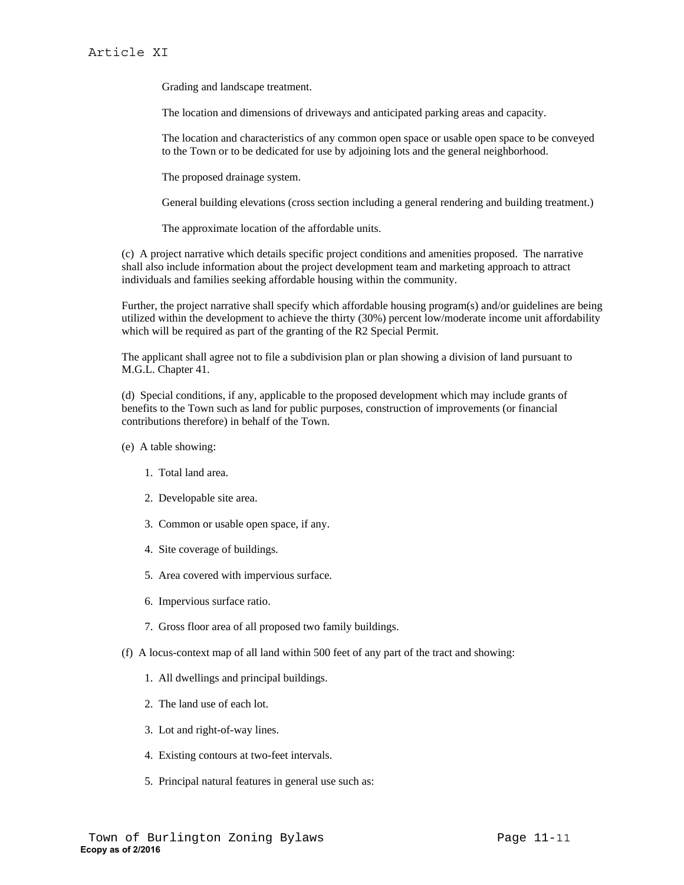Grading and landscape treatment.

The location and dimensions of driveways and anticipated parking areas and capacity.

The location and characteristics of any common open space or usable open space to be conveyed to the Town or to be dedicated for use by adjoining lots and the general neighborhood.

The proposed drainage system.

General building elevations (cross section including a general rendering and building treatment.)

The approximate location of the affordable units.

(c) A project narrative which details specific project conditions and amenities proposed. The narrative shall also include information about the project development team and marketing approach to attract individuals and families seeking affordable housing within the community.

Further, the project narrative shall specify which affordable housing program(s) and/or guidelines are being utilized within the development to achieve the thirty (30%) percent low/moderate income unit affordability which will be required as part of the granting of the R2 Special Permit.

The applicant shall agree not to file a subdivision plan or plan showing a division of land pursuant to M.G.L. Chapter 41.

(d) Special conditions, if any, applicable to the proposed development which may include grants of benefits to the Town such as land for public purposes, construction of improvements (or financial contributions therefore) in behalf of the Town.

(e) A table showing:

1. Total land area.
2. Developable site area.
3. Common or usable open space, if any.
4. Site coverage of buildings.
5. Area covered with impervious surface.
6. Impervious surface ratio.
7. Gross floor area of all proposed two family buildings.

(f) A locus-context map of all land within 500 feet of any part of the tract and showing:

1. All dwellings and principal buildings.
2. The land use of each lot.
3. Lot and right-of-way lines.
4. Existing contours at two-feet intervals.
5. Principal natural features in general use such as: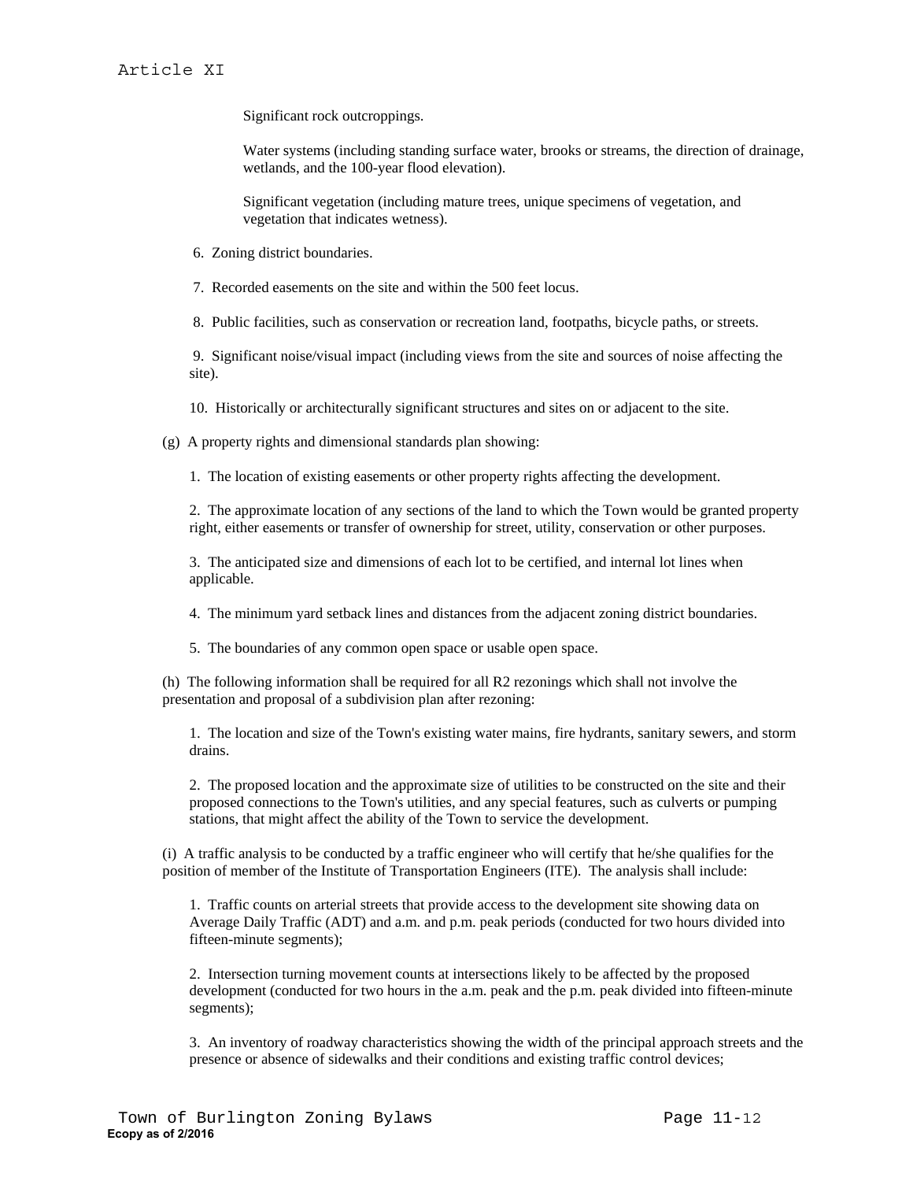Significant rock outcroppings.

Water systems (including standing surface water, brooks or streams, the direction of drainage, wetlands, and the 100-year flood elevation).

Significant vegetation (including mature trees, unique specimens of vegetation, and vegetation that indicates wetness).

6. Zoning district boundaries.

7. Recorded easements on the site and within the 500 feet locus.

8. Public facilities, such as conservation or recreation land, footpaths, bicycle paths, or streets.

9. Significant noise/visual impact (including views from the site and sources of noise affecting the site).

10. Historically or architecturally significant structures and sites on or adjacent to the site.

(g) A property rights and dimensional standards plan showing:

1. The location of existing easements or other property rights affecting the development.

2. The approximate location of any sections of the land to which the Town would be granted property right, either easements or transfer of ownership for street, utility, conservation or other purposes.

3. The anticipated size and dimensions of each lot to be certified, and internal lot lines when applicable.

4. The minimum yard setback lines and distances from the adjacent zoning district boundaries.

5. The boundaries of any common open space or usable open space.

(h) The following information shall be required for all R2 rezonings which shall not involve the presentation and proposal of a subdivision plan after rezoning:

1. The location and size of the Town's existing water mains, fire hydrants, sanitary sewers, and storm drains.

2. The proposed location and the approximate size of utilities to be constructed on the site and their proposed connections to the Town's utilities, and any special features, such as culverts or pumping stations, that might affect the ability of the Town to service the development.

(i) A traffic analysis to be conducted by a traffic engineer who will certify that he/she qualifies for the position of member of the Institute of Transportation Engineers (ITE). The analysis shall include:

1. Traffic counts on arterial streets that provide access to the development site showing data on Average Daily Traffic (ADT) and a.m. and p.m. peak periods (conducted for two hours divided into fifteen-minute segments);

2. Intersection turning movement counts at intersections likely to be affected by the proposed development (conducted for two hours in the a.m. peak and the p.m. peak divided into fifteen-minute segments);

3. An inventory of roadway characteristics showing the width of the principal approach streets and the presence or absence of sidewalks and their conditions and existing traffic control devices;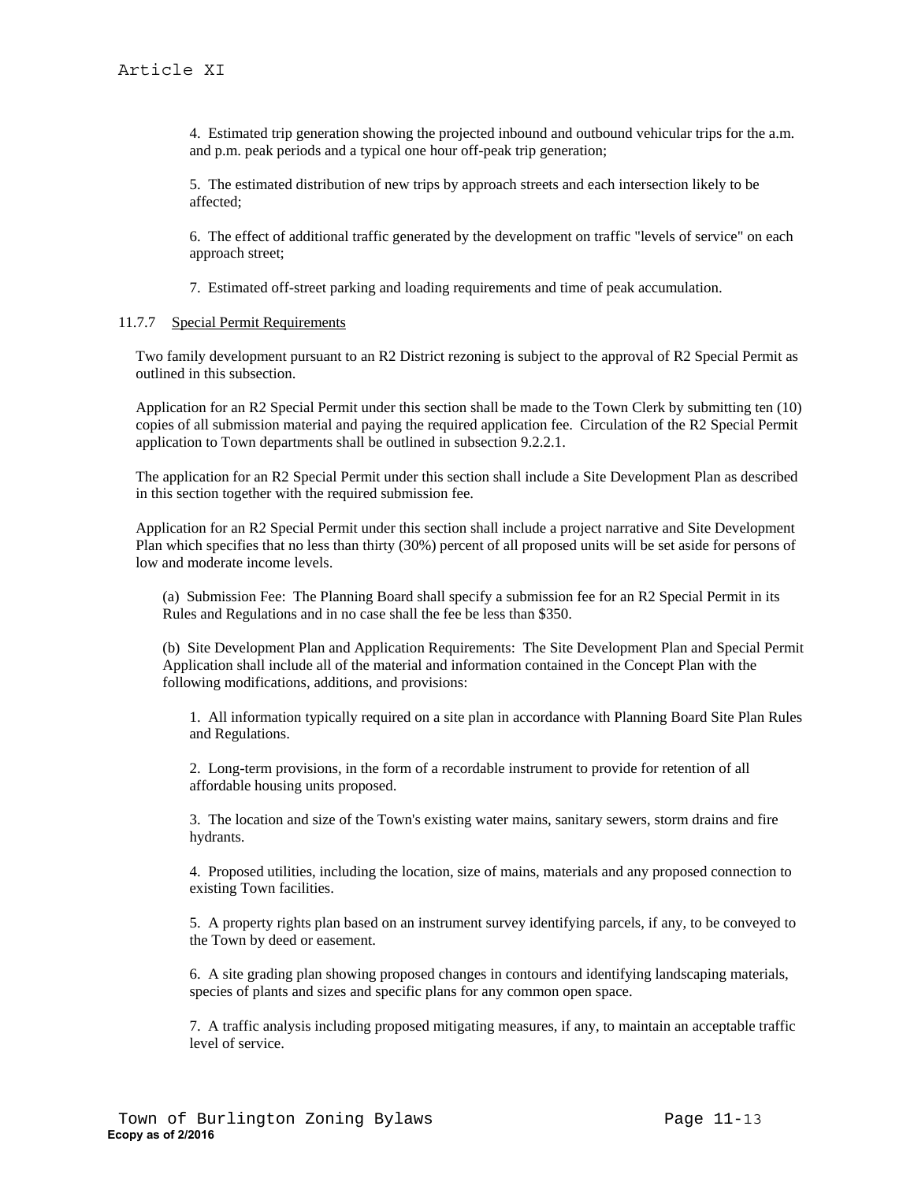4. Estimated trip generation showing the projected inbound and outbound vehicular trips for the a.m. and p.m. peak periods and a typical one hour off-peak trip generation;

5. The estimated distribution of new trips by approach streets and each intersection likely to be affected;

6. The effect of additional traffic generated by the development on traffic "levels of service" on each approach street;

7. Estimated off-street parking and loading requirements and time of peak accumulation.

11.7.7 Special Permit Requirements

Two family development pursuant to an R2 District rezoning is subject to the approval of R2 Special Permit as outlined in this subsection.

Application for an R2 Special Permit under this section shall be made to the Town Clerk by submitting ten (10) copies of all submission material and paying the required application fee. Circulation of the R2 Special Permit application to Town departments shall be outlined in subsection 9.2.2.1.

The application for an R2 Special Permit under this section shall include a Site Development Plan as described in this section together with the required submission fee.

Application for an R2 Special Permit under this section shall include a project narrative and Site Development Plan which specifies that no less than thirty (30%) percent of all proposed units will be set aside for persons of low and moderate income levels.

(a) Submission Fee: The Planning Board shall specify a submission fee for an R2 Special Permit in its Rules and Regulations and in no case shall the fee be less than $350.

(b) Site Development Plan and Application Requirements: The Site Development Plan and Special Permit Application shall include all of the material and information contained in the Concept Plan with the following modifications, additions, and provisions:

1. All information typically required on a site plan in accordance with Planning Board Site Plan Rules and Regulations.

2. Long-term provisions, in the form of a recordable instrument to provide for retention of all affordable housing units proposed.

3. The location and size of the Town's existing water mains, sanitary sewers, storm drains and fire hydrants.

4. Proposed utilities, including the location, size of mains, materials and any proposed connection to existing Town facilities.

5. A property rights plan based on an instrument survey identifying parcels, if any, to be conveyed to the Town by deed or easement.

6. A site grading plan showing proposed changes in contours and identifying landscaping materials, species of plants and sizes and specific plans for any common open space.

7. A traffic analysis including proposed mitigating measures, if any, to maintain an acceptable traffic level of service.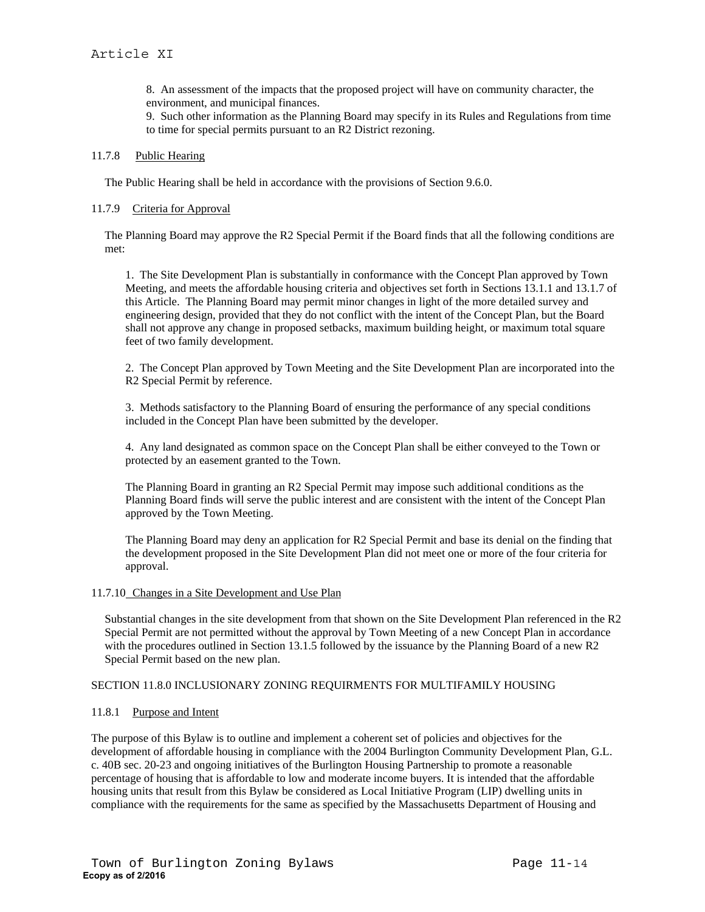8. An assessment of the impacts that the proposed project will have on community character, the environment, and municipal finances.
9. Such other information as the Planning Board may specify in its Rules and Regulations from time to time for special permits pursuant to an R2 District rezoning.

11.7.8 Public Hearing

The Public Hearing shall be held in accordance with the provisions of Section 9.6.0.

11.7.9 Criteria for Approval

The Planning Board may approve the R2 Special Permit if the Board finds that all the following conditions are met:

1. The Site Development Plan is substantially in conformance with the Concept Plan approved by Town Meeting, and meets the affordable housing criteria and objectives set forth in Sections 13.1.1 and 13.1.7 of this Article. The Planning Board may permit minor changes in light of the more detailed survey and engineering design, provided that they do not conflict with the intent of the Concept Plan, but the Board shall not approve any change in proposed setbacks, maximum building height, or maximum total square feet of two family development.

2. The Concept Plan approved by Town Meeting and the Site Development Plan are incorporated into the R2 Special Permit by reference.

3. Methods satisfactory to the Planning Board of ensuring the performance of any special conditions included in the Concept Plan have been submitted by the developer.

4. Any land designated as common space on the Concept Plan shall be either conveyed to the Town or protected by an easement granted to the Town.

The Planning Board in granting an R2 Special Permit may impose such additional conditions as the Planning Board finds will serve the public interest and are consistent with the intent of the Concept Plan approved by the Town Meeting.

The Planning Board may deny an application for R2 Special Permit and base its denial on the finding that the development proposed in the Site Development Plan did not meet one or more of the four criteria for approval.

11.7.10 Changes in a Site Development and Use Plan

Substantial changes in the site development from that shown on the Site Development Plan referenced in the R2 Special Permit are not permitted without the approval by Town Meeting of a new Concept Plan in accordance with the procedures outlined in Section 13.1.5 followed by the issuance by the Planning Board of a new R2 Special Permit based on the new plan.

SECTION 11.8.0 INCLUSIONARY ZONING REQUIRMENTS FOR MULTIFAMILY HOUSING

11.8.1 Purpose and Intent

The purpose of this Bylaw is to outline and implement a coherent set of policies and objectives for the development of affordable housing in compliance with the 2004 Burlington Community Development Plan, G.L. c. 40B sec. 20-23 and ongoing initiatives of the Burlington Housing Partnership to promote a reasonable percentage of housing that is affordable to low and moderate income buyers. It is intended that the affordable housing units that result from this Bylaw be considered as Local Initiative Program (LIP) dwelling units in compliance with the requirements for the same as specified by the Massachusetts Department of Housing and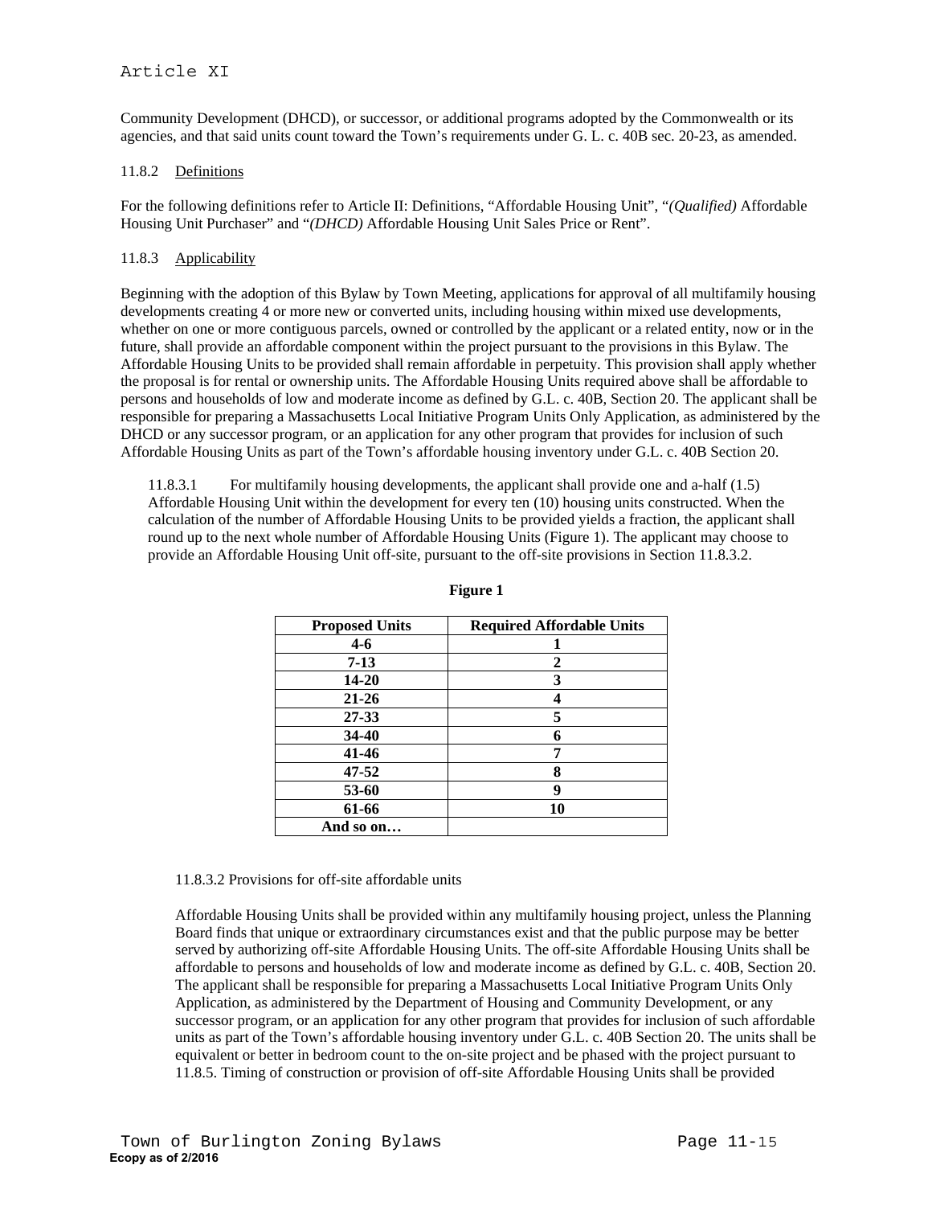Community Development (DHCD), or successor, or additional programs adopted by the Commonwealth or its agencies, and that said units count toward the Town's requirements under G. L. c. 40B sec. 20-23, as amended.

11.8.2 Definitions

For the following definitions refer to Article II: Definitions, "Affordable Housing Unit", "*(Qualified)* Affordable Housing Unit Purchaser" and "*(DHCD)* Affordable Housing Unit Sales Price or Rent".

11.8.3 Applicability

Beginning with the adoption of this Bylaw by Town Meeting, applications for approval of all multifamily housing developments creating 4 or more new or converted units, including housing within mixed use developments, whether on one or more contiguous parcels, owned or controlled by the applicant or a related entity, now or in the future, shall provide an affordable component within the project pursuant to the provisions in this Bylaw. The Affordable Housing Units to be provided shall remain affordable in perpetuity. This provision shall apply whether the proposal is for rental or ownership units. The Affordable Housing Units required above shall be affordable to persons and households of low and moderate income as defined by G.L. c. 40B, Section 20. The applicant shall be responsible for preparing a Massachusetts Local Initiative Program Units Only Application, as administered by the DHCD or any successor program, or an application for any other program that provides for inclusion of such Affordable Housing Units as part of the Town's affordable housing inventory under G.L. c. 40B Section 20.

11.8.3.1 For multifamily housing developments, the applicant shall provide one and a-half (1.5) Affordable Housing Unit within the development for every ten (10) housing units constructed. When the calculation of the number of Affordable Housing Units to be provided yields a fraction, the applicant shall round up to the next whole number of Affordable Housing Units (Figure 1). The applicant may choose to provide an Affordable Housing Unit off-site, pursuant to the off-site provisions in Section 11.8.3.2.

**Figure 1**

| Proposed Units | Required Affordable Units |
|---|---|
| 4-6 | 1 |
| 7-13 | 2 |
| 14-20 | 3 |
| 21-26 | 4 |
| 27-33 | 5 |
| 34-40 | 6 |
| 41-46 | 7 |
| 47-52 | 8 |
| 53-60 | 9 |
| 61-66 | 10 |
| And so on… | |

11.8.3.2 Provisions for off-site affordable units

Affordable Housing Units shall be provided within any multifamily housing project, unless the Planning Board finds that unique or extraordinary circumstances exist and that the public purpose may be better served by authorizing off-site Affordable Housing Units. The off-site Affordable Housing Units shall be affordable to persons and households of low and moderate income as defined by G.L. c. 40B, Section 20. The applicant shall be responsible for preparing a Massachusetts Local Initiative Program Units Only Application, as administered by the Department of Housing and Community Development, or any successor program, or an application for any other program that provides for inclusion of such affordable units as part of the Town's affordable housing inventory under G.L. c. 40B Section 20. The units shall be equivalent or better in bedroom count to the on-site project and be phased with the project pursuant to 11.8.5. Timing of construction or provision of off-site Affordable Housing Units shall be provided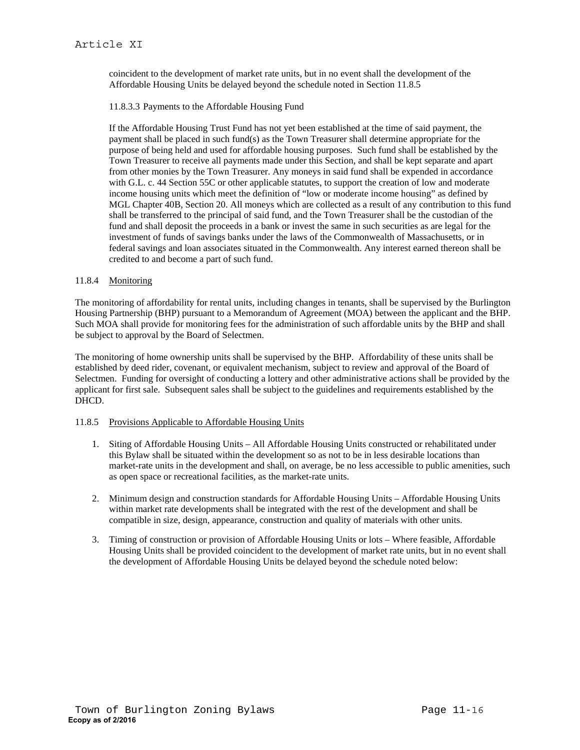coincident to the development of market rate units, but in no event shall the development of the Affordable Housing Units be delayed beyond the schedule noted in Section 11.8.5

11.8.3.3 Payments to the Affordable Housing Fund

If the Affordable Housing Trust Fund has not yet been established at the time of said payment, the payment shall be placed in such fund(s) as the Town Treasurer shall determine appropriate for the purpose of being held and used for affordable housing purposes. Such fund shall be established by the Town Treasurer to receive all payments made under this Section, and shall be kept separate and apart from other monies by the Town Treasurer. Any moneys in said fund shall be expended in accordance with G.L. c. 44 Section 55C or other applicable statutes, to support the creation of low and moderate income housing units which meet the definition of "low or moderate income housing" as defined by MGL Chapter 40B, Section 20. All moneys which are collected as a result of any contribution to this fund shall be transferred to the principal of said fund, and the Town Treasurer shall be the custodian of the fund and shall deposit the proceeds in a bank or invest the same in such securities as are legal for the investment of funds of savings banks under the laws of the Commonwealth of Massachusetts, or in federal savings and loan associates situated in the Commonwealth. Any interest earned thereon shall be credited to and become a part of such fund.

11.8.4 Monitoring

The monitoring of affordability for rental units, including changes in tenants, shall be supervised by the Burlington Housing Partnership (BHP) pursuant to a Memorandum of Agreement (MOA) between the applicant and the BHP. Such MOA shall provide for monitoring fees for the administration of such affordable units by the BHP and shall be subject to approval by the Board of Selectmen.

The monitoring of home ownership units shall be supervised by the BHP. Affordability of these units shall be established by deed rider, covenant, or equivalent mechanism, subject to review and approval of the Board of Selectmen. Funding for oversight of conducting a lottery and other administrative actions shall be provided by the applicant for first sale. Subsequent sales shall be subject to the guidelines and requirements established by the DHCD.

11.8.5 Provisions Applicable to Affordable Housing Units

1. Siting of Affordable Housing Units – All Affordable Housing Units constructed or rehabilitated under this Bylaw shall be situated within the development so as not to be in less desirable locations than market-rate units in the development and shall, on average, be no less accessible to public amenities, such as open space or recreational facilities, as the market-rate units.

2. Minimum design and construction standards for Affordable Housing Units – Affordable Housing Units within market rate developments shall be integrated with the rest of the development and shall be compatible in size, design, appearance, construction and quality of materials with other units.

3. Timing of construction or provision of Affordable Housing Units or lots – Where feasible, Affordable Housing Units shall be provided coincident to the development of market rate units, but in no event shall the development of Affordable Housing Units be delayed beyond the schedule noted below: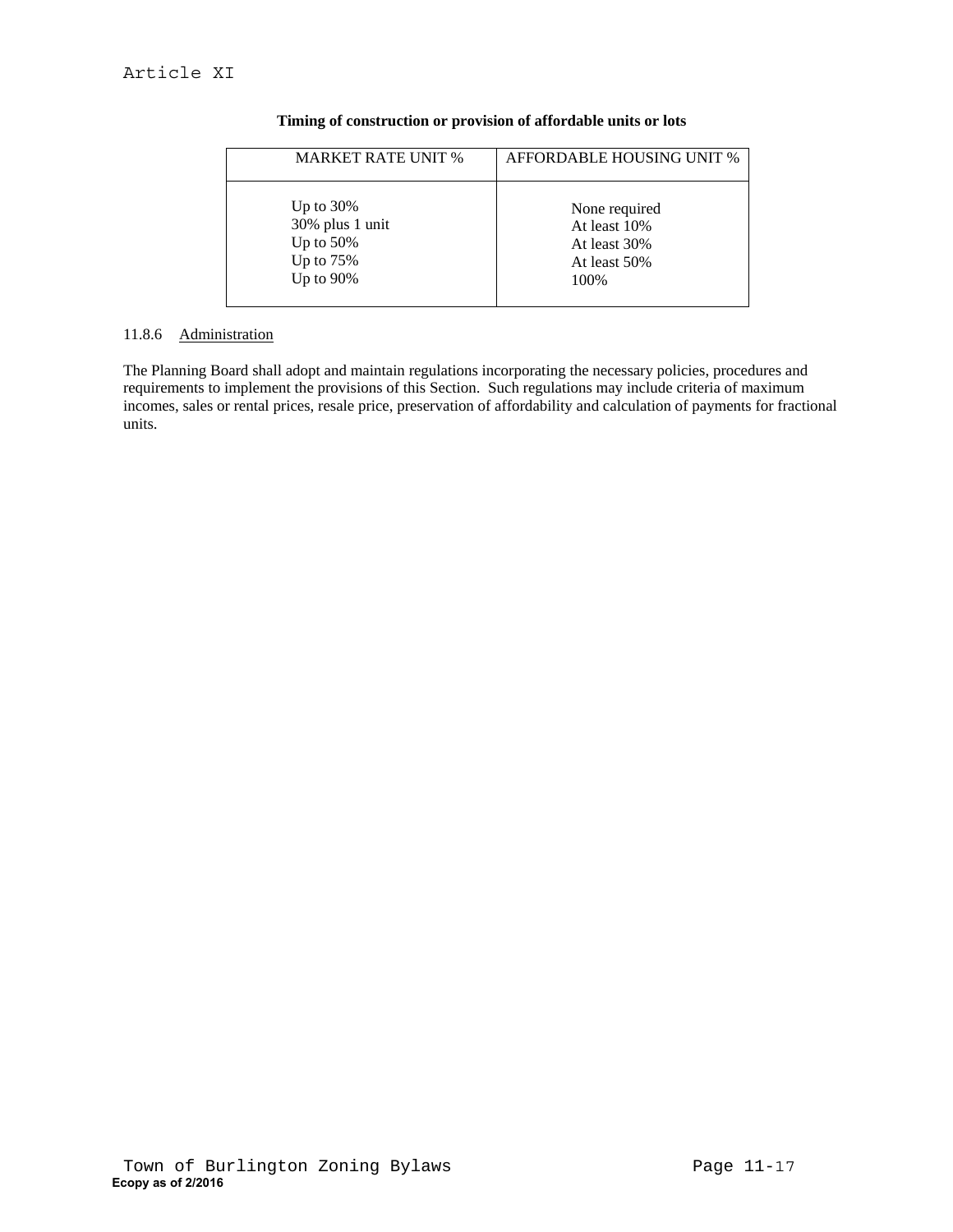**Timing of construction or provision of affordable units or lots**

| MARKET RATE UNIT % | AFFORDABLE HOUSING UNIT % |
|---|---|
| Up to 30% | None required |
| 30% plus 1 unit | At least 10% |
| Up to 50% | At least 30% |
| Up to 75% | At least 50% |
| Up to 90% | 100% |

11.8.6 Administration

The Planning Board shall adopt and maintain regulations incorporating the necessary policies, procedures and requirements to implement the provisions of this Section. Such regulations may include criteria of maximum incomes, sales or rental prices, resale price, preservation of affordability and calculation of payments for fractional units.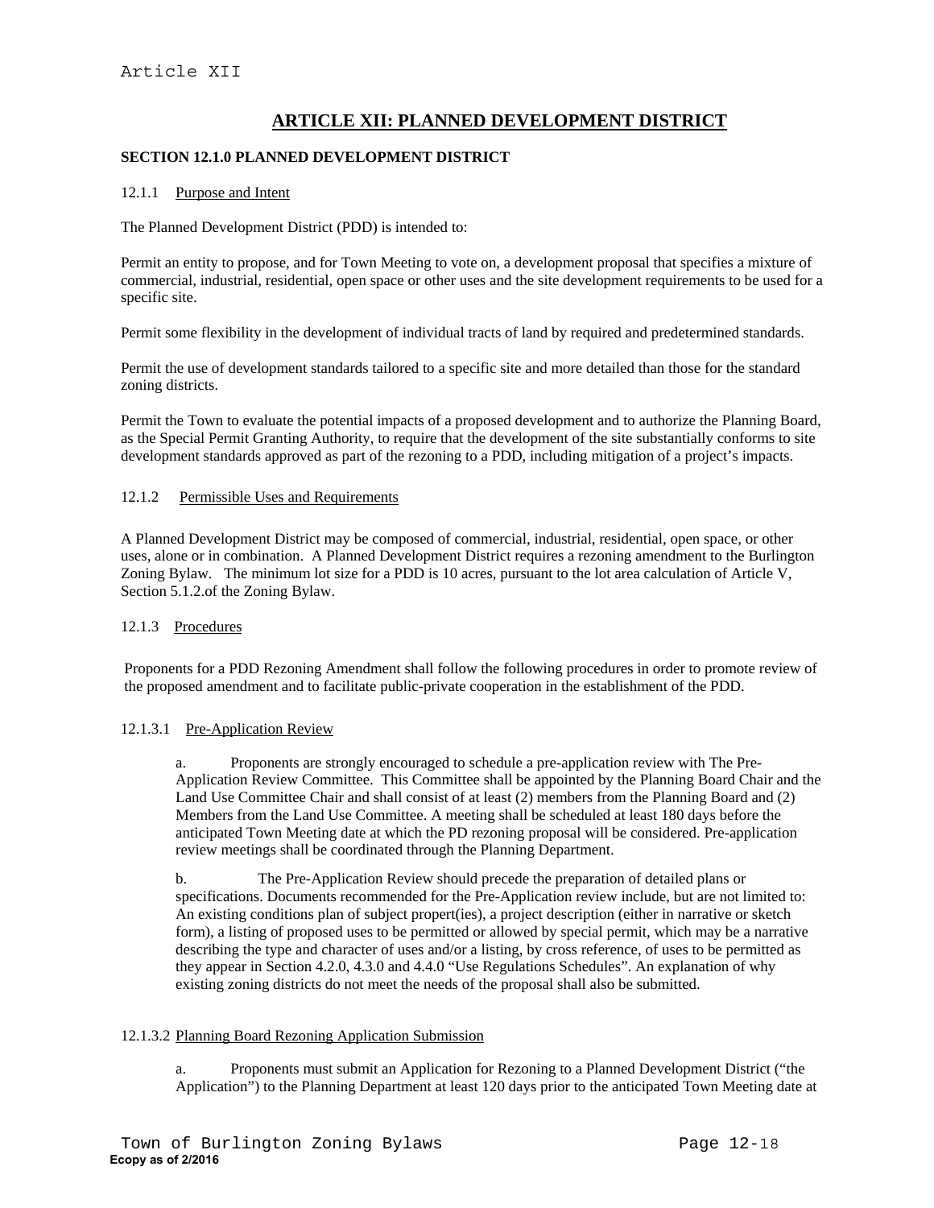# ARTICLE XII: PLANNED DEVELOPMENT DISTRICT

## SECTION 12.1.0 PLANNED DEVELOPMENT DISTRICT

### 12.1.1 Purpose and Intent

The Planned Development District (PDD) is intended to:

Permit an entity to propose, and for Town Meeting to vote on, a development proposal that specifies a mixture of commercial, industrial, residential, open space or other uses and the site development requirements to be used for a specific site.

Permit some flexibility in the development of individual tracts of land by required and predetermined standards.

Permit the use of development standards tailored to a specific site and more detailed than those for the standard zoning districts.

Permit the Town to evaluate the potential impacts of a proposed development and to authorize the Planning Board, as the Special Permit Granting Authority, to require that the development of the site substantially conforms to site development standards approved as part of the rezoning to a PDD, including mitigation of a project's impacts.

### 12.1.2 Permissible Uses and Requirements

A Planned Development District may be composed of commercial, industrial, residential, open space, or other uses, alone or in combination. A Planned Development District requires a rezoning amendment to the Burlington Zoning Bylaw. The minimum lot size for a PDD is 10 acres, pursuant to the lot area calculation of Article V, Section 5.1.2.of the Zoning Bylaw.

### 12.1.3 Procedures

Proponents for a PDD Rezoning Amendment shall follow the following procedures in order to promote review of the proposed amendment and to facilitate public-private cooperation in the establishment of the PDD.

#### 12.1.3.1 Pre-Application Review

a. Proponents are strongly encouraged to schedule a pre-application review with The Pre-Application Review Committee. This Committee shall be appointed by the Planning Board Chair and the Land Use Committee Chair and shall consist of at least (2) members from the Planning Board and (2) Members from the Land Use Committee. A meeting shall be scheduled at least 180 days before the anticipated Town Meeting date at which the PD rezoning proposal will be considered. Pre-application review meetings shall be coordinated through the Planning Department.

b. The Pre-Application Review should precede the preparation of detailed plans or specifications. Documents recommended for the Pre-Application review include, but are not limited to: An existing conditions plan of subject propert(ies), a project description (either in narrative or sketch form), a listing of proposed uses to be permitted or allowed by special permit, which may be a narrative describing the type and character of uses and/or a listing, by cross reference, of uses to be permitted as they appear in Section 4.2.0, 4.3.0 and 4.4.0 "Use Regulations Schedules". An explanation of why existing zoning districts do not meet the needs of the proposal shall also be submitted.

#### 12.1.3.2 Planning Board Rezoning Application Submission

a. Proponents must submit an Application for Rezoning to a Planned Development District ("the Application") to the Planning Department at least 120 days prior to the anticipated Town Meeting date at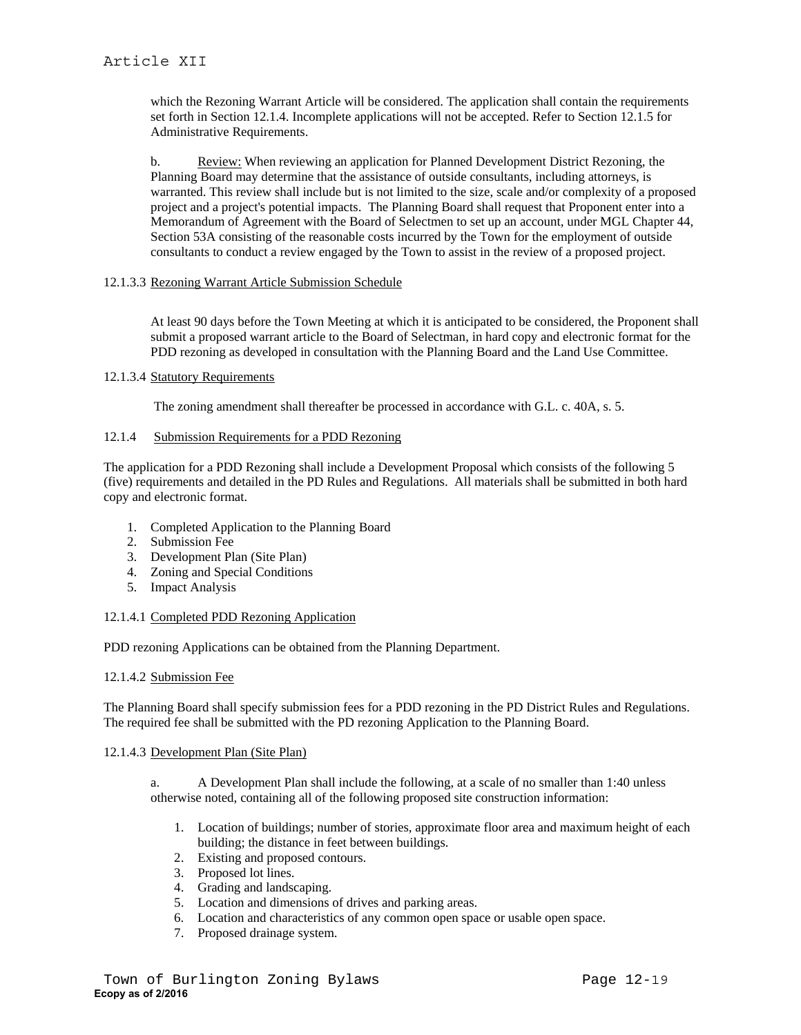which the Rezoning Warrant Article will be considered. The application shall contain the requirements set forth in Section 12.1.4. Incomplete applications will not be accepted. Refer to Section 12.1.5 for Administrative Requirements.

b. Review: When reviewing an application for Planned Development District Rezoning, the Planning Board may determine that the assistance of outside consultants, including attorneys, is warranted. This review shall include but is not limited to the size, scale and/or complexity of a proposed project and a project's potential impacts. The Planning Board shall request that Proponent enter into a Memorandum of Agreement with the Board of Selectmen to set up an account, under MGL Chapter 44, Section 53A consisting of the reasonable costs incurred by the Town for the employment of outside consultants to conduct a review engaged by the Town to assist in the review of a proposed project.

12.1.3.3 Rezoning Warrant Article Submission Schedule

At least 90 days before the Town Meeting at which it is anticipated to be considered, the Proponent shall submit a proposed warrant article to the Board of Selectman, in hard copy and electronic format for the PDD rezoning as developed in consultation with the Planning Board and the Land Use Committee.

12.1.3.4 Statutory Requirements

The zoning amendment shall thereafter be processed in accordance with G.L. c. 40A, s. 5.

12.1.4 Submission Requirements for a PDD Rezoning

The application for a PDD Rezoning shall include a Development Proposal which consists of the following 5 (five) requirements and detailed in the PD Rules and Regulations. All materials shall be submitted in both hard copy and electronic format.

1. Completed Application to the Planning Board
2. Submission Fee
3. Development Plan (Site Plan)
4. Zoning and Special Conditions
5. Impact Analysis

12.1.4.1 Completed PDD Rezoning Application

PDD rezoning Applications can be obtained from the Planning Department.

12.1.4.2 Submission Fee

The Planning Board shall specify submission fees for a PDD rezoning in the PD District Rules and Regulations. The required fee shall be submitted with the PD rezoning Application to the Planning Board.

12.1.4.3 Development Plan (Site Plan)

a. A Development Plan shall include the following, at a scale of no smaller than 1:40 unless otherwise noted, containing all of the following proposed site construction information:

1. Location of buildings; number of stories, approximate floor area and maximum height of each building; the distance in feet between buildings.
2. Existing and proposed contours.
3. Proposed lot lines.
4. Grading and landscaping.
5. Location and dimensions of drives and parking areas.
6. Location and characteristics of any common open space or usable open space.
7. Proposed drainage system.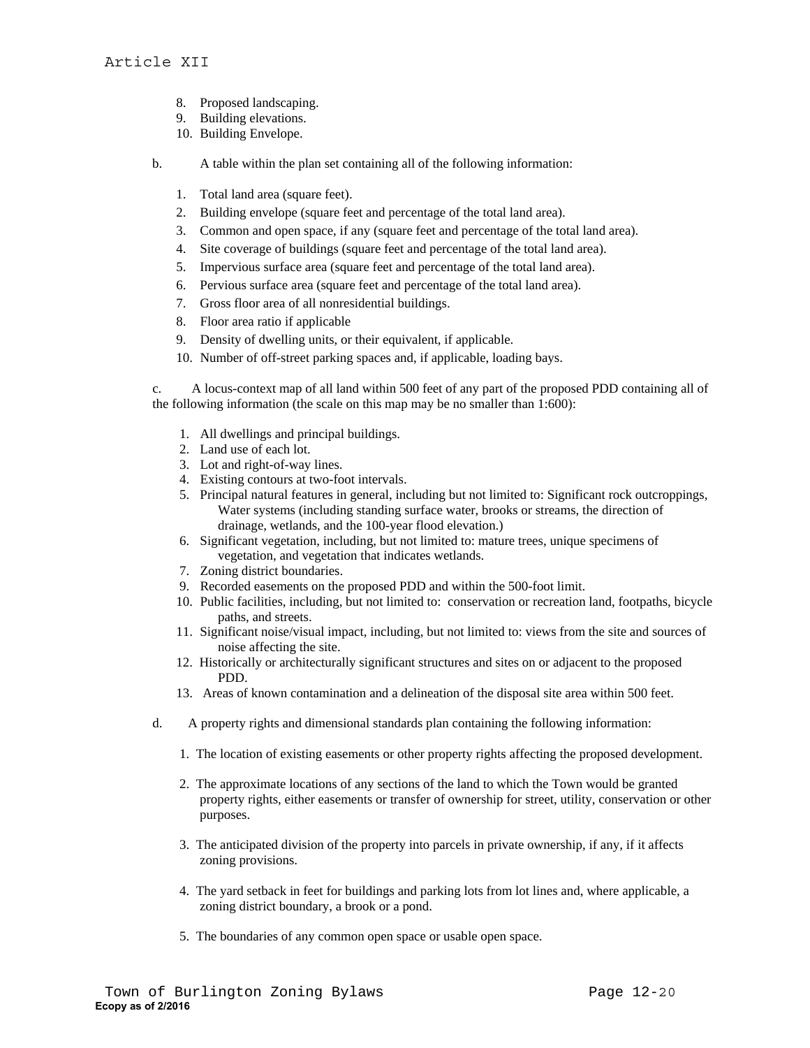8. Proposed landscaping.
9. Building elevations.
10. Building Envelope.

b. A table within the plan set containing all of the following information:

1. Total land area (square feet).
2. Building envelope (square feet and percentage of the total land area).
3. Common and open space, if any (square feet and percentage of the total land area).
4. Site coverage of buildings (square feet and percentage of the total land area).
5. Impervious surface area (square feet and percentage of the total land area).
6. Pervious surface area (square feet and percentage of the total land area).
7. Gross floor area of all nonresidential buildings.
8. Floor area ratio if applicable
9. Density of dwelling units, or their equivalent, if applicable.
10. Number of off-street parking spaces and, if applicable, loading bays.

c. A locus-context map of all land within 500 feet of any part of the proposed PDD containing all of the following information (the scale on this map may be no smaller than 1:600):

1. All dwellings and principal buildings.
2. Land use of each lot.
3. Lot and right-of-way lines.
4. Existing contours at two-foot intervals.
5. Principal natural features in general, including but not limited to: Significant rock outcroppings, Water systems (including standing surface water, brooks or streams, the direction of drainage, wetlands, and the 100-year flood elevation.)
6. Significant vegetation, including, but not limited to: mature trees, unique specimens of vegetation, and vegetation that indicates wetlands.
7. Zoning district boundaries.
9. Recorded easements on the proposed PDD and within the 500-foot limit.
10. Public facilities, including, but not limited to: conservation or recreation land, footpaths, bicycle paths, and streets.
11. Significant noise/visual impact, including, but not limited to: views from the site and sources of noise affecting the site.
12. Historically or architecturally significant structures and sites on or adjacent to the proposed PDD.
13. Areas of known contamination and a delineation of the disposal site area within 500 feet.

d. A property rights and dimensional standards plan containing the following information:

1. The location of existing easements or other property rights affecting the proposed development.

2. The approximate locations of any sections of the land to which the Town would be granted property rights, either easements or transfer of ownership for street, utility, conservation or other purposes.

3. The anticipated division of the property into parcels in private ownership, if any, if it affects zoning provisions.

4. The yard setback in feet for buildings and parking lots from lot lines and, where applicable, a zoning district boundary, a brook or a pond.

5. The boundaries of any common open space or usable open space.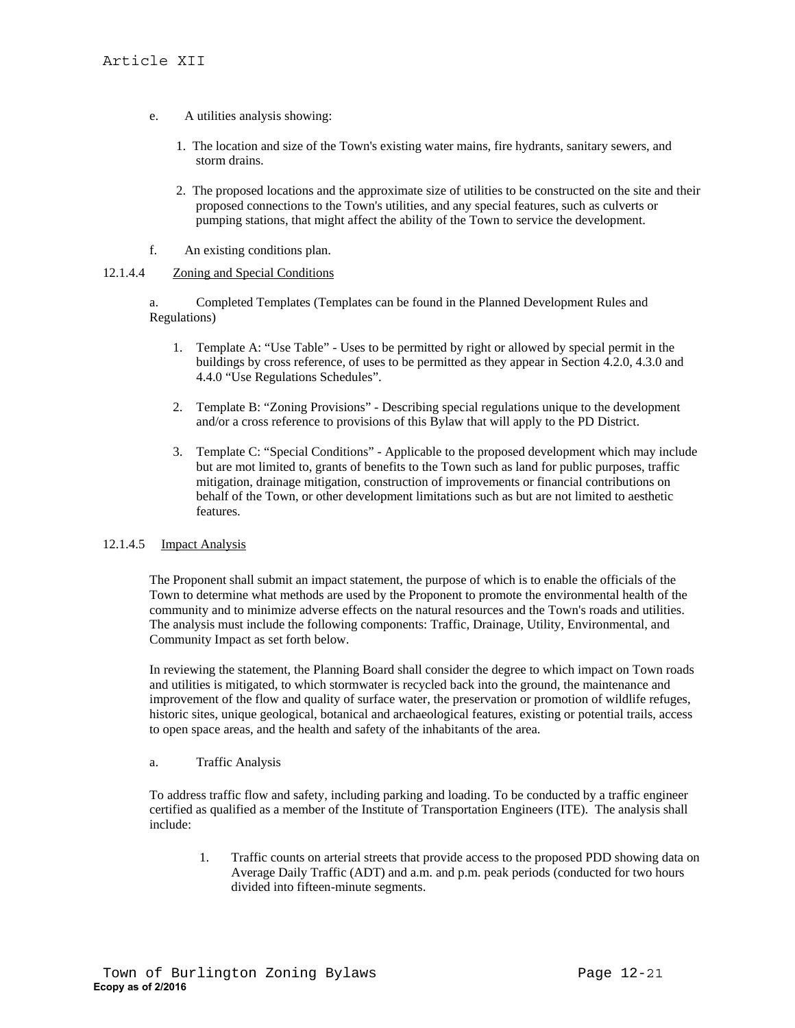e. A utilities analysis showing:

1. The location and size of the Town's existing water mains, fire hydrants, sanitary sewers, and storm drains.

2. The proposed locations and the approximate size of utilities to be constructed on the site and their proposed connections to the Town's utilities, and any special features, such as culverts or pumping stations, that might affect the ability of the Town to service the development.

f. An existing conditions plan.

12.1.4.4 Zoning and Special Conditions

a. Completed Templates (Templates can be found in the Planned Development Rules and Regulations)

1. Template A: "Use Table" - Uses to be permitted by right or allowed by special permit in the buildings by cross reference, of uses to be permitted as they appear in Section 4.2.0, 4.3.0 and 4.4.0 "Use Regulations Schedules".

2. Template B: "Zoning Provisions" - Describing special regulations unique to the development and/or a cross reference to provisions of this Bylaw that will apply to the PD District.

3. Template C: "Special Conditions" - Applicable to the proposed development which may include but are mot limited to, grants of benefits to the Town such as land for public purposes, traffic mitigation, drainage mitigation, construction of improvements or financial contributions on behalf of the Town, or other development limitations such as but are not limited to aesthetic features.

12.1.4.5 Impact Analysis

The Proponent shall submit an impact statement, the purpose of which is to enable the officials of the Town to determine what methods are used by the Proponent to promote the environmental health of the community and to minimize adverse effects on the natural resources and the Town's roads and utilities. The analysis must include the following components: Traffic, Drainage, Utility, Environmental, and Community Impact as set forth below.

In reviewing the statement, the Planning Board shall consider the degree to which impact on Town roads and utilities is mitigated, to which stormwater is recycled back into the ground, the maintenance and improvement of the flow and quality of surface water, the preservation or promotion of wildlife refuges, historic sites, unique geological, botanical and archaeological features, existing or potential trails, access to open space areas, and the health and safety of the inhabitants of the area.

a. Traffic Analysis

To address traffic flow and safety, including parking and loading. To be conducted by a traffic engineer certified as qualified as a member of the Institute of Transportation Engineers (ITE). The analysis shall include:

1. Traffic counts on arterial streets that provide access to the proposed PDD showing data on Average Daily Traffic (ADT) and a.m. and p.m. peak periods (conducted for two hours divided into fifteen-minute segments.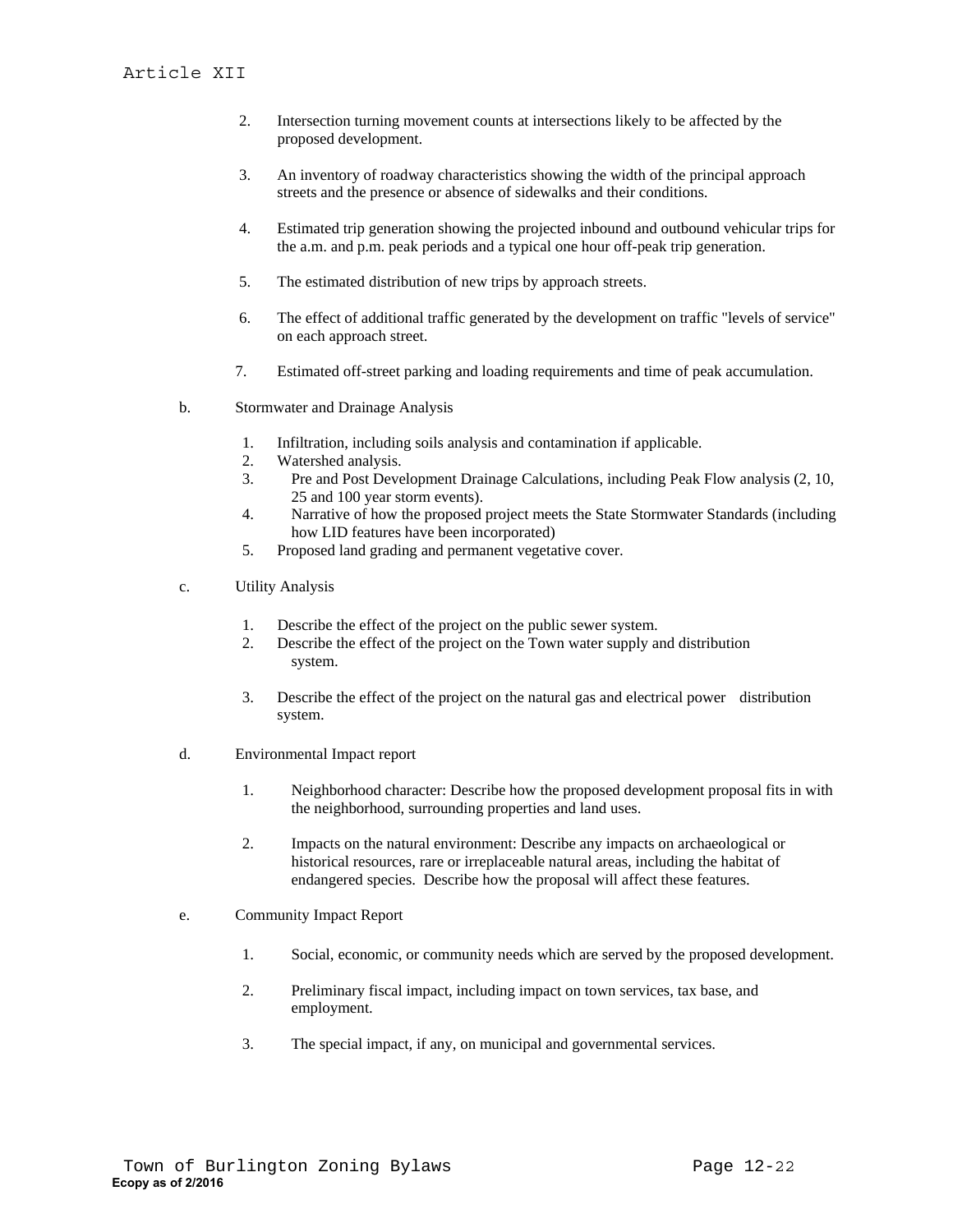2. Intersection turning movement counts at intersections likely to be affected by the proposed development.

3. An inventory of roadway characteristics showing the width of the principal approach streets and the presence or absence of sidewalks and their conditions.

4. Estimated trip generation showing the projected inbound and outbound vehicular trips for the a.m. and p.m. peak periods and a typical one hour off-peak trip generation.

5. The estimated distribution of new trips by approach streets.

6. The effect of additional traffic generated by the development on traffic "levels of service" on each approach street.

7. Estimated off-street parking and loading requirements and time of peak accumulation.

b. Stormwater and Drainage Analysis

1. Infiltration, including soils analysis and contamination if applicable.
2. Watershed analysis.
3. Pre and Post Development Drainage Calculations, including Peak Flow analysis (2, 10, 25 and 100 year storm events).
4. Narrative of how the proposed project meets the State Stormwater Standards (including how LID features have been incorporated)
5. Proposed land grading and permanent vegetative cover.

c. Utility Analysis

1. Describe the effect of the project on the public sewer system.
2. Describe the effect of the project on the Town water supply and distribution system.

3. Describe the effect of the project on the natural gas and electrical power distribution system.

d. Environmental Impact report

1. Neighborhood character: Describe how the proposed development proposal fits in with the neighborhood, surrounding properties and land uses.

2. Impacts on the natural environment: Describe any impacts on archaeological or historical resources, rare or irreplaceable natural areas, including the habitat of endangered species. Describe how the proposal will affect these features.

e. Community Impact Report

1. Social, economic, or community needs which are served by the proposed development.

2. Preliminary fiscal impact, including impact on town services, tax base, and employment.

3. The special impact, if any, on municipal and governmental services.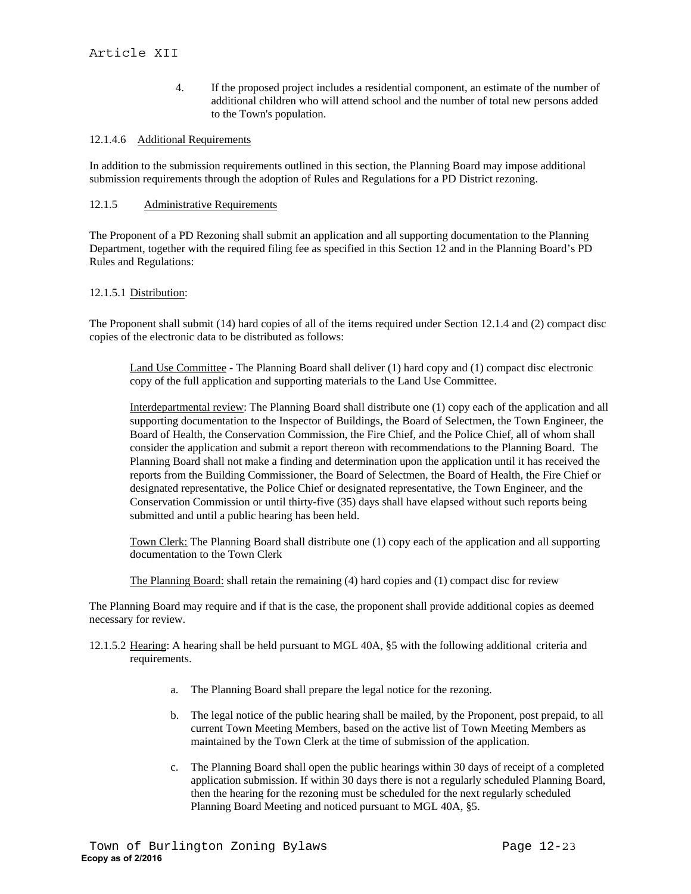4. If the proposed project includes a residential component, an estimate of the number of additional children who will attend school and the number of total new persons added to the Town's population.

12.1.4.6 Additional Requirements

In addition to the submission requirements outlined in this section, the Planning Board may impose additional submission requirements through the adoption of Rules and Regulations for a PD District rezoning.

12.1.5 Administrative Requirements

The Proponent of a PD Rezoning shall submit an application and all supporting documentation to the Planning Department, together with the required filing fee as specified in this Section 12 and in the Planning Board's PD Rules and Regulations:

12.1.5.1 Distribution:

The Proponent shall submit (14) hard copies of all of the items required under Section 12.1.4 and (2) compact disc copies of the electronic data to be distributed as follows:

Land Use Committee - The Planning Board shall deliver (1) hard copy and (1) compact disc electronic copy of the full application and supporting materials to the Land Use Committee.

Interdepartmental review: The Planning Board shall distribute one (1) copy each of the application and all supporting documentation to the Inspector of Buildings, the Board of Selectmen, the Town Engineer, the Board of Health, the Conservation Commission, the Fire Chief, and the Police Chief, all of whom shall consider the application and submit a report thereon with recommendations to the Planning Board. The Planning Board shall not make a finding and determination upon the application until it has received the reports from the Building Commissioner, the Board of Selectmen, the Board of Health, the Fire Chief or designated representative, the Police Chief or designated representative, the Town Engineer, and the Conservation Commission or until thirty-five (35) days shall have elapsed without such reports being submitted and until a public hearing has been held.

Town Clerk: The Planning Board shall distribute one (1) copy each of the application and all supporting documentation to the Town Clerk

The Planning Board: shall retain the remaining (4) hard copies and (1) compact disc for review

The Planning Board may require and if that is the case, the proponent shall provide additional copies as deemed necessary for review.

12.1.5.2 Hearing: A hearing shall be held pursuant to MGL 40A, §5 with the following additional criteria and requirements.

a. The Planning Board shall prepare the legal notice for the rezoning.

b. The legal notice of the public hearing shall be mailed, by the Proponent, post prepaid, to all current Town Meeting Members, based on the active list of Town Meeting Members as maintained by the Town Clerk at the time of submission of the application.

c. The Planning Board shall open the public hearings within 30 days of receipt of a completed application submission. If within 30 days there is not a regularly scheduled Planning Board, then the hearing for the rezoning must be scheduled for the next regularly scheduled Planning Board Meeting and noticed pursuant to MGL 40A, §5.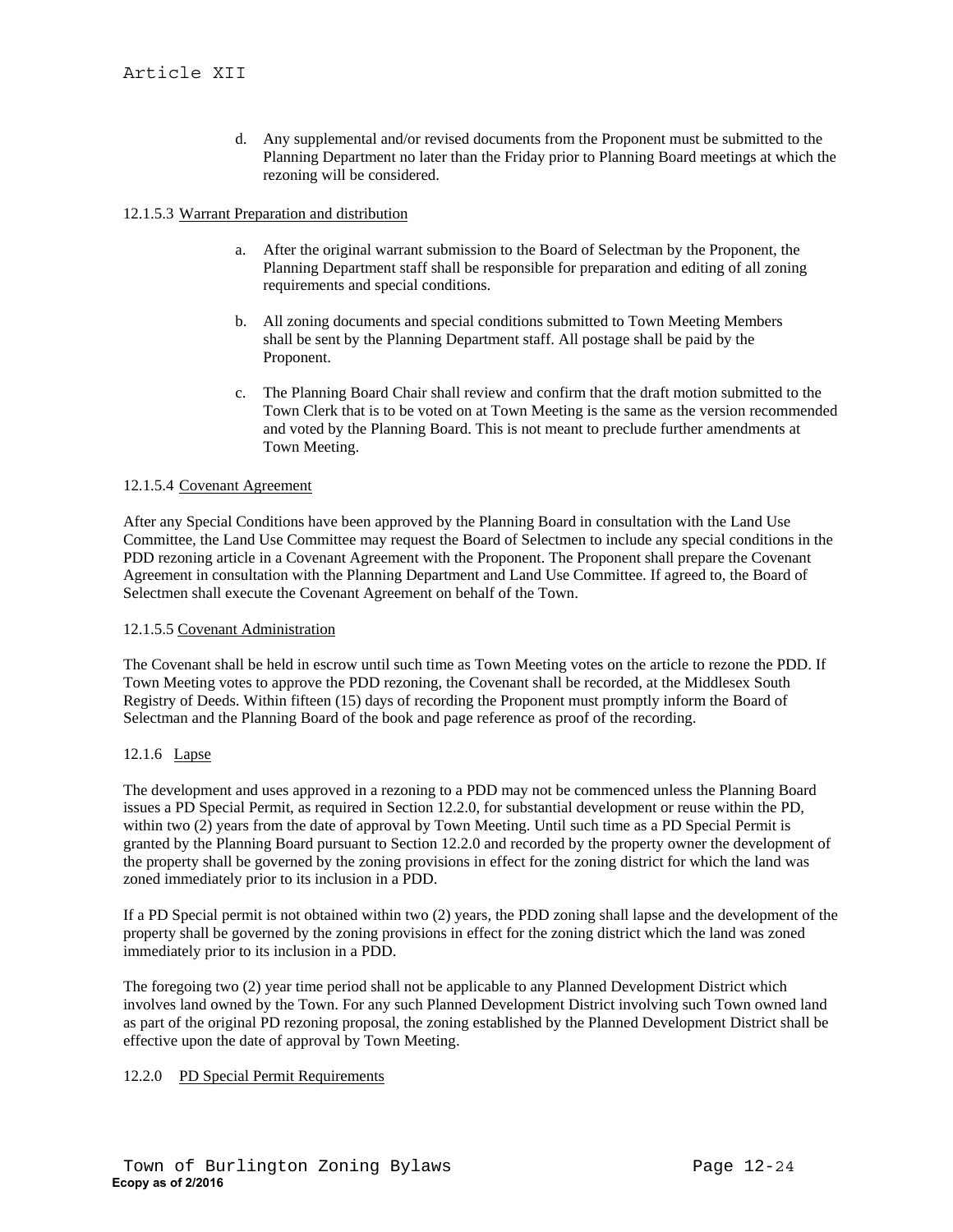d. Any supplemental and/or revised documents from the Proponent must be submitted to the Planning Department no later than the Friday prior to Planning Board meetings at which the rezoning will be considered.

12.1.5.3 Warrant Preparation and distribution

a. After the original warrant submission to the Board of Selectman by the Proponent, the Planning Department staff shall be responsible for preparation and editing of all zoning requirements and special conditions.

b. All zoning documents and special conditions submitted to Town Meeting Members shall be sent by the Planning Department staff. All postage shall be paid by the Proponent.

c. The Planning Board Chair shall review and confirm that the draft motion submitted to the Town Clerk that is to be voted on at Town Meeting is the same as the version recommended and voted by the Planning Board. This is not meant to preclude further amendments at Town Meeting.

12.1.5.4 Covenant Agreement

After any Special Conditions have been approved by the Planning Board in consultation with the Land Use Committee, the Land Use Committee may request the Board of Selectmen to include any special conditions in the PDD rezoning article in a Covenant Agreement with the Proponent. The Proponent shall prepare the Covenant Agreement in consultation with the Planning Department and Land Use Committee. If agreed to, the Board of Selectmen shall execute the Covenant Agreement on behalf of the Town.

12.1.5.5 Covenant Administration

The Covenant shall be held in escrow until such time as Town Meeting votes on the article to rezone the PDD. If Town Meeting votes to approve the PDD rezoning, the Covenant shall be recorded, at the Middlesex South Registry of Deeds. Within fifteen (15) days of recording the Proponent must promptly inform the Board of Selectman and the Planning Board of the book and page reference as proof of the recording.

12.1.6 Lapse

The development and uses approved in a rezoning to a PDD may not be commenced unless the Planning Board issues a PD Special Permit, as required in Section 12.2.0, for substantial development or reuse within the PD, within two (2) years from the date of approval by Town Meeting. Until such time as a PD Special Permit is granted by the Planning Board pursuant to Section 12.2.0 and recorded by the property owner the development of the property shall be governed by the zoning provisions in effect for the zoning district for which the land was zoned immediately prior to its inclusion in a PDD.

If a PD Special permit is not obtained within two (2) years, the PDD zoning shall lapse and the development of the property shall be governed by the zoning provisions in effect for the zoning district which the land was zoned immediately prior to its inclusion in a PDD.

The foregoing two (2) year time period shall not be applicable to any Planned Development District which involves land owned by the Town. For any such Planned Development District involving such Town owned land as part of the original PD rezoning proposal, the zoning established by the Planned Development District shall be effective upon the date of approval by Town Meeting.

12.2.0 PD Special Permit Requirements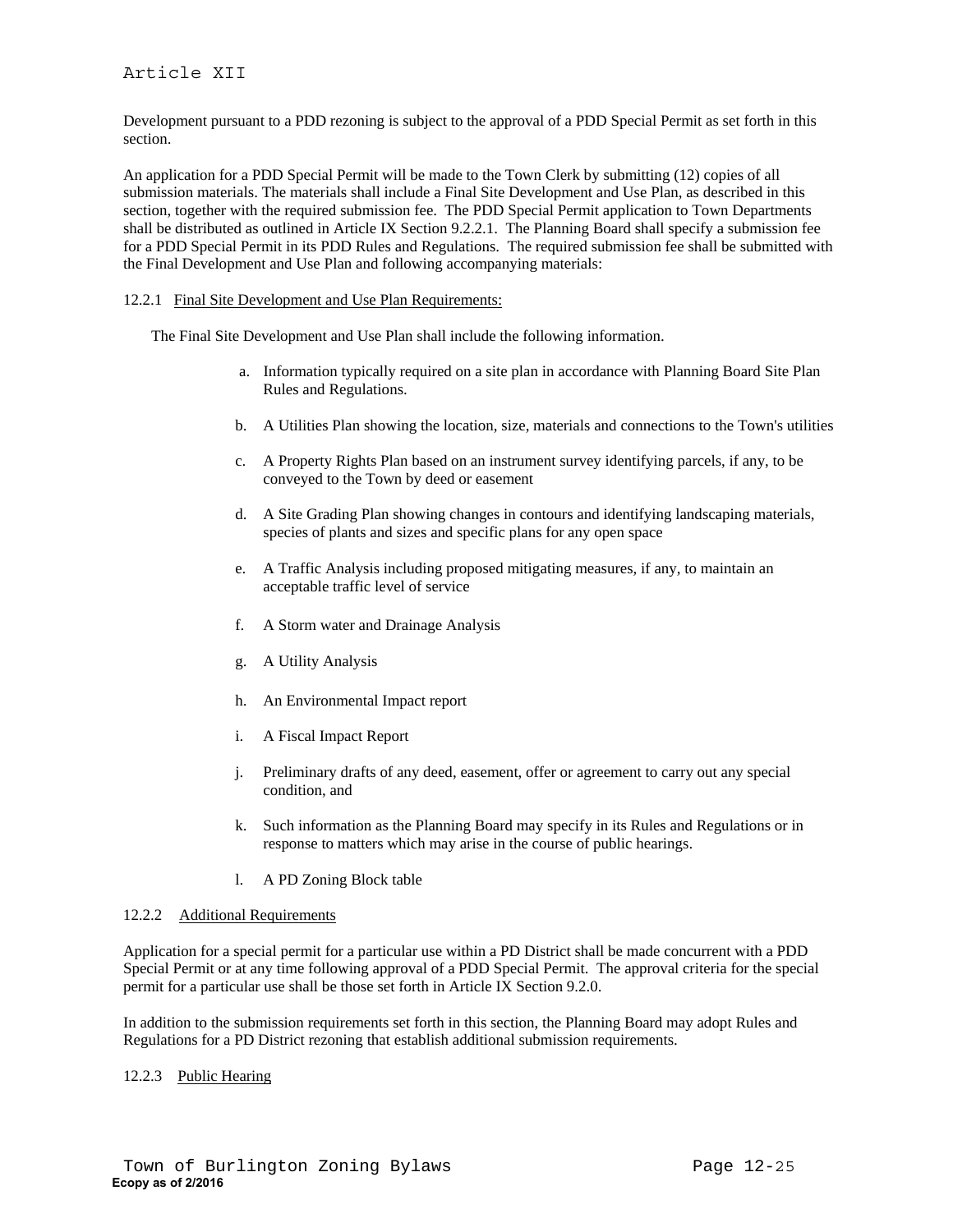Development pursuant to a PDD rezoning is subject to the approval of a PDD Special Permit as set forth in this section.

An application for a PDD Special Permit will be made to the Town Clerk by submitting (12) copies of all submission materials. The materials shall include a Final Site Development and Use Plan, as described in this section, together with the required submission fee. The PDD Special Permit application to Town Departments shall be distributed as outlined in Article IX Section 9.2.2.1. The Planning Board shall specify a submission fee for a PDD Special Permit in its PDD Rules and Regulations. The required submission fee shall be submitted with the Final Development and Use Plan and following accompanying materials:

12.2.1 Final Site Development and Use Plan Requirements:

The Final Site Development and Use Plan shall include the following information.

a. Information typically required on a site plan in accordance with Planning Board Site Plan Rules and Regulations.

b. A Utilities Plan showing the location, size, materials and connections to the Town's utilities

c. A Property Rights Plan based on an instrument survey identifying parcels, if any, to be conveyed to the Town by deed or easement

d. A Site Grading Plan showing changes in contours and identifying landscaping materials, species of plants and sizes and specific plans for any open space

e. A Traffic Analysis including proposed mitigating measures, if any, to maintain an acceptable traffic level of service

f. A Storm water and Drainage Analysis

g. A Utility Analysis

h. An Environmental Impact report

i. A Fiscal Impact Report

j. Preliminary drafts of any deed, easement, offer or agreement to carry out any special condition, and

k. Such information as the Planning Board may specify in its Rules and Regulations or in response to matters which may arise in the course of public hearings.

l. A PD Zoning Block table

12.2.2 Additional Requirements

Application for a special permit for a particular use within a PD District shall be made concurrent with a PDD Special Permit or at any time following approval of a PDD Special Permit. The approval criteria for the special permit for a particular use shall be those set forth in Article IX Section 9.2.0.

In addition to the submission requirements set forth in this section, the Planning Board may adopt Rules and Regulations for a PD District rezoning that establish additional submission requirements.

12.2.3 Public Hearing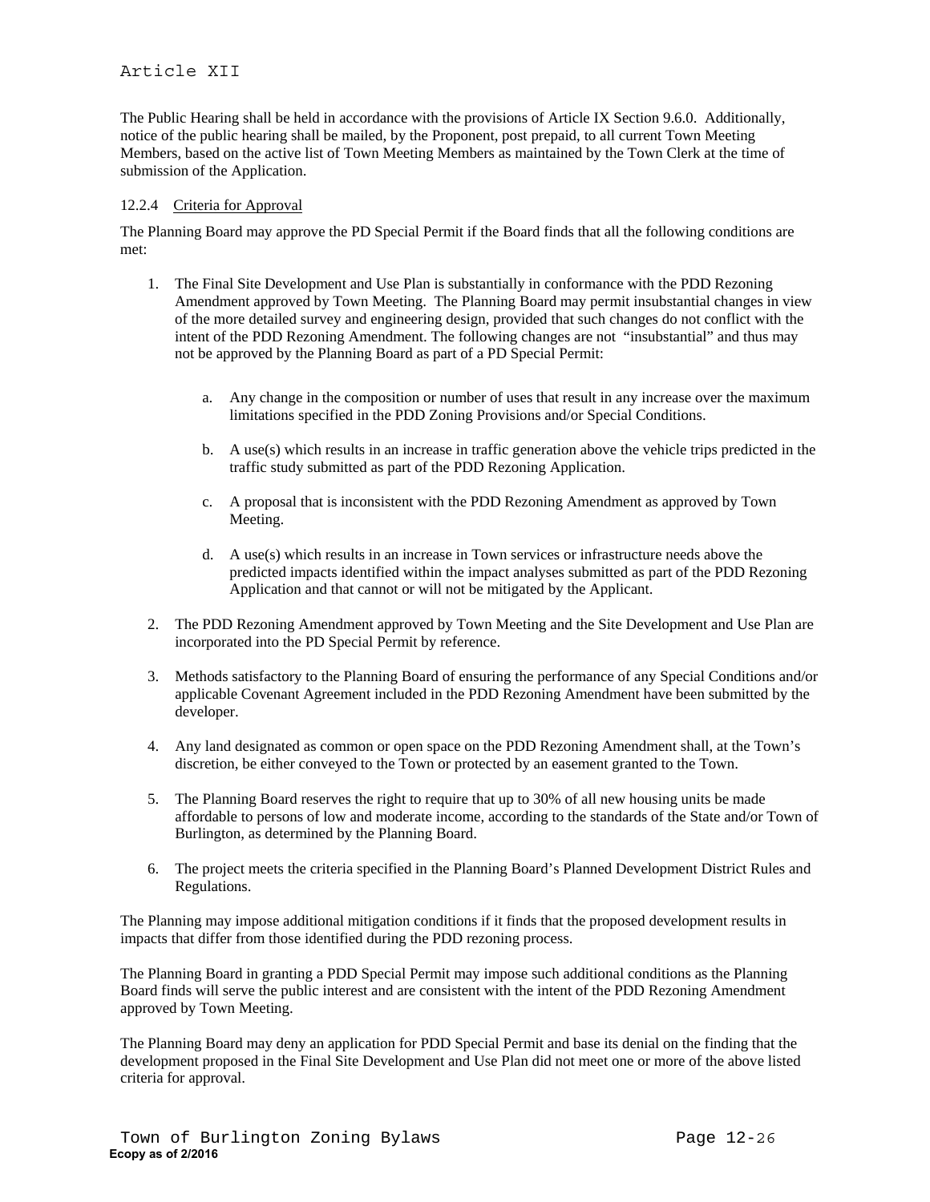The Public Hearing shall be held in accordance with the provisions of Article IX Section 9.6.0. Additionally, notice of the public hearing shall be mailed, by the Proponent, post prepaid, to all current Town Meeting Members, based on the active list of Town Meeting Members as maintained by the Town Clerk at the time of submission of the Application.

12.2.4 Criteria for Approval

The Planning Board may approve the PD Special Permit if the Board finds that all the following conditions are met:

1. The Final Site Development and Use Plan is substantially in conformance with the PDD Rezoning Amendment approved by Town Meeting. The Planning Board may permit insubstantial changes in view of the more detailed survey and engineering design, provided that such changes do not conflict with the intent of the PDD Rezoning Amendment. The following changes are not "insubstantial" and thus may not be approved by the Planning Board as part of a PD Special Permit:

    a. Any change in the composition or number of uses that result in any increase over the maximum limitations specified in the PDD Zoning Provisions and/or Special Conditions.

    b. A use(s) which results in an increase in traffic generation above the vehicle trips predicted in the traffic study submitted as part of the PDD Rezoning Application.

    c. A proposal that is inconsistent with the PDD Rezoning Amendment as approved by Town Meeting.

    d. A use(s) which results in an increase in Town services or infrastructure needs above the predicted impacts identified within the impact analyses submitted as part of the PDD Rezoning Application and that cannot or will not be mitigated by the Applicant.

2. The PDD Rezoning Amendment approved by Town Meeting and the Site Development and Use Plan are incorporated into the PD Special Permit by reference.

3. Methods satisfactory to the Planning Board of ensuring the performance of any Special Conditions and/or applicable Covenant Agreement included in the PDD Rezoning Amendment have been submitted by the developer.

4. Any land designated as common or open space on the PDD Rezoning Amendment shall, at the Town's discretion, be either conveyed to the Town or protected by an easement granted to the Town.

5. The Planning Board reserves the right to require that up to 30% of all new housing units be made affordable to persons of low and moderate income, according to the standards of the State and/or Town of Burlington, as determined by the Planning Board.

6. The project meets the criteria specified in the Planning Board's Planned Development District Rules and Regulations.

The Planning may impose additional mitigation conditions if it finds that the proposed development results in impacts that differ from those identified during the PDD rezoning process.

The Planning Board in granting a PDD Special Permit may impose such additional conditions as the Planning Board finds will serve the public interest and are consistent with the intent of the PDD Rezoning Amendment approved by Town Meeting.

The Planning Board may deny an application for PDD Special Permit and base its denial on the finding that the development proposed in the Final Site Development and Use Plan did not meet one or more of the above listed criteria for approval.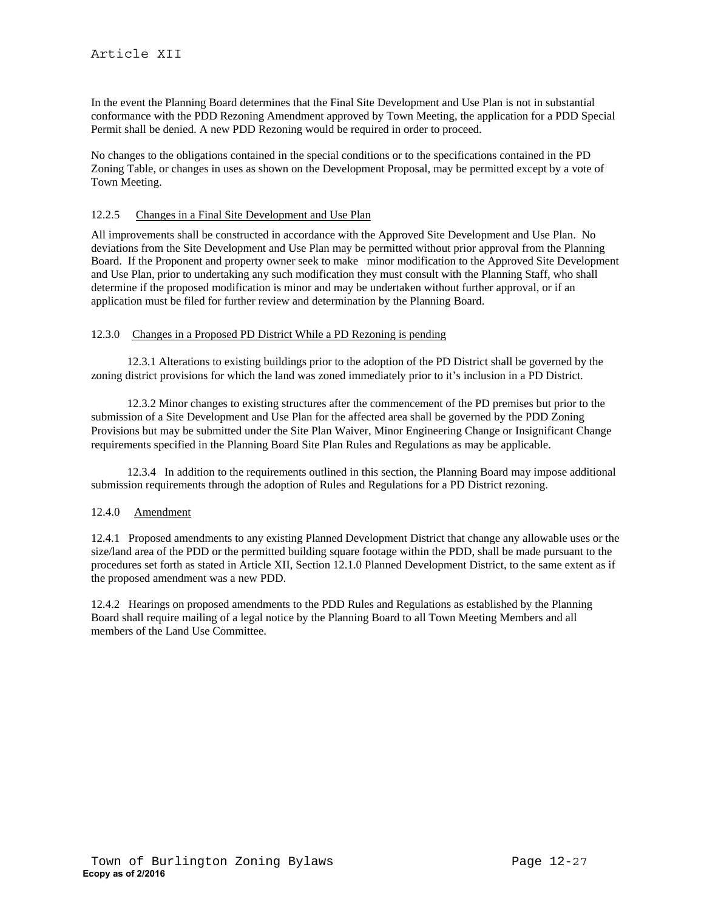In the event the Planning Board determines that the Final Site Development and Use Plan is not in substantial conformance with the PDD Rezoning Amendment approved by Town Meeting, the application for a PDD Special Permit shall be denied. A new PDD Rezoning would be required in order to proceed.

No changes to the obligations contained in the special conditions or to the specifications contained in the PD Zoning Table, or changes in uses as shown on the Development Proposal, may be permitted except by a vote of Town Meeting.

### 12.2.5 Changes in a Final Site Development and Use Plan

All improvements shall be constructed in accordance with the Approved Site Development and Use Plan. No deviations from the Site Development and Use Plan may be permitted without prior approval from the Planning Board. If the Proponent and property owner seek to make minor modification to the Approved Site Development and Use Plan, prior to undertaking any such modification they must consult with the Planning Staff, who shall determine if the proposed modification is minor and may be undertaken without further approval, or if an application must be filed for further review and determination by the Planning Board.

### 12.3.0 Changes in a Proposed PD District While a PD Rezoning is pending

12.3.1 Alterations to existing buildings prior to the adoption of the PD District shall be governed by the zoning district provisions for which the land was zoned immediately prior to it's inclusion in a PD District.

12.3.2 Minor changes to existing structures after the commencement of the PD premises but prior to the submission of a Site Development and Use Plan for the affected area shall be governed by the PDD Zoning Provisions but may be submitted under the Site Plan Waiver, Minor Engineering Change or Insignificant Change requirements specified in the Planning Board Site Plan Rules and Regulations as may be applicable.

12.3.4 In addition to the requirements outlined in this section, the Planning Board may impose additional submission requirements through the adoption of Rules and Regulations for a PD District rezoning.

### 12.4.0 Amendment

12.4.1 Proposed amendments to any existing Planned Development District that change any allowable uses or the size/land area of the PDD or the permitted building square footage within the PDD, shall be made pursuant to the procedures set forth as stated in Article XII, Section 12.1.0 Planned Development District, to the same extent as if the proposed amendment was a new PDD.

12.4.2 Hearings on proposed amendments to the PDD Rules and Regulations as established by the Planning Board shall require mailing of a legal notice by the Planning Board to all Town Meeting Members and all members of the Land Use Committee.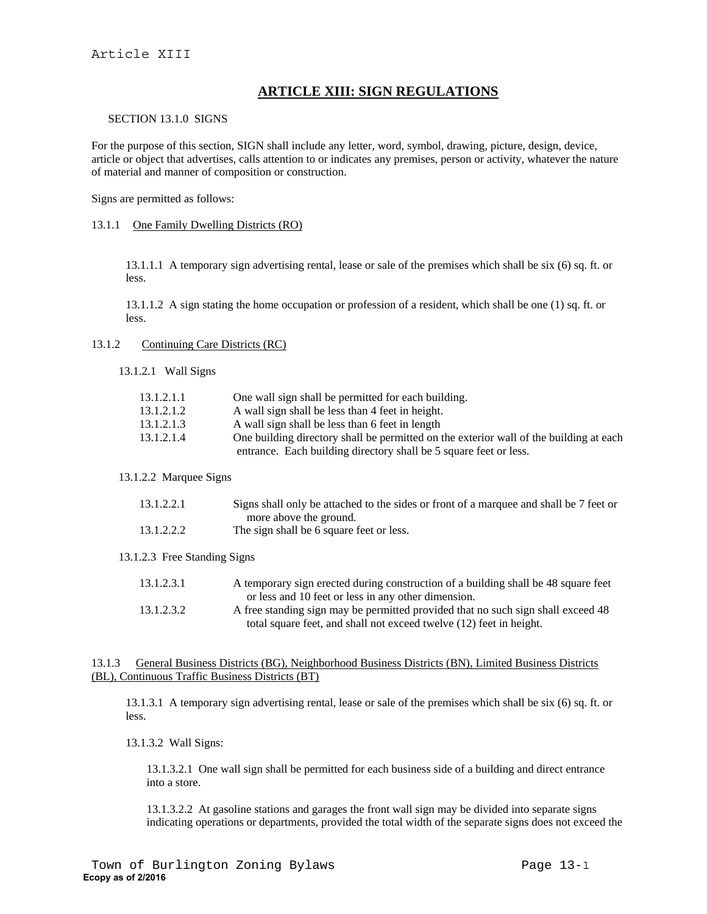# ARTICLE XIII: SIGN REGULATIONS

SECTION 13.1.0 SIGNS

For the purpose of this section, SIGN shall include any letter, word, symbol, drawing, picture, design, device, article or object that advertises, calls attention to or indicates any premises, person or activity, whatever the nature of material and manner of composition or construction.

Signs are permitted as follows:

13.1.1 One Family Dwelling Districts (RO)

13.1.1.1 A temporary sign advertising rental, lease or sale of the premises which shall be six (6) sq. ft. or less.

13.1.1.2 A sign stating the home occupation or profession of a resident, which shall be one (1) sq. ft. or less.

13.1.2 Continuing Care Districts (RC)

13.1.2.1 Wall Signs

13.1.2.1.1 One wall sign shall be permitted for each building.

13.1.2.1.2 A wall sign shall be less than 4 feet in height.

13.1.2.1.3 A wall sign shall be less than 6 feet in length

13.1.2.1.4 One building directory shall be permitted on the exterior wall of the building at each entrance. Each building directory shall be 5 square feet or less.

13.1.2.2 Marquee Signs

13.1.2.2.1 Signs shall only be attached to the sides or front of a marquee and shall be 7 feet or more above the ground.

13.1.2.2.2 The sign shall be 6 square feet or less.

13.1.2.3 Free Standing Signs

13.1.2.3.1 A temporary sign erected during construction of a building shall be 48 square feet or less and 10 feet or less in any other dimension.

13.1.2.3.2 A free standing sign may be permitted provided that no such sign shall exceed 48 total square feet, and shall not exceed twelve (12) feet in height.

13.1.3 General Business Districts (BG), Neighborhood Business Districts (BN), Limited Business Districts (BL), Continuous Traffic Business Districts (BT)

13.1.3.1 A temporary sign advertising rental, lease or sale of the premises which shall be six (6) sq. ft. or less.

13.1.3.2 Wall Signs:

13.1.3.2.1 One wall sign shall be permitted for each business side of a building and direct entrance into a store.

13.1.3.2.2 At gasoline stations and garages the front wall sign may be divided into separate signs indicating operations or departments, provided the total width of the separate signs does not exceed the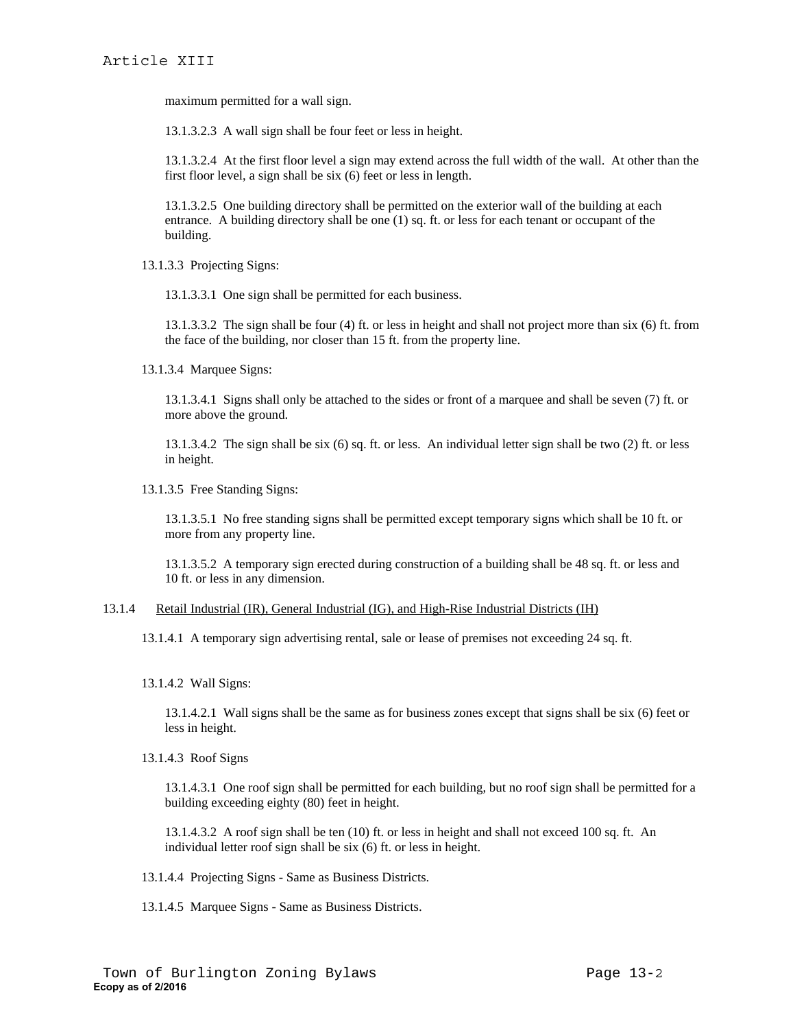maximum permitted for a wall sign.

13.1.3.2.3 A wall sign shall be four feet or less in height.

13.1.3.2.4 At the first floor level a sign may extend across the full width of the wall. At other than the first floor level, a sign shall be six (6) feet or less in length.

13.1.3.2.5 One building directory shall be permitted on the exterior wall of the building at each entrance. A building directory shall be one (1) sq. ft. or less for each tenant or occupant of the building.

13.1.3.3 Projecting Signs:

13.1.3.3.1 One sign shall be permitted for each business.

13.1.3.3.2 The sign shall be four (4) ft. or less in height and shall not project more than six (6) ft. from the face of the building, nor closer than 15 ft. from the property line.

13.1.3.4 Marquee Signs:

13.1.3.4.1 Signs shall only be attached to the sides or front of a marquee and shall be seven (7) ft. or more above the ground.

13.1.3.4.2 The sign shall be six (6) sq. ft. or less. An individual letter sign shall be two (2) ft. or less in height.

13.1.3.5 Free Standing Signs:

13.1.3.5.1 No free standing signs shall be permitted except temporary signs which shall be 10 ft. or more from any property line.

13.1.3.5.2 A temporary sign erected during construction of a building shall be 48 sq. ft. or less and 10 ft. or less in any dimension.

13.1.4 Retail Industrial (IR), General Industrial (IG), and High-Rise Industrial Districts (IH)

13.1.4.1 A temporary sign advertising rental, sale or lease of premises not exceeding 24 sq. ft.

13.1.4.2 Wall Signs:

13.1.4.2.1 Wall signs shall be the same as for business zones except that signs shall be six (6) feet or less in height.

13.1.4.3 Roof Signs

13.1.4.3.1 One roof sign shall be permitted for each building, but no roof sign shall be permitted for a building exceeding eighty (80) feet in height.

13.1.4.3.2 A roof sign shall be ten (10) ft. or less in height and shall not exceed 100 sq. ft. An individual letter roof sign shall be six (6) ft. or less in height.

13.1.4.4 Projecting Signs - Same as Business Districts.

13.1.4.5 Marquee Signs - Same as Business Districts.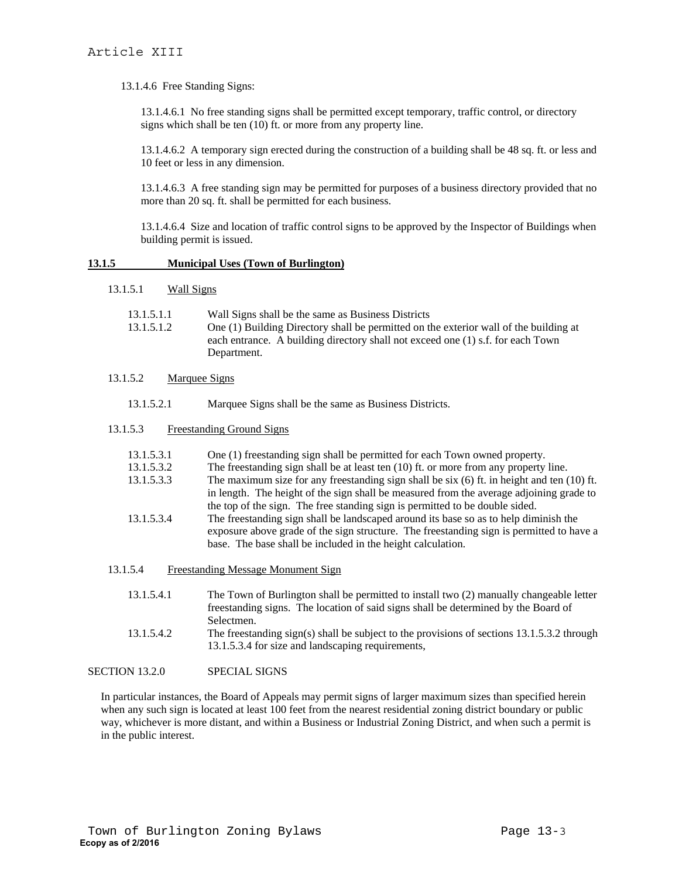13.1.4.6 Free Standing Signs:

13.1.4.6.1 No free standing signs shall be permitted except temporary, traffic control, or directory signs which shall be ten (10) ft. or more from any property line.

13.1.4.6.2 A temporary sign erected during the construction of a building shall be 48 sq. ft. or less and 10 feet or less in any dimension.

13.1.4.6.3 A free standing sign may be permitted for purposes of a business directory provided that no more than 20 sq. ft. shall be permitted for each business.

13.1.4.6.4 Size and location of traffic control signs to be approved by the Inspector of Buildings when building permit is issued.

**13.1.5 Municipal Uses (Town of Burlington)**

13.1.5.1 Wall Signs

13.1.5.1.1 Wall Signs shall be the same as Business Districts

13.1.5.1.2 One (1) Building Directory shall be permitted on the exterior wall of the building at each entrance. A building directory shall not exceed one (1) s.f. for each Town Department.

13.1.5.2 Marquee Signs

13.1.5.2.1 Marquee Signs shall be the same as Business Districts.

13.1.5.3 Freestanding Ground Signs

13.1.5.3.1 One (1) freestanding sign shall be permitted for each Town owned property.

13.1.5.3.2 The freestanding sign shall be at least ten (10) ft. or more from any property line.

13.1.5.3.3 The maximum size for any freestanding sign shall be six (6) ft. in height and ten (10) ft. in length. The height of the sign shall be measured from the average adjoining grade to the top of the sign. The free standing sign is permitted to be double sided.

13.1.5.3.4 The freestanding sign shall be landscaped around its base so as to help diminish the exposure above grade of the sign structure. The freestanding sign is permitted to have a base. The base shall be included in the height calculation.

13.1.5.4 Freestanding Message Monument Sign

13.1.5.4.1 The Town of Burlington shall be permitted to install two (2) manually changeable letter freestanding signs. The location of said signs shall be determined by the Board of Selectmen.

13.1.5.4.2 The freestanding sign(s) shall be subject to the provisions of sections 13.1.5.3.2 through 13.1.5.3.4 for size and landscaping requirements,

SECTION 13.2.0 SPECIAL SIGNS

In particular instances, the Board of Appeals may permit signs of larger maximum sizes than specified herein when any such sign is located at least 100 feet from the nearest residential zoning district boundary or public way, whichever is more distant, and within a Business or Industrial Zoning District, and when such a permit is in the public interest.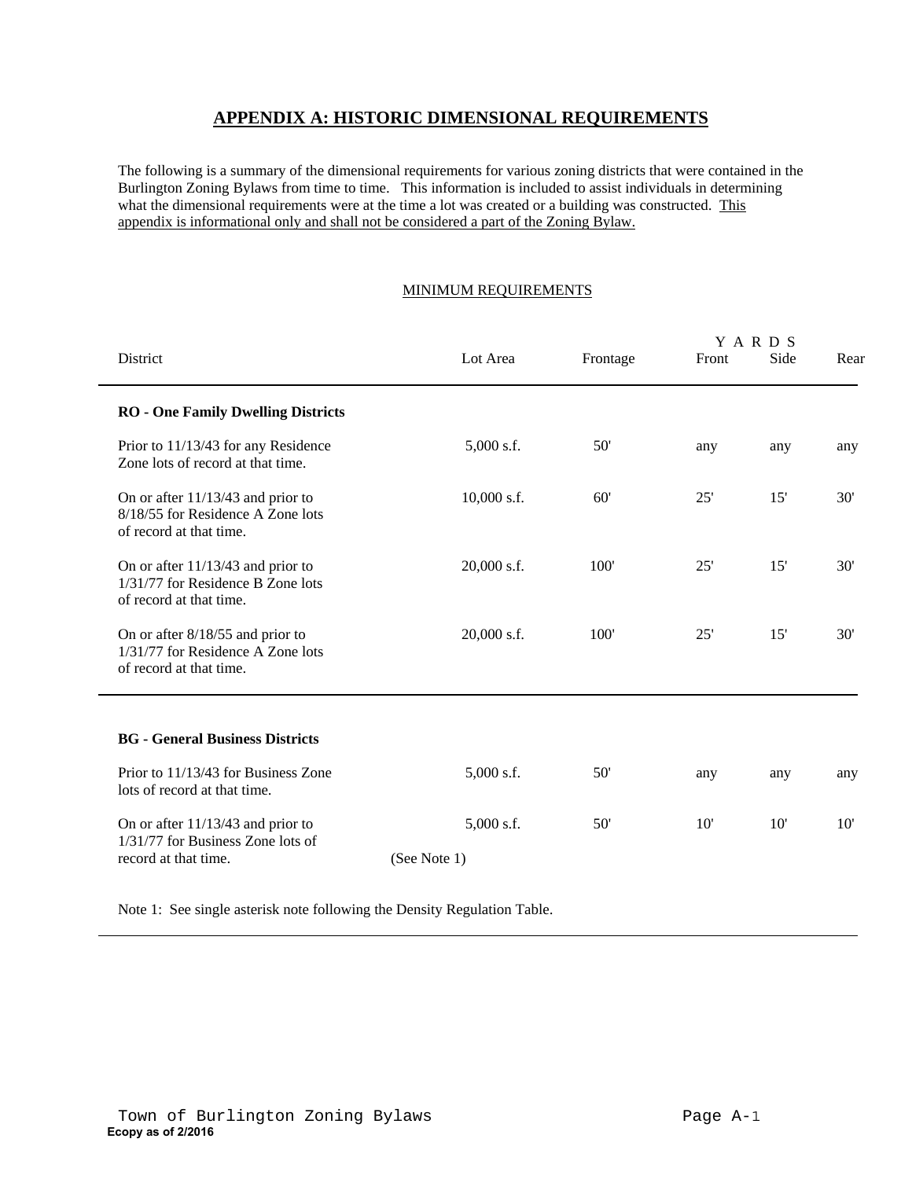# APPENDIX A: HISTORIC DIMENSIONAL REQUIREMENTS

The following is a summary of the dimensional requirements for various zoning districts that were contained in the Burlington Zoning Bylaws from time to time. This information is included to assist individuals in determining what the dimensional requirements were at the time a lot was created or a building was constructed. This appendix is informational only and shall not be considered a part of the Zoning Bylaw.

MINIMUM REQUIREMENTS

| District | Lot Area | Frontage | YARDS Front | Side | Rear |
|---|---|---|---|---|---|
| **RO - One Family Dwelling Districts** | | | | | |
| Prior to 11/13/43 for any Residence Zone lots of record at that time. | 5,000 s.f. | 50' | any | any | any |
| On or after 11/13/43 and prior to 8/18/55 for Residence A Zone lots of record at that time. | 10,000 s.f. | 60' | 25' | 15' | 30' |
| On or after 11/13/43 and prior to 1/31/77 for Residence B Zone lots of record at that time. | 20,000 s.f. | 100' | 25' | 15' | 30' |
| On or after 8/18/55 and prior to 1/31/77 for Residence A Zone lots of record at that time. | 20,000 s.f. | 100' | 25' | 15' | 30' |
| **BG - General Business Districts** | | | | | |
| Prior to 11/13/43 for Business Zone lots of record at that time. | 5,000 s.f. | 50' | any | any | any |
| On or after 11/13/43 and prior to 1/31/77 for Business Zone lots of record at that time. | 5,000 s.f. (See Note 1) | 50' | 10' | 10' | 10' |

Note 1: See single asterisk note following the Density Regulation Table.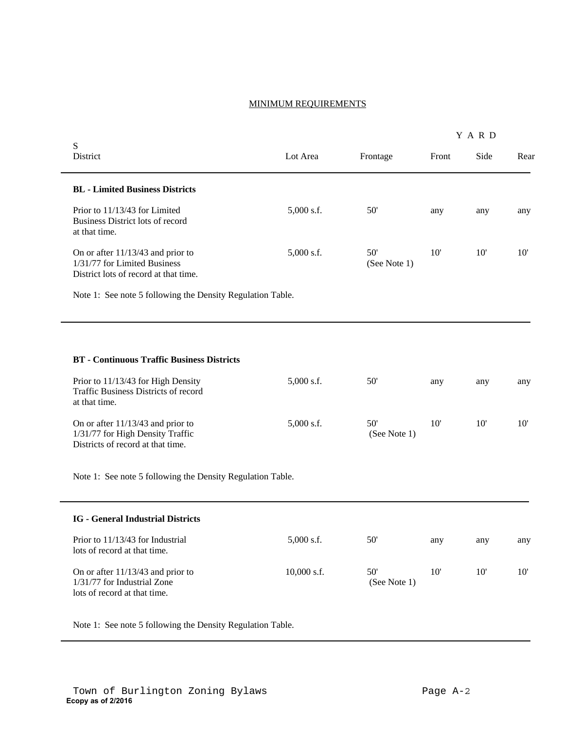## MINIMUM REQUIREMENTS

| S District | Lot Area | Frontage | YARD Front | YARD Side | YARD Rear |
|---|---|---|---|---|---|
| **BL - Limited Business Districts** | | | | | |
| Prior to 11/13/43 for Limited Business District lots of record at that time. | 5,000 s.f. | 50' | any | any | any |
| On or after 11/13/43 and prior to 1/31/77 for Limited Business District lots of record at that time. | 5,000 s.f. | 50' (See Note 1) | 10' | 10' | 10' |

Note 1: See note 5 following the Density Regulation Table.

| S District | Lot Area | Frontage | YARD Front | YARD Side | YARD Rear |
|---|---|---|---|---|---|
| **BT - Continuous Traffic Business Districts** | | | | | |
| Prior to 11/13/43 for High Density Traffic Business Districts of record at that time. | 5,000 s.f. | 50' | any | any | any |
| On or after 11/13/43 and prior to 1/31/77 for High Density Traffic Districts of record at that time. | 5,000 s.f. | 50' (See Note 1) | 10' | 10' | 10' |

Note 1: See note 5 following the Density Regulation Table.

| S District | Lot Area | Frontage | YARD Front | YARD Side | YARD Rear |
|---|---|---|---|---|---|
| **IG - General Industrial Districts** | | | | | |
| Prior to 11/13/43 for Industrial lots of record at that time. | 5,000 s.f. | 50' | any | any | any |
| On or after 11/13/43 and prior to 1/31/77 for Industrial Zone lots of record at that time. | 10,000 s.f. | 50' (See Note 1) | 10' | 10' | 10' |

Note 1: See note 5 following the Density Regulation Table.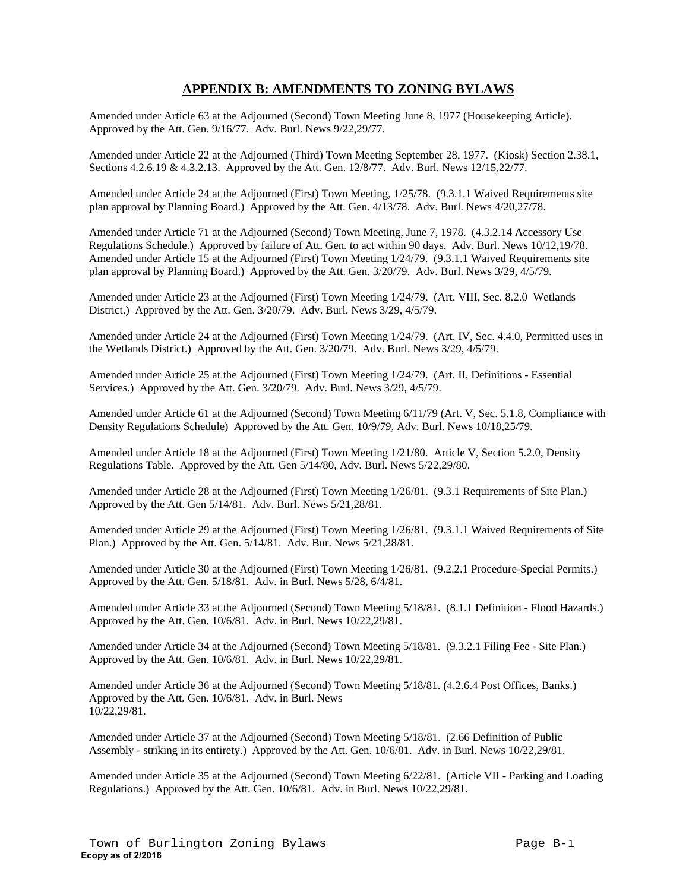## APPENDIX B: AMENDMENTS TO ZONING BYLAWS

Amended under Article 63 at the Adjourned (Second) Town Meeting June 8, 1977 (Housekeeping Article). Approved by the Att. Gen. 9/16/77. Adv. Burl. News 9/22,29/77.

Amended under Article 22 at the Adjourned (Third) Town Meeting September 28, 1977. (Kiosk) Section 2.38.1, Sections 4.2.6.19 & 4.3.2.13. Approved by the Att. Gen. 12/8/77. Adv. Burl. News 12/15,22/77.

Amended under Article 24 at the Adjourned (First) Town Meeting, 1/25/78. (9.3.1.1 Waived Requirements site plan approval by Planning Board.) Approved by the Att. Gen. 4/13/78. Adv. Burl. News 4/20,27/78.

Amended under Article 71 at the Adjourned (Second) Town Meeting, June 7, 1978. (4.3.2.14 Accessory Use Regulations Schedule.) Approved by failure of Att. Gen. to act within 90 days. Adv. Burl. News 10/12,19/78. Amended under Article 15 at the Adjourned (First) Town Meeting 1/24/79. (9.3.1.1 Waived Requirements site plan approval by Planning Board.) Approved by the Att. Gen. 3/20/79. Adv. Burl. News 3/29, 4/5/79.

Amended under Article 23 at the Adjourned (First) Town Meeting 1/24/79. (Art. VIII, Sec. 8.2.0 Wetlands District.) Approved by the Att. Gen. 3/20/79. Adv. Burl. News 3/29, 4/5/79.

Amended under Article 24 at the Adjourned (First) Town Meeting 1/24/79. (Art. IV, Sec. 4.4.0, Permitted uses in the Wetlands District.) Approved by the Att. Gen. 3/20/79. Adv. Burl. News 3/29, 4/5/79.

Amended under Article 25 at the Adjourned (First) Town Meeting 1/24/79. (Art. II, Definitions - Essential Services.) Approved by the Att. Gen. 3/20/79. Adv. Burl. News 3/29, 4/5/79.

Amended under Article 61 at the Adjourned (Second) Town Meeting 6/11/79 (Art. V, Sec. 5.1.8, Compliance with Density Regulations Schedule) Approved by the Att. Gen. 10/9/79, Adv. Burl. News 10/18,25/79.

Amended under Article 18 at the Adjourned (First) Town Meeting 1/21/80. Article V, Section 5.2.0, Density Regulations Table. Approved by the Att. Gen 5/14/80, Adv. Burl. News 5/22,29/80.

Amended under Article 28 at the Adjourned (First) Town Meeting 1/26/81. (9.3.1 Requirements of Site Plan.) Approved by the Att. Gen 5/14/81. Adv. Burl. News 5/21,28/81.

Amended under Article 29 at the Adjourned (First) Town Meeting 1/26/81. (9.3.1.1 Waived Requirements of Site Plan.) Approved by the Att. Gen. 5/14/81. Adv. Bur. News 5/21,28/81.

Amended under Article 30 at the Adjourned (First) Town Meeting 1/26/81. (9.2.2.1 Procedure-Special Permits.) Approved by the Att. Gen. 5/18/81. Adv. in Burl. News 5/28, 6/4/81.

Amended under Article 33 at the Adjourned (Second) Town Meeting 5/18/81. (8.1.1 Definition - Flood Hazards.) Approved by the Att. Gen. 10/6/81. Adv. in Burl. News 10/22,29/81.

Amended under Article 34 at the Adjourned (Second) Town Meeting 5/18/81. (9.3.2.1 Filing Fee - Site Plan.) Approved by the Att. Gen. 10/6/81. Adv. in Burl. News 10/22,29/81.

Amended under Article 36 at the Adjourned (Second) Town Meeting 5/18/81. (4.2.6.4 Post Offices, Banks.) Approved by the Att. Gen. 10/6/81. Adv. in Burl. News 10/22,29/81.

Amended under Article 37 at the Adjourned (Second) Town Meeting 5/18/81. (2.66 Definition of Public Assembly - striking in its entirety.) Approved by the Att. Gen. 10/6/81. Adv. in Burl. News 10/22,29/81.

Amended under Article 35 at the Adjourned (Second) Town Meeting 6/22/81. (Article VII - Parking and Loading Regulations.) Approved by the Att. Gen. 10/6/81. Adv. in Burl. News 10/22,29/81.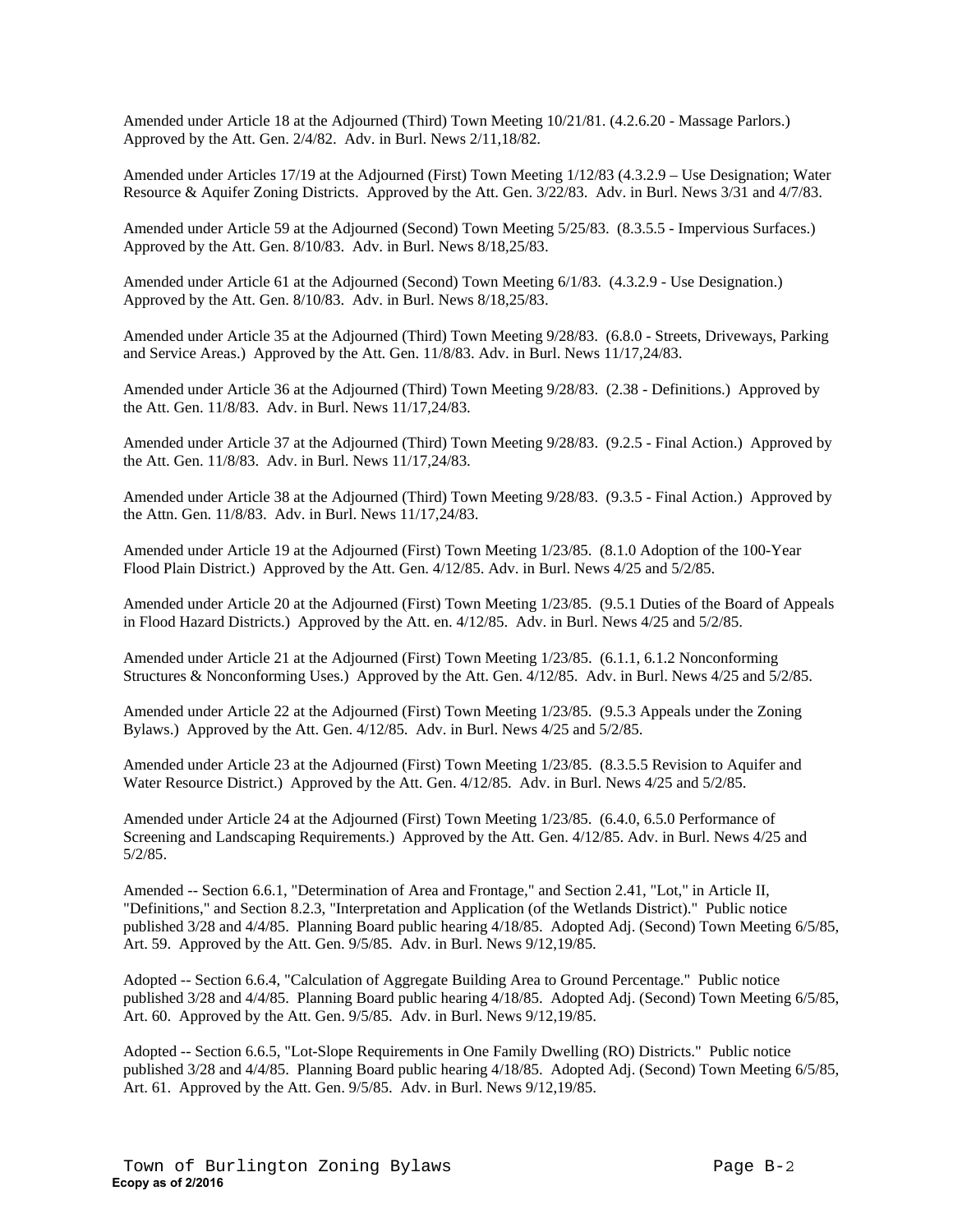Amended under Article 18 at the Adjourned (Third) Town Meeting 10/21/81. (4.2.6.20 - Massage Parlors.) Approved by the Att. Gen. 2/4/82. Adv. in Burl. News 2/11,18/82.

Amended under Articles 17/19 at the Adjourned (First) Town Meeting 1/12/83 (4.3.2.9 – Use Designation; Water Resource & Aquifer Zoning Districts. Approved by the Att. Gen. 3/22/83. Adv. in Burl. News 3/31 and 4/7/83.

Amended under Article 59 at the Adjourned (Second) Town Meeting 5/25/83. (8.3.5.5 - Impervious Surfaces.) Approved by the Att. Gen. 8/10/83. Adv. in Burl. News 8/18,25/83.

Amended under Article 61 at the Adjourned (Second) Town Meeting 6/1/83. (4.3.2.9 - Use Designation.) Approved by the Att. Gen. 8/10/83. Adv. in Burl. News 8/18,25/83.

Amended under Article 35 at the Adjourned (Third) Town Meeting 9/28/83. (6.8.0 - Streets, Driveways, Parking and Service Areas.) Approved by the Att. Gen. 11/8/83. Adv. in Burl. News 11/17,24/83.

Amended under Article 36 at the Adjourned (Third) Town Meeting 9/28/83. (2.38 - Definitions.) Approved by the Att. Gen. 11/8/83. Adv. in Burl. News 11/17,24/83.

Amended under Article 37 at the Adjourned (Third) Town Meeting 9/28/83. (9.2.5 - Final Action.) Approved by the Att. Gen. 11/8/83. Adv. in Burl. News 11/17,24/83.

Amended under Article 38 at the Adjourned (Third) Town Meeting 9/28/83. (9.3.5 - Final Action.) Approved by the Attn. Gen. 11/8/83. Adv. in Burl. News 11/17,24/83.

Amended under Article 19 at the Adjourned (First) Town Meeting 1/23/85. (8.1.0 Adoption of the 100-Year Flood Plain District.) Approved by the Att. Gen. 4/12/85. Adv. in Burl. News 4/25 and 5/2/85.

Amended under Article 20 at the Adjourned (First) Town Meeting 1/23/85. (9.5.1 Duties of the Board of Appeals in Flood Hazard Districts.) Approved by the Att. en. 4/12/85. Adv. in Burl. News 4/25 and 5/2/85.

Amended under Article 21 at the Adjourned (First) Town Meeting 1/23/85. (6.1.1, 6.1.2 Nonconforming Structures & Nonconforming Uses.) Approved by the Att. Gen. 4/12/85. Adv. in Burl. News 4/25 and 5/2/85.

Amended under Article 22 at the Adjourned (First) Town Meeting 1/23/85. (9.5.3 Appeals under the Zoning Bylaws.) Approved by the Att. Gen. 4/12/85. Adv. in Burl. News 4/25 and 5/2/85.

Amended under Article 23 at the Adjourned (First) Town Meeting 1/23/85. (8.3.5.5 Revision to Aquifer and Water Resource District.) Approved by the Att. Gen. 4/12/85. Adv. in Burl. News 4/25 and 5/2/85.

Amended under Article 24 at the Adjourned (First) Town Meeting 1/23/85. (6.4.0, 6.5.0 Performance of Screening and Landscaping Requirements.) Approved by the Att. Gen. 4/12/85. Adv. in Burl. News 4/25 and 5/2/85.

Amended -- Section 6.6.1, "Determination of Area and Frontage," and Section 2.41, "Lot," in Article II, "Definitions," and Section 8.2.3, "Interpretation and Application (of the Wetlands District)." Public notice published 3/28 and 4/4/85. Planning Board public hearing 4/18/85. Adopted Adj. (Second) Town Meeting 6/5/85, Art. 59. Approved by the Att. Gen. 9/5/85. Adv. in Burl. News 9/12,19/85.

Adopted -- Section 6.6.4, "Calculation of Aggregate Building Area to Ground Percentage." Public notice published 3/28 and 4/4/85. Planning Board public hearing 4/18/85. Adopted Adj. (Second) Town Meeting 6/5/85, Art. 60. Approved by the Att. Gen. 9/5/85. Adv. in Burl. News 9/12,19/85.

Adopted -- Section 6.6.5, "Lot-Slope Requirements in One Family Dwelling (RO) Districts." Public notice published 3/28 and 4/4/85. Planning Board public hearing 4/18/85. Adopted Adj. (Second) Town Meeting 6/5/85, Art. 61. Approved by the Att. Gen. 9/5/85. Adv. in Burl. News 9/12,19/85.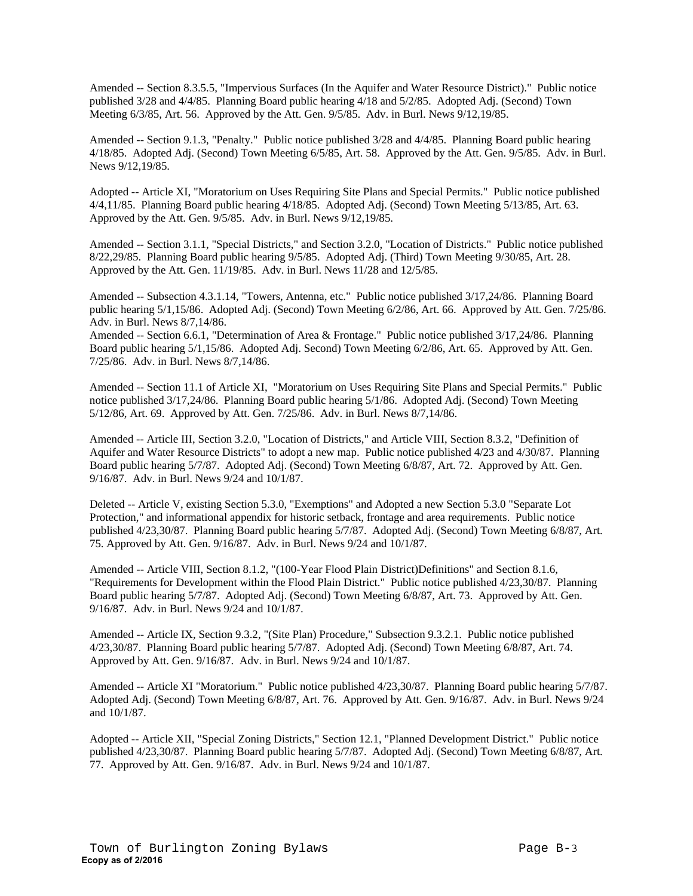Amended -- Section 8.3.5.5, "Impervious Surfaces (In the Aquifer and Water Resource District)." Public notice published 3/28 and 4/4/85. Planning Board public hearing 4/18 and 5/2/85. Adopted Adj. (Second) Town Meeting 6/3/85, Art. 56. Approved by the Att. Gen. 9/5/85. Adv. in Burl. News 9/12,19/85.

Amended -- Section 9.1.3, "Penalty." Public notice published 3/28 and 4/4/85. Planning Board public hearing 4/18/85. Adopted Adj. (Second) Town Meeting 6/5/85, Art. 58. Approved by the Att. Gen. 9/5/85. Adv. in Burl. News 9/12,19/85.

Adopted -- Article XI, "Moratorium on Uses Requiring Site Plans and Special Permits." Public notice published 4/4,11/85. Planning Board public hearing 4/18/85. Adopted Adj. (Second) Town Meeting 5/13/85, Art. 63. Approved by the Att. Gen. 9/5/85. Adv. in Burl. News 9/12,19/85.

Amended -- Section 3.1.1, "Special Districts," and Section 3.2.0, "Location of Districts." Public notice published 8/22,29/85. Planning Board public hearing 9/5/85. Adopted Adj. (Third) Town Meeting 9/30/85, Art. 28. Approved by the Att. Gen. 11/19/85. Adv. in Burl. News 11/28 and 12/5/85.

Amended -- Subsection 4.3.1.14, "Towers, Antenna, etc." Public notice published 3/17,24/86. Planning Board public hearing 5/1,15/86. Adopted Adj. (Second) Town Meeting 6/2/86, Art. 66. Approved by Att. Gen. 7/25/86. Adv. in Burl. News 8/7,14/86.
Amended -- Section 6.6.1, "Determination of Area & Frontage." Public notice published 3/17,24/86. Planning Board public hearing 5/1,15/86. Adopted Adj. Second) Town Meeting 6/2/86, Art. 65. Approved by Att. Gen. 7/25/86. Adv. in Burl. News 8/7,14/86.

Amended -- Section 11.1 of Article XI, "Moratorium on Uses Requiring Site Plans and Special Permits." Public notice published 3/17,24/86. Planning Board public hearing 5/1/86. Adopted Adj. (Second) Town Meeting 5/12/86, Art. 69. Approved by Att. Gen. 7/25/86. Adv. in Burl. News 8/7,14/86.

Amended -- Article III, Section 3.2.0, "Location of Districts," and Article VIII, Section 8.3.2, "Definition of Aquifer and Water Resource Districts" to adopt a new map. Public notice published 4/23 and 4/30/87. Planning Board public hearing 5/7/87. Adopted Adj. (Second) Town Meeting 6/8/87, Art. 72. Approved by Att. Gen. 9/16/87. Adv. in Burl. News 9/24 and 10/1/87.

Deleted -- Article V, existing Section 5.3.0, "Exemptions" and Adopted a new Section 5.3.0 "Separate Lot Protection," and informational appendix for historic setback, frontage and area requirements. Public notice published 4/23,30/87. Planning Board public hearing 5/7/87. Adopted Adj. (Second) Town Meeting 6/8/87, Art. 75. Approved by Att. Gen. 9/16/87. Adv. in Burl. News 9/24 and 10/1/87.

Amended -- Article VIII, Section 8.1.2, "(100-Year Flood Plain District)Definitions" and Section 8.1.6, "Requirements for Development within the Flood Plain District." Public notice published 4/23,30/87. Planning Board public hearing 5/7/87. Adopted Adj. (Second) Town Meeting 6/8/87, Art. 73. Approved by Att. Gen. 9/16/87. Adv. in Burl. News 9/24 and 10/1/87.

Amended -- Article IX, Section 9.3.2, "(Site Plan) Procedure," Subsection 9.3.2.1. Public notice published 4/23,30/87. Planning Board public hearing 5/7/87. Adopted Adj. (Second) Town Meeting 6/8/87, Art. 74. Approved by Att. Gen. 9/16/87. Adv. in Burl. News 9/24 and 10/1/87.

Amended -- Article XI "Moratorium." Public notice published 4/23,30/87. Planning Board public hearing 5/7/87. Adopted Adj. (Second) Town Meeting 6/8/87, Art. 76. Approved by Att. Gen. 9/16/87. Adv. in Burl. News 9/24 and 10/1/87.

Adopted -- Article XII, "Special Zoning Districts," Section 12.1, "Planned Development District." Public notice published 4/23,30/87. Planning Board public hearing 5/7/87. Adopted Adj. (Second) Town Meeting 6/8/87, Art. 77. Approved by Att. Gen. 9/16/87. Adv. in Burl. News 9/24 and 10/1/87.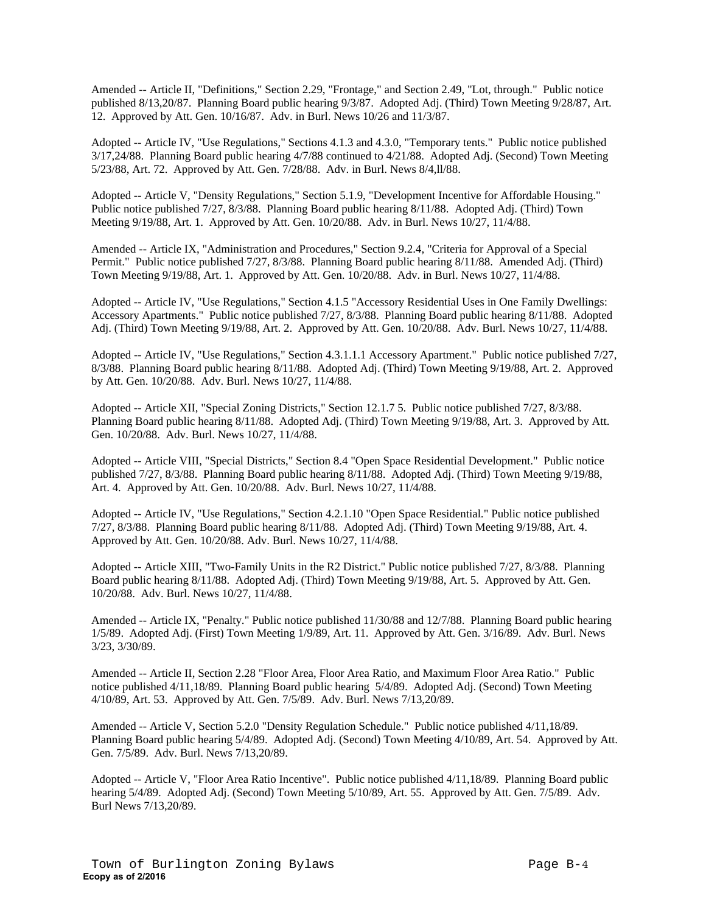Amended -- Article II, "Definitions," Section 2.29, "Frontage," and Section 2.49, "Lot, through." Public notice published 8/13,20/87. Planning Board public hearing 9/3/87. Adopted Adj. (Third) Town Meeting 9/28/87, Art. 12. Approved by Att. Gen. 10/16/87. Adv. in Burl. News 10/26 and 11/3/87.

Adopted -- Article IV, "Use Regulations," Sections 4.1.3 and 4.3.0, "Temporary tents." Public notice published 3/17,24/88. Planning Board public hearing 4/7/88 continued to 4/21/88. Adopted Adj. (Second) Town Meeting 5/23/88, Art. 72. Approved by Att. Gen. 7/28/88. Adv. in Burl. News 8/4,ll/88.

Adopted -- Article V, "Density Regulations," Section 5.1.9, "Development Incentive for Affordable Housing." Public notice published 7/27, 8/3/88. Planning Board public hearing 8/11/88. Adopted Adj. (Third) Town Meeting 9/19/88, Art. 1. Approved by Att. Gen. 10/20/88. Adv. in Burl. News 10/27, 11/4/88.

Amended -- Article IX, "Administration and Procedures," Section 9.2.4, "Criteria for Approval of a Special Permit." Public notice published 7/27, 8/3/88. Planning Board public hearing 8/11/88. Amended Adj. (Third) Town Meeting 9/19/88, Art. 1. Approved by Att. Gen. 10/20/88. Adv. in Burl. News 10/27, 11/4/88.

Adopted -- Article IV, "Use Regulations," Section 4.1.5 "Accessory Residential Uses in One Family Dwellings: Accessory Apartments." Public notice published 7/27, 8/3/88. Planning Board public hearing 8/11/88. Adopted Adj. (Third) Town Meeting 9/19/88, Art. 2. Approved by Att. Gen. 10/20/88. Adv. Burl. News 10/27, 11/4/88.

Adopted -- Article IV, "Use Regulations," Section 4.3.1.1.1 Accessory Apartment." Public notice published 7/27, 8/3/88. Planning Board public hearing 8/11/88. Adopted Adj. (Third) Town Meeting 9/19/88, Art. 2. Approved by Att. Gen. 10/20/88. Adv. Burl. News 10/27, 11/4/88.

Adopted -- Article XII, "Special Zoning Districts," Section 12.1.7 5. Public notice published 7/27, 8/3/88. Planning Board public hearing 8/11/88. Adopted Adj. (Third) Town Meeting 9/19/88, Art. 3. Approved by Att. Gen. 10/20/88. Adv. Burl. News 10/27, 11/4/88.

Adopted -- Article VIII, "Special Districts," Section 8.4 "Open Space Residential Development." Public notice published 7/27, 8/3/88. Planning Board public hearing 8/11/88. Adopted Adj. (Third) Town Meeting 9/19/88, Art. 4. Approved by Att. Gen. 10/20/88. Adv. Burl. News 10/27, 11/4/88.

Adopted -- Article IV, "Use Regulations," Section 4.2.1.10 "Open Space Residential." Public notice published 7/27, 8/3/88. Planning Board public hearing 8/11/88. Adopted Adj. (Third) Town Meeting 9/19/88, Art. 4. Approved by Att. Gen. 10/20/88. Adv. Burl. News 10/27, 11/4/88.

Adopted -- Article XIII, "Two-Family Units in the R2 District." Public notice published 7/27, 8/3/88. Planning Board public hearing 8/11/88. Adopted Adj. (Third) Town Meeting 9/19/88, Art. 5. Approved by Att. Gen. 10/20/88. Adv. Burl. News 10/27, 11/4/88.

Amended -- Article IX, "Penalty." Public notice published 11/30/88 and 12/7/88. Planning Board public hearing 1/5/89. Adopted Adj. (First) Town Meeting 1/9/89, Art. 11. Approved by Att. Gen. 3/16/89. Adv. Burl. News 3/23, 3/30/89.

Amended -- Article II, Section 2.28 "Floor Area, Floor Area Ratio, and Maximum Floor Area Ratio." Public notice published 4/11,18/89. Planning Board public hearing 5/4/89. Adopted Adj. (Second) Town Meeting 4/10/89, Art. 53. Approved by Att. Gen. 7/5/89. Adv. Burl. News 7/13,20/89.

Amended -- Article V, Section 5.2.0 "Density Regulation Schedule." Public notice published 4/11,18/89. Planning Board public hearing 5/4/89. Adopted Adj. (Second) Town Meeting 4/10/89, Art. 54. Approved by Att. Gen. 7/5/89. Adv. Burl. News 7/13,20/89.

Adopted -- Article V, "Floor Area Ratio Incentive". Public notice published 4/11,18/89. Planning Board public hearing 5/4/89. Adopted Adj. (Second) Town Meeting 5/10/89, Art. 55. Approved by Att. Gen. 7/5/89. Adv. Burl News 7/13,20/89.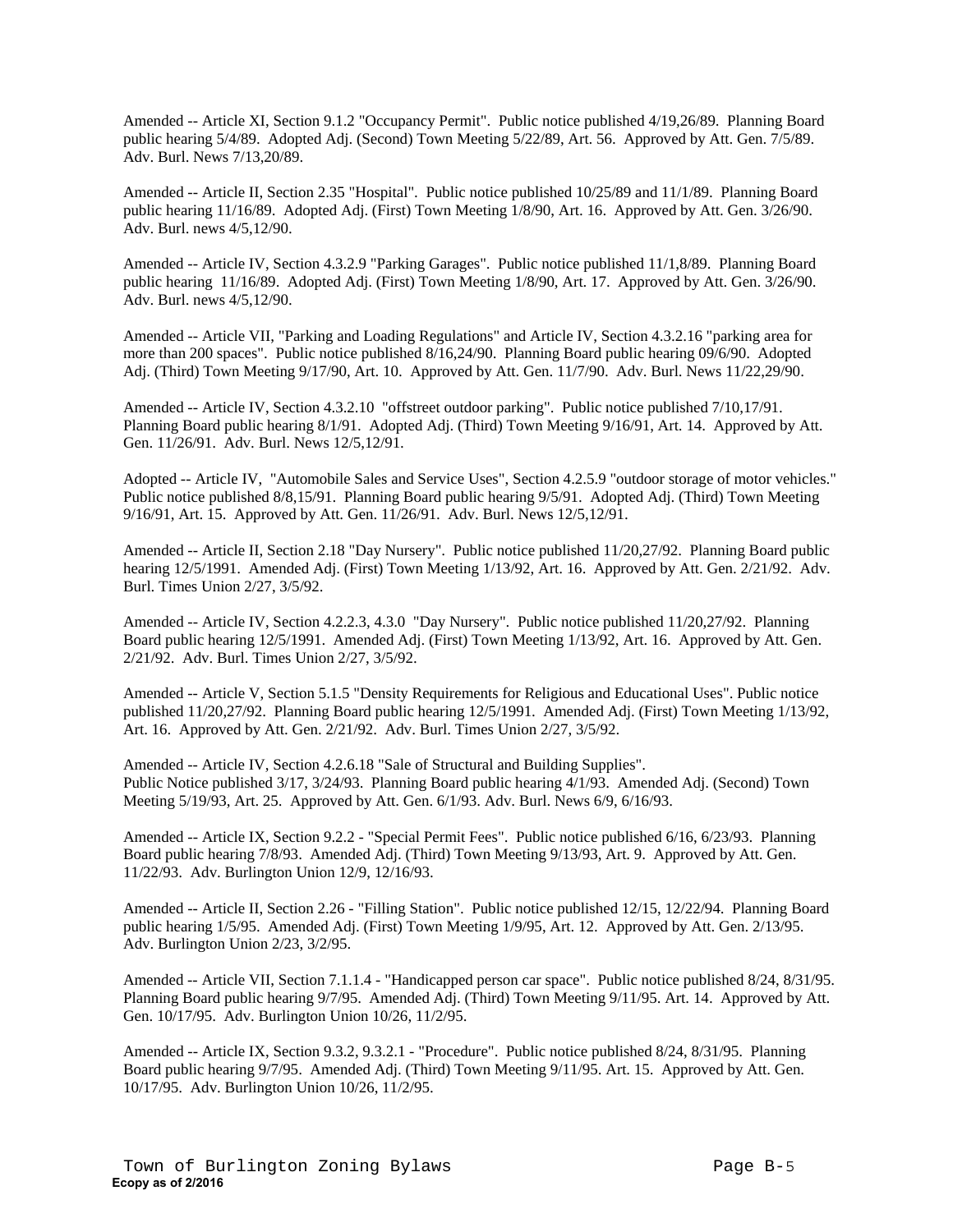Amended -- Article XI, Section 9.1.2 "Occupancy Permit". Public notice published 4/19,26/89. Planning Board public hearing 5/4/89. Adopted Adj. (Second) Town Meeting 5/22/89, Art. 56. Approved by Att. Gen. 7/5/89. Adv. Burl. News 7/13,20/89.

Amended -- Article II, Section 2.35 "Hospital". Public notice published 10/25/89 and 11/1/89. Planning Board public hearing 11/16/89. Adopted Adj. (First) Town Meeting 1/8/90, Art. 16. Approved by Att. Gen. 3/26/90. Adv. Burl. news 4/5,12/90.

Amended -- Article IV, Section 4.3.2.9 "Parking Garages". Public notice published 11/1,8/89. Planning Board public hearing 11/16/89. Adopted Adj. (First) Town Meeting 1/8/90, Art. 17. Approved by Att. Gen. 3/26/90. Adv. Burl. news 4/5,12/90.

Amended -- Article VII, "Parking and Loading Regulations" and Article IV, Section 4.3.2.16 "parking area for more than 200 spaces". Public notice published 8/16,24/90. Planning Board public hearing 09/6/90. Adopted Adj. (Third) Town Meeting 9/17/90, Art. 10. Approved by Att. Gen. 11/7/90. Adv. Burl. News 11/22,29/90.

Amended -- Article IV, Section 4.3.2.10 "offstreet outdoor parking". Public notice published 7/10,17/91. Planning Board public hearing 8/1/91. Adopted Adj. (Third) Town Meeting 9/16/91, Art. 14. Approved by Att. Gen. 11/26/91. Adv. Burl. News 12/5,12/91.

Adopted -- Article IV, "Automobile Sales and Service Uses", Section 4.2.5.9 "outdoor storage of motor vehicles." Public notice published 8/8,15/91. Planning Board public hearing 9/5/91. Adopted Adj. (Third) Town Meeting 9/16/91, Art. 15. Approved by Att. Gen. 11/26/91. Adv. Burl. News 12/5,12/91.

Amended -- Article II, Section 2.18 "Day Nursery". Public notice published 11/20,27/92. Planning Board public hearing 12/5/1991. Amended Adj. (First) Town Meeting 1/13/92, Art. 16. Approved by Att. Gen. 2/21/92. Adv. Burl. Times Union 2/27, 3/5/92.

Amended -- Article IV, Section 4.2.2.3, 4.3.0 "Day Nursery". Public notice published 11/20,27/92. Planning Board public hearing 12/5/1991. Amended Adj. (First) Town Meeting 1/13/92, Art. 16. Approved by Att. Gen. 2/21/92. Adv. Burl. Times Union 2/27, 3/5/92.

Amended -- Article V, Section 5.1.5 "Density Requirements for Religious and Educational Uses". Public notice published 11/20,27/92. Planning Board public hearing 12/5/1991. Amended Adj. (First) Town Meeting 1/13/92, Art. 16. Approved by Att. Gen. 2/21/92. Adv. Burl. Times Union 2/27, 3/5/92.

Amended -- Article IV, Section 4.2.6.18 "Sale of Structural and Building Supplies". Public Notice published 3/17, 3/24/93. Planning Board public hearing 4/1/93. Amended Adj. (Second) Town Meeting 5/19/93, Art. 25. Approved by Att. Gen. 6/1/93. Adv. Burl. News 6/9, 6/16/93.

Amended -- Article IX, Section 9.2.2 - "Special Permit Fees". Public notice published 6/16, 6/23/93. Planning Board public hearing 7/8/93. Amended Adj. (Third) Town Meeting 9/13/93, Art. 9. Approved by Att. Gen. 11/22/93. Adv. Burlington Union 12/9, 12/16/93.

Amended -- Article II, Section 2.26 - "Filling Station". Public notice published 12/15, 12/22/94. Planning Board public hearing 1/5/95. Amended Adj. (First) Town Meeting 1/9/95, Art. 12. Approved by Att. Gen. 2/13/95. Adv. Burlington Union 2/23, 3/2/95.

Amended -- Article VII, Section 7.1.1.4 - "Handicapped person car space". Public notice published 8/24, 8/31/95. Planning Board public hearing 9/7/95. Amended Adj. (Third) Town Meeting 9/11/95. Art. 14. Approved by Att. Gen. 10/17/95. Adv. Burlington Union 10/26, 11/2/95.

Amended -- Article IX, Section 9.3.2, 9.3.2.1 - "Procedure". Public notice published 8/24, 8/31/95. Planning Board public hearing 9/7/95. Amended Adj. (Third) Town Meeting 9/11/95. Art. 15. Approved by Att. Gen. 10/17/95. Adv. Burlington Union 10/26, 11/2/95.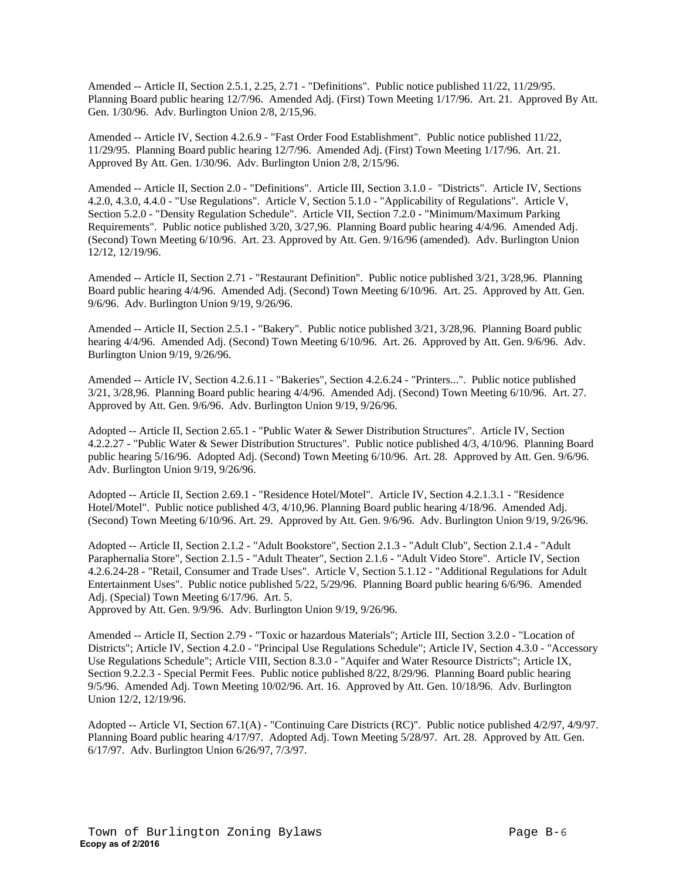Amended -- Article II, Section 2.5.1, 2.25, 2.71 - "Definitions". Public notice published 11/22, 11/29/95. Planning Board public hearing 12/7/96. Amended Adj. (First) Town Meeting 1/17/96. Art. 21. Approved By Att. Gen. 1/30/96. Adv. Burlington Union 2/8, 2/15,96.

Amended -- Article IV, Section 4.2.6.9 - "Fast Order Food Establishment". Public notice published 11/22, 11/29/95. Planning Board public hearing 12/7/96. Amended Adj. (First) Town Meeting 1/17/96. Art. 21. Approved By Att. Gen. 1/30/96. Adv. Burlington Union 2/8, 2/15/96.

Amended -- Article II, Section 2.0 - "Definitions". Article III, Section 3.1.0 - "Districts". Article IV, Sections 4.2.0, 4.3.0, 4.4.0 - "Use Regulations". Article V, Section 5.1.0 - "Applicability of Regulations". Article V, Section 5.2.0 - "Density Regulation Schedule". Article VII, Section 7.2.0 - "Minimum/Maximum Parking Requirements". Public notice published 3/20, 3/27,96. Planning Board public hearing 4/4/96. Amended Adj. (Second) Town Meeting 6/10/96. Art. 23. Approved by Att. Gen. 9/16/96 (amended). Adv. Burlington Union 12/12, 12/19/96.

Amended -- Article II, Section 2.71 - "Restaurant Definition". Public notice published 3/21, 3/28,96. Planning Board public hearing 4/4/96. Amended Adj. (Second) Town Meeting 6/10/96. Art. 25. Approved by Att. Gen. 9/6/96. Adv. Burlington Union 9/19, 9/26/96.

Amended -- Article II, Section 2.5.1 - "Bakery". Public notice published 3/21, 3/28,96. Planning Board public hearing 4/4/96. Amended Adj. (Second) Town Meeting 6/10/96. Art. 26. Approved by Att. Gen. 9/6/96. Adv. Burlington Union 9/19, 9/26/96.

Amended -- Article IV, Section 4.2.6.11 - "Bakeries", Section 4.2.6.24 - "Printers...". Public notice published 3/21, 3/28,96. Planning Board public hearing 4/4/96. Amended Adj. (Second) Town Meeting 6/10/96. Art. 27. Approved by Att. Gen. 9/6/96. Adv. Burlington Union 9/19, 9/26/96.

Adopted -- Article II, Section 2.65.1 - "Public Water & Sewer Distribution Structures". Article IV, Section 4.2.2.27 - "Public Water & Sewer Distribution Structures". Public notice published 4/3, 4/10/96. Planning Board public hearing 5/16/96. Adopted Adj. (Second) Town Meeting 6/10/96. Art. 28. Approved by Att. Gen. 9/6/96. Adv. Burlington Union 9/19, 9/26/96.

Adopted -- Article II, Section 2.69.1 - "Residence Hotel/Motel". Article IV, Section 4.2.1.3.1 - "Residence Hotel/Motel". Public notice published 4/3, 4/10,96. Planning Board public hearing 4/18/96. Amended Adj. (Second) Town Meeting 6/10/96. Art. 29. Approved by Att. Gen. 9/6/96. Adv. Burlington Union 9/19, 9/26/96.

Adopted -- Article II, Section 2.1.2 - "Adult Bookstore", Section 2.1.3 - "Adult Club", Section 2.1.4 - "Adult Paraphernalia Store", Section 2.1.5 - "Adult Theater", Section 2.1.6 - "Adult Video Store". Article IV, Section 4.2.6.24-28 - "Retail, Consumer and Trade Uses". Article V, Section 5.1.12 - "Additional Regulations for Adult Entertainment Uses". Public notice published 5/22, 5/29/96. Planning Board public hearing 6/6/96. Amended Adj. (Special) Town Meeting 6/17/96. Art. 5.
Approved by Att. Gen. 9/9/96. Adv. Burlington Union 9/19, 9/26/96.

Amended -- Article II, Section 2.79 - "Toxic or hazardous Materials"; Article III, Section 3.2.0 - "Location of Districts"; Article IV, Section 4.2.0 - "Principal Use Regulations Schedule"; Article IV, Section 4.3.0 - "Accessory Use Regulations Schedule"; Article VIII, Section 8.3.0 - "Aquifer and Water Resource Districts"; Article IX, Section 9.2.2.3 - Special Permit Fees. Public notice published 8/22, 8/29/96. Planning Board public hearing 9/5/96. Amended Adj. Town Meeting 10/02/96. Art. 16. Approved by Att. Gen. 10/18/96. Adv. Burlington Union 12/2, 12/19/96.

Adopted -- Article VI, Section 67.1(A) - "Continuing Care Districts (RC)". Public notice published 4/2/97, 4/9/97. Planning Board public hearing 4/17/97. Adopted Adj. Town Meeting 5/28/97. Art. 28. Approved by Att. Gen. 6/17/97. Adv. Burlington Union 6/26/97, 7/3/97.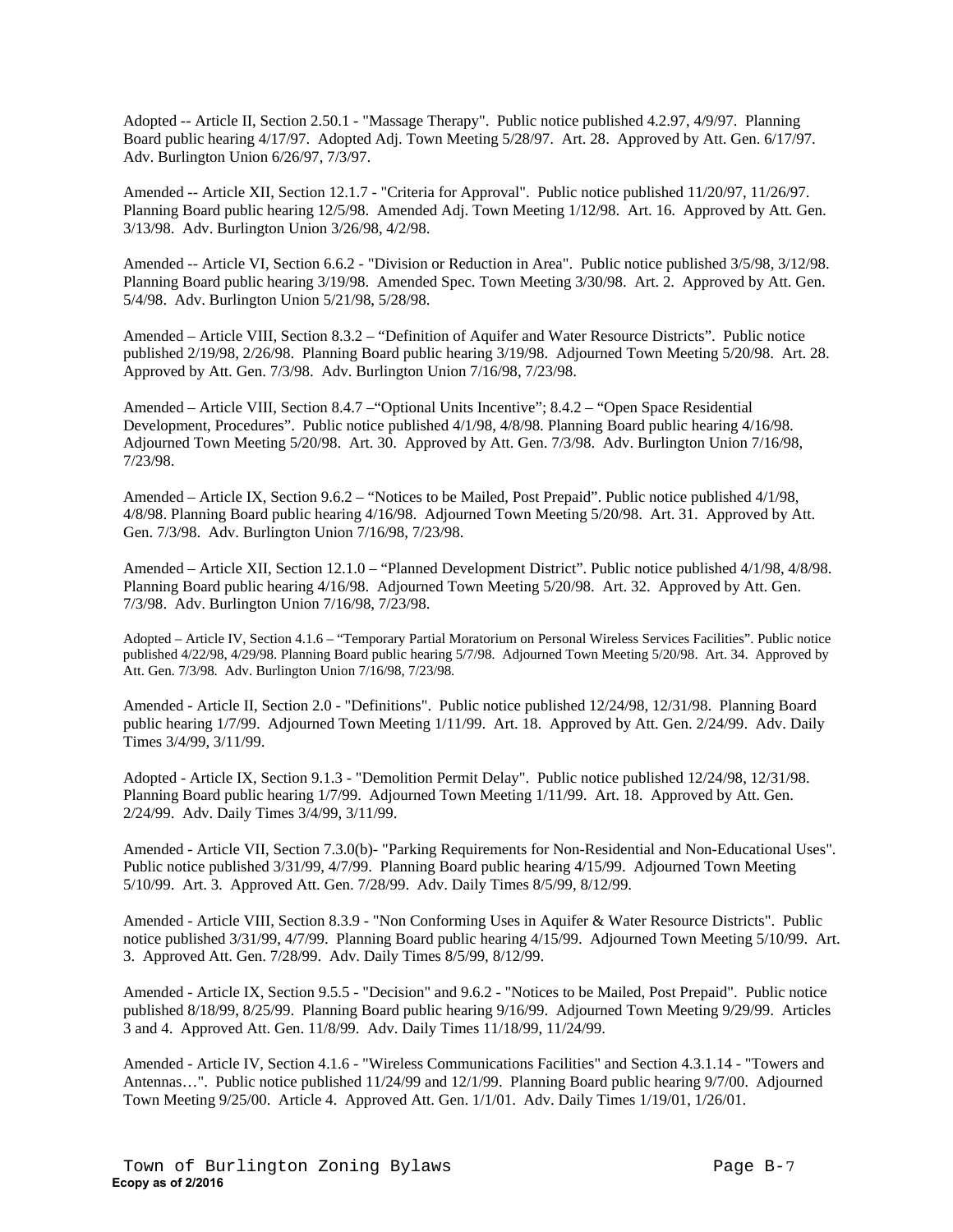Adopted -- Article II, Section 2.50.1 - "Massage Therapy". Public notice published 4.2.97, 4/9/97. Planning Board public hearing 4/17/97. Adopted Adj. Town Meeting 5/28/97. Art. 28. Approved by Att. Gen. 6/17/97. Adv. Burlington Union 6/26/97, 7/3/97.

Amended -- Article XII, Section 12.1.7 - "Criteria for Approval". Public notice published 11/20/97, 11/26/97. Planning Board public hearing 12/5/98. Amended Adj. Town Meeting 1/12/98. Art. 16. Approved by Att. Gen. 3/13/98. Adv. Burlington Union 3/26/98, 4/2/98.

Amended -- Article VI, Section 6.6.2 - "Division or Reduction in Area". Public notice published 3/5/98, 3/12/98. Planning Board public hearing 3/19/98. Amended Spec. Town Meeting 3/30/98. Art. 2. Approved by Att. Gen. 5/4/98. Adv. Burlington Union 5/21/98, 5/28/98.

Amended – Article VIII, Section 8.3.2 – "Definition of Aquifer and Water Resource Districts". Public notice published 2/19/98, 2/26/98. Planning Board public hearing 3/19/98. Adjourned Town Meeting 5/20/98. Art. 28. Approved by Att. Gen. 7/3/98. Adv. Burlington Union 7/16/98, 7/23/98.

Amended – Article VIII, Section 8.4.7 –"Optional Units Incentive"; 8.4.2 – "Open Space Residential Development, Procedures". Public notice published 4/1/98, 4/8/98. Planning Board public hearing 4/16/98. Adjourned Town Meeting 5/20/98. Art. 30. Approved by Att. Gen. 7/3/98. Adv. Burlington Union 7/16/98, 7/23/98.

Amended – Article IX, Section 9.6.2 – "Notices to be Mailed, Post Prepaid". Public notice published 4/1/98, 4/8/98. Planning Board public hearing 4/16/98. Adjourned Town Meeting 5/20/98. Art. 31. Approved by Att. Gen. 7/3/98. Adv. Burlington Union 7/16/98, 7/23/98.

Amended – Article XII, Section 12.1.0 – "Planned Development District". Public notice published 4/1/98, 4/8/98. Planning Board public hearing 4/16/98. Adjourned Town Meeting 5/20/98. Art. 32. Approved by Att. Gen. 7/3/98. Adv. Burlington Union 7/16/98, 7/23/98.

Adopted – Article IV, Section 4.1.6 – "Temporary Partial Moratorium on Personal Wireless Services Facilities". Public notice published 4/22/98, 4/29/98. Planning Board public hearing 5/7/98. Adjourned Town Meeting 5/20/98. Art. 34. Approved by Att. Gen. 7/3/98. Adv. Burlington Union 7/16/98, 7/23/98.

Amended - Article II, Section 2.0 - "Definitions". Public notice published 12/24/98, 12/31/98. Planning Board public hearing 1/7/99. Adjourned Town Meeting 1/11/99. Art. 18. Approved by Att. Gen. 2/24/99. Adv. Daily Times 3/4/99, 3/11/99.

Adopted - Article IX, Section 9.1.3 - "Demolition Permit Delay". Public notice published 12/24/98, 12/31/98. Planning Board public hearing 1/7/99. Adjourned Town Meeting 1/11/99. Art. 18. Approved by Att. Gen. 2/24/99. Adv. Daily Times 3/4/99, 3/11/99.

Amended - Article VII, Section 7.3.0(b)- "Parking Requirements for Non-Residential and Non-Educational Uses". Public notice published 3/31/99, 4/7/99. Planning Board public hearing 4/15/99. Adjourned Town Meeting 5/10/99. Art. 3. Approved Att. Gen. 7/28/99. Adv. Daily Times 8/5/99, 8/12/99.

Amended - Article VIII, Section 8.3.9 - "Non Conforming Uses in Aquifer & Water Resource Districts". Public notice published 3/31/99, 4/7/99. Planning Board public hearing 4/15/99. Adjourned Town Meeting 5/10/99. Art. 3. Approved Att. Gen. 7/28/99. Adv. Daily Times 8/5/99, 8/12/99.

Amended - Article IX, Section 9.5.5 - "Decision" and 9.6.2 - "Notices to be Mailed, Post Prepaid". Public notice published 8/18/99, 8/25/99. Planning Board public hearing 9/16/99. Adjourned Town Meeting 9/29/99. Articles 3 and 4. Approved Att. Gen. 11/8/99. Adv. Daily Times 11/18/99, 11/24/99.

Amended - Article IV, Section 4.1.6 - "Wireless Communications Facilities" and Section 4.3.1.14 - "Towers and Antennas…". Public notice published 11/24/99 and 12/1/99. Planning Board public hearing 9/7/00. Adjourned Town Meeting 9/25/00. Article 4. Approved Att. Gen. 1/1/01. Adv. Daily Times 1/19/01, 1/26/01.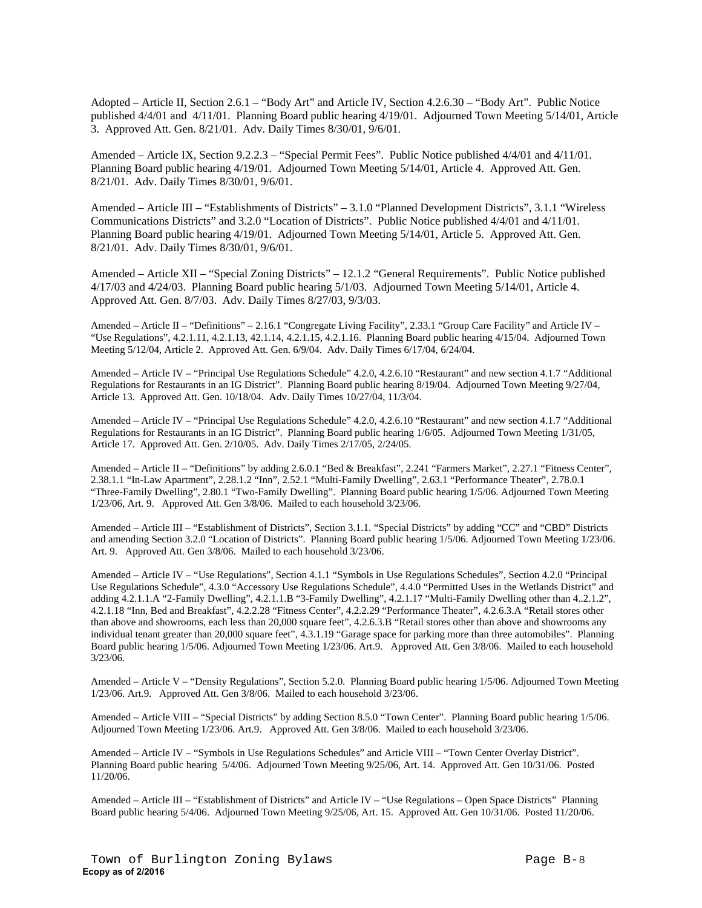Adopted – Article II, Section 2.6.1 – "Body Art" and Article IV, Section 4.2.6.30 – "Body Art". Public Notice published 4/4/01 and 4/11/01. Planning Board public hearing 4/19/01. Adjourned Town Meeting 5/14/01, Article 3. Approved Att. Gen. 8/21/01. Adv. Daily Times 8/30/01, 9/6/01.

Amended – Article IX, Section 9.2.2.3 – "Special Permit Fees". Public Notice published 4/4/01 and 4/11/01. Planning Board public hearing 4/19/01. Adjourned Town Meeting 5/14/01, Article 4. Approved Att. Gen. 8/21/01. Adv. Daily Times 8/30/01, 9/6/01.

Amended – Article III – "Establishments of Districts" – 3.1.0 "Planned Development Districts", 3.1.1 "Wireless Communications Districts" and 3.2.0 "Location of Districts". Public Notice published 4/4/01 and 4/11/01. Planning Board public hearing 4/19/01. Adjourned Town Meeting 5/14/01, Article 5. Approved Att. Gen. 8/21/01. Adv. Daily Times 8/30/01, 9/6/01.

Amended – Article XII – "Special Zoning Districts" – 12.1.2 "General Requirements". Public Notice published 4/17/03 and 4/24/03. Planning Board public hearing 5/1/03. Adjourned Town Meeting 5/14/01, Article 4. Approved Att. Gen. 8/7/03. Adv. Daily Times 8/27/03, 9/3/03.

Amended – Article II – "Definitions" – 2.16.1 "Congregate Living Facility", 2.33.1 "Group Care Facility" and Article IV – "Use Regulations", 4.2.1.11, 4.2.1.13, 42.1.14, 4.2.1.15, 4.2.1.16. Planning Board public hearing 4/15/04. Adjourned Town Meeting 5/12/04, Article 2. Approved Att. Gen. 6/9/04. Adv. Daily Times 6/17/04, 6/24/04.

Amended – Article IV – "Principal Use Regulations Schedule" 4.2.0, 4.2.6.10 "Restaurant" and new section 4.1.7 "Additional Regulations for Restaurants in an IG District". Planning Board public hearing 8/19/04. Adjourned Town Meeting 9/27/04, Article 13. Approved Att. Gen. 10/18/04. Adv. Daily Times 10/27/04, 11/3/04.

Amended – Article IV – "Principal Use Regulations Schedule" 4.2.0, 4.2.6.10 "Restaurant" and new section 4.1.7 "Additional Regulations for Restaurants in an IG District". Planning Board public hearing 1/6/05. Adjourned Town Meeting 1/31/05, Article 17. Approved Att. Gen. 2/10/05. Adv. Daily Times 2/17/05, 2/24/05.

Amended – Article II – "Definitions" by adding 2.6.0.1 "Bed & Breakfast", 2.241 "Farmers Market", 2.27.1 "Fitness Center", 2.38.1.1 "In-Law Apartment", 2.28.1.2 "Inn", 2.52.1 "Multi-Family Dwelling", 2.63.1 "Performance Theater", 2.78.0.1 "Three-Family Dwelling", 2.80.1 "Two-Family Dwelling". Planning Board public hearing 1/5/06. Adjourned Town Meeting 1/23/06, Art. 9. Approved Att. Gen 3/8/06. Mailed to each household 3/23/06.

Amended – Article III – "Establishment of Districts", Section 3.1.1. "Special Districts" by adding "CC" and "CBD" Districts and amending Section 3.2.0 "Location of Districts". Planning Board public hearing 1/5/06. Adjourned Town Meeting 1/23/06. Art. 9. Approved Att. Gen 3/8/06. Mailed to each household 3/23/06.

Amended – Article IV – "Use Regulations", Section 4.1.1 "Symbols in Use Regulations Schedules", Section 4.2.0 "Principal Use Regulations Schedule", 4.3.0 "Accessory Use Regulations Schedule", 4.4.0 "Permitted Uses in the Wetlands District" and adding 4.2.1.1.A "2-Family Dwelling", 4.2.1.1.B "3-Family Dwelling", 4.2.1.17 "Multi-Family Dwelling other than 4..2.1.2", 4.2.1.18 "Inn, Bed and Breakfast", 4.2.2.28 "Fitness Center", 4.2.2.29 "Performance Theater", 4.2.6.3.A "Retail stores other than above and showrooms, each less than 20,000 square feet", 4.2.6.3.B "Retail stores other than above and showrooms any individual tenant greater than 20,000 square feet", 4.3.1.19 "Garage space for parking more than three automobiles". Planning Board public hearing 1/5/06. Adjourned Town Meeting 1/23/06. Art.9. Approved Att. Gen 3/8/06. Mailed to each household 3/23/06.

Amended – Article V – "Density Regulations", Section 5.2.0. Planning Board public hearing 1/5/06. Adjourned Town Meeting 1/23/06. Art.9. Approved Att. Gen 3/8/06. Mailed to each household 3/23/06.

Amended – Article VIII – "Special Districts" by adding Section 8.5.0 "Town Center". Planning Board public hearing 1/5/06. Adjourned Town Meeting 1/23/06. Art.9. Approved Att. Gen 3/8/06. Mailed to each household 3/23/06.

Amended – Article IV – "Symbols in Use Regulations Schedules" and Article VIII – "Town Center Overlay District". Planning Board public hearing 5/4/06. Adjourned Town Meeting 9/25/06, Art. 14. Approved Att. Gen 10/31/06. Posted 11/20/06.

Amended – Article III – "Establishment of Districts" and Article IV – "Use Regulations – Open Space Districts" Planning Board public hearing 5/4/06. Adjourned Town Meeting 9/25/06, Art. 15. Approved Att. Gen 10/31/06. Posted 11/20/06.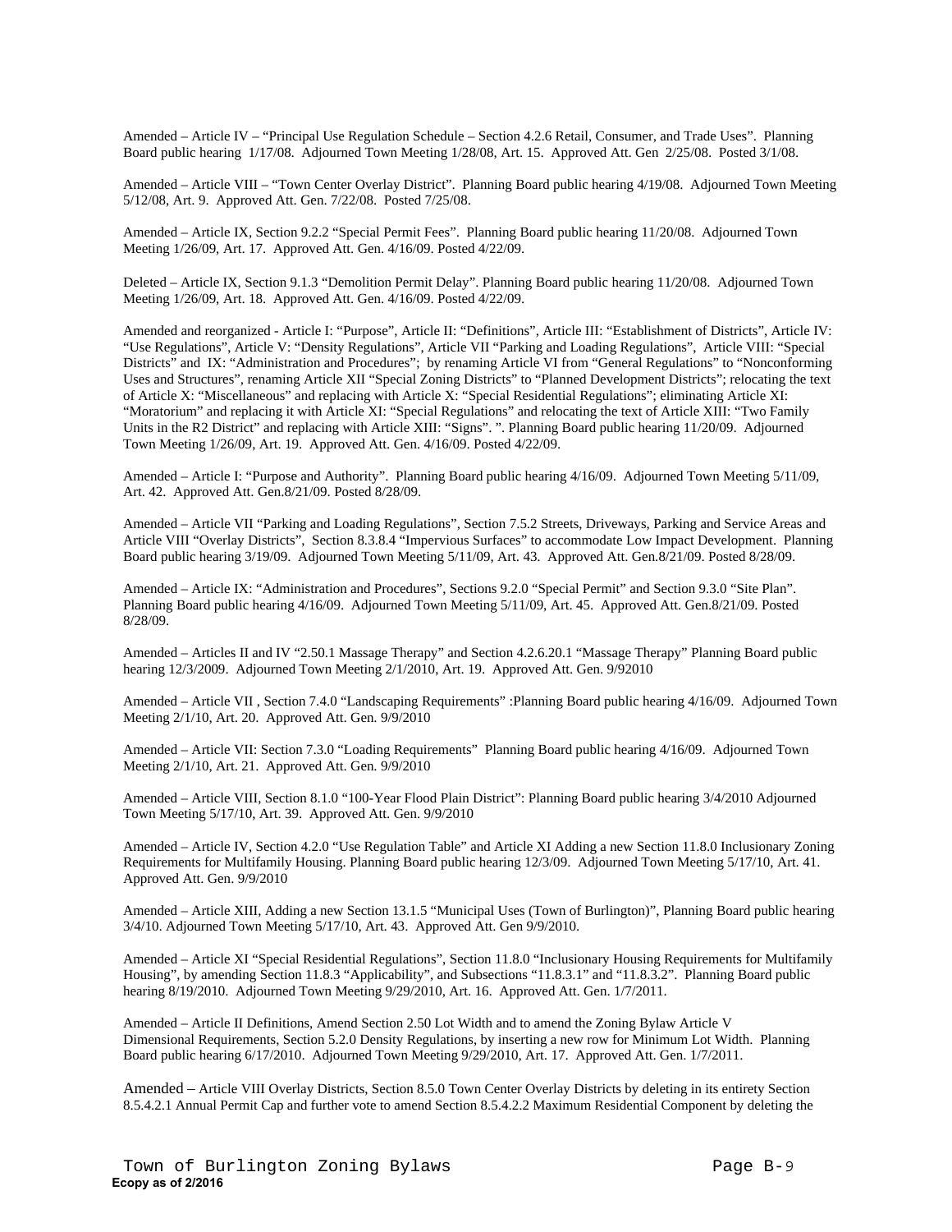Amended – Article IV – "Principal Use Regulation Schedule – Section 4.2.6 Retail, Consumer, and Trade Uses". Planning Board public hearing 1/17/08. Adjourned Town Meeting 1/28/08, Art. 15. Approved Att. Gen 2/25/08. Posted 3/1/08.

Amended – Article VIII – "Town Center Overlay District". Planning Board public hearing 4/19/08. Adjourned Town Meeting 5/12/08, Art. 9. Approved Att. Gen. 7/22/08. Posted 7/25/08.

Amended – Article IX, Section 9.2.2 "Special Permit Fees". Planning Board public hearing 11/20/08. Adjourned Town Meeting 1/26/09, Art. 17. Approved Att. Gen. 4/16/09. Posted 4/22/09.

Deleted – Article IX, Section 9.1.3 "Demolition Permit Delay". Planning Board public hearing 11/20/08. Adjourned Town Meeting 1/26/09, Art. 18. Approved Att. Gen. 4/16/09. Posted 4/22/09.

Amended and reorganized - Article I: "Purpose", Article II: "Definitions", Article III: "Establishment of Districts", Article IV: "Use Regulations", Article V: "Density Regulations", Article VII "Parking and Loading Regulations", Article VIII: "Special Districts" and IX: "Administration and Procedures"; by renaming Article VI from "General Regulations" to "Nonconforming Uses and Structures", renaming Article XII "Special Zoning Districts" to "Planned Development Districts"; relocating the text of Article X: "Miscellaneous" and replacing with Article X: "Special Residential Regulations"; eliminating Article XI: "Moratorium" and replacing it with Article XI: "Special Regulations" and relocating the text of Article XIII: "Two Family Units in the R2 District" and replacing with Article XIII: "Signs". ". Planning Board public hearing 11/20/09. Adjourned Town Meeting 1/26/09, Art. 19. Approved Att. Gen. 4/16/09. Posted 4/22/09.

Amended – Article I: "Purpose and Authority". Planning Board public hearing 4/16/09. Adjourned Town Meeting 5/11/09, Art. 42. Approved Att. Gen.8/21/09. Posted 8/28/09.

Amended – Article VII "Parking and Loading Regulations", Section 7.5.2 Streets, Driveways, Parking and Service Areas and Article VIII "Overlay Districts", Section 8.3.8.4 "Impervious Surfaces" to accommodate Low Impact Development. Planning Board public hearing 3/19/09. Adjourned Town Meeting 5/11/09, Art. 43. Approved Att. Gen.8/21/09. Posted 8/28/09.

Amended – Article IX: "Administration and Procedures", Sections 9.2.0 "Special Permit" and Section 9.3.0 "Site Plan". Planning Board public hearing 4/16/09. Adjourned Town Meeting 5/11/09, Art. 45. Approved Att. Gen.8/21/09. Posted 8/28/09.

Amended – Articles II and IV "2.50.1 Massage Therapy" and Section 4.2.6.20.1 "Massage Therapy" Planning Board public hearing 12/3/2009. Adjourned Town Meeting 2/1/2010, Art. 19. Approved Att. Gen. 9/92010

Amended – Article VII , Section 7.4.0 "Landscaping Requirements" :Planning Board public hearing 4/16/09. Adjourned Town Meeting 2/1/10, Art. 20. Approved Att. Gen. 9/9/2010

Amended – Article VII: Section 7.3.0 "Loading Requirements" Planning Board public hearing 4/16/09. Adjourned Town Meeting 2/1/10, Art. 21. Approved Att. Gen. 9/9/2010

Amended – Article VIII, Section 8.1.0 "100-Year Flood Plain District": Planning Board public hearing 3/4/2010 Adjourned Town Meeting 5/17/10, Art. 39. Approved Att. Gen. 9/9/2010

Amended – Article IV, Section 4.2.0 "Use Regulation Table" and Article XI Adding a new Section 11.8.0 Inclusionary Zoning Requirements for Multifamily Housing. Planning Board public hearing 12/3/09. Adjourned Town Meeting 5/17/10, Art. 41. Approved Att. Gen. 9/9/2010

Amended – Article XIII, Adding a new Section 13.1.5 "Municipal Uses (Town of Burlington)", Planning Board public hearing 3/4/10. Adjourned Town Meeting 5/17/10, Art. 43. Approved Att. Gen 9/9/2010.

Amended – Article XI "Special Residential Regulations", Section 11.8.0 "Inclusionary Housing Requirements for Multifamily Housing", by amending Section 11.8.3 "Applicability", and Subsections "11.8.3.1" and "11.8.3.2". Planning Board public hearing 8/19/2010. Adjourned Town Meeting 9/29/2010, Art. 16. Approved Att. Gen. 1/7/2011.

Amended – Article II Definitions, Amend Section 2.50 Lot Width and to amend the Zoning Bylaw Article V Dimensional Requirements, Section 5.2.0 Density Regulations, by inserting a new row for Minimum Lot Width. Planning Board public hearing 6/17/2010. Adjourned Town Meeting 9/29/2010, Art. 17. Approved Att. Gen. 1/7/2011.

Amended – Article VIII Overlay Districts, Section 8.5.0 Town Center Overlay Districts by deleting in its entirety Section 8.5.4.2.1 Annual Permit Cap and further vote to amend Section 8.5.4.2.2 Maximum Residential Component by deleting the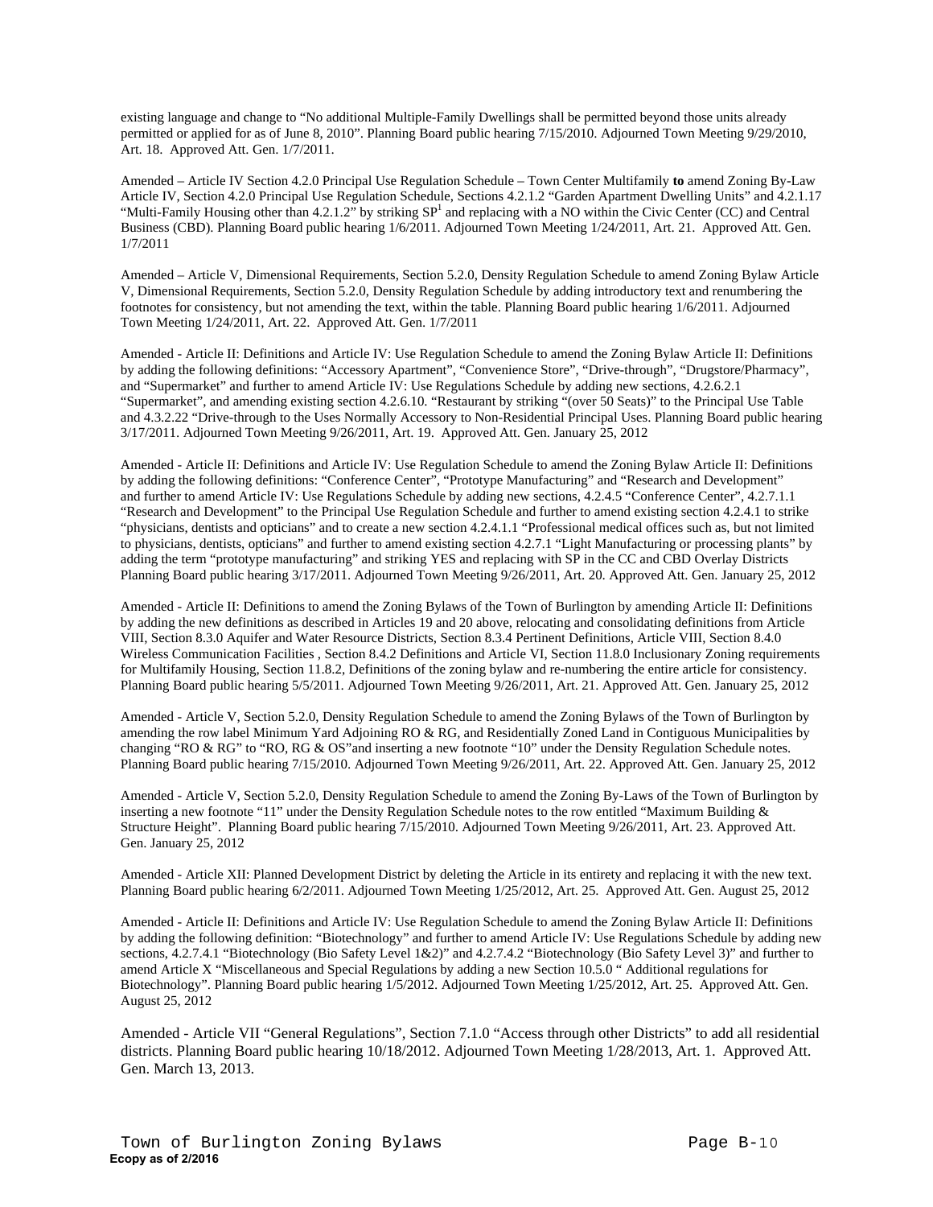existing language and change to "No additional Multiple-Family Dwellings shall be permitted beyond those units already permitted or applied for as of June 8, 2010". Planning Board public hearing 7/15/2010. Adjourned Town Meeting 9/29/2010, Art. 18. Approved Att. Gen. 1/7/2011.

Amended – Article IV Section 4.2.0 Principal Use Regulation Schedule – Town Center Multifamily **to** amend Zoning By-Law Article IV, Section 4.2.0 Principal Use Regulation Schedule, Sections 4.2.1.2 "Garden Apartment Dwelling Units" and 4.2.1.17 "Multi-Family Housing other than 4.2.1.2" by striking SP[1] and replacing with a NO within the Civic Center (CC) and Central Business (CBD). Planning Board public hearing 1/6/2011. Adjourned Town Meeting 1/24/2011, Art. 21. Approved Att. Gen. 1/7/2011

Amended – Article V, Dimensional Requirements, Section 5.2.0, Density Regulation Schedule to amend Zoning Bylaw Article V, Dimensional Requirements, Section 5.2.0, Density Regulation Schedule by adding introductory text and renumbering the footnotes for consistency, but not amending the text, within the table. Planning Board public hearing 1/6/2011. Adjourned Town Meeting 1/24/2011, Art. 22. Approved Att. Gen. 1/7/2011

Amended - Article II: Definitions and Article IV: Use Regulation Schedule to amend the Zoning Bylaw Article II: Definitions by adding the following definitions: "Accessory Apartment", "Convenience Store", "Drive-through", "Drugstore/Pharmacy", and "Supermarket" and further to amend Article IV: Use Regulations Schedule by adding new sections, 4.2.6.2.1 "Supermarket", and amending existing section 4.2.6.10. "Restaurant by striking "(over 50 Seats)" to the Principal Use Table and 4.3.2.22 "Drive-through to the Uses Normally Accessory to Non-Residential Principal Uses. Planning Board public hearing 3/17/2011. Adjourned Town Meeting 9/26/2011, Art. 19. Approved Att. Gen. January 25, 2012

Amended - Article II: Definitions and Article IV: Use Regulation Schedule to amend the Zoning Bylaw Article II: Definitions by adding the following definitions: "Conference Center", "Prototype Manufacturing" and "Research and Development" and further to amend Article IV: Use Regulations Schedule by adding new sections, 4.2.4.5 "Conference Center", 4.2.7.1.1 "Research and Development" to the Principal Use Regulation Schedule and further to amend existing section 4.2.4.1 to strike "physicians, dentists and opticians" and to create a new section 4.2.4.1.1 "Professional medical offices such as, but not limited to physicians, dentists, opticians" and further to amend existing section 4.2.7.1 "Light Manufacturing or processing plants" by adding the term "prototype manufacturing" and striking YES and replacing with SP in the CC and CBD Overlay Districts Planning Board public hearing 3/17/2011. Adjourned Town Meeting 9/26/2011, Art. 20. Approved Att. Gen. January 25, 2012

Amended - Article II: Definitions to amend the Zoning Bylaws of the Town of Burlington by amending Article II: Definitions by adding the new definitions as described in Articles 19 and 20 above, relocating and consolidating definitions from Article VIII, Section 8.3.0 Aquifer and Water Resource Districts, Section 8.3.4 Pertinent Definitions, Article VIII, Section 8.4.0 Wireless Communication Facilities , Section 8.4.2 Definitions and Article VI, Section 11.8.0 Inclusionary Zoning requirements for Multifamily Housing, Section 11.8.2, Definitions of the zoning bylaw and re-numbering the entire article for consistency. Planning Board public hearing 5/5/2011. Adjourned Town Meeting 9/26/2011, Art. 21. Approved Att. Gen. January 25, 2012

Amended - Article V, Section 5.2.0, Density Regulation Schedule to amend the Zoning Bylaws of the Town of Burlington by amending the row label Minimum Yard Adjoining RO & RG, and Residentially Zoned Land in Contiguous Municipalities by changing "RO & RG" to "RO, RG & OS"and inserting a new footnote "10" under the Density Regulation Schedule notes. Planning Board public hearing 7/15/2010. Adjourned Town Meeting 9/26/2011, Art. 22. Approved Att. Gen. January 25, 2012

Amended - Article V, Section 5.2.0, Density Regulation Schedule to amend the Zoning By-Laws of the Town of Burlington by inserting a new footnote "11" under the Density Regulation Schedule notes to the row entitled "Maximum Building & Structure Height". Planning Board public hearing 7/15/2010. Adjourned Town Meeting 9/26/2011, Art. 23. Approved Att. Gen. January 25, 2012

Amended - Article XII: Planned Development District by deleting the Article in its entirety and replacing it with the new text. Planning Board public hearing 6/2/2011. Adjourned Town Meeting 1/25/2012, Art. 25. Approved Att. Gen. August 25, 2012

Amended - Article II: Definitions and Article IV: Use Regulation Schedule to amend the Zoning Bylaw Article II: Definitions by adding the following definition: "Biotechnology" and further to amend Article IV: Use Regulations Schedule by adding new sections, 4.2.7.4.1 "Biotechnology (Bio Safety Level 1&2)" and 4.2.7.4.2 "Biotechnology (Bio Safety Level 3)" and further to amend Article X "Miscellaneous and Special Regulations by adding a new Section 10.5.0 " Additional regulations for Biotechnology". Planning Board public hearing 1/5/2012. Adjourned Town Meeting 1/25/2012, Art. 25. Approved Att. Gen. August 25, 2012

Amended - Article VII "General Regulations", Section 7.1.0 "Access through other Districts" to add all residential districts. Planning Board public hearing 10/18/2012. Adjourned Town Meeting 1/28/2013, Art. 1. Approved Att. Gen. March 13, 2013.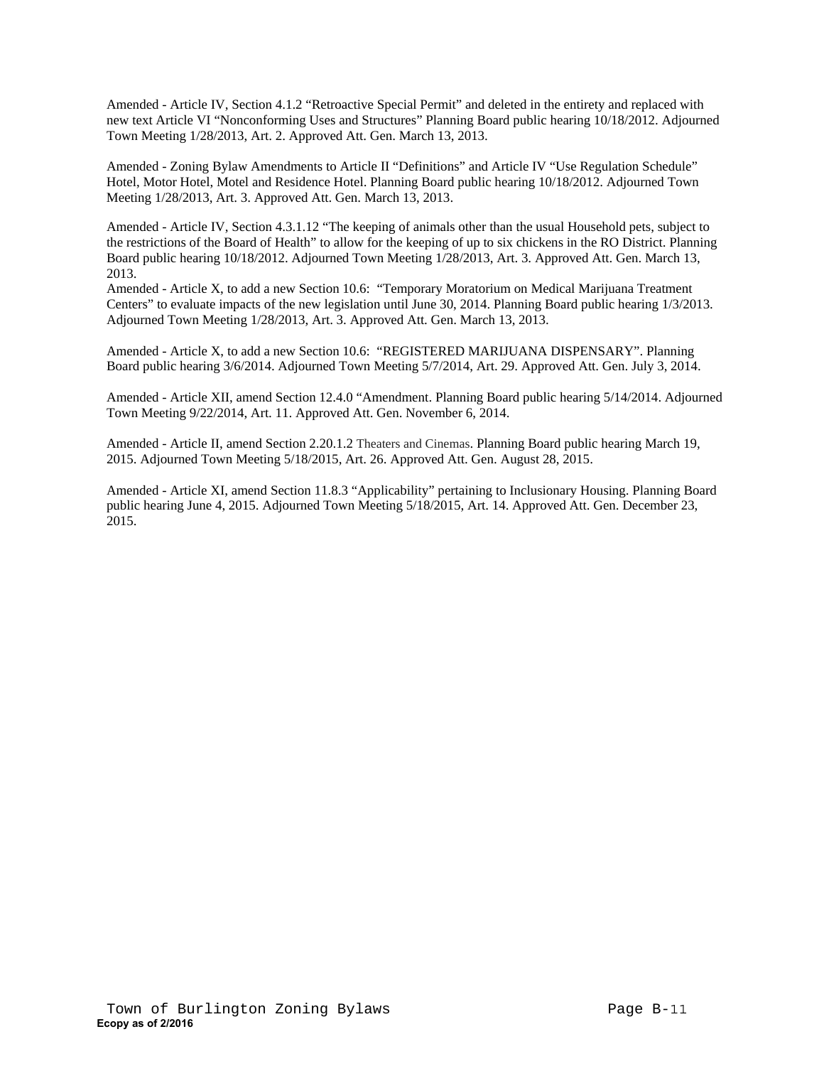Amended - Article IV, Section 4.1.2 "Retroactive Special Permit" and deleted in the entirety and replaced with new text Article VI "Nonconforming Uses and Structures" Planning Board public hearing 10/18/2012. Adjourned Town Meeting 1/28/2013, Art. 2. Approved Att. Gen. March 13, 2013.

Amended - Zoning Bylaw Amendments to Article II "Definitions" and Article IV "Use Regulation Schedule" Hotel, Motor Hotel, Motel and Residence Hotel. Planning Board public hearing 10/18/2012. Adjourned Town Meeting 1/28/2013, Art. 3. Approved Att. Gen. March 13, 2013.

Amended - Article IV, Section 4.3.1.12 "The keeping of animals other than the usual Household pets, subject to the restrictions of the Board of Health" to allow for the keeping of up to six chickens in the RO District. Planning Board public hearing 10/18/2012. Adjourned Town Meeting 1/28/2013, Art. 3. Approved Att. Gen. March 13, 2013.
Amended - Article X, to add a new Section 10.6: "Temporary Moratorium on Medical Marijuana Treatment Centers" to evaluate impacts of the new legislation until June 30, 2014. Planning Board public hearing 1/3/2013. Adjourned Town Meeting 1/28/2013, Art. 3. Approved Att. Gen. March 13, 2013.

Amended - Article X, to add a new Section 10.6: "REGISTERED MARIJUANA DISPENSARY". Planning Board public hearing 3/6/2014. Adjourned Town Meeting 5/7/2014, Art. 29. Approved Att. Gen. July 3, 2014.

Amended - Article XII, amend Section 12.4.0 "Amendment. Planning Board public hearing 5/14/2014. Adjourned Town Meeting 9/22/2014, Art. 11. Approved Att. Gen. November 6, 2014.

Amended - Article II, amend Section 2.20.1.2 Theaters and Cinemas. Planning Board public hearing March 19, 2015. Adjourned Town Meeting 5/18/2015, Art. 26. Approved Att. Gen. August 28, 2015.

Amended - Article XI, amend Section 11.8.3 "Applicability" pertaining to Inclusionary Housing. Planning Board public hearing June 4, 2015. Adjourned Town Meeting 5/18/2015, Art. 14. Approved Att. Gen. December 23, 2015.